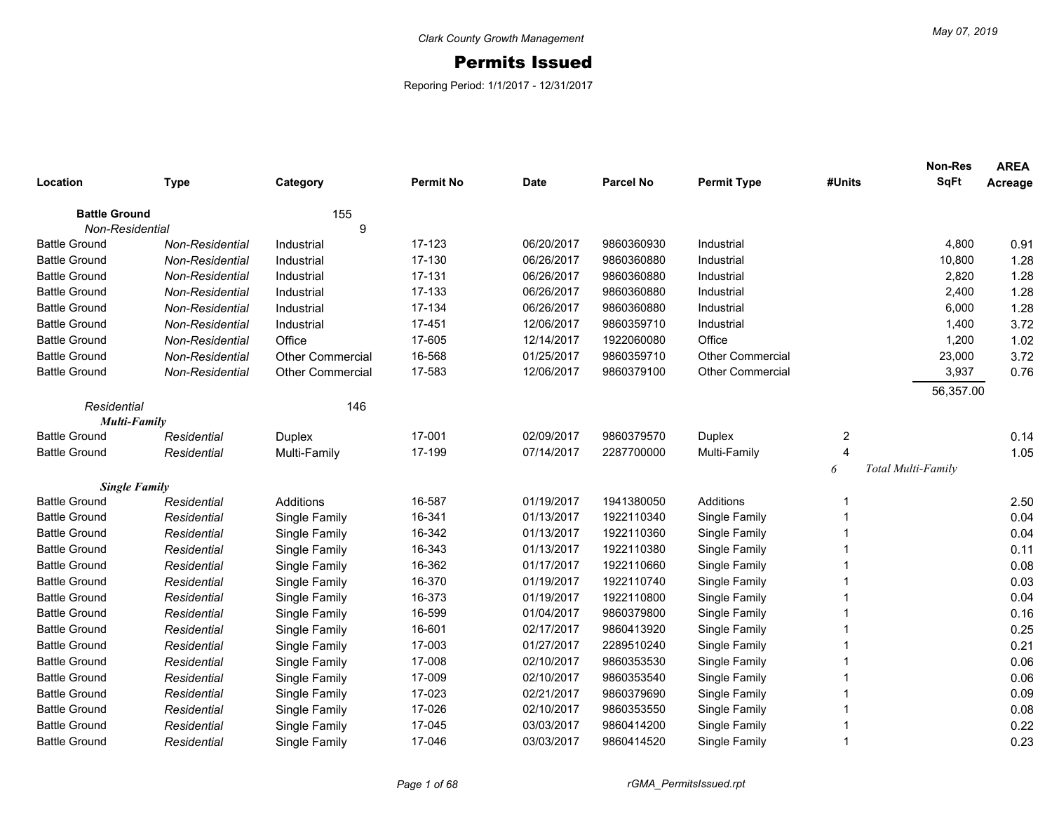Clark County Growth Management

May 07, 2019

# Permits Issued

Reporing Period: 1/1/2017 - 12/31/2017

| Location | Type | Category | Permit No | Date | Parcel No | Permit Type | #Units | Non-Res SqFt | AREA Acreage |
|---|---|---|---|---|---|---|---|---|---|
| **Battle Ground** | | 155 | | | | | | | |
| *Non-Residential* | | 9 | | | | | | | |
| Battle Ground | *Non-Residential* | Industrial | 17-123 | 06/20/2017 | 9860360930 | Industrial | | 4,800 | 0.91 |
| Battle Ground | *Non-Residential* | Industrial | 17-130 | 06/26/2017 | 9860360880 | Industrial | | 10,800 | 1.28 |
| Battle Ground | *Non-Residential* | Industrial | 17-131 | 06/26/2017 | 9860360880 | Industrial | | 2,820 | 1.28 |
| Battle Ground | *Non-Residential* | Industrial | 17-133 | 06/26/2017 | 9860360880 | Industrial | | 2,400 | 1.28 |
| Battle Ground | *Non-Residential* | Industrial | 17-134 | 06/26/2017 | 9860360880 | Industrial | | 6,000 | 1.28 |
| Battle Ground | *Non-Residential* | Industrial | 17-451 | 12/06/2017 | 9860359710 | Industrial | | 1,400 | 3.72 |
| Battle Ground | *Non-Residential* | Office | 17-605 | 12/14/2017 | 1922060080 | Office | | 1,200 | 1.02 |
| Battle Ground | *Non-Residential* | Other Commercial | 16-568 | 01/25/2017 | 9860359710 | Other Commercial | | 23,000 | 3.72 |
| Battle Ground | *Non-Residential* | Other Commercial | 17-583 | 12/06/2017 | 9860379100 | Other Commercial | | 3,937 | 0.76 |
| | | | | | | | | 56,357.00 | |
| *Residential* | | 146 | | | | | | | |
| ***Multi-Family*** | | | | | | | | | |
| Battle Ground | *Residential* | Duplex | 17-001 | 02/09/2017 | 9860379570 | Duplex | 2 | | 0.14 |
| Battle Ground | *Residential* | Multi-Family | 17-199 | 07/14/2017 | 2287700000 | Multi-Family | 4 | | 1.05 |
| | | | | | | | *6* | *Total Multi-Family* | |
| ***Single Family*** | | | | | | | | | |
| Battle Ground | *Residential* | Additions | 16-587 | 01/19/2017 | 1941380050 | Additions | 1 | | 2.50 |
| Battle Ground | *Residential* | Single Family | 16-341 | 01/13/2017 | 1922110340 | Single Family | 1 | | 0.04 |
| Battle Ground | *Residential* | Single Family | 16-342 | 01/13/2017 | 1922110360 | Single Family | 1 | | 0.04 |
| Battle Ground | *Residential* | Single Family | 16-343 | 01/13/2017 | 1922110380 | Single Family | 1 | | 0.11 |
| Battle Ground | *Residential* | Single Family | 16-362 | 01/17/2017 | 1922110660 | Single Family | 1 | | 0.08 |
| Battle Ground | *Residential* | Single Family | 16-370 | 01/19/2017 | 1922110740 | Single Family | 1 | | 0.03 |
| Battle Ground | *Residential* | Single Family | 16-373 | 01/19/2017 | 1922110800 | Single Family | 1 | | 0.04 |
| Battle Ground | *Residential* | Single Family | 16-599 | 01/04/2017 | 9860379800 | Single Family | 1 | | 0.16 |
| Battle Ground | *Residential* | Single Family | 16-601 | 02/17/2017 | 9860413920 | Single Family | 1 | | 0.25 |
| Battle Ground | *Residential* | Single Family | 17-003 | 01/27/2017 | 2289510240 | Single Family | 1 | | 0.21 |
| Battle Ground | *Residential* | Single Family | 17-008 | 02/10/2017 | 9860353530 | Single Family | 1 | | 0.06 |
| Battle Ground | *Residential* | Single Family | 17-009 | 02/10/2017 | 9860353540 | Single Family | 1 | | 0.06 |
| Battle Ground | *Residential* | Single Family | 17-023 | 02/21/2017 | 9860379690 | Single Family | 1 | | 0.09 |
| Battle Ground | *Residential* | Single Family | 17-026 | 02/10/2017 | 9860353550 | Single Family | 1 | | 0.08 |
| Battle Ground | *Residential* | Single Family | 17-045 | 03/03/2017 | 9860414200 | Single Family | 1 | | 0.22 |
| Battle Ground | *Residential* | Single Family | 17-046 | 03/03/2017 | 9860414520 | Single Family | 1 | | 0.23 |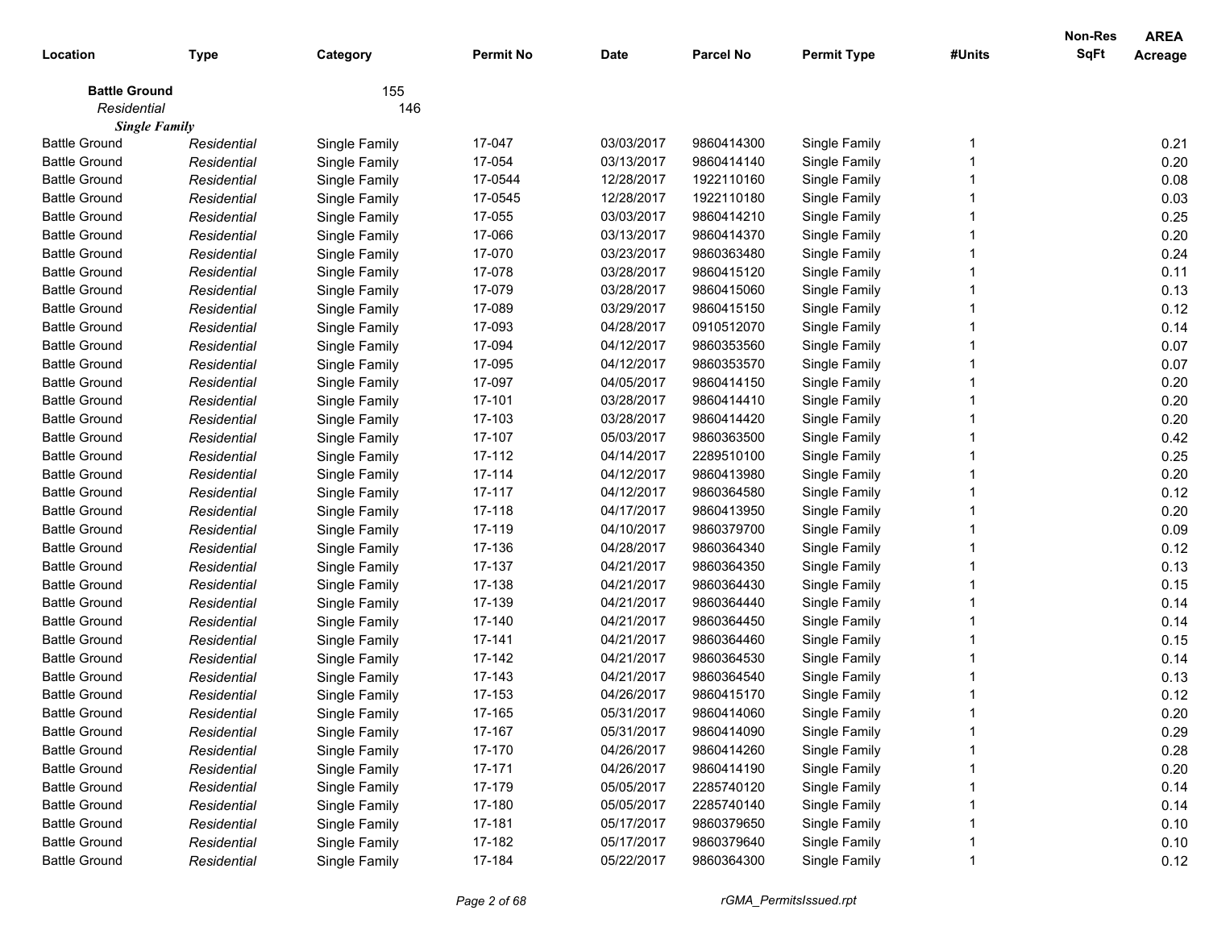| Location | Type | Category | Permit No | Date | Parcel No | Permit Type | #Units | Non-Res SqFt | AREA Acreage |
|---|---|---|---|---|---|---|---|---|---|
| **Battle Ground** | | 155 | | | | | | | |
| *Residential* | | 146 | | | | | | | |
| ***Single Family*** | | | | | | | | | |
| Battle Ground | *Residential* | Single Family | 17-047 | 03/03/2017 | 9860414300 | Single Family | 1 | | 0.21 |
| Battle Ground | *Residential* | Single Family | 17-054 | 03/13/2017 | 9860414140 | Single Family | 1 | | 0.20 |
| Battle Ground | *Residential* | Single Family | 17-0544 | 12/28/2017 | 1922110160 | Single Family | 1 | | 0.08 |
| Battle Ground | *Residential* | Single Family | 17-0545 | 12/28/2017 | 1922110180 | Single Family | 1 | | 0.03 |
| Battle Ground | *Residential* | Single Family | 17-055 | 03/03/2017 | 9860414210 | Single Family | 1 | | 0.25 |
| Battle Ground | *Residential* | Single Family | 17-066 | 03/13/2017 | 9860414370 | Single Family | 1 | | 0.20 |
| Battle Ground | *Residential* | Single Family | 17-070 | 03/23/2017 | 9860363480 | Single Family | 1 | | 0.24 |
| Battle Ground | *Residential* | Single Family | 17-078 | 03/28/2017 | 9860415120 | Single Family | 1 | | 0.11 |
| Battle Ground | *Residential* | Single Family | 17-079 | 03/28/2017 | 9860415060 | Single Family | 1 | | 0.13 |
| Battle Ground | *Residential* | Single Family | 17-089 | 03/29/2017 | 9860415150 | Single Family | 1 | | 0.12 |
| Battle Ground | *Residential* | Single Family | 17-093 | 04/28/2017 | 0910512070 | Single Family | 1 | | 0.14 |
| Battle Ground | *Residential* | Single Family | 17-094 | 04/12/2017 | 9860353560 | Single Family | 1 | | 0.07 |
| Battle Ground | *Residential* | Single Family | 17-095 | 04/12/2017 | 9860353570 | Single Family | 1 | | 0.07 |
| Battle Ground | *Residential* | Single Family | 17-097 | 04/05/2017 | 9860414150 | Single Family | 1 | | 0.20 |
| Battle Ground | *Residential* | Single Family | 17-101 | 03/28/2017 | 9860414410 | Single Family | 1 | | 0.20 |
| Battle Ground | *Residential* | Single Family | 17-103 | 03/28/2017 | 9860414420 | Single Family | 1 | | 0.20 |
| Battle Ground | *Residential* | Single Family | 17-107 | 05/03/2017 | 9860363500 | Single Family | 1 | | 0.42 |
| Battle Ground | *Residential* | Single Family | 17-112 | 04/14/2017 | 2289510100 | Single Family | 1 | | 0.25 |
| Battle Ground | *Residential* | Single Family | 17-114 | 04/12/2017 | 9860413980 | Single Family | 1 | | 0.20 |
| Battle Ground | *Residential* | Single Family | 17-117 | 04/12/2017 | 9860364580 | Single Family | 1 | | 0.12 |
| Battle Ground | *Residential* | Single Family | 17-118 | 04/17/2017 | 9860413950 | Single Family | 1 | | 0.20 |
| Battle Ground | *Residential* | Single Family | 17-119 | 04/10/2017 | 9860379700 | Single Family | 1 | | 0.09 |
| Battle Ground | *Residential* | Single Family | 17-136 | 04/28/2017 | 9860364340 | Single Family | 1 | | 0.12 |
| Battle Ground | *Residential* | Single Family | 17-137 | 04/21/2017 | 9860364350 | Single Family | 1 | | 0.13 |
| Battle Ground | *Residential* | Single Family | 17-138 | 04/21/2017 | 9860364430 | Single Family | 1 | | 0.15 |
| Battle Ground | *Residential* | Single Family | 17-139 | 04/21/2017 | 9860364440 | Single Family | 1 | | 0.14 |
| Battle Ground | *Residential* | Single Family | 17-140 | 04/21/2017 | 9860364450 | Single Family | 1 | | 0.14 |
| Battle Ground | *Residential* | Single Family | 17-141 | 04/21/2017 | 9860364460 | Single Family | 1 | | 0.15 |
| Battle Ground | *Residential* | Single Family | 17-142 | 04/21/2017 | 9860364530 | Single Family | 1 | | 0.14 |
| Battle Ground | *Residential* | Single Family | 17-143 | 04/21/2017 | 9860364540 | Single Family | 1 | | 0.13 |
| Battle Ground | *Residential* | Single Family | 17-153 | 04/26/2017 | 9860415170 | Single Family | 1 | | 0.12 |
| Battle Ground | *Residential* | Single Family | 17-165 | 05/31/2017 | 9860414060 | Single Family | 1 | | 0.20 |
| Battle Ground | *Residential* | Single Family | 17-167 | 05/31/2017 | 9860414090 | Single Family | 1 | | 0.29 |
| Battle Ground | *Residential* | Single Family | 17-170 | 04/26/2017 | 9860414260 | Single Family | 1 | | 0.28 |
| Battle Ground | *Residential* | Single Family | 17-171 | 04/26/2017 | 9860414190 | Single Family | 1 | | 0.20 |
| Battle Ground | *Residential* | Single Family | 17-179 | 05/05/2017 | 2285740120 | Single Family | 1 | | 0.14 |
| Battle Ground | *Residential* | Single Family | 17-180 | 05/05/2017 | 2285740140 | Single Family | 1 | | 0.14 |
| Battle Ground | *Residential* | Single Family | 17-181 | 05/17/2017 | 9860379650 | Single Family | 1 | | 0.10 |
| Battle Ground | *Residential* | Single Family | 17-182 | 05/17/2017 | 9860379640 | Single Family | 1 | | 0.10 |
| Battle Ground | *Residential* | Single Family | 17-184 | 05/22/2017 | 9860364300 | Single Family | 1 | | 0.12 |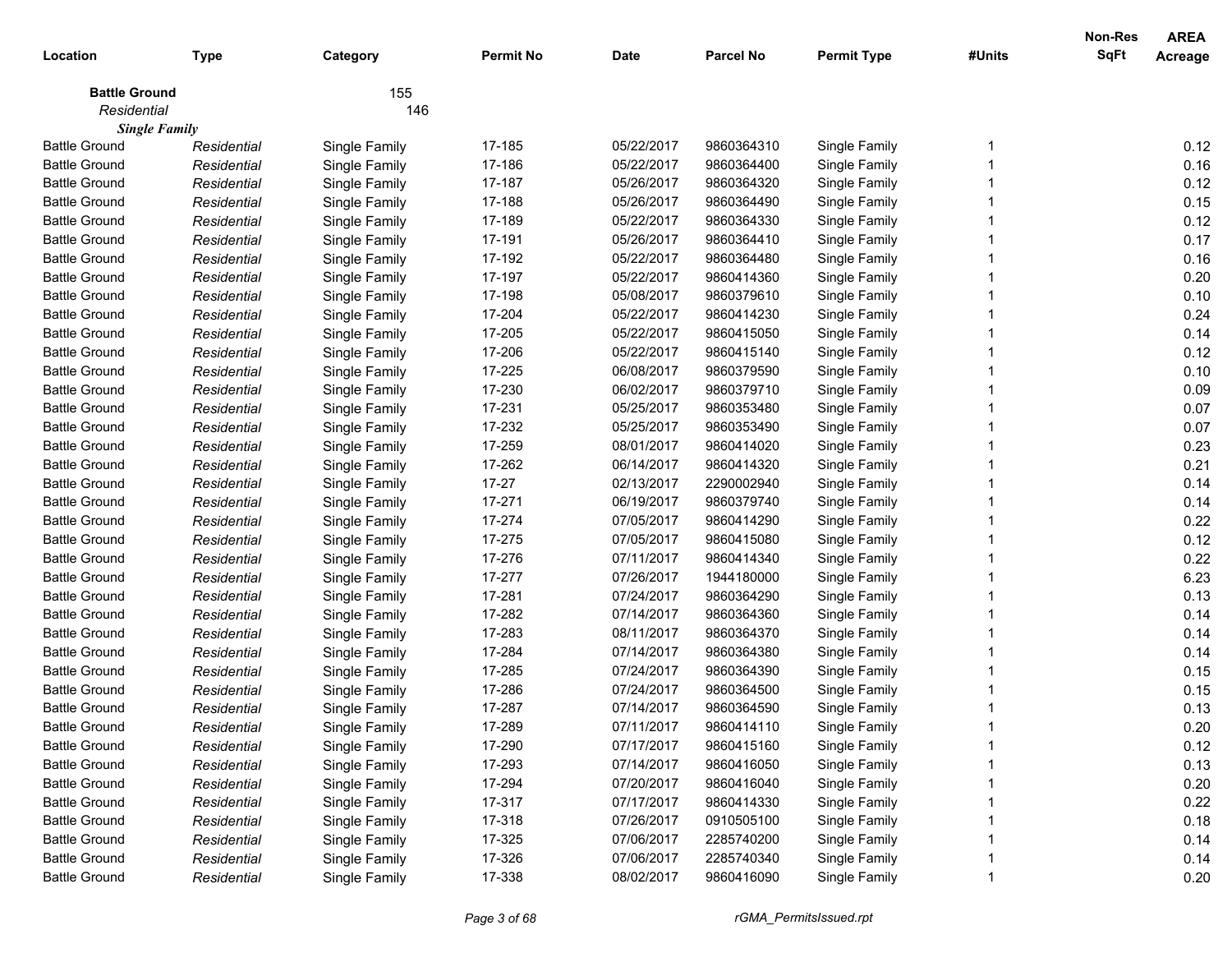| Location | Type | Category | Permit No | Date | Parcel No | Permit Type | #Units | Non-Res SqFt | AREA Acreage |
|---|---|---|---|---|---|---|---|---|---|
| **Battle Ground** | | 155 | | | | | | | |
| *Residential* | | 146 | | | | | | | |
| ***Single Family*** | | | | | | | | | |
| Battle Ground | *Residential* | Single Family | 17-185 | 05/22/2017 | 9860364310 | Single Family | 1 | | 0.12 |
| Battle Ground | *Residential* | Single Family | 17-186 | 05/22/2017 | 9860364400 | Single Family | 1 | | 0.16 |
| Battle Ground | *Residential* | Single Family | 17-187 | 05/26/2017 | 9860364320 | Single Family | 1 | | 0.12 |
| Battle Ground | *Residential* | Single Family | 17-188 | 05/26/2017 | 9860364490 | Single Family | 1 | | 0.15 |
| Battle Ground | *Residential* | Single Family | 17-189 | 05/22/2017 | 9860364330 | Single Family | 1 | | 0.12 |
| Battle Ground | *Residential* | Single Family | 17-191 | 05/26/2017 | 9860364410 | Single Family | 1 | | 0.17 |
| Battle Ground | *Residential* | Single Family | 17-192 | 05/22/2017 | 9860364480 | Single Family | 1 | | 0.16 |
| Battle Ground | *Residential* | Single Family | 17-197 | 05/22/2017 | 9860414360 | Single Family | 1 | | 0.20 |
| Battle Ground | *Residential* | Single Family | 17-198 | 05/08/2017 | 9860379610 | Single Family | 1 | | 0.10 |
| Battle Ground | *Residential* | Single Family | 17-204 | 05/22/2017 | 9860414230 | Single Family | 1 | | 0.24 |
| Battle Ground | *Residential* | Single Family | 17-205 | 05/22/2017 | 9860415050 | Single Family | 1 | | 0.14 |
| Battle Ground | *Residential* | Single Family | 17-206 | 05/22/2017 | 9860415140 | Single Family | 1 | | 0.12 |
| Battle Ground | *Residential* | Single Family | 17-225 | 06/08/2017 | 9860379590 | Single Family | 1 | | 0.10 |
| Battle Ground | *Residential* | Single Family | 17-230 | 06/02/2017 | 9860379710 | Single Family | 1 | | 0.09 |
| Battle Ground | *Residential* | Single Family | 17-231 | 05/25/2017 | 9860353480 | Single Family | 1 | | 0.07 |
| Battle Ground | *Residential* | Single Family | 17-232 | 05/25/2017 | 9860353490 | Single Family | 1 | | 0.07 |
| Battle Ground | *Residential* | Single Family | 17-259 | 08/01/2017 | 9860414020 | Single Family | 1 | | 0.23 |
| Battle Ground | *Residential* | Single Family | 17-262 | 06/14/2017 | 9860414320 | Single Family | 1 | | 0.21 |
| Battle Ground | *Residential* | Single Family | 17-27 | 02/13/2017 | 2290002940 | Single Family | 1 | | 0.14 |
| Battle Ground | *Residential* | Single Family | 17-271 | 06/19/2017 | 9860379740 | Single Family | 1 | | 0.14 |
| Battle Ground | *Residential* | Single Family | 17-274 | 07/05/2017 | 9860414290 | Single Family | 1 | | 0.22 |
| Battle Ground | *Residential* | Single Family | 17-275 | 07/05/2017 | 9860415080 | Single Family | 1 | | 0.12 |
| Battle Ground | *Residential* | Single Family | 17-276 | 07/11/2017 | 9860414340 | Single Family | 1 | | 0.22 |
| Battle Ground | *Residential* | Single Family | 17-277 | 07/26/2017 | 1944180000 | Single Family | 1 | | 6.23 |
| Battle Ground | *Residential* | Single Family | 17-281 | 07/24/2017 | 9860364290 | Single Family | 1 | | 0.13 |
| Battle Ground | *Residential* | Single Family | 17-282 | 07/14/2017 | 9860364360 | Single Family | 1 | | 0.14 |
| Battle Ground | *Residential* | Single Family | 17-283 | 08/11/2017 | 9860364370 | Single Family | 1 | | 0.14 |
| Battle Ground | *Residential* | Single Family | 17-284 | 07/14/2017 | 9860364380 | Single Family | 1 | | 0.14 |
| Battle Ground | *Residential* | Single Family | 17-285 | 07/24/2017 | 9860364390 | Single Family | 1 | | 0.15 |
| Battle Ground | *Residential* | Single Family | 17-286 | 07/24/2017 | 9860364500 | Single Family | 1 | | 0.15 |
| Battle Ground | *Residential* | Single Family | 17-287 | 07/14/2017 | 9860364590 | Single Family | 1 | | 0.13 |
| Battle Ground | *Residential* | Single Family | 17-289 | 07/11/2017 | 9860414110 | Single Family | 1 | | 0.20 |
| Battle Ground | *Residential* | Single Family | 17-290 | 07/17/2017 | 9860415160 | Single Family | 1 | | 0.12 |
| Battle Ground | *Residential* | Single Family | 17-293 | 07/14/2017 | 9860416050 | Single Family | 1 | | 0.13 |
| Battle Ground | *Residential* | Single Family | 17-294 | 07/20/2017 | 9860416040 | Single Family | 1 | | 0.20 |
| Battle Ground | *Residential* | Single Family | 17-317 | 07/17/2017 | 9860414330 | Single Family | 1 | | 0.22 |
| Battle Ground | *Residential* | Single Family | 17-318 | 07/26/2017 | 0910505100 | Single Family | 1 | | 0.18 |
| Battle Ground | *Residential* | Single Family | 17-325 | 07/06/2017 | 2285740200 | Single Family | 1 | | 0.14 |
| Battle Ground | *Residential* | Single Family | 17-326 | 07/06/2017 | 2285740340 | Single Family | 1 | | 0.14 |
| Battle Ground | *Residential* | Single Family | 17-338 | 08/02/2017 | 9860416090 | Single Family | 1 | | 0.20 |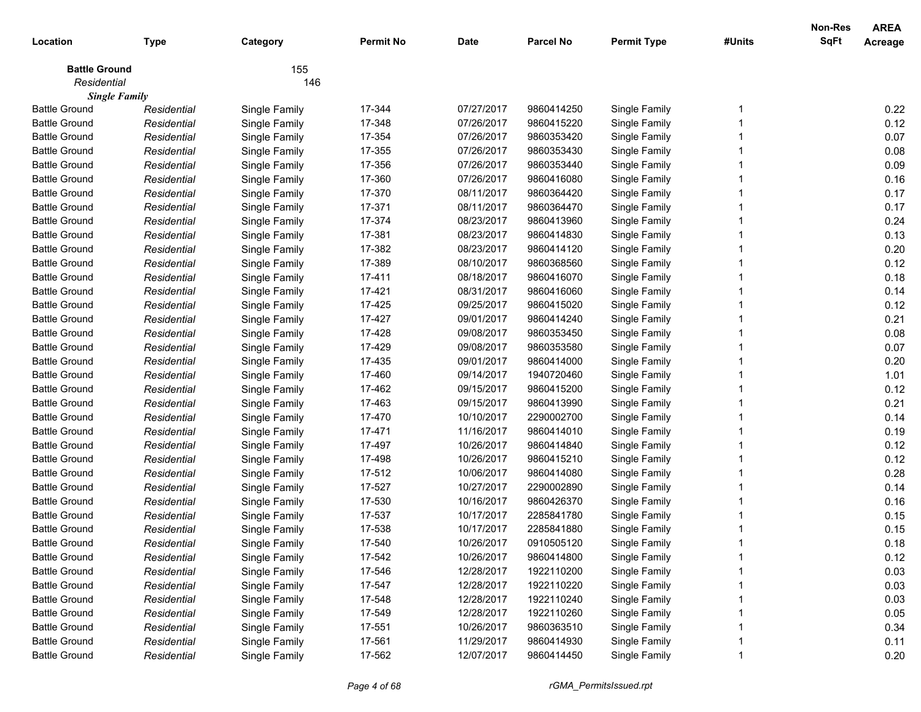| Location | Type | Category | Permit No | Date | Parcel No | Permit Type | #Units | Non-Res SqFt | AREA Acreage |
|---|---|---|---|---|---|---|---|---|---|
| **Battle Ground** | | 155 | | | | | | | |
| *Residential* | | 146 | | | | | | | |
| ***Single Family*** | | | | | | | | | |
| Battle Ground | *Residential* | Single Family | 17-344 | 07/27/2017 | 9860414250 | Single Family | 1 | | 0.22 |
| Battle Ground | *Residential* | Single Family | 17-348 | 07/26/2017 | 9860415220 | Single Family | 1 | | 0.12 |
| Battle Ground | *Residential* | Single Family | 17-354 | 07/26/2017 | 9860353420 | Single Family | 1 | | 0.07 |
| Battle Ground | *Residential* | Single Family | 17-355 | 07/26/2017 | 9860353430 | Single Family | 1 | | 0.08 |
| Battle Ground | *Residential* | Single Family | 17-356 | 07/26/2017 | 9860353440 | Single Family | 1 | | 0.09 |
| Battle Ground | *Residential* | Single Family | 17-360 | 07/26/2017 | 9860416080 | Single Family | 1 | | 0.16 |
| Battle Ground | *Residential* | Single Family | 17-370 | 08/11/2017 | 9860364420 | Single Family | 1 | | 0.17 |
| Battle Ground | *Residential* | Single Family | 17-371 | 08/11/2017 | 9860364470 | Single Family | 1 | | 0.17 |
| Battle Ground | *Residential* | Single Family | 17-374 | 08/23/2017 | 9860413960 | Single Family | 1 | | 0.24 |
| Battle Ground | *Residential* | Single Family | 17-381 | 08/23/2017 | 9860414830 | Single Family | 1 | | 0.13 |
| Battle Ground | *Residential* | Single Family | 17-382 | 08/23/2017 | 9860414120 | Single Family | 1 | | 0.20 |
| Battle Ground | *Residential* | Single Family | 17-389 | 08/10/2017 | 9860368560 | Single Family | 1 | | 0.12 |
| Battle Ground | *Residential* | Single Family | 17-411 | 08/18/2017 | 9860416070 | Single Family | 1 | | 0.18 |
| Battle Ground | *Residential* | Single Family | 17-421 | 08/31/2017 | 9860416060 | Single Family | 1 | | 0.14 |
| Battle Ground | *Residential* | Single Family | 17-425 | 09/25/2017 | 9860415020 | Single Family | 1 | | 0.12 |
| Battle Ground | *Residential* | Single Family | 17-427 | 09/01/2017 | 9860414240 | Single Family | 1 | | 0.21 |
| Battle Ground | *Residential* | Single Family | 17-428 | 09/08/2017 | 9860353450 | Single Family | 1 | | 0.08 |
| Battle Ground | *Residential* | Single Family | 17-429 | 09/08/2017 | 9860353580 | Single Family | 1 | | 0.07 |
| Battle Ground | *Residential* | Single Family | 17-435 | 09/01/2017 | 9860414000 | Single Family | 1 | | 0.20 |
| Battle Ground | *Residential* | Single Family | 17-460 | 09/14/2017 | 1940720460 | Single Family | 1 | | 1.01 |
| Battle Ground | *Residential* | Single Family | 17-462 | 09/15/2017 | 9860415200 | Single Family | 1 | | 0.12 |
| Battle Ground | *Residential* | Single Family | 17-463 | 09/15/2017 | 9860413990 | Single Family | 1 | | 0.21 |
| Battle Ground | *Residential* | Single Family | 17-470 | 10/10/2017 | 2290002700 | Single Family | 1 | | 0.14 |
| Battle Ground | *Residential* | Single Family | 17-471 | 11/16/2017 | 9860414010 | Single Family | 1 | | 0.19 |
| Battle Ground | *Residential* | Single Family | 17-497 | 10/26/2017 | 9860414840 | Single Family | 1 | | 0.12 |
| Battle Ground | *Residential* | Single Family | 17-498 | 10/26/2017 | 9860415210 | Single Family | 1 | | 0.12 |
| Battle Ground | *Residential* | Single Family | 17-512 | 10/06/2017 | 9860414080 | Single Family | 1 | | 0.28 |
| Battle Ground | *Residential* | Single Family | 17-527 | 10/27/2017 | 2290002890 | Single Family | 1 | | 0.14 |
| Battle Ground | *Residential* | Single Family | 17-530 | 10/16/2017 | 9860426370 | Single Family | 1 | | 0.16 |
| Battle Ground | *Residential* | Single Family | 17-537 | 10/17/2017 | 2285841780 | Single Family | 1 | | 0.15 |
| Battle Ground | *Residential* | Single Family | 17-538 | 10/17/2017 | 2285841880 | Single Family | 1 | | 0.15 |
| Battle Ground | *Residential* | Single Family | 17-540 | 10/26/2017 | 0910505120 | Single Family | 1 | | 0.18 |
| Battle Ground | *Residential* | Single Family | 17-542 | 10/26/2017 | 9860414800 | Single Family | 1 | | 0.12 |
| Battle Ground | *Residential* | Single Family | 17-546 | 12/28/2017 | 1922110200 | Single Family | 1 | | 0.03 |
| Battle Ground | *Residential* | Single Family | 17-547 | 12/28/2017 | 1922110220 | Single Family | 1 | | 0.03 |
| Battle Ground | *Residential* | Single Family | 17-548 | 12/28/2017 | 1922110240 | Single Family | 1 | | 0.03 |
| Battle Ground | *Residential* | Single Family | 17-549 | 12/28/2017 | 1922110260 | Single Family | 1 | | 0.05 |
| Battle Ground | *Residential* | Single Family | 17-551 | 10/26/2017 | 9860363510 | Single Family | 1 | | 0.34 |
| Battle Ground | *Residential* | Single Family | 17-561 | 11/29/2017 | 9860414930 | Single Family | 1 | | 0.11 |
| Battle Ground | *Residential* | Single Family | 17-562 | 12/07/2017 | 9860414450 | Single Family | 1 | | 0.20 |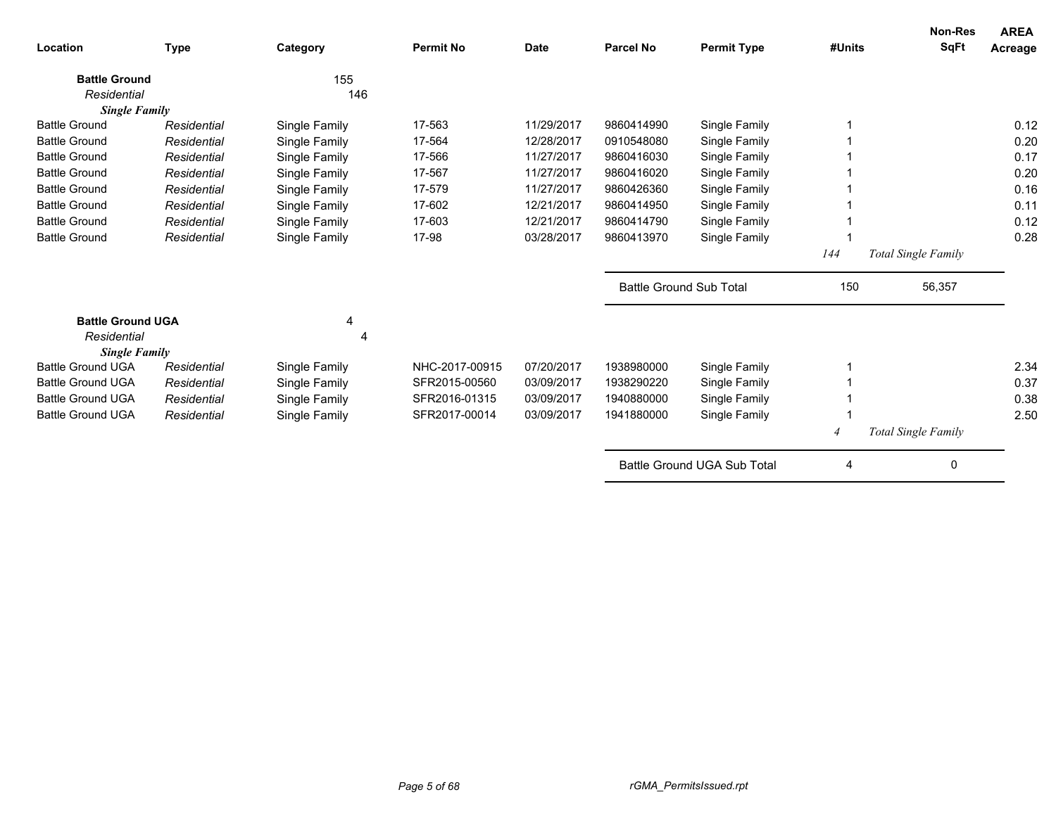| Location | Type | Category | Permit No | Date | Parcel No | Permit Type | #Units | Non-Res SqFt | AREA Acreage |
|---|---|---|---|---|---|---|---|---|---|
| **Battle Ground** | | 155 | | | | | | | |
| *Residential* | | 146 | | | | | | | |
| ***Single Family*** | | | | | | | | | |
| Battle Ground | *Residential* | Single Family | 17-563 | 11/29/2017 | 9860414990 | Single Family | 1 | | 0.12 |
| Battle Ground | *Residential* | Single Family | 17-564 | 12/28/2017 | 0910548080 | Single Family | 1 | | 0.20 |
| Battle Ground | *Residential* | Single Family | 17-566 | 11/27/2017 | 9860416030 | Single Family | 1 | | 0.17 |
| Battle Ground | *Residential* | Single Family | 17-567 | 11/27/2017 | 9860416020 | Single Family | 1 | | 0.20 |
| Battle Ground | *Residential* | Single Family | 17-579 | 11/27/2017 | 9860426360 | Single Family | 1 | | 0.16 |
| Battle Ground | *Residential* | Single Family | 17-602 | 12/21/2017 | 9860414950 | Single Family | 1 | | 0.11 |
| Battle Ground | *Residential* | Single Family | 17-603 | 12/21/2017 | 9860414790 | Single Family | 1 | | 0.12 |
| Battle Ground | *Residential* | Single Family | 17-98 | 03/28/2017 | 9860413970 | Single Family | 1 | | 0.28 |
| | | | | | | | *144* | *Total Single Family* | |
| | | | | | Battle Ground Sub Total | | 150 | 56,357 | |
| **Battle Ground UGA** | | 4 | | | | | | | |
| *Residential* | | 4 | | | | | | | |
| ***Single Family*** | | | | | | | | | |
| Battle Ground UGA | *Residential* | Single Family | NHC-2017-00915 | 07/20/2017 | 1938980000 | Single Family | 1 | | 2.34 |
| Battle Ground UGA | *Residential* | Single Family | SFR2015-00560 | 03/09/2017 | 1938290220 | Single Family | 1 | | 0.37 |
| Battle Ground UGA | *Residential* | Single Family | SFR2016-01315 | 03/09/2017 | 1940880000 | Single Family | 1 | | 0.38 |
| Battle Ground UGA | *Residential* | Single Family | SFR2017-00014 | 03/09/2017 | 1941880000 | Single Family | 1 | | 2.50 |
| | | | | | | | *4* | *Total Single Family* | |
| | | | | | Battle Ground UGA Sub Total | | 4 | 0 | |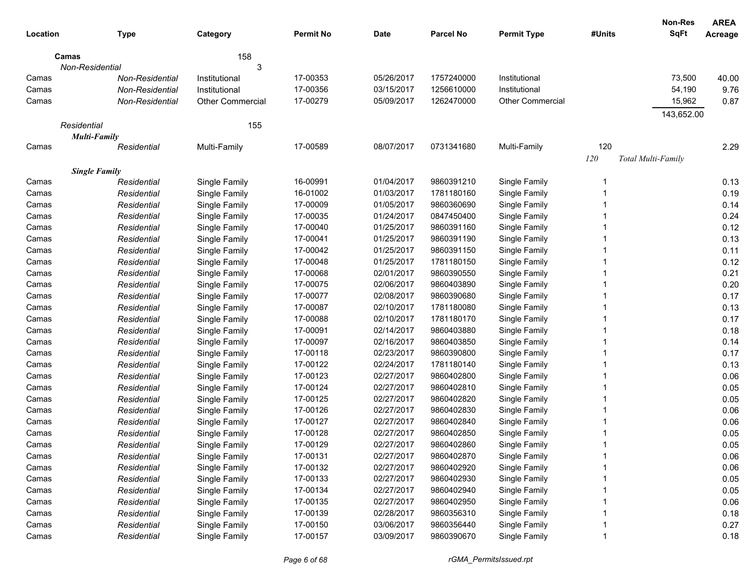| Location | Type | Category | Permit No | Date | Parcel No | Permit Type | #Units | Non-Res SqFt | AREA Acreage |
|---|---|---|---|---|---|---|---|---|---|
| **Camas** | | 158 | | | | | | | |
| *Non-Residential* | | 3 | | | | | | | |
| Camas | *Non-Residential* | Institutional | 17-00353 | 05/26/2017 | 1757240000 | Institutional | | 73,500 | 40.00 |
| Camas | *Non-Residential* | Institutional | 17-00356 | 03/15/2017 | 1256610000 | Institutional | | 54,190 | 9.76 |
| Camas | *Non-Residential* | Other Commercial | 17-00279 | 05/09/2017 | 1262470000 | Other Commercial | | 15,962 | 0.87 |
| | | | | | | | | 143,652.00 | |
| *Residential* | | 155 | | | | | | | |
| ***Multi-Family*** | | | | | | | | | |
| Camas | *Residential* | Multi-Family | 17-00589 | 08/07/2017 | 0731341680 | Multi-Family | 120 | | 2.29 |
| | | | | | | | *120* | *Total Multi-Family* | |
| ***Single Family*** | | | | | | | | | |
| Camas | *Residential* | Single Family | 16-00991 | 01/04/2017 | 9860391210 | Single Family | 1 | | 0.13 |
| Camas | *Residential* | Single Family | 16-01002 | 01/03/2017 | 1781180160 | Single Family | 1 | | 0.19 |
| Camas | *Residential* | Single Family | 17-00009 | 01/05/2017 | 9860360690 | Single Family | 1 | | 0.14 |
| Camas | *Residential* | Single Family | 17-00035 | 01/24/2017 | 0847450400 | Single Family | 1 | | 0.24 |
| Camas | *Residential* | Single Family | 17-00040 | 01/25/2017 | 9860391160 | Single Family | 1 | | 0.12 |
| Camas | *Residential* | Single Family | 17-00041 | 01/25/2017 | 9860391190 | Single Family | 1 | | 0.13 |
| Camas | *Residential* | Single Family | 17-00042 | 01/25/2017 | 9860391150 | Single Family | 1 | | 0.11 |
| Camas | *Residential* | Single Family | 17-00048 | 01/25/2017 | 1781180150 | Single Family | 1 | | 0.12 |
| Camas | *Residential* | Single Family | 17-00068 | 02/01/2017 | 9860390550 | Single Family | 1 | | 0.21 |
| Camas | *Residential* | Single Family | 17-00075 | 02/06/2017 | 9860403890 | Single Family | 1 | | 0.20 |
| Camas | *Residential* | Single Family | 17-00077 | 02/08/2017 | 9860390680 | Single Family | 1 | | 0.17 |
| Camas | *Residential* | Single Family | 17-00087 | 02/10/2017 | 1781180080 | Single Family | 1 | | 0.13 |
| Camas | *Residential* | Single Family | 17-00088 | 02/10/2017 | 1781180170 | Single Family | 1 | | 0.17 |
| Camas | *Residential* | Single Family | 17-00091 | 02/14/2017 | 9860403880 | Single Family | 1 | | 0.18 |
| Camas | *Residential* | Single Family | 17-00097 | 02/16/2017 | 9860403850 | Single Family | 1 | | 0.14 |
| Camas | *Residential* | Single Family | 17-00118 | 02/23/2017 | 9860390800 | Single Family | 1 | | 0.17 |
| Camas | *Residential* | Single Family | 17-00122 | 02/24/2017 | 1781180140 | Single Family | 1 | | 0.13 |
| Camas | *Residential* | Single Family | 17-00123 | 02/27/2017 | 9860402800 | Single Family | 1 | | 0.06 |
| Camas | *Residential* | Single Family | 17-00124 | 02/27/2017 | 9860402810 | Single Family | 1 | | 0.05 |
| Camas | *Residential* | Single Family | 17-00125 | 02/27/2017 | 9860402820 | Single Family | 1 | | 0.05 |
| Camas | *Residential* | Single Family | 17-00126 | 02/27/2017 | 9860402830 | Single Family | 1 | | 0.06 |
| Camas | *Residential* | Single Family | 17-00127 | 02/27/2017 | 9860402840 | Single Family | 1 | | 0.06 |
| Camas | *Residential* | Single Family | 17-00128 | 02/27/2017 | 9860402850 | Single Family | 1 | | 0.05 |
| Camas | *Residential* | Single Family | 17-00129 | 02/27/2017 | 9860402860 | Single Family | 1 | | 0.05 |
| Camas | *Residential* | Single Family | 17-00131 | 02/27/2017 | 9860402870 | Single Family | 1 | | 0.06 |
| Camas | *Residential* | Single Family | 17-00132 | 02/27/2017 | 9860402920 | Single Family | 1 | | 0.06 |
| Camas | *Residential* | Single Family | 17-00133 | 02/27/2017 | 9860402930 | Single Family | 1 | | 0.05 |
| Camas | *Residential* | Single Family | 17-00134 | 02/27/2017 | 9860402940 | Single Family | 1 | | 0.05 |
| Camas | *Residential* | Single Family | 17-00135 | 02/27/2017 | 9860402950 | Single Family | 1 | | 0.06 |
| Camas | *Residential* | Single Family | 17-00139 | 02/28/2017 | 9860356310 | Single Family | 1 | | 0.18 |
| Camas | *Residential* | Single Family | 17-00150 | 03/06/2017 | 9860356440 | Single Family | 1 | | 0.27 |
| Camas | *Residential* | Single Family | 17-00157 | 03/09/2017 | 9860390670 | Single Family | 1 | | 0.18 |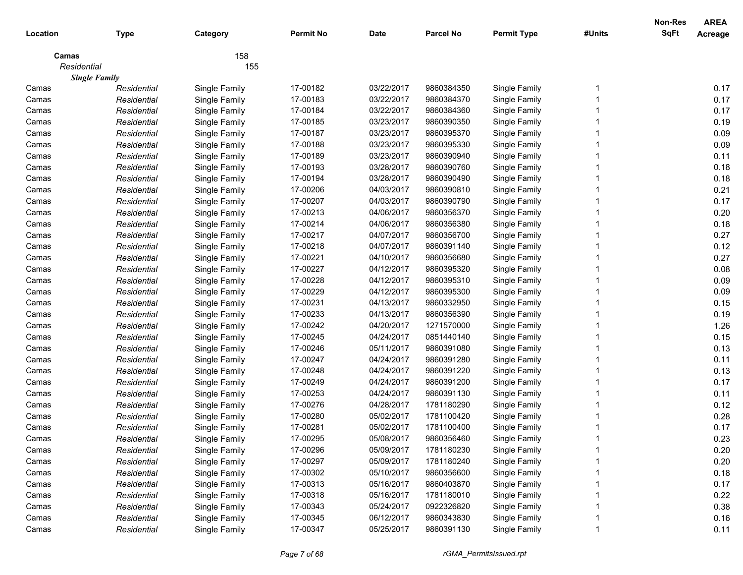| Location | Type | Category | Permit No | Date | Parcel No | Permit Type | #Units | Non-Res SqFt | AREA Acreage |
|---|---|---|---|---|---|---|---|---|---|
| **Camas** | | 158 | | | | | | | |
| *Residential* | | 155 | | | | | | | |
| ***Single Family*** | | | | | | | | | |
| Camas | *Residential* | Single Family | 17-00182 | 03/22/2017 | 9860384350 | Single Family | 1 | | 0.17 |
| Camas | *Residential* | Single Family | 17-00183 | 03/22/2017 | 9860384370 | Single Family | 1 | | 0.17 |
| Camas | *Residential* | Single Family | 17-00184 | 03/22/2017 | 9860384360 | Single Family | 1 | | 0.17 |
| Camas | *Residential* | Single Family | 17-00185 | 03/23/2017 | 9860390350 | Single Family | 1 | | 0.19 |
| Camas | *Residential* | Single Family | 17-00187 | 03/23/2017 | 9860395370 | Single Family | 1 | | 0.09 |
| Camas | *Residential* | Single Family | 17-00188 | 03/23/2017 | 9860395330 | Single Family | 1 | | 0.09 |
| Camas | *Residential* | Single Family | 17-00189 | 03/23/2017 | 9860390940 | Single Family | 1 | | 0.11 |
| Camas | *Residential* | Single Family | 17-00193 | 03/28/2017 | 9860390760 | Single Family | 1 | | 0.18 |
| Camas | *Residential* | Single Family | 17-00194 | 03/28/2017 | 9860390490 | Single Family | 1 | | 0.18 |
| Camas | *Residential* | Single Family | 17-00206 | 04/03/2017 | 9860390810 | Single Family | 1 | | 0.21 |
| Camas | *Residential* | Single Family | 17-00207 | 04/03/2017 | 9860390790 | Single Family | 1 | | 0.17 |
| Camas | *Residential* | Single Family | 17-00213 | 04/06/2017 | 9860356370 | Single Family | 1 | | 0.20 |
| Camas | *Residential* | Single Family | 17-00214 | 04/06/2017 | 9860356380 | Single Family | 1 | | 0.18 |
| Camas | *Residential* | Single Family | 17-00217 | 04/07/2017 | 9860356700 | Single Family | 1 | | 0.27 |
| Camas | *Residential* | Single Family | 17-00218 | 04/07/2017 | 9860391140 | Single Family | 1 | | 0.12 |
| Camas | *Residential* | Single Family | 17-00221 | 04/10/2017 | 9860356680 | Single Family | 1 | | 0.27 |
| Camas | *Residential* | Single Family | 17-00227 | 04/12/2017 | 9860395320 | Single Family | 1 | | 0.08 |
| Camas | *Residential* | Single Family | 17-00228 | 04/12/2017 | 9860395310 | Single Family | 1 | | 0.09 |
| Camas | *Residential* | Single Family | 17-00229 | 04/12/2017 | 9860395300 | Single Family | 1 | | 0.09 |
| Camas | *Residential* | Single Family | 17-00231 | 04/13/2017 | 9860332950 | Single Family | 1 | | 0.15 |
| Camas | *Residential* | Single Family | 17-00233 | 04/13/2017 | 9860356390 | Single Family | 1 | | 0.19 |
| Camas | *Residential* | Single Family | 17-00242 | 04/20/2017 | 1271570000 | Single Family | 1 | | 1.26 |
| Camas | *Residential* | Single Family | 17-00245 | 04/24/2017 | 0851440140 | Single Family | 1 | | 0.15 |
| Camas | *Residential* | Single Family | 17-00246 | 05/11/2017 | 9860391080 | Single Family | 1 | | 0.13 |
| Camas | *Residential* | Single Family | 17-00247 | 04/24/2017 | 9860391280 | Single Family | 1 | | 0.11 |
| Camas | *Residential* | Single Family | 17-00248 | 04/24/2017 | 9860391220 | Single Family | 1 | | 0.13 |
| Camas | *Residential* | Single Family | 17-00249 | 04/24/2017 | 9860391200 | Single Family | 1 | | 0.17 |
| Camas | *Residential* | Single Family | 17-00253 | 04/24/2017 | 9860391130 | Single Family | 1 | | 0.11 |
| Camas | *Residential* | Single Family | 17-00276 | 04/28/2017 | 1781180290 | Single Family | 1 | | 0.12 |
| Camas | *Residential* | Single Family | 17-00280 | 05/02/2017 | 1781100420 | Single Family | 1 | | 0.28 |
| Camas | *Residential* | Single Family | 17-00281 | 05/02/2017 | 1781100400 | Single Family | 1 | | 0.17 |
| Camas | *Residential* | Single Family | 17-00295 | 05/08/2017 | 9860356460 | Single Family | 1 | | 0.23 |
| Camas | *Residential* | Single Family | 17-00296 | 05/09/2017 | 1781180230 | Single Family | 1 | | 0.20 |
| Camas | *Residential* | Single Family | 17-00297 | 05/09/2017 | 1781180240 | Single Family | 1 | | 0.20 |
| Camas | *Residential* | Single Family | 17-00302 | 05/10/2017 | 9860356600 | Single Family | 1 | | 0.18 |
| Camas | *Residential* | Single Family | 17-00313 | 05/16/2017 | 9860403870 | Single Family | 1 | | 0.17 |
| Camas | *Residential* | Single Family | 17-00318 | 05/16/2017 | 1781180010 | Single Family | 1 | | 0.22 |
| Camas | *Residential* | Single Family | 17-00343 | 05/24/2017 | 0922326820 | Single Family | 1 | | 0.38 |
| Camas | *Residential* | Single Family | 17-00345 | 06/12/2017 | 9860343830 | Single Family | 1 | | 0.16 |
| Camas | *Residential* | Single Family | 17-00347 | 05/25/2017 | 9860391130 | Single Family | 1 | | 0.11 |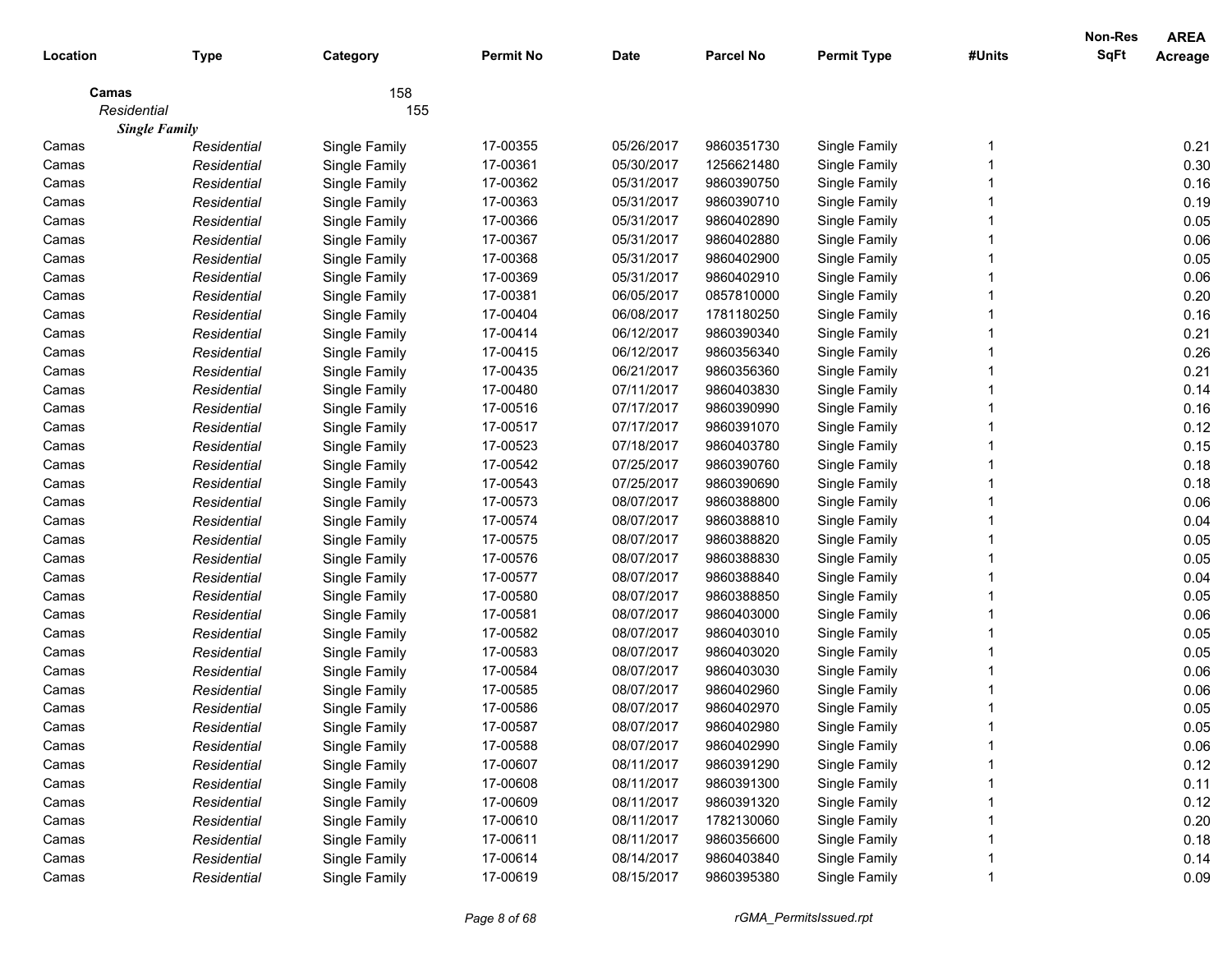| Location | Type | Category | Permit No | Date | Parcel No | Permit Type | #Units | Non-Res SqFt | AREA Acreage |
|---|---|---|---|---|---|---|---|---|---|
| **Camas** | | 158 | | | | | | | |
| *Residential* | | 155 | | | | | | | |
| ***Single Family*** | | | | | | | | | |
| Camas | *Residential* | Single Family | 17-00355 | 05/26/2017 | 9860351730 | Single Family | 1 | | 0.21 |
| Camas | *Residential* | Single Family | 17-00361 | 05/30/2017 | 1256621480 | Single Family | 1 | | 0.30 |
| Camas | *Residential* | Single Family | 17-00362 | 05/31/2017 | 9860390750 | Single Family | 1 | | 0.16 |
| Camas | *Residential* | Single Family | 17-00363 | 05/31/2017 | 9860390710 | Single Family | 1 | | 0.19 |
| Camas | *Residential* | Single Family | 17-00366 | 05/31/2017 | 9860402890 | Single Family | 1 | | 0.05 |
| Camas | *Residential* | Single Family | 17-00367 | 05/31/2017 | 9860402880 | Single Family | 1 | | 0.06 |
| Camas | *Residential* | Single Family | 17-00368 | 05/31/2017 | 9860402900 | Single Family | 1 | | 0.05 |
| Camas | *Residential* | Single Family | 17-00369 | 05/31/2017 | 9860402910 | Single Family | 1 | | 0.06 |
| Camas | *Residential* | Single Family | 17-00381 | 06/05/2017 | 0857810000 | Single Family | 1 | | 0.20 |
| Camas | *Residential* | Single Family | 17-00404 | 06/08/2017 | 1781180250 | Single Family | 1 | | 0.16 |
| Camas | *Residential* | Single Family | 17-00414 | 06/12/2017 | 9860390340 | Single Family | 1 | | 0.21 |
| Camas | *Residential* | Single Family | 17-00415 | 06/12/2017 | 9860356340 | Single Family | 1 | | 0.26 |
| Camas | *Residential* | Single Family | 17-00435 | 06/21/2017 | 9860356360 | Single Family | 1 | | 0.21 |
| Camas | *Residential* | Single Family | 17-00480 | 07/11/2017 | 9860403830 | Single Family | 1 | | 0.14 |
| Camas | *Residential* | Single Family | 17-00516 | 07/17/2017 | 9860390990 | Single Family | 1 | | 0.16 |
| Camas | *Residential* | Single Family | 17-00517 | 07/17/2017 | 9860391070 | Single Family | 1 | | 0.12 |
| Camas | *Residential* | Single Family | 17-00523 | 07/18/2017 | 9860403780 | Single Family | 1 | | 0.15 |
| Camas | *Residential* | Single Family | 17-00542 | 07/25/2017 | 9860390760 | Single Family | 1 | | 0.18 |
| Camas | *Residential* | Single Family | 17-00543 | 07/25/2017 | 9860390690 | Single Family | 1 | | 0.18 |
| Camas | *Residential* | Single Family | 17-00573 | 08/07/2017 | 9860388800 | Single Family | 1 | | 0.06 |
| Camas | *Residential* | Single Family | 17-00574 | 08/07/2017 | 9860388810 | Single Family | 1 | | 0.04 |
| Camas | *Residential* | Single Family | 17-00575 | 08/07/2017 | 9860388820 | Single Family | 1 | | 0.05 |
| Camas | *Residential* | Single Family | 17-00576 | 08/07/2017 | 9860388830 | Single Family | 1 | | 0.05 |
| Camas | *Residential* | Single Family | 17-00577 | 08/07/2017 | 9860388840 | Single Family | 1 | | 0.04 |
| Camas | *Residential* | Single Family | 17-00580 | 08/07/2017 | 9860388850 | Single Family | 1 | | 0.05 |
| Camas | *Residential* | Single Family | 17-00581 | 08/07/2017 | 9860403000 | Single Family | 1 | | 0.06 |
| Camas | *Residential* | Single Family | 17-00582 | 08/07/2017 | 9860403010 | Single Family | 1 | | 0.05 |
| Camas | *Residential* | Single Family | 17-00583 | 08/07/2017 | 9860403020 | Single Family | 1 | | 0.05 |
| Camas | *Residential* | Single Family | 17-00584 | 08/07/2017 | 9860403030 | Single Family | 1 | | 0.06 |
| Camas | *Residential* | Single Family | 17-00585 | 08/07/2017 | 9860402960 | Single Family | 1 | | 0.06 |
| Camas | *Residential* | Single Family | 17-00586 | 08/07/2017 | 9860402970 | Single Family | 1 | | 0.05 |
| Camas | *Residential* | Single Family | 17-00587 | 08/07/2017 | 9860402980 | Single Family | 1 | | 0.05 |
| Camas | *Residential* | Single Family | 17-00588 | 08/07/2017 | 9860402990 | Single Family | 1 | | 0.06 |
| Camas | *Residential* | Single Family | 17-00607 | 08/11/2017 | 9860391290 | Single Family | 1 | | 0.12 |
| Camas | *Residential* | Single Family | 17-00608 | 08/11/2017 | 9860391300 | Single Family | 1 | | 0.11 |
| Camas | *Residential* | Single Family | 17-00609 | 08/11/2017 | 9860391320 | Single Family | 1 | | 0.12 |
| Camas | *Residential* | Single Family | 17-00610 | 08/11/2017 | 1782130060 | Single Family | 1 | | 0.20 |
| Camas | *Residential* | Single Family | 17-00611 | 08/11/2017 | 9860356600 | Single Family | 1 | | 0.18 |
| Camas | *Residential* | Single Family | 17-00614 | 08/14/2017 | 9860403840 | Single Family | 1 | | 0.14 |
| Camas | *Residential* | Single Family | 17-00619 | 08/15/2017 | 9860395380 | Single Family | 1 | | 0.09 |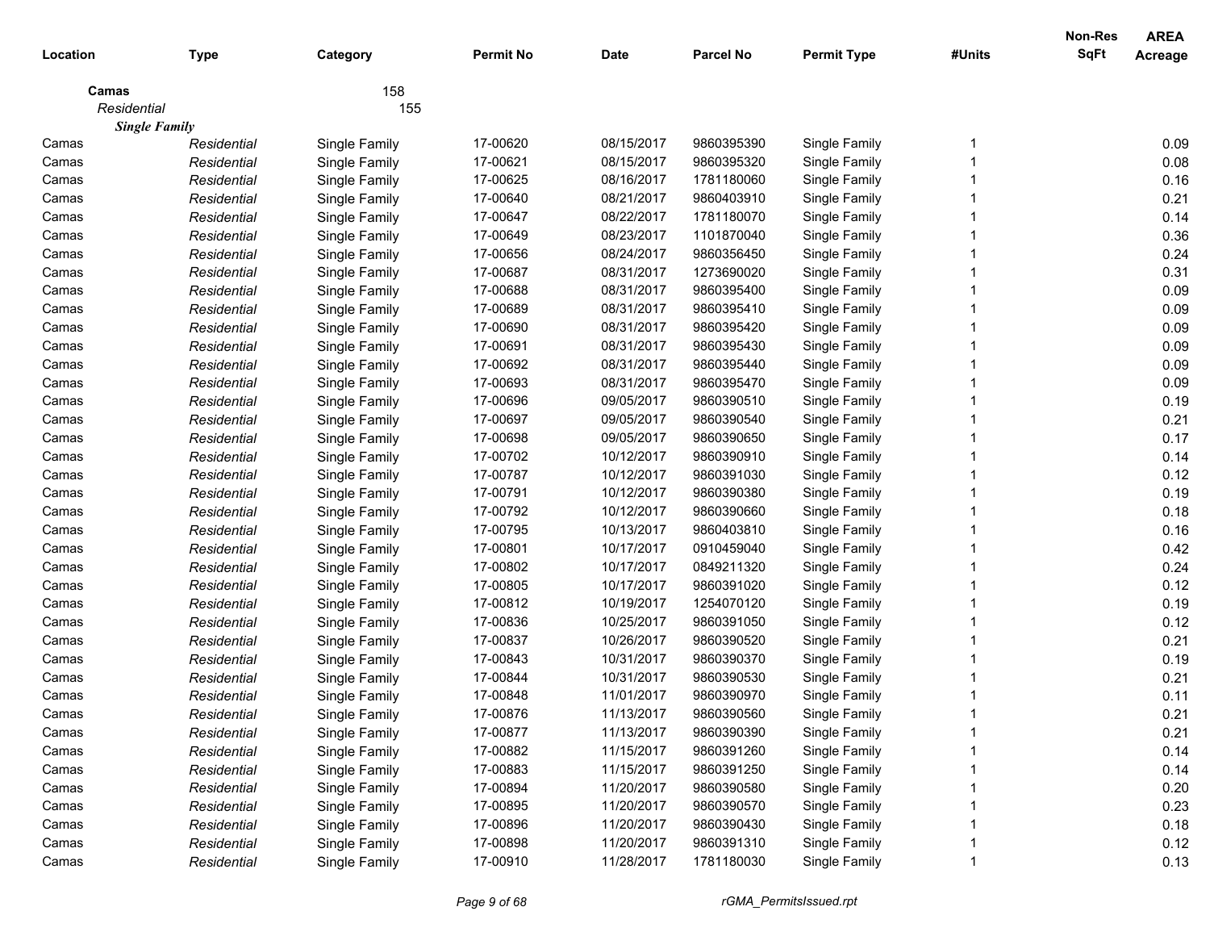| Location | Type | Category | Permit No | Date | Parcel No | Permit Type | #Units | Non-Res SqFt | AREA Acreage |
|---|---|---|---|---|---|---|---|---|---|
| **Camas** | | 158 | | | | | | | |
| *Residential* | | 155 | | | | | | | |
| ***Single Family*** | | | | | | | | | |
| Camas | *Residential* | Single Family | 17-00620 | 08/15/2017 | 9860395390 | Single Family | 1 | | 0.09 |
| Camas | *Residential* | Single Family | 17-00621 | 08/15/2017 | 9860395320 | Single Family | 1 | | 0.08 |
| Camas | *Residential* | Single Family | 17-00625 | 08/16/2017 | 1781180060 | Single Family | 1 | | 0.16 |
| Camas | *Residential* | Single Family | 17-00640 | 08/21/2017 | 9860403910 | Single Family | 1 | | 0.21 |
| Camas | *Residential* | Single Family | 17-00647 | 08/22/2017 | 1781180070 | Single Family | 1 | | 0.14 |
| Camas | *Residential* | Single Family | 17-00649 | 08/23/2017 | 1101870040 | Single Family | 1 | | 0.36 |
| Camas | *Residential* | Single Family | 17-00656 | 08/24/2017 | 9860356450 | Single Family | 1 | | 0.24 |
| Camas | *Residential* | Single Family | 17-00687 | 08/31/2017 | 1273690020 | Single Family | 1 | | 0.31 |
| Camas | *Residential* | Single Family | 17-00688 | 08/31/2017 | 9860395400 | Single Family | 1 | | 0.09 |
| Camas | *Residential* | Single Family | 17-00689 | 08/31/2017 | 9860395410 | Single Family | 1 | | 0.09 |
| Camas | *Residential* | Single Family | 17-00690 | 08/31/2017 | 9860395420 | Single Family | 1 | | 0.09 |
| Camas | *Residential* | Single Family | 17-00691 | 08/31/2017 | 9860395430 | Single Family | 1 | | 0.09 |
| Camas | *Residential* | Single Family | 17-00692 | 08/31/2017 | 9860395440 | Single Family | 1 | | 0.09 |
| Camas | *Residential* | Single Family | 17-00693 | 08/31/2017 | 9860395470 | Single Family | 1 | | 0.09 |
| Camas | *Residential* | Single Family | 17-00696 | 09/05/2017 | 9860390510 | Single Family | 1 | | 0.19 |
| Camas | *Residential* | Single Family | 17-00697 | 09/05/2017 | 9860390540 | Single Family | 1 | | 0.21 |
| Camas | *Residential* | Single Family | 17-00698 | 09/05/2017 | 9860390650 | Single Family | 1 | | 0.17 |
| Camas | *Residential* | Single Family | 17-00702 | 10/12/2017 | 9860390910 | Single Family | 1 | | 0.14 |
| Camas | *Residential* | Single Family | 17-00787 | 10/12/2017 | 9860391030 | Single Family | 1 | | 0.12 |
| Camas | *Residential* | Single Family | 17-00791 | 10/12/2017 | 9860390380 | Single Family | 1 | | 0.19 |
| Camas | *Residential* | Single Family | 17-00792 | 10/12/2017 | 9860390660 | Single Family | 1 | | 0.18 |
| Camas | *Residential* | Single Family | 17-00795 | 10/13/2017 | 9860403810 | Single Family | 1 | | 0.16 |
| Camas | *Residential* | Single Family | 17-00801 | 10/17/2017 | 0910459040 | Single Family | 1 | | 0.42 |
| Camas | *Residential* | Single Family | 17-00802 | 10/17/2017 | 0849211320 | Single Family | 1 | | 0.24 |
| Camas | *Residential* | Single Family | 17-00805 | 10/17/2017 | 9860391020 | Single Family | 1 | | 0.12 |
| Camas | *Residential* | Single Family | 17-00812 | 10/19/2017 | 1254070120 | Single Family | 1 | | 0.19 |
| Camas | *Residential* | Single Family | 17-00836 | 10/25/2017 | 9860391050 | Single Family | 1 | | 0.12 |
| Camas | *Residential* | Single Family | 17-00837 | 10/26/2017 | 9860390520 | Single Family | 1 | | 0.21 |
| Camas | *Residential* | Single Family | 17-00843 | 10/31/2017 | 9860390370 | Single Family | 1 | | 0.19 |
| Camas | *Residential* | Single Family | 17-00844 | 10/31/2017 | 9860390530 | Single Family | 1 | | 0.21 |
| Camas | *Residential* | Single Family | 17-00848 | 11/01/2017 | 9860390970 | Single Family | 1 | | 0.11 |
| Camas | *Residential* | Single Family | 17-00876 | 11/13/2017 | 9860390560 | Single Family | 1 | | 0.21 |
| Camas | *Residential* | Single Family | 17-00877 | 11/13/2017 | 9860390390 | Single Family | 1 | | 0.21 |
| Camas | *Residential* | Single Family | 17-00882 | 11/15/2017 | 9860391260 | Single Family | 1 | | 0.14 |
| Camas | *Residential* | Single Family | 17-00883 | 11/15/2017 | 9860391250 | Single Family | 1 | | 0.14 |
| Camas | *Residential* | Single Family | 17-00894 | 11/20/2017 | 9860390580 | Single Family | 1 | | 0.20 |
| Camas | *Residential* | Single Family | 17-00895 | 11/20/2017 | 9860390570 | Single Family | 1 | | 0.23 |
| Camas | *Residential* | Single Family | 17-00896 | 11/20/2017 | 9860390430 | Single Family | 1 | | 0.18 |
| Camas | *Residential* | Single Family | 17-00898 | 11/20/2017 | 9860391310 | Single Family | 1 | | 0.12 |
| Camas | *Residential* | Single Family | 17-00910 | 11/28/2017 | 1781180030 | Single Family | 1 | | 0.13 |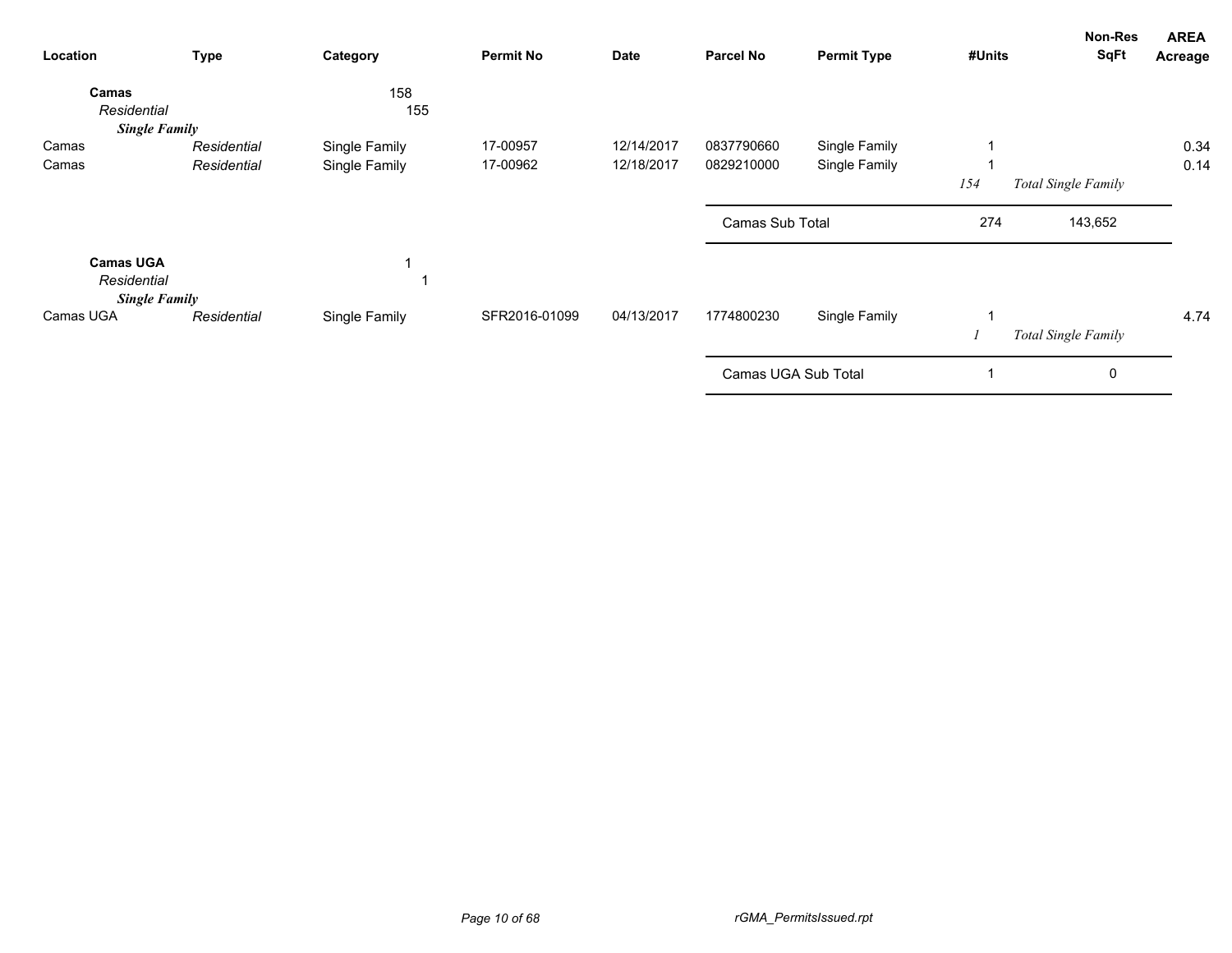| Location | Type | Category | Permit No | Date | Parcel No | Permit Type | #Units | Non-Res SqFt | AREA Acreage |
|---|---|---|---|---|---|---|---|---|---|
| **Camas** | | 158 | | | | | | | |
| *Residential* | | 155 | | | | | | | |
| ***Single Family*** | | | | | | | | | |
| Camas | *Residential* | Single Family | 17-00957 | 12/14/2017 | 0837790660 | Single Family | 1 | | 0.34 |
| Camas | *Residential* | Single Family | 17-00962 | 12/18/2017 | 0829210000 | Single Family | 1 | | 0.14 |
| | | | | | | | *154* | *Total Single Family* | |
| | | | | | Camas Sub Total | | 274 | 143,652 | |
| **Camas UGA** | | 1 | | | | | | | |
| *Residential* | | 1 | | | | | | | |
| ***Single Family*** | | | | | | | | | |
| Camas UGA | *Residential* | Single Family | SFR2016-01099 | 04/13/2017 | 1774800230 | Single Family | 1 | | 4.74 |
| | | | | | | | *1* | *Total Single Family* | |
| | | | | | Camas UGA Sub Total | | 1 | 0 | |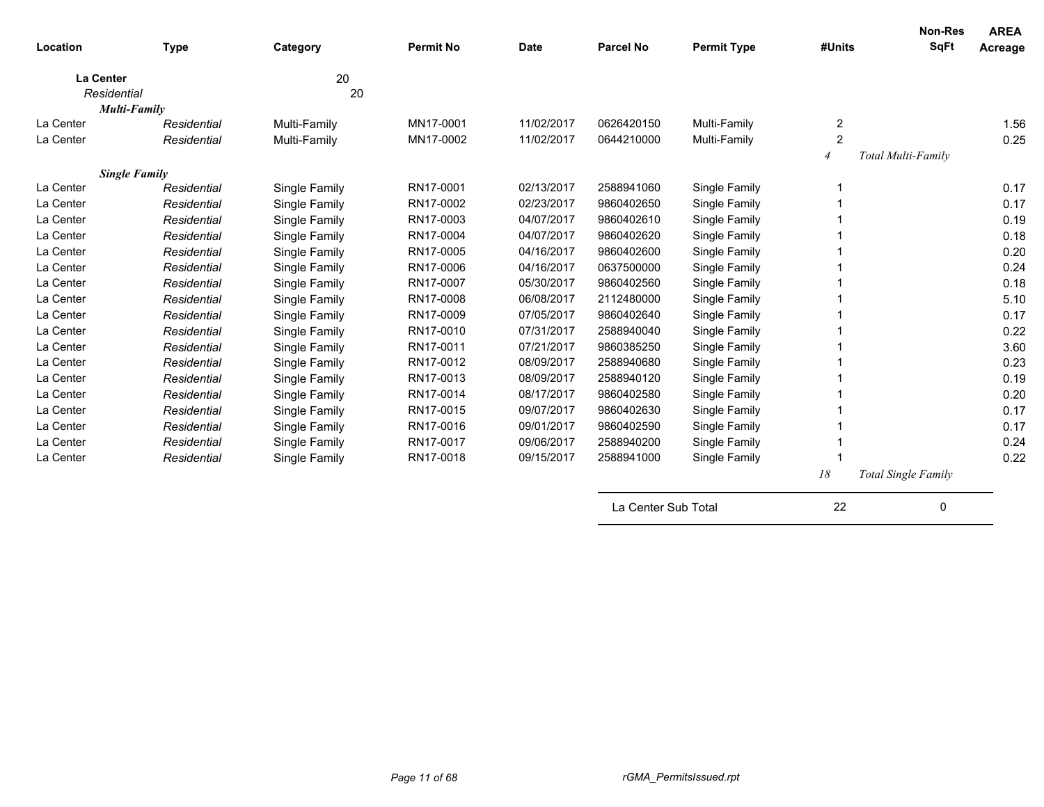| Location | Type | Category | Permit No | Date | Parcel No | Permit Type | #Units | Non-Res SqFt | AREA Acreage |
|---|---|---|---|---|---|---|---|---|---|
| **La Center** | | 20 | | | | | | | |
| *Residential* | | 20 | | | | | | | |
| ***Multi-Family*** | | | | | | | | | |
| La Center | *Residential* | Multi-Family | MN17-0001 | 11/02/2017 | 0626420150 | Multi-Family | 2 | | 1.56 |
| La Center | *Residential* | Multi-Family | MN17-0002 | 11/02/2017 | 0644210000 | Multi-Family | 2 | | 0.25 |
| | | | | | | | *4* | *Total Multi-Family* | |
| ***Single Family*** | | | | | | | | | |
| La Center | *Residential* | Single Family | RN17-0001 | 02/13/2017 | 2588941060 | Single Family | 1 | | 0.17 |
| La Center | *Residential* | Single Family | RN17-0002 | 02/23/2017 | 9860402650 | Single Family | 1 | | 0.17 |
| La Center | *Residential* | Single Family | RN17-0003 | 04/07/2017 | 9860402610 | Single Family | 1 | | 0.19 |
| La Center | *Residential* | Single Family | RN17-0004 | 04/07/2017 | 9860402620 | Single Family | 1 | | 0.18 |
| La Center | *Residential* | Single Family | RN17-0005 | 04/16/2017 | 9860402600 | Single Family | 1 | | 0.20 |
| La Center | *Residential* | Single Family | RN17-0006 | 04/16/2017 | 0637500000 | Single Family | 1 | | 0.24 |
| La Center | *Residential* | Single Family | RN17-0007 | 05/30/2017 | 9860402560 | Single Family | 1 | | 0.18 |
| La Center | *Residential* | Single Family | RN17-0008 | 06/08/2017 | 2112480000 | Single Family | 1 | | 5.10 |
| La Center | *Residential* | Single Family | RN17-0009 | 07/05/2017 | 9860402640 | Single Family | 1 | | 0.17 |
| La Center | *Residential* | Single Family | RN17-0010 | 07/31/2017 | 2588940040 | Single Family | 1 | | 0.22 |
| La Center | *Residential* | Single Family | RN17-0011 | 07/21/2017 | 9860385250 | Single Family | 1 | | 3.60 |
| La Center | *Residential* | Single Family | RN17-0012 | 08/09/2017 | 2588940680 | Single Family | 1 | | 0.23 |
| La Center | *Residential* | Single Family | RN17-0013 | 08/09/2017 | 2588940120 | Single Family | 1 | | 0.19 |
| La Center | *Residential* | Single Family | RN17-0014 | 08/17/2017 | 9860402580 | Single Family | 1 | | 0.20 |
| La Center | *Residential* | Single Family | RN17-0015 | 09/07/2017 | 9860402630 | Single Family | 1 | | 0.17 |
| La Center | *Residential* | Single Family | RN17-0016 | 09/01/2017 | 9860402590 | Single Family | 1 | | 0.17 |
| La Center | *Residential* | Single Family | RN17-0017 | 09/06/2017 | 2588940200 | Single Family | 1 | | 0.24 |
| La Center | *Residential* | Single Family | RN17-0018 | 09/15/2017 | 2588941000 | Single Family | 1 | | 0.22 |
| | | | | | | | *18* | *Total Single Family* | |
| | | | | | La Center Sub Total | | 22 | 0 | |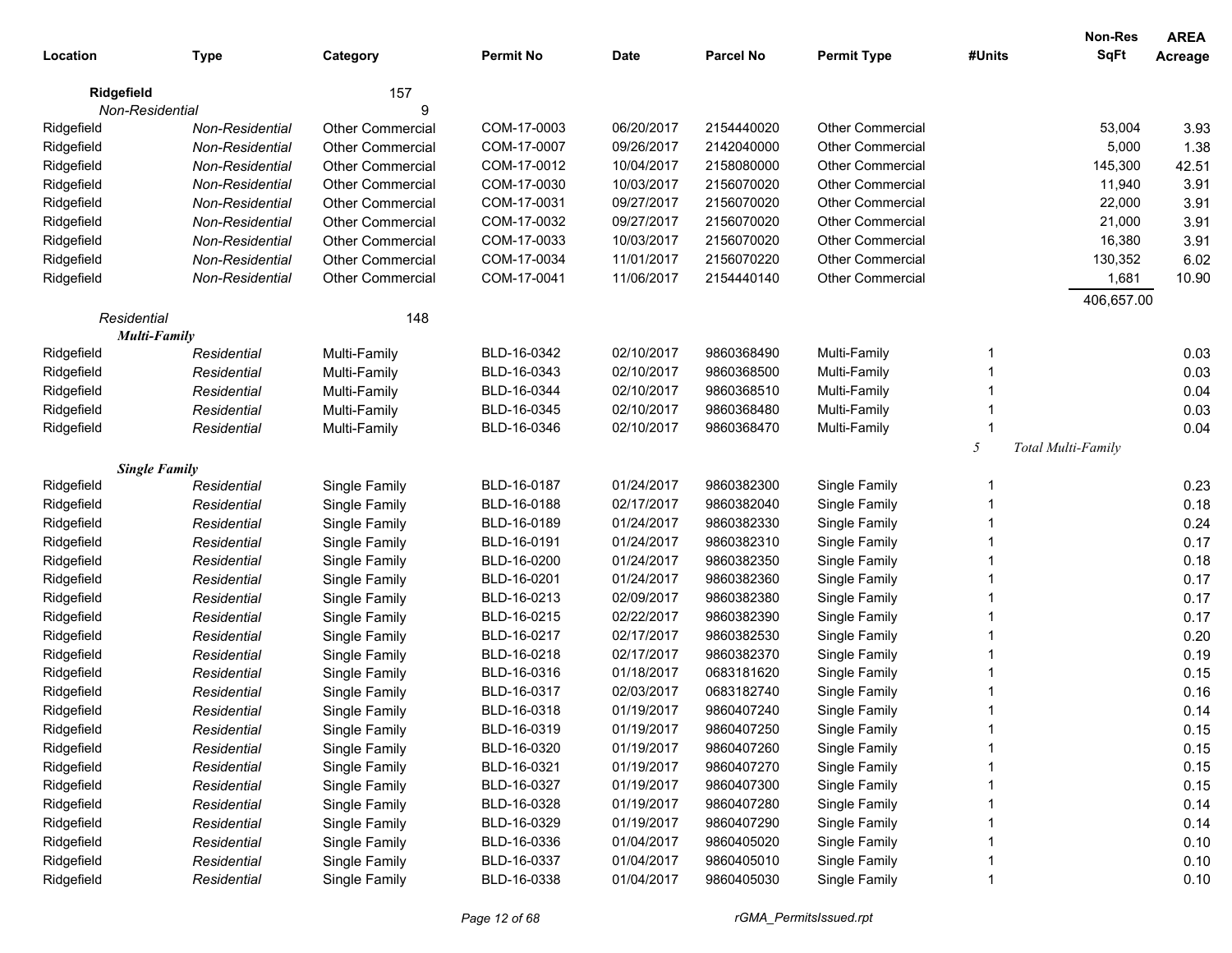| Location | Type | Category | Permit No | Date | Parcel No | Permit Type | #Units | Non-Res SqFt | AREA Acreage |
|---|---|---|---|---|---|---|---|---|---|
| **Ridgefield** | | 157 | | | | | | | |
| *Non-Residential* | | 9 | | | | | | | |
| Ridgefield | *Non-Residential* | Other Commercial | COM-17-0003 | 06/20/2017 | 2154440020 | Other Commercial | | 53,004 | 3.93 |
| Ridgefield | *Non-Residential* | Other Commercial | COM-17-0007 | 09/26/2017 | 2142040000 | Other Commercial | | 5,000 | 1.38 |
| Ridgefield | *Non-Residential* | Other Commercial | COM-17-0012 | 10/04/2017 | 2158080000 | Other Commercial | | 145,300 | 42.51 |
| Ridgefield | *Non-Residential* | Other Commercial | COM-17-0030 | 10/03/2017 | 2156070020 | Other Commercial | | 11,940 | 3.91 |
| Ridgefield | *Non-Residential* | Other Commercial | COM-17-0031 | 09/27/2017 | 2156070020 | Other Commercial | | 22,000 | 3.91 |
| Ridgefield | *Non-Residential* | Other Commercial | COM-17-0032 | 09/27/2017 | 2156070020 | Other Commercial | | 21,000 | 3.91 |
| Ridgefield | *Non-Residential* | Other Commercial | COM-17-0033 | 10/03/2017 | 2156070020 | Other Commercial | | 16,380 | 3.91 |
| Ridgefield | *Non-Residential* | Other Commercial | COM-17-0034 | 11/01/2017 | 2156070220 | Other Commercial | | 130,352 | 6.02 |
| Ridgefield | *Non-Residential* | Other Commercial | COM-17-0041 | 11/06/2017 | 2154440140 | Other Commercial | | 1,681 | 10.90 |
| | | | | | | | | 406,657.00 | |
| *Residential* | | 148 | | | | | | | |
| ***Multi-Family*** | | | | | | | | | |
| Ridgefield | *Residential* | Multi-Family | BLD-16-0342 | 02/10/2017 | 9860368490 | Multi-Family | 1 | | 0.03 |
| Ridgefield | *Residential* | Multi-Family | BLD-16-0343 | 02/10/2017 | 9860368500 | Multi-Family | 1 | | 0.03 |
| Ridgefield | *Residential* | Multi-Family | BLD-16-0344 | 02/10/2017 | 9860368510 | Multi-Family | 1 | | 0.04 |
| Ridgefield | *Residential* | Multi-Family | BLD-16-0345 | 02/10/2017 | 9860368480 | Multi-Family | 1 | | 0.03 |
| Ridgefield | *Residential* | Multi-Family | BLD-16-0346 | 02/10/2017 | 9860368470 | Multi-Family | 1 | | 0.04 |
| | | | | | | | *5* | *Total Multi-Family* | |
| ***Single Family*** | | | | | | | | | |
| Ridgefield | *Residential* | Single Family | BLD-16-0187 | 01/24/2017 | 9860382300 | Single Family | 1 | | 0.23 |
| Ridgefield | *Residential* | Single Family | BLD-16-0188 | 02/17/2017 | 9860382040 | Single Family | 1 | | 0.18 |
| Ridgefield | *Residential* | Single Family | BLD-16-0189 | 01/24/2017 | 9860382330 | Single Family | 1 | | 0.24 |
| Ridgefield | *Residential* | Single Family | BLD-16-0191 | 01/24/2017 | 9860382310 | Single Family | 1 | | 0.17 |
| Ridgefield | *Residential* | Single Family | BLD-16-0200 | 01/24/2017 | 9860382350 | Single Family | 1 | | 0.18 |
| Ridgefield | *Residential* | Single Family | BLD-16-0201 | 01/24/2017 | 9860382360 | Single Family | 1 | | 0.17 |
| Ridgefield | *Residential* | Single Family | BLD-16-0213 | 02/09/2017 | 9860382380 | Single Family | 1 | | 0.17 |
| Ridgefield | *Residential* | Single Family | BLD-16-0215 | 02/22/2017 | 9860382390 | Single Family | 1 | | 0.17 |
| Ridgefield | *Residential* | Single Family | BLD-16-0217 | 02/17/2017 | 9860382530 | Single Family | 1 | | 0.20 |
| Ridgefield | *Residential* | Single Family | BLD-16-0218 | 02/17/2017 | 9860382370 | Single Family | 1 | | 0.19 |
| Ridgefield | *Residential* | Single Family | BLD-16-0316 | 01/18/2017 | 0683181620 | Single Family | 1 | | 0.15 |
| Ridgefield | *Residential* | Single Family | BLD-16-0317 | 02/03/2017 | 0683182740 | Single Family | 1 | | 0.16 |
| Ridgefield | *Residential* | Single Family | BLD-16-0318 | 01/19/2017 | 9860407240 | Single Family | 1 | | 0.14 |
| Ridgefield | *Residential* | Single Family | BLD-16-0319 | 01/19/2017 | 9860407250 | Single Family | 1 | | 0.15 |
| Ridgefield | *Residential* | Single Family | BLD-16-0320 | 01/19/2017 | 9860407260 | Single Family | 1 | | 0.15 |
| Ridgefield | *Residential* | Single Family | BLD-16-0321 | 01/19/2017 | 9860407270 | Single Family | 1 | | 0.15 |
| Ridgefield | *Residential* | Single Family | BLD-16-0327 | 01/19/2017 | 9860407300 | Single Family | 1 | | 0.15 |
| Ridgefield | *Residential* | Single Family | BLD-16-0328 | 01/19/2017 | 9860407280 | Single Family | 1 | | 0.14 |
| Ridgefield | *Residential* | Single Family | BLD-16-0329 | 01/19/2017 | 9860407290 | Single Family | 1 | | 0.14 |
| Ridgefield | *Residential* | Single Family | BLD-16-0336 | 01/04/2017 | 9860405020 | Single Family | 1 | | 0.10 |
| Ridgefield | *Residential* | Single Family | BLD-16-0337 | 01/04/2017 | 9860405010 | Single Family | 1 | | 0.10 |
| Ridgefield | *Residential* | Single Family | BLD-16-0338 | 01/04/2017 | 9860405030 | Single Family | 1 | | 0.10 |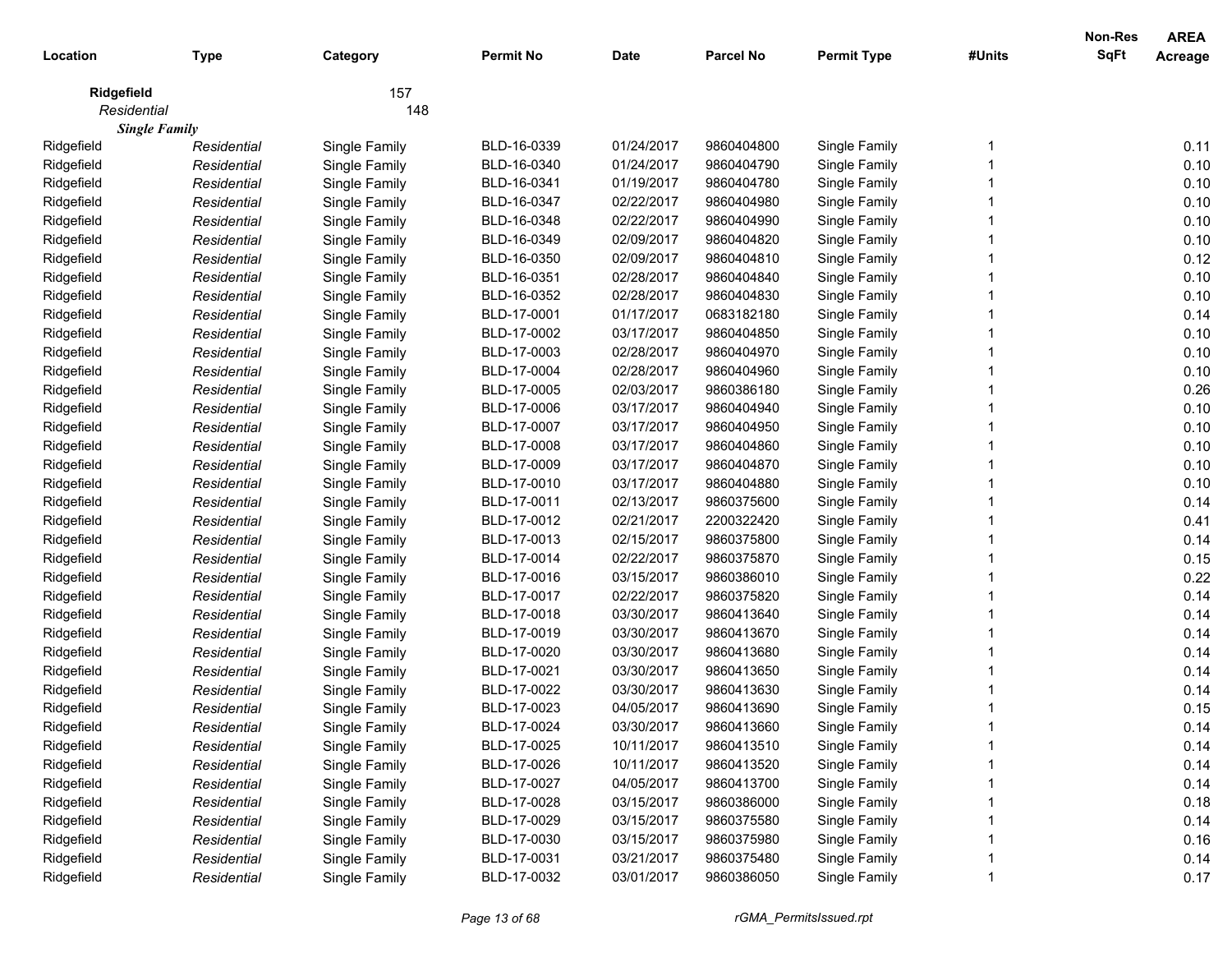| Location | Type | Category | Permit No | Date | Parcel No | Permit Type | #Units | Non-Res SqFt | AREA Acreage |
|---|---|---|---|---|---|---|---|---|---|
| **Ridgefield** | | 157 | | | | | | | |
| *Residential* | | 148 | | | | | | | |
| ***Single Family*** | | | | | | | | | |
| Ridgefield | *Residential* | Single Family | BLD-16-0339 | 01/24/2017 | 9860404800 | Single Family | 1 | | 0.11 |
| Ridgefield | *Residential* | Single Family | BLD-16-0340 | 01/24/2017 | 9860404790 | Single Family | 1 | | 0.10 |
| Ridgefield | *Residential* | Single Family | BLD-16-0341 | 01/19/2017 | 9860404780 | Single Family | 1 | | 0.10 |
| Ridgefield | *Residential* | Single Family | BLD-16-0347 | 02/22/2017 | 9860404980 | Single Family | 1 | | 0.10 |
| Ridgefield | *Residential* | Single Family | BLD-16-0348 | 02/22/2017 | 9860404990 | Single Family | 1 | | 0.10 |
| Ridgefield | *Residential* | Single Family | BLD-16-0349 | 02/09/2017 | 9860404820 | Single Family | 1 | | 0.10 |
| Ridgefield | *Residential* | Single Family | BLD-16-0350 | 02/09/2017 | 9860404810 | Single Family | 1 | | 0.12 |
| Ridgefield | *Residential* | Single Family | BLD-16-0351 | 02/28/2017 | 9860404840 | Single Family | 1 | | 0.10 |
| Ridgefield | *Residential* | Single Family | BLD-16-0352 | 02/28/2017 | 9860404830 | Single Family | 1 | | 0.10 |
| Ridgefield | *Residential* | Single Family | BLD-17-0001 | 01/17/2017 | 0683182180 | Single Family | 1 | | 0.14 |
| Ridgefield | *Residential* | Single Family | BLD-17-0002 | 03/17/2017 | 9860404850 | Single Family | 1 | | 0.10 |
| Ridgefield | *Residential* | Single Family | BLD-17-0003 | 02/28/2017 | 9860404970 | Single Family | 1 | | 0.10 |
| Ridgefield | *Residential* | Single Family | BLD-17-0004 | 02/28/2017 | 9860404960 | Single Family | 1 | | 0.10 |
| Ridgefield | *Residential* | Single Family | BLD-17-0005 | 02/03/2017 | 9860386180 | Single Family | 1 | | 0.26 |
| Ridgefield | *Residential* | Single Family | BLD-17-0006 | 03/17/2017 | 9860404940 | Single Family | 1 | | 0.10 |
| Ridgefield | *Residential* | Single Family | BLD-17-0007 | 03/17/2017 | 9860404950 | Single Family | 1 | | 0.10 |
| Ridgefield | *Residential* | Single Family | BLD-17-0008 | 03/17/2017 | 9860404860 | Single Family | 1 | | 0.10 |
| Ridgefield | *Residential* | Single Family | BLD-17-0009 | 03/17/2017 | 9860404870 | Single Family | 1 | | 0.10 |
| Ridgefield | *Residential* | Single Family | BLD-17-0010 | 03/17/2017 | 9860404880 | Single Family | 1 | | 0.10 |
| Ridgefield | *Residential* | Single Family | BLD-17-0011 | 02/13/2017 | 9860375600 | Single Family | 1 | | 0.14 |
| Ridgefield | *Residential* | Single Family | BLD-17-0012 | 02/21/2017 | 2200322420 | Single Family | 1 | | 0.41 |
| Ridgefield | *Residential* | Single Family | BLD-17-0013 | 02/15/2017 | 9860375800 | Single Family | 1 | | 0.14 |
| Ridgefield | *Residential* | Single Family | BLD-17-0014 | 02/22/2017 | 9860375870 | Single Family | 1 | | 0.15 |
| Ridgefield | *Residential* | Single Family | BLD-17-0016 | 03/15/2017 | 9860386010 | Single Family | 1 | | 0.22 |
| Ridgefield | *Residential* | Single Family | BLD-17-0017 | 02/22/2017 | 9860375820 | Single Family | 1 | | 0.14 |
| Ridgefield | *Residential* | Single Family | BLD-17-0018 | 03/30/2017 | 9860413640 | Single Family | 1 | | 0.14 |
| Ridgefield | *Residential* | Single Family | BLD-17-0019 | 03/30/2017 | 9860413670 | Single Family | 1 | | 0.14 |
| Ridgefield | *Residential* | Single Family | BLD-17-0020 | 03/30/2017 | 9860413680 | Single Family | 1 | | 0.14 |
| Ridgefield | *Residential* | Single Family | BLD-17-0021 | 03/30/2017 | 9860413650 | Single Family | 1 | | 0.14 |
| Ridgefield | *Residential* | Single Family | BLD-17-0022 | 03/30/2017 | 9860413630 | Single Family | 1 | | 0.14 |
| Ridgefield | *Residential* | Single Family | BLD-17-0023 | 04/05/2017 | 9860413690 | Single Family | 1 | | 0.15 |
| Ridgefield | *Residential* | Single Family | BLD-17-0024 | 03/30/2017 | 9860413660 | Single Family | 1 | | 0.14 |
| Ridgefield | *Residential* | Single Family | BLD-17-0025 | 10/11/2017 | 9860413510 | Single Family | 1 | | 0.14 |
| Ridgefield | *Residential* | Single Family | BLD-17-0026 | 10/11/2017 | 9860413520 | Single Family | 1 | | 0.14 |
| Ridgefield | *Residential* | Single Family | BLD-17-0027 | 04/05/2017 | 9860413700 | Single Family | 1 | | 0.14 |
| Ridgefield | *Residential* | Single Family | BLD-17-0028 | 03/15/2017 | 9860386000 | Single Family | 1 | | 0.18 |
| Ridgefield | *Residential* | Single Family | BLD-17-0029 | 03/15/2017 | 9860375580 | Single Family | 1 | | 0.14 |
| Ridgefield | *Residential* | Single Family | BLD-17-0030 | 03/15/2017 | 9860375980 | Single Family | 1 | | 0.16 |
| Ridgefield | *Residential* | Single Family | BLD-17-0031 | 03/21/2017 | 9860375480 | Single Family | 1 | | 0.14 |
| Ridgefield | *Residential* | Single Family | BLD-17-0032 | 03/01/2017 | 9860386050 | Single Family | 1 | | 0.17 |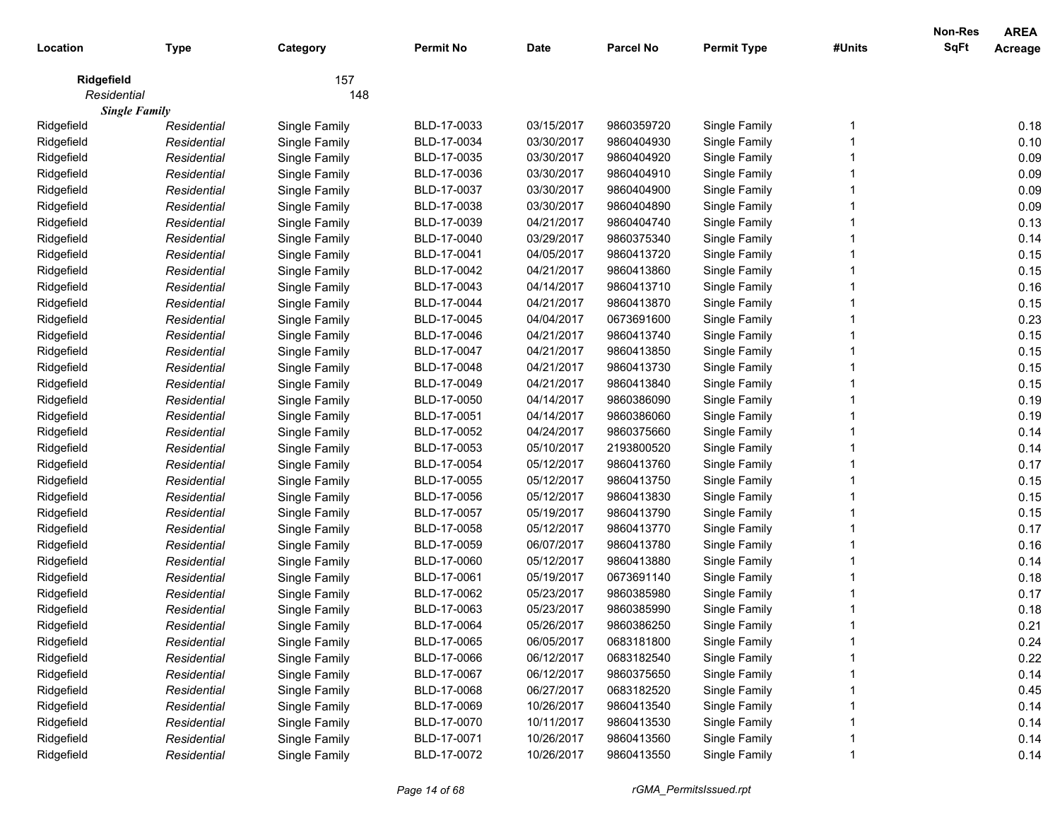| Location | Type | Category | Permit No | Date | Parcel No | Permit Type | #Units | Non-Res SqFt | AREA Acreage |
|---|---|---|---|---|---|---|---|---|---|
| **Ridgefield** | | 157 | | | | | | | |
| *Residential* | | 148 | | | | | | | |
| ***Single Family*** | | | | | | | | | |
| Ridgefield | *Residential* | Single Family | BLD-17-0033 | 03/15/2017 | 9860359720 | Single Family | 1 | | 0.18 |
| Ridgefield | *Residential* | Single Family | BLD-17-0034 | 03/30/2017 | 9860404930 | Single Family | 1 | | 0.10 |
| Ridgefield | *Residential* | Single Family | BLD-17-0035 | 03/30/2017 | 9860404920 | Single Family | 1 | | 0.09 |
| Ridgefield | *Residential* | Single Family | BLD-17-0036 | 03/30/2017 | 9860404910 | Single Family | 1 | | 0.09 |
| Ridgefield | *Residential* | Single Family | BLD-17-0037 | 03/30/2017 | 9860404900 | Single Family | 1 | | 0.09 |
| Ridgefield | *Residential* | Single Family | BLD-17-0038 | 03/30/2017 | 9860404890 | Single Family | 1 | | 0.09 |
| Ridgefield | *Residential* | Single Family | BLD-17-0039 | 04/21/2017 | 9860404740 | Single Family | 1 | | 0.13 |
| Ridgefield | *Residential* | Single Family | BLD-17-0040 | 03/29/2017 | 9860375340 | Single Family | 1 | | 0.14 |
| Ridgefield | *Residential* | Single Family | BLD-17-0041 | 04/05/2017 | 9860413720 | Single Family | 1 | | 0.15 |
| Ridgefield | *Residential* | Single Family | BLD-17-0042 | 04/21/2017 | 9860413860 | Single Family | 1 | | 0.15 |
| Ridgefield | *Residential* | Single Family | BLD-17-0043 | 04/14/2017 | 9860413710 | Single Family | 1 | | 0.16 |
| Ridgefield | *Residential* | Single Family | BLD-17-0044 | 04/21/2017 | 9860413870 | Single Family | 1 | | 0.15 |
| Ridgefield | *Residential* | Single Family | BLD-17-0045 | 04/04/2017 | 0673691600 | Single Family | 1 | | 0.23 |
| Ridgefield | *Residential* | Single Family | BLD-17-0046 | 04/21/2017 | 9860413740 | Single Family | 1 | | 0.15 |
| Ridgefield | *Residential* | Single Family | BLD-17-0047 | 04/21/2017 | 9860413850 | Single Family | 1 | | 0.15 |
| Ridgefield | *Residential* | Single Family | BLD-17-0048 | 04/21/2017 | 9860413730 | Single Family | 1 | | 0.15 |
| Ridgefield | *Residential* | Single Family | BLD-17-0049 | 04/21/2017 | 9860413840 | Single Family | 1 | | 0.15 |
| Ridgefield | *Residential* | Single Family | BLD-17-0050 | 04/14/2017 | 9860386090 | Single Family | 1 | | 0.19 |
| Ridgefield | *Residential* | Single Family | BLD-17-0051 | 04/14/2017 | 9860386060 | Single Family | 1 | | 0.19 |
| Ridgefield | *Residential* | Single Family | BLD-17-0052 | 04/24/2017 | 9860375660 | Single Family | 1 | | 0.14 |
| Ridgefield | *Residential* | Single Family | BLD-17-0053 | 05/10/2017 | 2193800520 | Single Family | 1 | | 0.14 |
| Ridgefield | *Residential* | Single Family | BLD-17-0054 | 05/12/2017 | 9860413760 | Single Family | 1 | | 0.17 |
| Ridgefield | *Residential* | Single Family | BLD-17-0055 | 05/12/2017 | 9860413750 | Single Family | 1 | | 0.15 |
| Ridgefield | *Residential* | Single Family | BLD-17-0056 | 05/12/2017 | 9860413830 | Single Family | 1 | | 0.15 |
| Ridgefield | *Residential* | Single Family | BLD-17-0057 | 05/19/2017 | 9860413790 | Single Family | 1 | | 0.15 |
| Ridgefield | *Residential* | Single Family | BLD-17-0058 | 05/12/2017 | 9860413770 | Single Family | 1 | | 0.17 |
| Ridgefield | *Residential* | Single Family | BLD-17-0059 | 06/07/2017 | 9860413780 | Single Family | 1 | | 0.16 |
| Ridgefield | *Residential* | Single Family | BLD-17-0060 | 05/12/2017 | 9860413880 | Single Family | 1 | | 0.14 |
| Ridgefield | *Residential* | Single Family | BLD-17-0061 | 05/19/2017 | 0673691140 | Single Family | 1 | | 0.18 |
| Ridgefield | *Residential* | Single Family | BLD-17-0062 | 05/23/2017 | 9860385980 | Single Family | 1 | | 0.17 |
| Ridgefield | *Residential* | Single Family | BLD-17-0063 | 05/23/2017 | 9860385990 | Single Family | 1 | | 0.18 |
| Ridgefield | *Residential* | Single Family | BLD-17-0064 | 05/26/2017 | 9860386250 | Single Family | 1 | | 0.21 |
| Ridgefield | *Residential* | Single Family | BLD-17-0065 | 06/05/2017 | 0683181800 | Single Family | 1 | | 0.24 |
| Ridgefield | *Residential* | Single Family | BLD-17-0066 | 06/12/2017 | 0683182540 | Single Family | 1 | | 0.22 |
| Ridgefield | *Residential* | Single Family | BLD-17-0067 | 06/12/2017 | 9860375650 | Single Family | 1 | | 0.14 |
| Ridgefield | *Residential* | Single Family | BLD-17-0068 | 06/27/2017 | 0683182520 | Single Family | 1 | | 0.45 |
| Ridgefield | *Residential* | Single Family | BLD-17-0069 | 10/26/2017 | 9860413540 | Single Family | 1 | | 0.14 |
| Ridgefield | *Residential* | Single Family | BLD-17-0070 | 10/11/2017 | 9860413530 | Single Family | 1 | | 0.14 |
| Ridgefield | *Residential* | Single Family | BLD-17-0071 | 10/26/2017 | 9860413560 | Single Family | 1 | | 0.14 |
| Ridgefield | *Residential* | Single Family | BLD-17-0072 | 10/26/2017 | 9860413550 | Single Family | 1 | | 0.14 |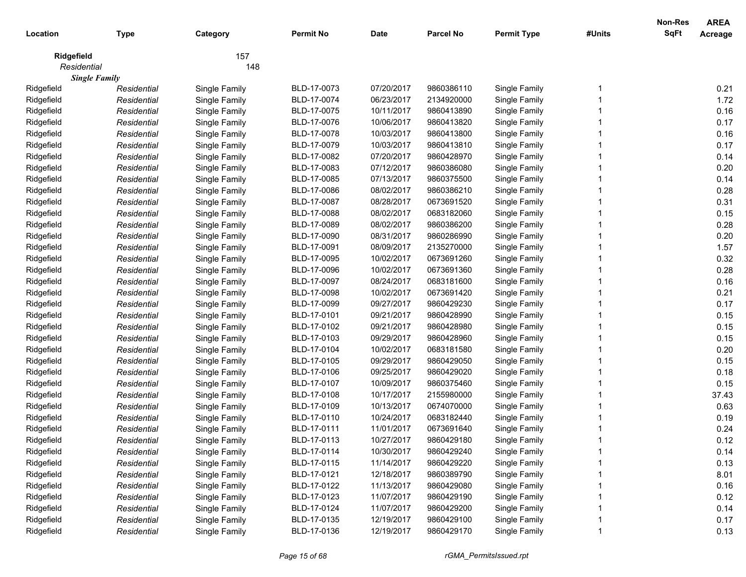| Location | Type | Category | Permit No | Date | Parcel No | Permit Type | #Units | Non-Res SqFt | AREA Acreage |
|---|---|---|---|---|---|---|---|---|---|
| **Ridgefield** | | 157 | | | | | | | |
| *Residential* | | 148 | | | | | | | |
| ***Single Family*** | | | | | | | | | |
| Ridgefield | *Residential* | Single Family | BLD-17-0073 | 07/20/2017 | 9860386110 | Single Family | 1 | | 0.21 |
| Ridgefield | *Residential* | Single Family | BLD-17-0074 | 06/23/2017 | 2134920000 | Single Family | 1 | | 1.72 |
| Ridgefield | *Residential* | Single Family | BLD-17-0075 | 10/11/2017 | 9860413890 | Single Family | 1 | | 0.16 |
| Ridgefield | *Residential* | Single Family | BLD-17-0076 | 10/06/2017 | 9860413820 | Single Family | 1 | | 0.17 |
| Ridgefield | *Residential* | Single Family | BLD-17-0078 | 10/03/2017 | 9860413800 | Single Family | 1 | | 0.16 |
| Ridgefield | *Residential* | Single Family | BLD-17-0079 | 10/03/2017 | 9860413810 | Single Family | 1 | | 0.17 |
| Ridgefield | *Residential* | Single Family | BLD-17-0082 | 07/20/2017 | 9860428970 | Single Family | 1 | | 0.14 |
| Ridgefield | *Residential* | Single Family | BLD-17-0083 | 07/12/2017 | 9860386080 | Single Family | 1 | | 0.20 |
| Ridgefield | *Residential* | Single Family | BLD-17-0085 | 07/13/2017 | 9860375500 | Single Family | 1 | | 0.14 |
| Ridgefield | *Residential* | Single Family | BLD-17-0086 | 08/02/2017 | 9860386210 | Single Family | 1 | | 0.28 |
| Ridgefield | *Residential* | Single Family | BLD-17-0087 | 08/28/2017 | 0673691520 | Single Family | 1 | | 0.31 |
| Ridgefield | *Residential* | Single Family | BLD-17-0088 | 08/02/2017 | 0683182060 | Single Family | 1 | | 0.15 |
| Ridgefield | *Residential* | Single Family | BLD-17-0089 | 08/02/2017 | 9860386200 | Single Family | 1 | | 0.28 |
| Ridgefield | *Residential* | Single Family | BLD-17-0090 | 08/31/2017 | 9860286990 | Single Family | 1 | | 0.20 |
| Ridgefield | *Residential* | Single Family | BLD-17-0091 | 08/09/2017 | 2135270000 | Single Family | 1 | | 1.57 |
| Ridgefield | *Residential* | Single Family | BLD-17-0095 | 10/02/2017 | 0673691260 | Single Family | 1 | | 0.32 |
| Ridgefield | *Residential* | Single Family | BLD-17-0096 | 10/02/2017 | 0673691360 | Single Family | 1 | | 0.28 |
| Ridgefield | *Residential* | Single Family | BLD-17-0097 | 08/24/2017 | 0683181600 | Single Family | 1 | | 0.16 |
| Ridgefield | *Residential* | Single Family | BLD-17-0098 | 10/02/2017 | 0673691420 | Single Family | 1 | | 0.21 |
| Ridgefield | *Residential* | Single Family | BLD-17-0099 | 09/27/2017 | 9860429230 | Single Family | 1 | | 0.17 |
| Ridgefield | *Residential* | Single Family | BLD-17-0101 | 09/21/2017 | 9860428990 | Single Family | 1 | | 0.15 |
| Ridgefield | *Residential* | Single Family | BLD-17-0102 | 09/21/2017 | 9860428980 | Single Family | 1 | | 0.15 |
| Ridgefield | *Residential* | Single Family | BLD-17-0103 | 09/29/2017 | 9860428960 | Single Family | 1 | | 0.15 |
| Ridgefield | *Residential* | Single Family | BLD-17-0104 | 10/02/2017 | 0683181580 | Single Family | 1 | | 0.20 |
| Ridgefield | *Residential* | Single Family | BLD-17-0105 | 09/29/2017 | 9860429050 | Single Family | 1 | | 0.15 |
| Ridgefield | *Residential* | Single Family | BLD-17-0106 | 09/25/2017 | 9860429020 | Single Family | 1 | | 0.18 |
| Ridgefield | *Residential* | Single Family | BLD-17-0107 | 10/09/2017 | 9860375460 | Single Family | 1 | | 0.15 |
| Ridgefield | *Residential* | Single Family | BLD-17-0108 | 10/17/2017 | 2155980000 | Single Family | 1 | | 37.43 |
| Ridgefield | *Residential* | Single Family | BLD-17-0109 | 10/13/2017 | 0674070000 | Single Family | 1 | | 0.63 |
| Ridgefield | *Residential* | Single Family | BLD-17-0110 | 10/24/2017 | 0683182440 | Single Family | 1 | | 0.19 |
| Ridgefield | *Residential* | Single Family | BLD-17-0111 | 11/01/2017 | 0673691640 | Single Family | 1 | | 0.24 |
| Ridgefield | *Residential* | Single Family | BLD-17-0113 | 10/27/2017 | 9860429180 | Single Family | 1 | | 0.12 |
| Ridgefield | *Residential* | Single Family | BLD-17-0114 | 10/30/2017 | 9860429240 | Single Family | 1 | | 0.14 |
| Ridgefield | *Residential* | Single Family | BLD-17-0115 | 11/14/2017 | 9860429220 | Single Family | 1 | | 0.13 |
| Ridgefield | *Residential* | Single Family | BLD-17-0121 | 12/18/2017 | 9860389790 | Single Family | 1 | | 8.01 |
| Ridgefield | *Residential* | Single Family | BLD-17-0122 | 11/13/2017 | 9860429080 | Single Family | 1 | | 0.16 |
| Ridgefield | *Residential* | Single Family | BLD-17-0123 | 11/07/2017 | 9860429190 | Single Family | 1 | | 0.12 |
| Ridgefield | *Residential* | Single Family | BLD-17-0124 | 11/07/2017 | 9860429200 | Single Family | 1 | | 0.14 |
| Ridgefield | *Residential* | Single Family | BLD-17-0135 | 12/19/2017 | 9860429100 | Single Family | 1 | | 0.17 |
| Ridgefield | *Residential* | Single Family | BLD-17-0136 | 12/19/2017 | 9860429170 | Single Family | 1 | | 0.13 |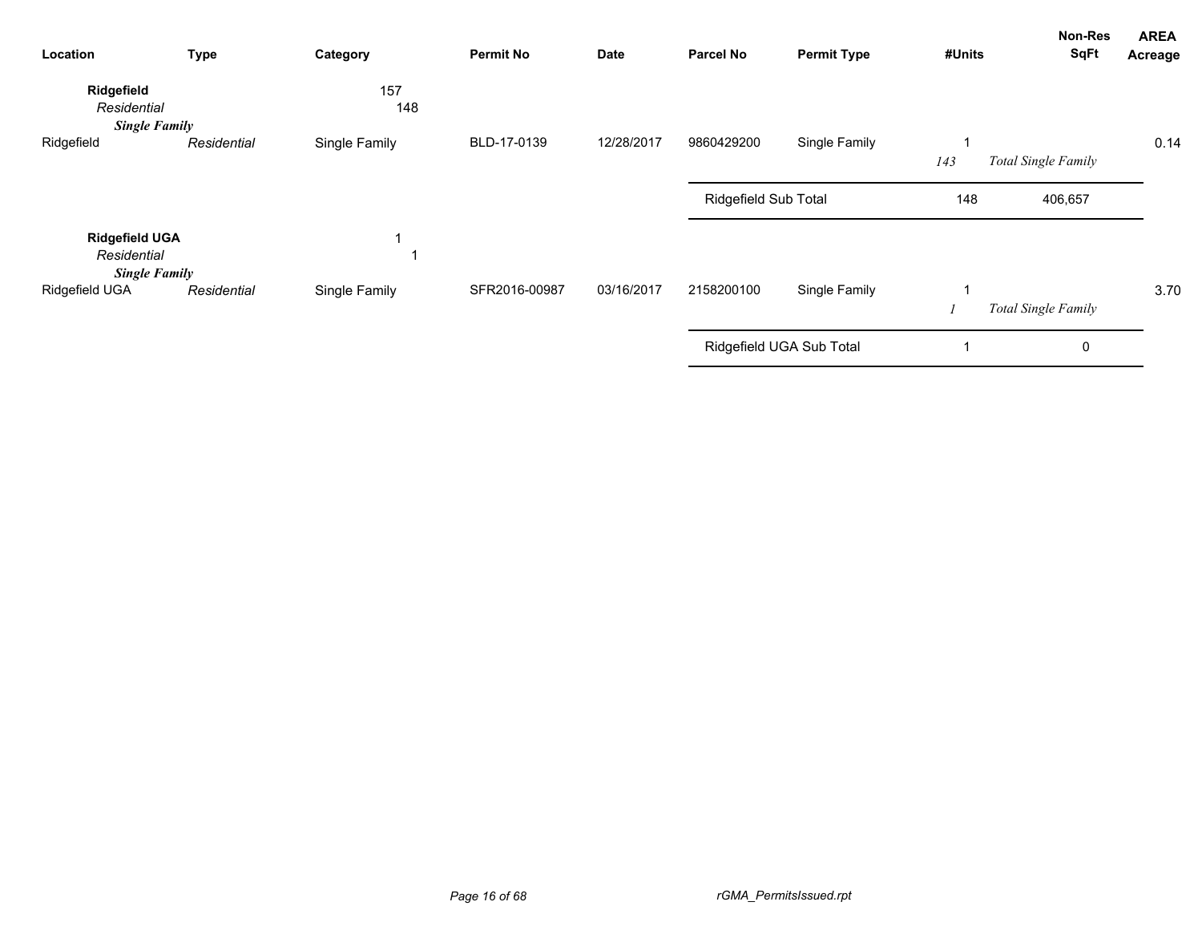| Location | Type | Category | Permit No | Date | Parcel No | Permit Type | #Units | Non-Res SqFt | AREA Acreage |
|---|---|---|---|---|---|---|---|---|---|
| **Ridgefield** | | 157 | | | | | | | |
| *Residential* | | 148 | | | | | | | |
| ***Single Family*** | | | | | | | | | |
| Ridgefield | *Residential* | Single Family | BLD-17-0139 | 12/28/2017 | 9860429200 | Single Family | 1 | | 0.14 |
| | | | | | | | *143* | *Total Single Family* | |
| | | | | | Ridgefield Sub Total | | 148 | 406,657 | |
| **Ridgefield UGA** | | 1 | | | | | | | |
| *Residential* | | 1 | | | | | | | |
| ***Single Family*** | | | | | | | | | |
| Ridgefield UGA | *Residential* | Single Family | SFR2016-00987 | 03/16/2017 | 2158200100 | Single Family | 1 | | 3.70 |
| | | | | | | | *1* | *Total Single Family* | |
| | | | | | Ridgefield UGA Sub Total | | 1 | 0 | |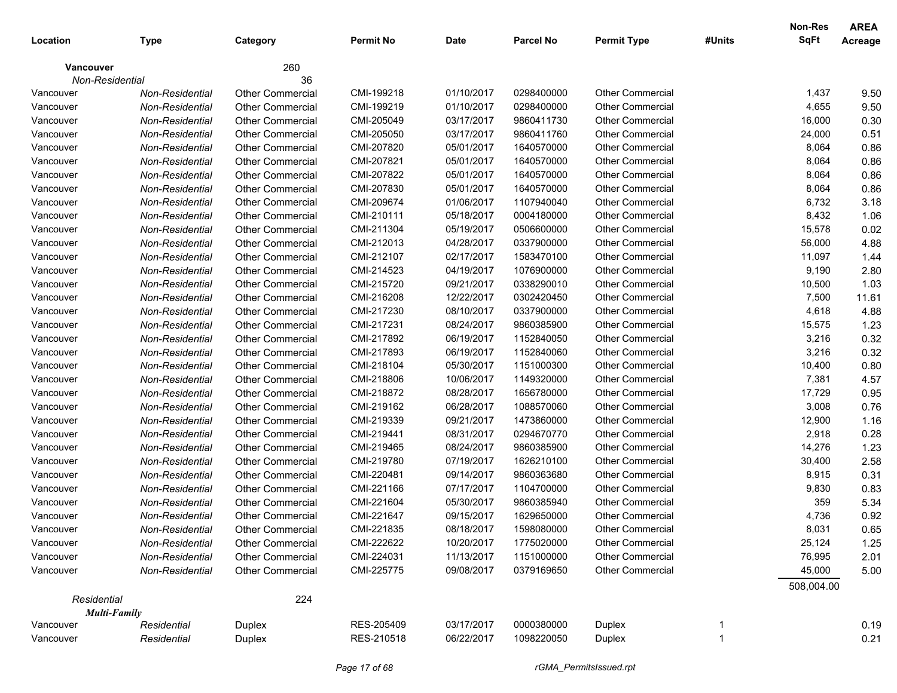| Location | Type | Category | Permit No | Date | Parcel No | Permit Type | #Units | Non-Res SqFt | AREA Acreage |
|---|---|---|---|---|---|---|---|---|---|
| **Vancouver** | | 260 | | | | | | | |
| *Non-Residential* | | 36 | | | | | | | |
| Vancouver | *Non-Residential* | Other Commercial | CMI-199218 | 01/10/2017 | 0298400000 | Other Commercial | | 1,437 | 9.50 |
| Vancouver | *Non-Residential* | Other Commercial | CMI-199219 | 01/10/2017 | 0298400000 | Other Commercial | | 4,655 | 9.50 |
| Vancouver | *Non-Residential* | Other Commercial | CMI-205049 | 03/17/2017 | 9860411730 | Other Commercial | | 16,000 | 0.30 |
| Vancouver | *Non-Residential* | Other Commercial | CMI-205050 | 03/17/2017 | 9860411760 | Other Commercial | | 24,000 | 0.51 |
| Vancouver | *Non-Residential* | Other Commercial | CMI-207820 | 05/01/2017 | 1640570000 | Other Commercial | | 8,064 | 0.86 |
| Vancouver | *Non-Residential* | Other Commercial | CMI-207821 | 05/01/2017 | 1640570000 | Other Commercial | | 8,064 | 0.86 |
| Vancouver | *Non-Residential* | Other Commercial | CMI-207822 | 05/01/2017 | 1640570000 | Other Commercial | | 8,064 | 0.86 |
| Vancouver | *Non-Residential* | Other Commercial | CMI-207830 | 05/01/2017 | 1640570000 | Other Commercial | | 8,064 | 0.86 |
| Vancouver | *Non-Residential* | Other Commercial | CMI-209674 | 01/06/2017 | 1107940040 | Other Commercial | | 6,732 | 3.18 |
| Vancouver | *Non-Residential* | Other Commercial | CMI-210111 | 05/18/2017 | 0004180000 | Other Commercial | | 8,432 | 1.06 |
| Vancouver | *Non-Residential* | Other Commercial | CMI-211304 | 05/19/2017 | 0506600000 | Other Commercial | | 15,578 | 0.02 |
| Vancouver | *Non-Residential* | Other Commercial | CMI-212013 | 04/28/2017 | 0337900000 | Other Commercial | | 56,000 | 4.88 |
| Vancouver | *Non-Residential* | Other Commercial | CMI-212107 | 02/17/2017 | 1583470100 | Other Commercial | | 11,097 | 1.44 |
| Vancouver | *Non-Residential* | Other Commercial | CMI-214523 | 04/19/2017 | 1076900000 | Other Commercial | | 9,190 | 2.80 |
| Vancouver | *Non-Residential* | Other Commercial | CMI-215720 | 09/21/2017 | 0338290010 | Other Commercial | | 10,500 | 1.03 |
| Vancouver | *Non-Residential* | Other Commercial | CMI-216208 | 12/22/2017 | 0302420450 | Other Commercial | | 7,500 | 11.61 |
| Vancouver | *Non-Residential* | Other Commercial | CMI-217230 | 08/10/2017 | 0337900000 | Other Commercial | | 4,618 | 4.88 |
| Vancouver | *Non-Residential* | Other Commercial | CMI-217231 | 08/24/2017 | 9860385900 | Other Commercial | | 15,575 | 1.23 |
| Vancouver | *Non-Residential* | Other Commercial | CMI-217892 | 06/19/2017 | 1152840050 | Other Commercial | | 3,216 | 0.32 |
| Vancouver | *Non-Residential* | Other Commercial | CMI-217893 | 06/19/2017 | 1152840060 | Other Commercial | | 3,216 | 0.32 |
| Vancouver | *Non-Residential* | Other Commercial | CMI-218104 | 05/30/2017 | 1151000300 | Other Commercial | | 10,400 | 0.80 |
| Vancouver | *Non-Residential* | Other Commercial | CMI-218806 | 10/06/2017 | 1149320000 | Other Commercial | | 7,381 | 4.57 |
| Vancouver | *Non-Residential* | Other Commercial | CMI-218872 | 08/28/2017 | 1656780000 | Other Commercial | | 17,729 | 0.95 |
| Vancouver | *Non-Residential* | Other Commercial | CMI-219162 | 06/28/2017 | 1088570060 | Other Commercial | | 3,008 | 0.76 |
| Vancouver | *Non-Residential* | Other Commercial | CMI-219339 | 09/21/2017 | 1473860000 | Other Commercial | | 12,900 | 1.16 |
| Vancouver | *Non-Residential* | Other Commercial | CMI-219441 | 08/31/2017 | 0294670770 | Other Commercial | | 2,918 | 0.28 |
| Vancouver | *Non-Residential* | Other Commercial | CMI-219465 | 08/24/2017 | 9860385900 | Other Commercial | | 14,276 | 1.23 |
| Vancouver | *Non-Residential* | Other Commercial | CMI-219780 | 07/19/2017 | 1626210100 | Other Commercial | | 30,400 | 2.58 |
| Vancouver | *Non-Residential* | Other Commercial | CMI-220481 | 09/14/2017 | 9860363680 | Other Commercial | | 8,915 | 0.31 |
| Vancouver | *Non-Residential* | Other Commercial | CMI-221166 | 07/17/2017 | 1104700000 | Other Commercial | | 9,830 | 0.83 |
| Vancouver | *Non-Residential* | Other Commercial | CMI-221604 | 05/30/2017 | 9860385940 | Other Commercial | | 359 | 5.34 |
| Vancouver | *Non-Residential* | Other Commercial | CMI-221647 | 09/15/2017 | 1629650000 | Other Commercial | | 4,736 | 0.92 |
| Vancouver | *Non-Residential* | Other Commercial | CMI-221835 | 08/18/2017 | 1598080000 | Other Commercial | | 8,031 | 0.65 |
| Vancouver | *Non-Residential* | Other Commercial | CMI-222622 | 10/20/2017 | 1775020000 | Other Commercial | | 25,124 | 1.25 |
| Vancouver | *Non-Residential* | Other Commercial | CMI-224031 | 11/13/2017 | 1151000000 | Other Commercial | | 76,995 | 2.01 |
| Vancouver | *Non-Residential* | Other Commercial | CMI-225775 | 09/08/2017 | 0379169650 | Other Commercial | | 45,000 | 5.00 |
| | | | | | | | | 508,004.00 | |
| *Residential* | | 224 | | | | | | | |
| ***Multi-Family*** | | | | | | | | | |
| Vancouver | *Residential* | Duplex | RES-205409 | 03/17/2017 | 0000380000 | Duplex | 1 | | 0.19 |
| Vancouver | *Residential* | Duplex | RES-210518 | 06/22/2017 | 1098220050 | Duplex | 1 | | 0.21 |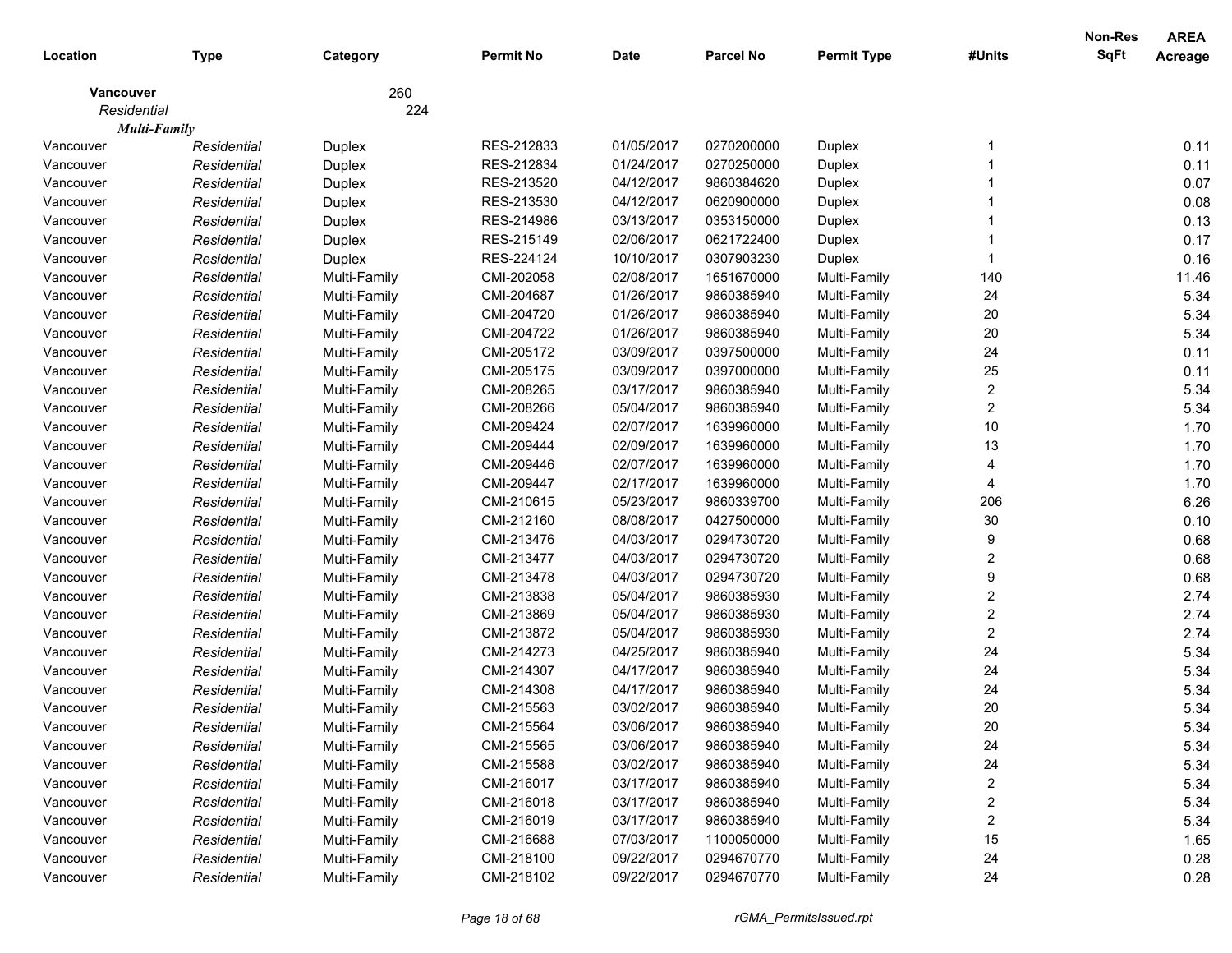| Location | Type | Category | Permit No | Date | Parcel No | Permit Type | #Units | Non-Res SqFt | AREA Acreage |
|---|---|---|---|---|---|---|---|---|---|
| **Vancouver** | | 260 | | | | | | | |
| *Residential* | | 224 | | | | | | | |
| ***Multi-Family*** | | | | | | | | | |
| Vancouver | *Residential* | Duplex | RES-212833 | 01/05/2017 | 0270200000 | Duplex | 1 | | 0.11 |
| Vancouver | *Residential* | Duplex | RES-212834 | 01/24/2017 | 0270250000 | Duplex | 1 | | 0.11 |
| Vancouver | *Residential* | Duplex | RES-213520 | 04/12/2017 | 9860384620 | Duplex | 1 | | 0.07 |
| Vancouver | *Residential* | Duplex | RES-213530 | 04/12/2017 | 0620900000 | Duplex | 1 | | 0.08 |
| Vancouver | *Residential* | Duplex | RES-214986 | 03/13/2017 | 0353150000 | Duplex | 1 | | 0.13 |
| Vancouver | *Residential* | Duplex | RES-215149 | 02/06/2017 | 0621722400 | Duplex | 1 | | 0.17 |
| Vancouver | *Residential* | Duplex | RES-224124 | 10/10/2017 | 0307903230 | Duplex | 1 | | 0.16 |
| Vancouver | *Residential* | Multi-Family | CMI-202058 | 02/08/2017 | 1651670000 | Multi-Family | 140 | | 11.46 |
| Vancouver | *Residential* | Multi-Family | CMI-204687 | 01/26/2017 | 9860385940 | Multi-Family | 24 | | 5.34 |
| Vancouver | *Residential* | Multi-Family | CMI-204720 | 01/26/2017 | 9860385940 | Multi-Family | 20 | | 5.34 |
| Vancouver | *Residential* | Multi-Family | CMI-204722 | 01/26/2017 | 9860385940 | Multi-Family | 20 | | 5.34 |
| Vancouver | *Residential* | Multi-Family | CMI-205172 | 03/09/2017 | 0397500000 | Multi-Family | 24 | | 0.11 |
| Vancouver | *Residential* | Multi-Family | CMI-205175 | 03/09/2017 | 0397000000 | Multi-Family | 25 | | 0.11 |
| Vancouver | *Residential* | Multi-Family | CMI-208265 | 03/17/2017 | 9860385940 | Multi-Family | 2 | | 5.34 |
| Vancouver | *Residential* | Multi-Family | CMI-208266 | 05/04/2017 | 9860385940 | Multi-Family | 2 | | 5.34 |
| Vancouver | *Residential* | Multi-Family | CMI-209424 | 02/07/2017 | 1639960000 | Multi-Family | 10 | | 1.70 |
| Vancouver | *Residential* | Multi-Family | CMI-209444 | 02/09/2017 | 1639960000 | Multi-Family | 13 | | 1.70 |
| Vancouver | *Residential* | Multi-Family | CMI-209446 | 02/07/2017 | 1639960000 | Multi-Family | 4 | | 1.70 |
| Vancouver | *Residential* | Multi-Family | CMI-209447 | 02/17/2017 | 1639960000 | Multi-Family | 4 | | 1.70 |
| Vancouver | *Residential* | Multi-Family | CMI-210615 | 05/23/2017 | 9860339700 | Multi-Family | 206 | | 6.26 |
| Vancouver | *Residential* | Multi-Family | CMI-212160 | 08/08/2017 | 0427500000 | Multi-Family | 30 | | 0.10 |
| Vancouver | *Residential* | Multi-Family | CMI-213476 | 04/03/2017 | 0294730720 | Multi-Family | 9 | | 0.68 |
| Vancouver | *Residential* | Multi-Family | CMI-213477 | 04/03/2017 | 0294730720 | Multi-Family | 2 | | 0.68 |
| Vancouver | *Residential* | Multi-Family | CMI-213478 | 04/03/2017 | 0294730720 | Multi-Family | 9 | | 0.68 |
| Vancouver | *Residential* | Multi-Family | CMI-213838 | 05/04/2017 | 9860385930 | Multi-Family | 2 | | 2.74 |
| Vancouver | *Residential* | Multi-Family | CMI-213869 | 05/04/2017 | 9860385930 | Multi-Family | 2 | | 2.74 |
| Vancouver | *Residential* | Multi-Family | CMI-213872 | 05/04/2017 | 9860385930 | Multi-Family | 2 | | 2.74 |
| Vancouver | *Residential* | Multi-Family | CMI-214273 | 04/25/2017 | 9860385940 | Multi-Family | 24 | | 5.34 |
| Vancouver | *Residential* | Multi-Family | CMI-214307 | 04/17/2017 | 9860385940 | Multi-Family | 24 | | 5.34 |
| Vancouver | *Residential* | Multi-Family | CMI-214308 | 04/17/2017 | 9860385940 | Multi-Family | 24 | | 5.34 |
| Vancouver | *Residential* | Multi-Family | CMI-215563 | 03/02/2017 | 9860385940 | Multi-Family | 20 | | 5.34 |
| Vancouver | *Residential* | Multi-Family | CMI-215564 | 03/06/2017 | 9860385940 | Multi-Family | 20 | | 5.34 |
| Vancouver | *Residential* | Multi-Family | CMI-215565 | 03/06/2017 | 9860385940 | Multi-Family | 24 | | 5.34 |
| Vancouver | *Residential* | Multi-Family | CMI-215588 | 03/02/2017 | 9860385940 | Multi-Family | 24 | | 5.34 |
| Vancouver | *Residential* | Multi-Family | CMI-216017 | 03/17/2017 | 9860385940 | Multi-Family | 2 | | 5.34 |
| Vancouver | *Residential* | Multi-Family | CMI-216018 | 03/17/2017 | 9860385940 | Multi-Family | 2 | | 5.34 |
| Vancouver | *Residential* | Multi-Family | CMI-216019 | 03/17/2017 | 9860385940 | Multi-Family | 2 | | 5.34 |
| Vancouver | *Residential* | Multi-Family | CMI-216688 | 07/03/2017 | 1100050000 | Multi-Family | 15 | | 1.65 |
| Vancouver | *Residential* | Multi-Family | CMI-218100 | 09/22/2017 | 0294670770 | Multi-Family | 24 | | 0.28 |
| Vancouver | *Residential* | Multi-Family | CMI-218102 | 09/22/2017 | 0294670770 | Multi-Family | 24 | | 0.28 |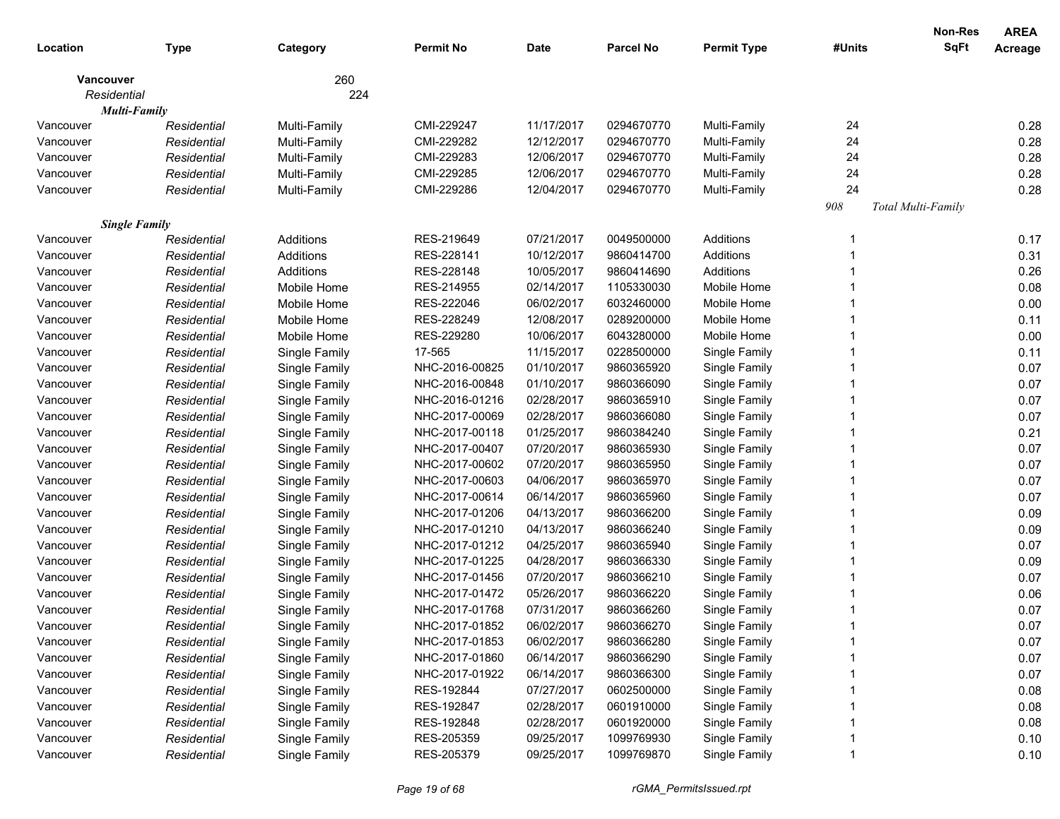| Location | Type | Category | Permit No | Date | Parcel No | Permit Type | #Units | Non-Res SqFt | AREA Acreage |
|---|---|---|---|---|---|---|---|---|---|
| **Vancouver** | | 260 | | | | | | | |
| *Residential* | | 224 | | | | | | | |
| ***Multi-Family*** | | | | | | | | | |
| Vancouver | *Residential* | Multi-Family | CMI-229247 | 11/17/2017 | 0294670770 | Multi-Family | 24 | | 0.28 |
| Vancouver | *Residential* | Multi-Family | CMI-229282 | 12/12/2017 | 0294670770 | Multi-Family | 24 | | 0.28 |
| Vancouver | *Residential* | Multi-Family | CMI-229283 | 12/06/2017 | 0294670770 | Multi-Family | 24 | | 0.28 |
| Vancouver | *Residential* | Multi-Family | CMI-229285 | 12/06/2017 | 0294670770 | Multi-Family | 24 | | 0.28 |
| Vancouver | *Residential* | Multi-Family | CMI-229286 | 12/04/2017 | 0294670770 | Multi-Family | 24 | | 0.28 |
| | | | | | | | *908* | *Total Multi-Family* | |
| ***Single Family*** | | | | | | | | | |
| Vancouver | *Residential* | Additions | RES-219649 | 07/21/2017 | 0049500000 | Additions | 1 | | 0.17 |
| Vancouver | *Residential* | Additions | RES-228141 | 10/12/2017 | 9860414700 | Additions | 1 | | 0.31 |
| Vancouver | *Residential* | Additions | RES-228148 | 10/05/2017 | 9860414690 | Additions | 1 | | 0.26 |
| Vancouver | *Residential* | Mobile Home | RES-214955 | 02/14/2017 | 1105330030 | Mobile Home | 1 | | 0.08 |
| Vancouver | *Residential* | Mobile Home | RES-222046 | 06/02/2017 | 6032460000 | Mobile Home | 1 | | 0.00 |
| Vancouver | *Residential* | Mobile Home | RES-228249 | 12/08/2017 | 0289200000 | Mobile Home | 1 | | 0.11 |
| Vancouver | *Residential* | Mobile Home | RES-229280 | 10/06/2017 | 6043280000 | Mobile Home | 1 | | 0.00 |
| Vancouver | *Residential* | Single Family | 17-565 | 11/15/2017 | 0228500000 | Single Family | 1 | | 0.11 |
| Vancouver | *Residential* | Single Family | NHC-2016-00825 | 01/10/2017 | 9860365920 | Single Family | 1 | | 0.07 |
| Vancouver | *Residential* | Single Family | NHC-2016-00848 | 01/10/2017 | 9860366090 | Single Family | 1 | | 0.07 |
| Vancouver | *Residential* | Single Family | NHC-2016-01216 | 02/28/2017 | 9860365910 | Single Family | 1 | | 0.07 |
| Vancouver | *Residential* | Single Family | NHC-2017-00069 | 02/28/2017 | 9860366080 | Single Family | 1 | | 0.07 |
| Vancouver | *Residential* | Single Family | NHC-2017-00118 | 01/25/2017 | 9860384240 | Single Family | 1 | | 0.21 |
| Vancouver | *Residential* | Single Family | NHC-2017-00407 | 07/20/2017 | 9860365930 | Single Family | 1 | | 0.07 |
| Vancouver | *Residential* | Single Family | NHC-2017-00602 | 07/20/2017 | 9860365950 | Single Family | 1 | | 0.07 |
| Vancouver | *Residential* | Single Family | NHC-2017-00603 | 04/06/2017 | 9860365970 | Single Family | 1 | | 0.07 |
| Vancouver | *Residential* | Single Family | NHC-2017-00614 | 06/14/2017 | 9860365960 | Single Family | 1 | | 0.07 |
| Vancouver | *Residential* | Single Family | NHC-2017-01206 | 04/13/2017 | 9860366200 | Single Family | 1 | | 0.09 |
| Vancouver | *Residential* | Single Family | NHC-2017-01210 | 04/13/2017 | 9860366240 | Single Family | 1 | | 0.09 |
| Vancouver | *Residential* | Single Family | NHC-2017-01212 | 04/25/2017 | 9860365940 | Single Family | 1 | | 0.07 |
| Vancouver | *Residential* | Single Family | NHC-2017-01225 | 04/28/2017 | 9860366330 | Single Family | 1 | | 0.09 |
| Vancouver | *Residential* | Single Family | NHC-2017-01456 | 07/20/2017 | 9860366210 | Single Family | 1 | | 0.07 |
| Vancouver | *Residential* | Single Family | NHC-2017-01472 | 05/26/2017 | 9860366220 | Single Family | 1 | | 0.06 |
| Vancouver | *Residential* | Single Family | NHC-2017-01768 | 07/31/2017 | 9860366260 | Single Family | 1 | | 0.07 |
| Vancouver | *Residential* | Single Family | NHC-2017-01852 | 06/02/2017 | 9860366270 | Single Family | 1 | | 0.07 |
| Vancouver | *Residential* | Single Family | NHC-2017-01853 | 06/02/2017 | 9860366280 | Single Family | 1 | | 0.07 |
| Vancouver | *Residential* | Single Family | NHC-2017-01860 | 06/14/2017 | 9860366290 | Single Family | 1 | | 0.07 |
| Vancouver | *Residential* | Single Family | NHC-2017-01922 | 06/14/2017 | 9860366300 | Single Family | 1 | | 0.07 |
| Vancouver | *Residential* | Single Family | RES-192844 | 07/27/2017 | 0602500000 | Single Family | 1 | | 0.08 |
| Vancouver | *Residential* | Single Family | RES-192847 | 02/28/2017 | 0601910000 | Single Family | 1 | | 0.08 |
| Vancouver | *Residential* | Single Family | RES-192848 | 02/28/2017 | 0601920000 | Single Family | 1 | | 0.08 |
| Vancouver | *Residential* | Single Family | RES-205359 | 09/25/2017 | 1099769930 | Single Family | 1 | | 0.10 |
| Vancouver | *Residential* | Single Family | RES-205379 | 09/25/2017 | 1099769870 | Single Family | 1 | | 0.10 |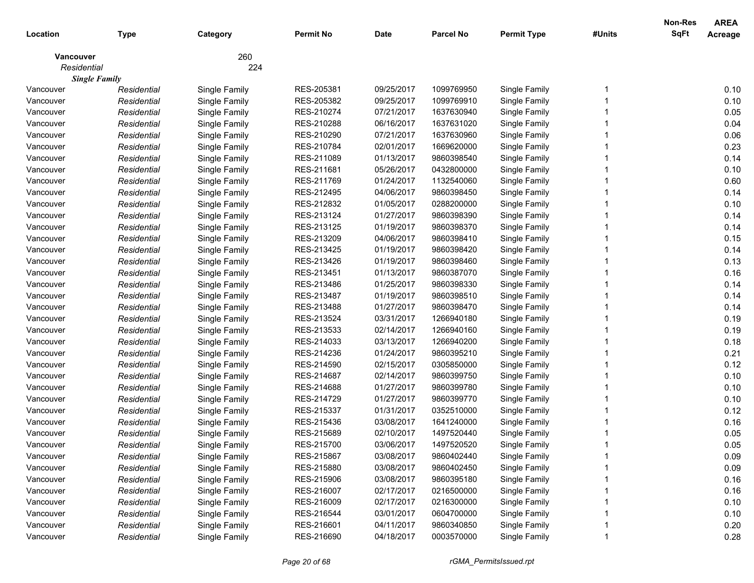| Location | Type | Category | Permit No | Date | Parcel No | Permit Type | #Units | Non-Res SqFt | AREA Acreage |
|---|---|---|---|---|---|---|---|---|---|
| **Vancouver** | | 260 | | | | | | | |
| *Residential* | | 224 | | | | | | | |
| ***Single Family*** | | | | | | | | | |
| Vancouver | *Residential* | Single Family | RES-205381 | 09/25/2017 | 1099769950 | Single Family | 1 | | 0.10 |
| Vancouver | *Residential* | Single Family | RES-205382 | 09/25/2017 | 1099769910 | Single Family | 1 | | 0.10 |
| Vancouver | *Residential* | Single Family | RES-210274 | 07/21/2017 | 1637630940 | Single Family | 1 | | 0.05 |
| Vancouver | *Residential* | Single Family | RES-210288 | 06/16/2017 | 1637631020 | Single Family | 1 | | 0.04 |
| Vancouver | *Residential* | Single Family | RES-210290 | 07/21/2017 | 1637630960 | Single Family | 1 | | 0.06 |
| Vancouver | *Residential* | Single Family | RES-210784 | 02/01/2017 | 1669620000 | Single Family | 1 | | 0.23 |
| Vancouver | *Residential* | Single Family | RES-211089 | 01/13/2017 | 9860398540 | Single Family | 1 | | 0.14 |
| Vancouver | *Residential* | Single Family | RES-211681 | 05/26/2017 | 0432800000 | Single Family | 1 | | 0.10 |
| Vancouver | *Residential* | Single Family | RES-211769 | 01/24/2017 | 1132540060 | Single Family | 1 | | 0.60 |
| Vancouver | *Residential* | Single Family | RES-212495 | 04/06/2017 | 9860398450 | Single Family | 1 | | 0.14 |
| Vancouver | *Residential* | Single Family | RES-212832 | 01/05/2017 | 0288200000 | Single Family | 1 | | 0.10 |
| Vancouver | *Residential* | Single Family | RES-213124 | 01/27/2017 | 9860398390 | Single Family | 1 | | 0.14 |
| Vancouver | *Residential* | Single Family | RES-213125 | 01/19/2017 | 9860398370 | Single Family | 1 | | 0.14 |
| Vancouver | *Residential* | Single Family | RES-213209 | 04/06/2017 | 9860398410 | Single Family | 1 | | 0.15 |
| Vancouver | *Residential* | Single Family | RES-213425 | 01/19/2017 | 9860398420 | Single Family | 1 | | 0.14 |
| Vancouver | *Residential* | Single Family | RES-213426 | 01/19/2017 | 9860398460 | Single Family | 1 | | 0.13 |
| Vancouver | *Residential* | Single Family | RES-213451 | 01/13/2017 | 9860387070 | Single Family | 1 | | 0.16 |
| Vancouver | *Residential* | Single Family | RES-213486 | 01/25/2017 | 9860398330 | Single Family | 1 | | 0.14 |
| Vancouver | *Residential* | Single Family | RES-213487 | 01/19/2017 | 9860398510 | Single Family | 1 | | 0.14 |
| Vancouver | *Residential* | Single Family | RES-213488 | 01/27/2017 | 9860398470 | Single Family | 1 | | 0.14 |
| Vancouver | *Residential* | Single Family | RES-213524 | 03/31/2017 | 1266940180 | Single Family | 1 | | 0.19 |
| Vancouver | *Residential* | Single Family | RES-213533 | 02/14/2017 | 1266940160 | Single Family | 1 | | 0.19 |
| Vancouver | *Residential* | Single Family | RES-214033 | 03/13/2017 | 1266940200 | Single Family | 1 | | 0.18 |
| Vancouver | *Residential* | Single Family | RES-214236 | 01/24/2017 | 9860395210 | Single Family | 1 | | 0.21 |
| Vancouver | *Residential* | Single Family | RES-214590 | 02/15/2017 | 0305850000 | Single Family | 1 | | 0.12 |
| Vancouver | *Residential* | Single Family | RES-214687 | 02/14/2017 | 9860399750 | Single Family | 1 | | 0.10 |
| Vancouver | *Residential* | Single Family | RES-214688 | 01/27/2017 | 9860399780 | Single Family | 1 | | 0.10 |
| Vancouver | *Residential* | Single Family | RES-214729 | 01/27/2017 | 9860399770 | Single Family | 1 | | 0.10 |
| Vancouver | *Residential* | Single Family | RES-215337 | 01/31/2017 | 0352510000 | Single Family | 1 | | 0.12 |
| Vancouver | *Residential* | Single Family | RES-215436 | 03/08/2017 | 1641240000 | Single Family | 1 | | 0.16 |
| Vancouver | *Residential* | Single Family | RES-215689 | 02/10/2017 | 1497520440 | Single Family | 1 | | 0.05 |
| Vancouver | *Residential* | Single Family | RES-215700 | 03/06/2017 | 1497520520 | Single Family | 1 | | 0.05 |
| Vancouver | *Residential* | Single Family | RES-215867 | 03/08/2017 | 9860402440 | Single Family | 1 | | 0.09 |
| Vancouver | *Residential* | Single Family | RES-215880 | 03/08/2017 | 9860402450 | Single Family | 1 | | 0.09 |
| Vancouver | *Residential* | Single Family | RES-215906 | 03/08/2017 | 9860395180 | Single Family | 1 | | 0.16 |
| Vancouver | *Residential* | Single Family | RES-216007 | 02/17/2017 | 0216500000 | Single Family | 1 | | 0.16 |
| Vancouver | *Residential* | Single Family | RES-216009 | 02/17/2017 | 0216300000 | Single Family | 1 | | 0.10 |
| Vancouver | *Residential* | Single Family | RES-216544 | 03/01/2017 | 0604700000 | Single Family | 1 | | 0.10 |
| Vancouver | *Residential* | Single Family | RES-216601 | 04/11/2017 | 9860340850 | Single Family | 1 | | 0.20 |
| Vancouver | *Residential* | Single Family | RES-216690 | 04/18/2017 | 0003570000 | Single Family | 1 | | 0.28 |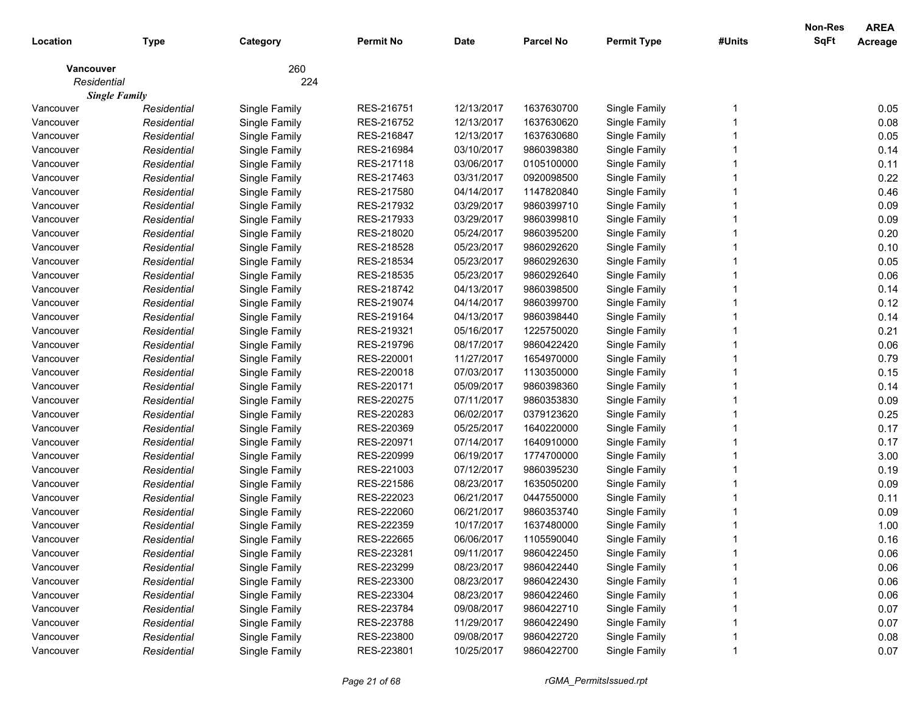| Location | Type | Category | Permit No | Date | Parcel No | Permit Type | #Units | Non-Res SqFt | AREA Acreage |
|---|---|---|---|---|---|---|---|---|---|
| **Vancouver** | | 260 | | | | | | | |
| *Residential* | | 224 | | | | | | | |
| ***Single Family*** | | | | | | | | | |
| Vancouver | *Residential* | Single Family | RES-216751 | 12/13/2017 | 1637630700 | Single Family | 1 | | 0.05 |
| Vancouver | *Residential* | Single Family | RES-216752 | 12/13/2017 | 1637630620 | Single Family | 1 | | 0.08 |
| Vancouver | *Residential* | Single Family | RES-216847 | 12/13/2017 | 1637630680 | Single Family | 1 | | 0.05 |
| Vancouver | *Residential* | Single Family | RES-216984 | 03/10/2017 | 9860398380 | Single Family | 1 | | 0.14 |
| Vancouver | *Residential* | Single Family | RES-217118 | 03/06/2017 | 0105100000 | Single Family | 1 | | 0.11 |
| Vancouver | *Residential* | Single Family | RES-217463 | 03/31/2017 | 0920098500 | Single Family | 1 | | 0.22 |
| Vancouver | *Residential* | Single Family | RES-217580 | 04/14/2017 | 1147820840 | Single Family | 1 | | 0.46 |
| Vancouver | *Residential* | Single Family | RES-217932 | 03/29/2017 | 9860399710 | Single Family | 1 | | 0.09 |
| Vancouver | *Residential* | Single Family | RES-217933 | 03/29/2017 | 9860399810 | Single Family | 1 | | 0.09 |
| Vancouver | *Residential* | Single Family | RES-218020 | 05/24/2017 | 9860395200 | Single Family | 1 | | 0.20 |
| Vancouver | *Residential* | Single Family | RES-218528 | 05/23/2017 | 9860292620 | Single Family | 1 | | 0.10 |
| Vancouver | *Residential* | Single Family | RES-218534 | 05/23/2017 | 9860292630 | Single Family | 1 | | 0.05 |
| Vancouver | *Residential* | Single Family | RES-218535 | 05/23/2017 | 9860292640 | Single Family | 1 | | 0.06 |
| Vancouver | *Residential* | Single Family | RES-218742 | 04/13/2017 | 9860398500 | Single Family | 1 | | 0.14 |
| Vancouver | *Residential* | Single Family | RES-219074 | 04/14/2017 | 9860399700 | Single Family | 1 | | 0.12 |
| Vancouver | *Residential* | Single Family | RES-219164 | 04/13/2017 | 9860398440 | Single Family | 1 | | 0.14 |
| Vancouver | *Residential* | Single Family | RES-219321 | 05/16/2017 | 1225750020 | Single Family | 1 | | 0.21 |
| Vancouver | *Residential* | Single Family | RES-219796 | 08/17/2017 | 9860422420 | Single Family | 1 | | 0.06 |
| Vancouver | *Residential* | Single Family | RES-220001 | 11/27/2017 | 1654970000 | Single Family | 1 | | 0.79 |
| Vancouver | *Residential* | Single Family | RES-220018 | 07/03/2017 | 1130350000 | Single Family | 1 | | 0.15 |
| Vancouver | *Residential* | Single Family | RES-220171 | 05/09/2017 | 9860398360 | Single Family | 1 | | 0.14 |
| Vancouver | *Residential* | Single Family | RES-220275 | 07/11/2017 | 9860353830 | Single Family | 1 | | 0.09 |
| Vancouver | *Residential* | Single Family | RES-220283 | 06/02/2017 | 0379123620 | Single Family | 1 | | 0.25 |
| Vancouver | *Residential* | Single Family | RES-220369 | 05/25/2017 | 1640220000 | Single Family | 1 | | 0.17 |
| Vancouver | *Residential* | Single Family | RES-220971 | 07/14/2017 | 1640910000 | Single Family | 1 | | 0.17 |
| Vancouver | *Residential* | Single Family | RES-220999 | 06/19/2017 | 1774700000 | Single Family | 1 | | 3.00 |
| Vancouver | *Residential* | Single Family | RES-221003 | 07/12/2017 | 9860395230 | Single Family | 1 | | 0.19 |
| Vancouver | *Residential* | Single Family | RES-221586 | 08/23/2017 | 1635050200 | Single Family | 1 | | 0.09 |
| Vancouver | *Residential* | Single Family | RES-222023 | 06/21/2017 | 0447550000 | Single Family | 1 | | 0.11 |
| Vancouver | *Residential* | Single Family | RES-222060 | 06/21/2017 | 9860353740 | Single Family | 1 | | 0.09 |
| Vancouver | *Residential* | Single Family | RES-222359 | 10/17/2017 | 1637480000 | Single Family | 1 | | 1.00 |
| Vancouver | *Residential* | Single Family | RES-222665 | 06/06/2017 | 1105590040 | Single Family | 1 | | 0.16 |
| Vancouver | *Residential* | Single Family | RES-223281 | 09/11/2017 | 9860422450 | Single Family | 1 | | 0.06 |
| Vancouver | *Residential* | Single Family | RES-223299 | 08/23/2017 | 9860422440 | Single Family | 1 | | 0.06 |
| Vancouver | *Residential* | Single Family | RES-223300 | 08/23/2017 | 9860422430 | Single Family | 1 | | 0.06 |
| Vancouver | *Residential* | Single Family | RES-223304 | 08/23/2017 | 9860422460 | Single Family | 1 | | 0.06 |
| Vancouver | *Residential* | Single Family | RES-223784 | 09/08/2017 | 9860422710 | Single Family | 1 | | 0.07 |
| Vancouver | *Residential* | Single Family | RES-223788 | 11/29/2017 | 9860422490 | Single Family | 1 | | 0.07 |
| Vancouver | *Residential* | Single Family | RES-223800 | 09/08/2017 | 9860422720 | Single Family | 1 | | 0.08 |
| Vancouver | *Residential* | Single Family | RES-223801 | 10/25/2017 | 9860422700 | Single Family | 1 | | 0.07 |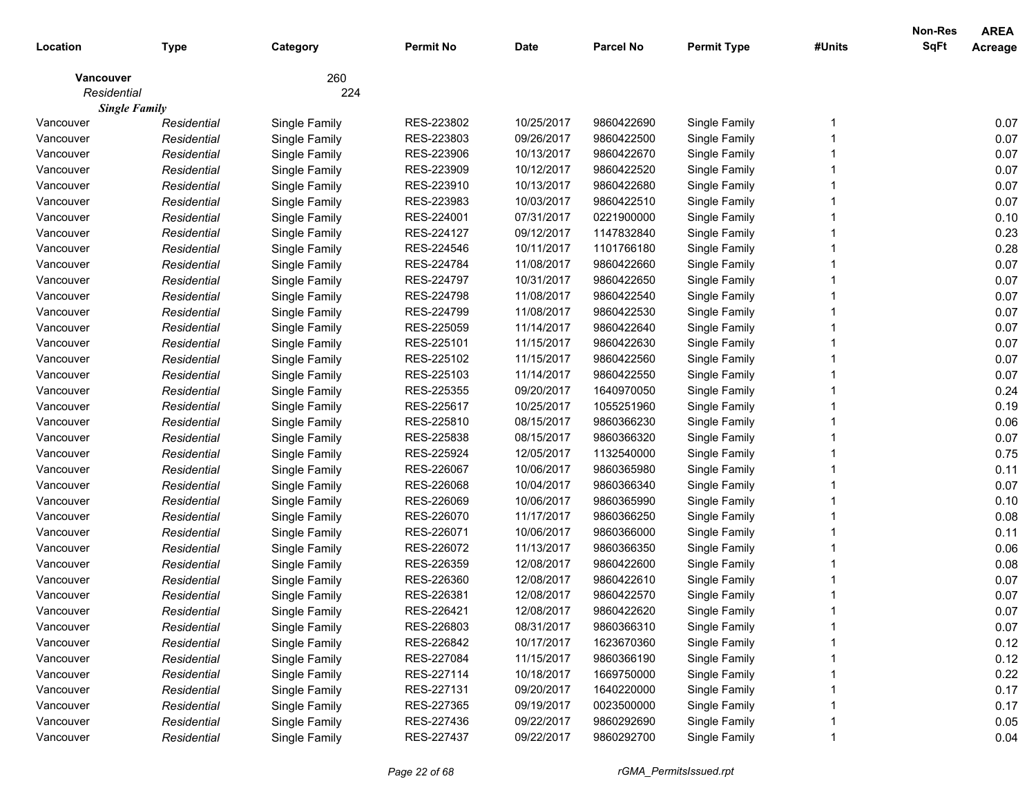| Location | Type | Category | Permit No | Date | Parcel No | Permit Type | #Units | Non-Res SqFt | AREA Acreage |
|---|---|---|---|---|---|---|---|---|---|
| **Vancouver** | | 260 | | | | | | | |
| *Residential* | | 224 | | | | | | | |
| ***Single Family*** | | | | | | | | | |
| Vancouver | *Residential* | Single Family | RES-223802 | 10/25/2017 | 9860422690 | Single Family | 1 | | 0.07 |
| Vancouver | *Residential* | Single Family | RES-223803 | 09/26/2017 | 9860422500 | Single Family | 1 | | 0.07 |
| Vancouver | *Residential* | Single Family | RES-223906 | 10/13/2017 | 9860422670 | Single Family | 1 | | 0.07 |
| Vancouver | *Residential* | Single Family | RES-223909 | 10/12/2017 | 9860422520 | Single Family | 1 | | 0.07 |
| Vancouver | *Residential* | Single Family | RES-223910 | 10/13/2017 | 9860422680 | Single Family | 1 | | 0.07 |
| Vancouver | *Residential* | Single Family | RES-223983 | 10/03/2017 | 9860422510 | Single Family | 1 | | 0.07 |
| Vancouver | *Residential* | Single Family | RES-224001 | 07/31/2017 | 0221900000 | Single Family | 1 | | 0.10 |
| Vancouver | *Residential* | Single Family | RES-224127 | 09/12/2017 | 1147832840 | Single Family | 1 | | 0.23 |
| Vancouver | *Residential* | Single Family | RES-224546 | 10/11/2017 | 1101766180 | Single Family | 1 | | 0.28 |
| Vancouver | *Residential* | Single Family | RES-224784 | 11/08/2017 | 9860422660 | Single Family | 1 | | 0.07 |
| Vancouver | *Residential* | Single Family | RES-224797 | 10/31/2017 | 9860422650 | Single Family | 1 | | 0.07 |
| Vancouver | *Residential* | Single Family | RES-224798 | 11/08/2017 | 9860422540 | Single Family | 1 | | 0.07 |
| Vancouver | *Residential* | Single Family | RES-224799 | 11/08/2017 | 9860422530 | Single Family | 1 | | 0.07 |
| Vancouver | *Residential* | Single Family | RES-225059 | 11/14/2017 | 9860422640 | Single Family | 1 | | 0.07 |
| Vancouver | *Residential* | Single Family | RES-225101 | 11/15/2017 | 9860422630 | Single Family | 1 | | 0.07 |
| Vancouver | *Residential* | Single Family | RES-225102 | 11/15/2017 | 9860422560 | Single Family | 1 | | 0.07 |
| Vancouver | *Residential* | Single Family | RES-225103 | 11/14/2017 | 9860422550 | Single Family | 1 | | 0.07 |
| Vancouver | *Residential* | Single Family | RES-225355 | 09/20/2017 | 1640970050 | Single Family | 1 | | 0.24 |
| Vancouver | *Residential* | Single Family | RES-225617 | 10/25/2017 | 1055251960 | Single Family | 1 | | 0.19 |
| Vancouver | *Residential* | Single Family | RES-225810 | 08/15/2017 | 9860366230 | Single Family | 1 | | 0.06 |
| Vancouver | *Residential* | Single Family | RES-225838 | 08/15/2017 | 9860366320 | Single Family | 1 | | 0.07 |
| Vancouver | *Residential* | Single Family | RES-225924 | 12/05/2017 | 1132540000 | Single Family | 1 | | 0.75 |
| Vancouver | *Residential* | Single Family | RES-226067 | 10/06/2017 | 9860365980 | Single Family | 1 | | 0.11 |
| Vancouver | *Residential* | Single Family | RES-226068 | 10/04/2017 | 9860366340 | Single Family | 1 | | 0.07 |
| Vancouver | *Residential* | Single Family | RES-226069 | 10/06/2017 | 9860365990 | Single Family | 1 | | 0.10 |
| Vancouver | *Residential* | Single Family | RES-226070 | 11/17/2017 | 9860366250 | Single Family | 1 | | 0.08 |
| Vancouver | *Residential* | Single Family | RES-226071 | 10/06/2017 | 9860366000 | Single Family | 1 | | 0.11 |
| Vancouver | *Residential* | Single Family | RES-226072 | 11/13/2017 | 9860366350 | Single Family | 1 | | 0.06 |
| Vancouver | *Residential* | Single Family | RES-226359 | 12/08/2017 | 9860422600 | Single Family | 1 | | 0.08 |
| Vancouver | *Residential* | Single Family | RES-226360 | 12/08/2017 | 9860422610 | Single Family | 1 | | 0.07 |
| Vancouver | *Residential* | Single Family | RES-226381 | 12/08/2017 | 9860422570 | Single Family | 1 | | 0.07 |
| Vancouver | *Residential* | Single Family | RES-226421 | 12/08/2017 | 9860422620 | Single Family | 1 | | 0.07 |
| Vancouver | *Residential* | Single Family | RES-226803 | 08/31/2017 | 9860366310 | Single Family | 1 | | 0.07 |
| Vancouver | *Residential* | Single Family | RES-226842 | 10/17/2017 | 1623670360 | Single Family | 1 | | 0.12 |
| Vancouver | *Residential* | Single Family | RES-227084 | 11/15/2017 | 9860366190 | Single Family | 1 | | 0.12 |
| Vancouver | *Residential* | Single Family | RES-227114 | 10/18/2017 | 1669750000 | Single Family | 1 | | 0.22 |
| Vancouver | *Residential* | Single Family | RES-227131 | 09/20/2017 | 1640220000 | Single Family | 1 | | 0.17 |
| Vancouver | *Residential* | Single Family | RES-227365 | 09/19/2017 | 0023500000 | Single Family | 1 | | 0.17 |
| Vancouver | *Residential* | Single Family | RES-227436 | 09/22/2017 | 9860292690 | Single Family | 1 | | 0.05 |
| Vancouver | *Residential* | Single Family | RES-227437 | 09/22/2017 | 9860292700 | Single Family | 1 | | 0.04 |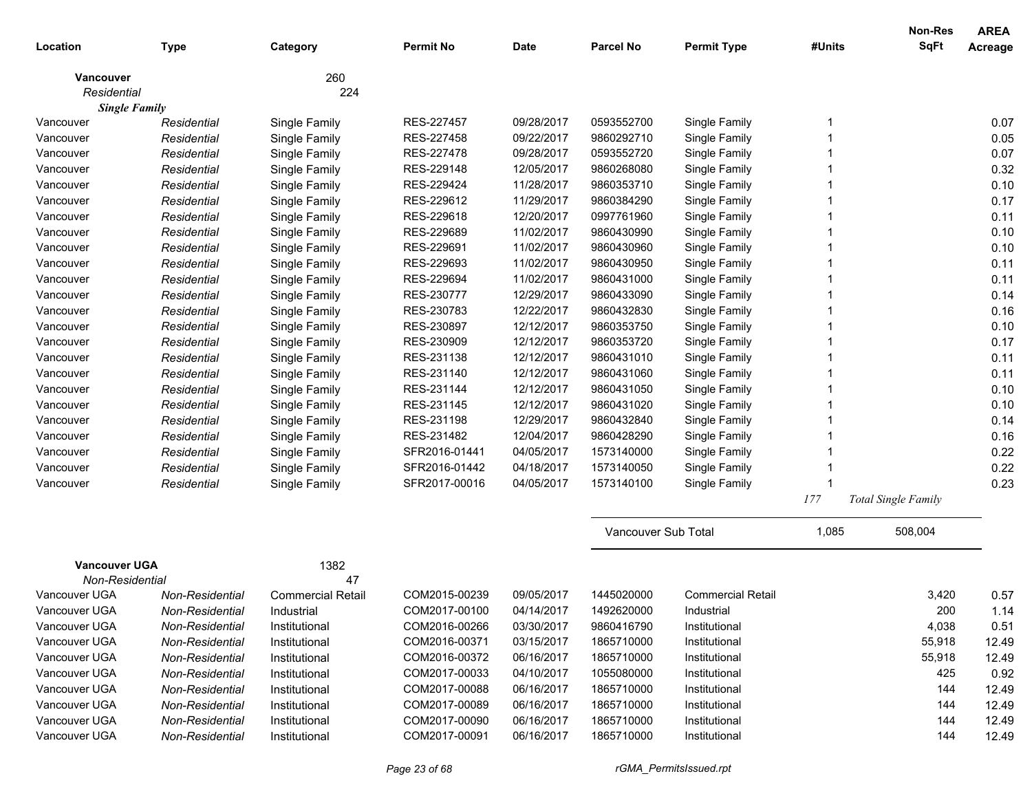| Location | Type | Category | Permit No | Date | Parcel No | Permit Type | #Units | Non-Res SqFt | AREA Acreage |
|---|---|---|---|---|---|---|---|---|---|
| **Vancouver** | | 260 | | | | | | | |
| *Residential* | | 224 | | | | | | | |
| ***Single Family*** | | | | | | | | | |
| Vancouver | *Residential* | Single Family | RES-227457 | 09/28/2017 | 0593552700 | Single Family | 1 | | 0.07 |
| Vancouver | *Residential* | Single Family | RES-227458 | 09/22/2017 | 9860292710 | Single Family | 1 | | 0.05 |
| Vancouver | *Residential* | Single Family | RES-227478 | 09/28/2017 | 0593552720 | Single Family | 1 | | 0.07 |
| Vancouver | *Residential* | Single Family | RES-229148 | 12/05/2017 | 9860268080 | Single Family | 1 | | 0.32 |
| Vancouver | *Residential* | Single Family | RES-229424 | 11/28/2017 | 9860353710 | Single Family | 1 | | 0.10 |
| Vancouver | *Residential* | Single Family | RES-229612 | 11/29/2017 | 9860384290 | Single Family | 1 | | 0.17 |
| Vancouver | *Residential* | Single Family | RES-229618 | 12/20/2017 | 0997761960 | Single Family | 1 | | 0.11 |
| Vancouver | *Residential* | Single Family | RES-229689 | 11/02/2017 | 9860430990 | Single Family | 1 | | 0.10 |
| Vancouver | *Residential* | Single Family | RES-229691 | 11/02/2017 | 9860430960 | Single Family | 1 | | 0.10 |
| Vancouver | *Residential* | Single Family | RES-229693 | 11/02/2017 | 9860430950 | Single Family | 1 | | 0.11 |
| Vancouver | *Residential* | Single Family | RES-229694 | 11/02/2017 | 9860431000 | Single Family | 1 | | 0.11 |
| Vancouver | *Residential* | Single Family | RES-230777 | 12/29/2017 | 9860433090 | Single Family | 1 | | 0.14 |
| Vancouver | *Residential* | Single Family | RES-230783 | 12/22/2017 | 9860432830 | Single Family | 1 | | 0.16 |
| Vancouver | *Residential* | Single Family | RES-230897 | 12/12/2017 | 9860353750 | Single Family | 1 | | 0.10 |
| Vancouver | *Residential* | Single Family | RES-230909 | 12/12/2017 | 9860353720 | Single Family | 1 | | 0.17 |
| Vancouver | *Residential* | Single Family | RES-231138 | 12/12/2017 | 9860431010 | Single Family | 1 | | 0.11 |
| Vancouver | *Residential* | Single Family | RES-231140 | 12/12/2017 | 9860431060 | Single Family | 1 | | 0.11 |
| Vancouver | *Residential* | Single Family | RES-231144 | 12/12/2017 | 9860431050 | Single Family | 1 | | 0.10 |
| Vancouver | *Residential* | Single Family | RES-231145 | 12/12/2017 | 9860431020 | Single Family | 1 | | 0.10 |
| Vancouver | *Residential* | Single Family | RES-231198 | 12/29/2017 | 9860432840 | Single Family | 1 | | 0.14 |
| Vancouver | *Residential* | Single Family | RES-231482 | 12/04/2017 | 9860428290 | Single Family | 1 | | 0.16 |
| Vancouver | *Residential* | Single Family | SFR2016-01441 | 04/05/2017 | 1573140000 | Single Family | 1 | | 0.22 |
| Vancouver | *Residential* | Single Family | SFR2016-01442 | 04/18/2017 | 1573140050 | Single Family | 1 | | 0.22 |
| Vancouver | *Residential* | Single Family | SFR2017-00016 | 04/05/2017 | 1573140100 | Single Family | 1 | | 0.23 |
| | | | | | | | *177* | *Total Single Family* | |
| | | | | | Vancouver Sub Total | | 1,085 | 508,004 | |
| **Vancouver UGA** | | 1382 | | | | | | | |
| *Non-Residential* | | 47 | | | | | | | |
| Vancouver UGA | *Non-Residential* | Commercial Retail | COM2015-00239 | 09/05/2017 | 1445020000 | Commercial Retail | | 3,420 | 0.57 |
| Vancouver UGA | *Non-Residential* | Industrial | COM2017-00100 | 04/14/2017 | 1492620000 | Industrial | | 200 | 1.14 |
| Vancouver UGA | *Non-Residential* | Institutional | COM2016-00266 | 03/30/2017 | 9860416790 | Institutional | | 4,038 | 0.51 |
| Vancouver UGA | *Non-Residential* | Institutional | COM2016-00371 | 03/15/2017 | 1865710000 | Institutional | | 55,918 | 12.49 |
| Vancouver UGA | *Non-Residential* | Institutional | COM2016-00372 | 06/16/2017 | 1865710000 | Institutional | | 55,918 | 12.49 |
| Vancouver UGA | *Non-Residential* | Institutional | COM2017-00033 | 04/10/2017 | 1055080000 | Institutional | | 425 | 0.92 |
| Vancouver UGA | *Non-Residential* | Institutional | COM2017-00088 | 06/16/2017 | 1865710000 | Institutional | | 144 | 12.49 |
| Vancouver UGA | *Non-Residential* | Institutional | COM2017-00089 | 06/16/2017 | 1865710000 | Institutional | | 144 | 12.49 |
| Vancouver UGA | *Non-Residential* | Institutional | COM2017-00090 | 06/16/2017 | 1865710000 | Institutional | | 144 | 12.49 |
| Vancouver UGA | *Non-Residential* | Institutional | COM2017-00091 | 06/16/2017 | 1865710000 | Institutional | | 144 | 12.49 |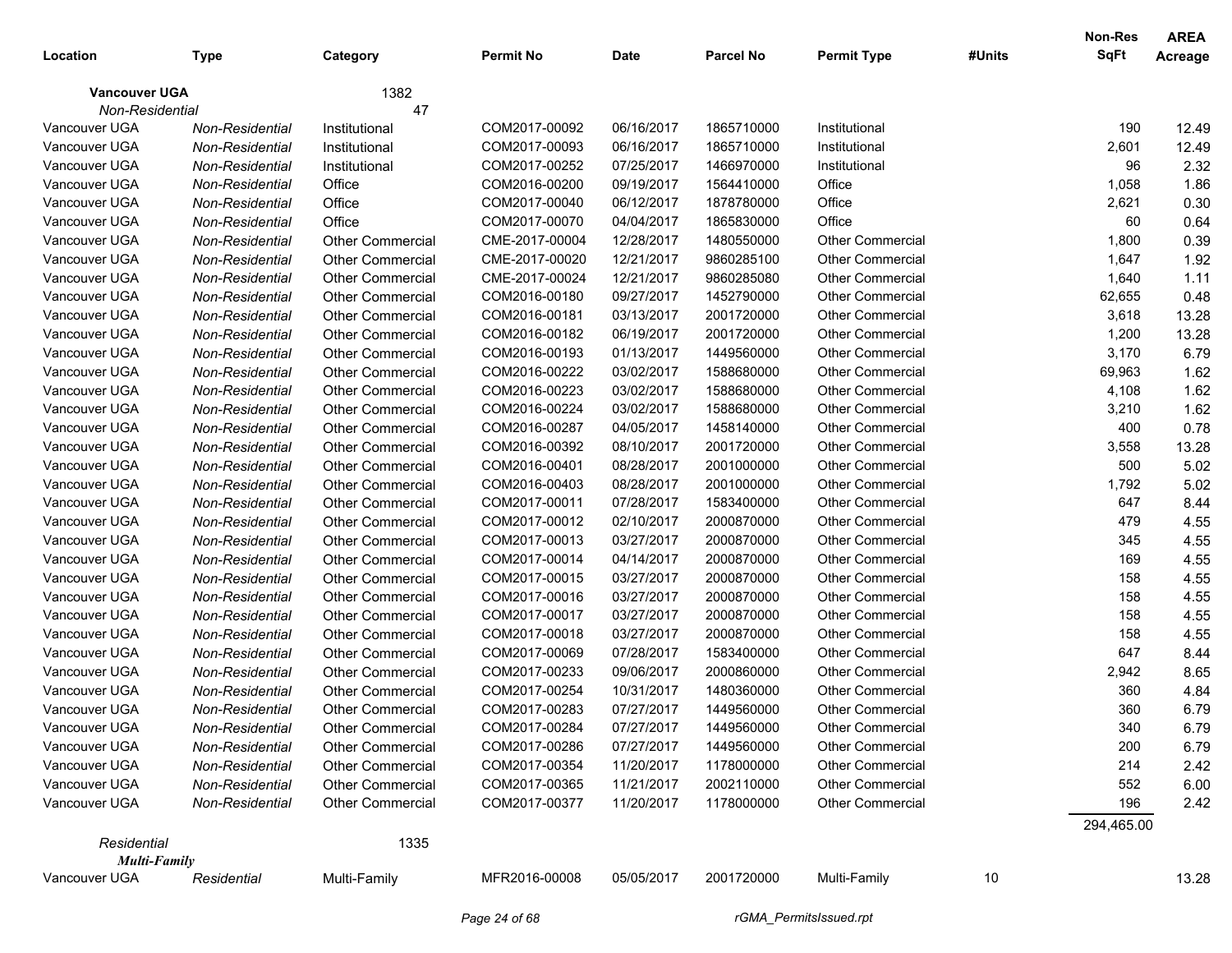| Location | Type | Category | Permit No | Date | Parcel No | Permit Type | #Units | Non-Res SqFt | AREA Acreage |
|---|---|---|---|---|---|---|---|---|---|
| **Vancouver UGA** | | 1382 | | | | | | | |
| *Non-Residential* | | 47 | | | | | | | |
| Vancouver UGA | *Non-Residential* | Institutional | COM2017-00092 | 06/16/2017 | 1865710000 | Institutional | | 190 | 12.49 |
| Vancouver UGA | *Non-Residential* | Institutional | COM2017-00093 | 06/16/2017 | 1865710000 | Institutional | | 2,601 | 12.49 |
| Vancouver UGA | *Non-Residential* | Institutional | COM2017-00252 | 07/25/2017 | 1466970000 | Institutional | | 96 | 2.32 |
| Vancouver UGA | *Non-Residential* | Office | COM2016-00200 | 09/19/2017 | 1564410000 | Office | | 1,058 | 1.86 |
| Vancouver UGA | *Non-Residential* | Office | COM2017-00040 | 06/12/2017 | 1878780000 | Office | | 2,621 | 0.30 |
| Vancouver UGA | *Non-Residential* | Office | COM2017-00070 | 04/04/2017 | 1865830000 | Office | | 60 | 0.64 |
| Vancouver UGA | *Non-Residential* | Other Commercial | CME-2017-00004 | 12/28/2017 | 1480550000 | Other Commercial | | 1,800 | 0.39 |
| Vancouver UGA | *Non-Residential* | Other Commercial | CME-2017-00020 | 12/21/2017 | 9860285100 | Other Commercial | | 1,647 | 1.92 |
| Vancouver UGA | *Non-Residential* | Other Commercial | CME-2017-00024 | 12/21/2017 | 9860285080 | Other Commercial | | 1,640 | 1.11 |
| Vancouver UGA | *Non-Residential* | Other Commercial | COM2016-00180 | 09/27/2017 | 1452790000 | Other Commercial | | 62,655 | 0.48 |
| Vancouver UGA | *Non-Residential* | Other Commercial | COM2016-00181 | 03/13/2017 | 2001720000 | Other Commercial | | 3,618 | 13.28 |
| Vancouver UGA | *Non-Residential* | Other Commercial | COM2016-00182 | 06/19/2017 | 2001720000 | Other Commercial | | 1,200 | 13.28 |
| Vancouver UGA | *Non-Residential* | Other Commercial | COM2016-00193 | 01/13/2017 | 1449560000 | Other Commercial | | 3,170 | 6.79 |
| Vancouver UGA | *Non-Residential* | Other Commercial | COM2016-00222 | 03/02/2017 | 1588680000 | Other Commercial | | 69,963 | 1.62 |
| Vancouver UGA | *Non-Residential* | Other Commercial | COM2016-00223 | 03/02/2017 | 1588680000 | Other Commercial | | 4,108 | 1.62 |
| Vancouver UGA | *Non-Residential* | Other Commercial | COM2016-00224 | 03/02/2017 | 1588680000 | Other Commercial | | 3,210 | 1.62 |
| Vancouver UGA | *Non-Residential* | Other Commercial | COM2016-00287 | 04/05/2017 | 1458140000 | Other Commercial | | 400 | 0.78 |
| Vancouver UGA | *Non-Residential* | Other Commercial | COM2016-00392 | 08/10/2017 | 2001720000 | Other Commercial | | 3,558 | 13.28 |
| Vancouver UGA | *Non-Residential* | Other Commercial | COM2016-00401 | 08/28/2017 | 2001000000 | Other Commercial | | 500 | 5.02 |
| Vancouver UGA | *Non-Residential* | Other Commercial | COM2016-00403 | 08/28/2017 | 2001000000 | Other Commercial | | 1,792 | 5.02 |
| Vancouver UGA | *Non-Residential* | Other Commercial | COM2017-00011 | 07/28/2017 | 1583400000 | Other Commercial | | 647 | 8.44 |
| Vancouver UGA | *Non-Residential* | Other Commercial | COM2017-00012 | 02/10/2017 | 2000870000 | Other Commercial | | 479 | 4.55 |
| Vancouver UGA | *Non-Residential* | Other Commercial | COM2017-00013 | 03/27/2017 | 2000870000 | Other Commercial | | 345 | 4.55 |
| Vancouver UGA | *Non-Residential* | Other Commercial | COM2017-00014 | 04/14/2017 | 2000870000 | Other Commercial | | 169 | 4.55 |
| Vancouver UGA | *Non-Residential* | Other Commercial | COM2017-00015 | 03/27/2017 | 2000870000 | Other Commercial | | 158 | 4.55 |
| Vancouver UGA | *Non-Residential* | Other Commercial | COM2017-00016 | 03/27/2017 | 2000870000 | Other Commercial | | 158 | 4.55 |
| Vancouver UGA | *Non-Residential* | Other Commercial | COM2017-00017 | 03/27/2017 | 2000870000 | Other Commercial | | 158 | 4.55 |
| Vancouver UGA | *Non-Residential* | Other Commercial | COM2017-00018 | 03/27/2017 | 2000870000 | Other Commercial | | 158 | 4.55 |
| Vancouver UGA | *Non-Residential* | Other Commercial | COM2017-00069 | 07/28/2017 | 1583400000 | Other Commercial | | 647 | 8.44 |
| Vancouver UGA | *Non-Residential* | Other Commercial | COM2017-00233 | 09/06/2017 | 2000860000 | Other Commercial | | 2,942 | 8.65 |
| Vancouver UGA | *Non-Residential* | Other Commercial | COM2017-00254 | 10/31/2017 | 1480360000 | Other Commercial | | 360 | 4.84 |
| Vancouver UGA | *Non-Residential* | Other Commercial | COM2017-00283 | 07/27/2017 | 1449560000 | Other Commercial | | 360 | 6.79 |
| Vancouver UGA | *Non-Residential* | Other Commercial | COM2017-00284 | 07/27/2017 | 1449560000 | Other Commercial | | 340 | 6.79 |
| Vancouver UGA | *Non-Residential* | Other Commercial | COM2017-00286 | 07/27/2017 | 1449560000 | Other Commercial | | 200 | 6.79 |
| Vancouver UGA | *Non-Residential* | Other Commercial | COM2017-00354 | 11/20/2017 | 1178000000 | Other Commercial | | 214 | 2.42 |
| Vancouver UGA | *Non-Residential* | Other Commercial | COM2017-00365 | 11/21/2017 | 2002110000 | Other Commercial | | 552 | 6.00 |
| Vancouver UGA | *Non-Residential* | Other Commercial | COM2017-00377 | 11/20/2017 | 1178000000 | Other Commercial | | 196 | 2.42 |
| | | | | | | | | 294,465.00 | |
| *Residential* | | 1335 | | | | | | | |
| ***Multi-Family*** | | | | | | | | | |
| Vancouver UGA | *Residential* | Multi-Family | MFR2016-00008 | 05/05/2017 | 2001720000 | Multi-Family | 10 | | 13.28 |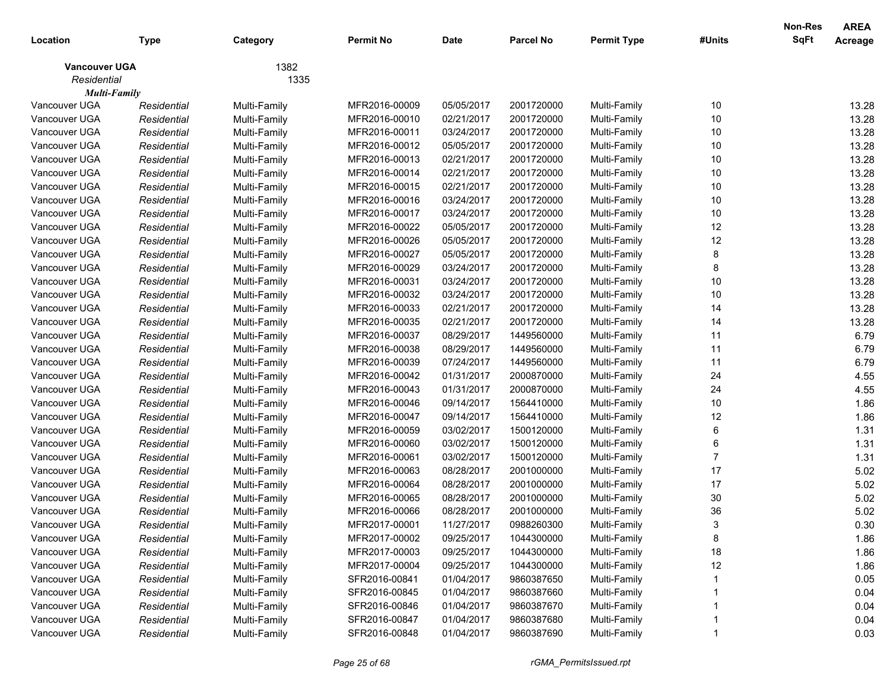| Location | Type | Category | Permit No | Date | Parcel No | Permit Type | #Units | Non-Res SqFt | AREA Acreage |
|---|---|---|---|---|---|---|---|---|---|
| **Vancouver UGA** | | 1382 | | | | | | | |
| *Residential* | | 1335 | | | | | | | |
| ***Multi-Family*** | | | | | | | | | |
| Vancouver UGA | *Residential* | Multi-Family | MFR2016-00009 | 05/05/2017 | 2001720000 | Multi-Family | 10 | | 13.28 |
| Vancouver UGA | *Residential* | Multi-Family | MFR2016-00010 | 02/21/2017 | 2001720000 | Multi-Family | 10 | | 13.28 |
| Vancouver UGA | *Residential* | Multi-Family | MFR2016-00011 | 03/24/2017 | 2001720000 | Multi-Family | 10 | | 13.28 |
| Vancouver UGA | *Residential* | Multi-Family | MFR2016-00012 | 05/05/2017 | 2001720000 | Multi-Family | 10 | | 13.28 |
| Vancouver UGA | *Residential* | Multi-Family | MFR2016-00013 | 02/21/2017 | 2001720000 | Multi-Family | 10 | | 13.28 |
| Vancouver UGA | *Residential* | Multi-Family | MFR2016-00014 | 02/21/2017 | 2001720000 | Multi-Family | 10 | | 13.28 |
| Vancouver UGA | *Residential* | Multi-Family | MFR2016-00015 | 02/21/2017 | 2001720000 | Multi-Family | 10 | | 13.28 |
| Vancouver UGA | *Residential* | Multi-Family | MFR2016-00016 | 03/24/2017 | 2001720000 | Multi-Family | 10 | | 13.28 |
| Vancouver UGA | *Residential* | Multi-Family | MFR2016-00017 | 03/24/2017 | 2001720000 | Multi-Family | 10 | | 13.28 |
| Vancouver UGA | *Residential* | Multi-Family | MFR2016-00022 | 05/05/2017 | 2001720000 | Multi-Family | 12 | | 13.28 |
| Vancouver UGA | *Residential* | Multi-Family | MFR2016-00026 | 05/05/2017 | 2001720000 | Multi-Family | 12 | | 13.28 |
| Vancouver UGA | *Residential* | Multi-Family | MFR2016-00027 | 05/05/2017 | 2001720000 | Multi-Family | 8 | | 13.28 |
| Vancouver UGA | *Residential* | Multi-Family | MFR2016-00029 | 03/24/2017 | 2001720000 | Multi-Family | 8 | | 13.28 |
| Vancouver UGA | *Residential* | Multi-Family | MFR2016-00031 | 03/24/2017 | 2001720000 | Multi-Family | 10 | | 13.28 |
| Vancouver UGA | *Residential* | Multi-Family | MFR2016-00032 | 03/24/2017 | 2001720000 | Multi-Family | 10 | | 13.28 |
| Vancouver UGA | *Residential* | Multi-Family | MFR2016-00033 | 02/21/2017 | 2001720000 | Multi-Family | 14 | | 13.28 |
| Vancouver UGA | *Residential* | Multi-Family | MFR2016-00035 | 02/21/2017 | 2001720000 | Multi-Family | 14 | | 13.28 |
| Vancouver UGA | *Residential* | Multi-Family | MFR2016-00037 | 08/29/2017 | 1449560000 | Multi-Family | 11 | | 6.79 |
| Vancouver UGA | *Residential* | Multi-Family | MFR2016-00038 | 08/29/2017 | 1449560000 | Multi-Family | 11 | | 6.79 |
| Vancouver UGA | *Residential* | Multi-Family | MFR2016-00039 | 07/24/2017 | 1449560000 | Multi-Family | 11 | | 6.79 |
| Vancouver UGA | *Residential* | Multi-Family | MFR2016-00042 | 01/31/2017 | 2000870000 | Multi-Family | 24 | | 4.55 |
| Vancouver UGA | *Residential* | Multi-Family | MFR2016-00043 | 01/31/2017 | 2000870000 | Multi-Family | 24 | | 4.55 |
| Vancouver UGA | *Residential* | Multi-Family | MFR2016-00046 | 09/14/2017 | 1564410000 | Multi-Family | 10 | | 1.86 |
| Vancouver UGA | *Residential* | Multi-Family | MFR2016-00047 | 09/14/2017 | 1564410000 | Multi-Family | 12 | | 1.86 |
| Vancouver UGA | *Residential* | Multi-Family | MFR2016-00059 | 03/02/2017 | 1500120000 | Multi-Family | 6 | | 1.31 |
| Vancouver UGA | *Residential* | Multi-Family | MFR2016-00060 | 03/02/2017 | 1500120000 | Multi-Family | 6 | | 1.31 |
| Vancouver UGA | *Residential* | Multi-Family | MFR2016-00061 | 03/02/2017 | 1500120000 | Multi-Family | 7 | | 1.31 |
| Vancouver UGA | *Residential* | Multi-Family | MFR2016-00063 | 08/28/2017 | 2001000000 | Multi-Family | 17 | | 5.02 |
| Vancouver UGA | *Residential* | Multi-Family | MFR2016-00064 | 08/28/2017 | 2001000000 | Multi-Family | 17 | | 5.02 |
| Vancouver UGA | *Residential* | Multi-Family | MFR2016-00065 | 08/28/2017 | 2001000000 | Multi-Family | 30 | | 5.02 |
| Vancouver UGA | *Residential* | Multi-Family | MFR2016-00066 | 08/28/2017 | 2001000000 | Multi-Family | 36 | | 5.02 |
| Vancouver UGA | *Residential* | Multi-Family | MFR2017-00001 | 11/27/2017 | 0988260300 | Multi-Family | 3 | | 0.30 |
| Vancouver UGA | *Residential* | Multi-Family | MFR2017-00002 | 09/25/2017 | 1044300000 | Multi-Family | 8 | | 1.86 |
| Vancouver UGA | *Residential* | Multi-Family | MFR2017-00003 | 09/25/2017 | 1044300000 | Multi-Family | 18 | | 1.86 |
| Vancouver UGA | *Residential* | Multi-Family | MFR2017-00004 | 09/25/2017 | 1044300000 | Multi-Family | 12 | | 1.86 |
| Vancouver UGA | *Residential* | Multi-Family | SFR2016-00841 | 01/04/2017 | 9860387650 | Multi-Family | 1 | | 0.05 |
| Vancouver UGA | *Residential* | Multi-Family | SFR2016-00845 | 01/04/2017 | 9860387660 | Multi-Family | 1 | | 0.04 |
| Vancouver UGA | *Residential* | Multi-Family | SFR2016-00846 | 01/04/2017 | 9860387670 | Multi-Family | 1 | | 0.04 |
| Vancouver UGA | *Residential* | Multi-Family | SFR2016-00847 | 01/04/2017 | 9860387680 | Multi-Family | 1 | | 0.04 |
| Vancouver UGA | *Residential* | Multi-Family | SFR2016-00848 | 01/04/2017 | 9860387690 | Multi-Family | 1 | | 0.03 |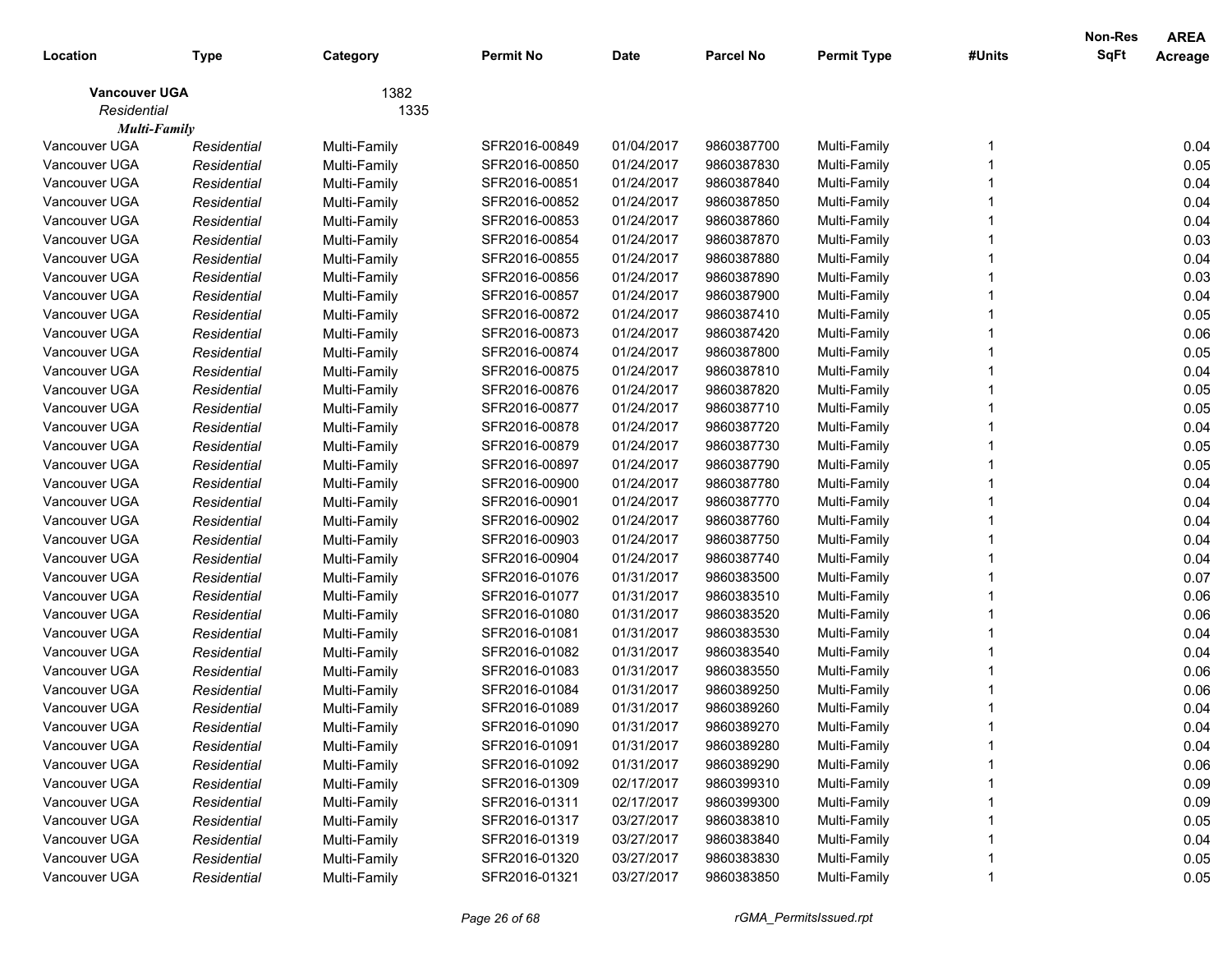| Location | Type | Category | Permit No | Date | Parcel No | Permit Type | #Units | Non-Res SqFt | AREA Acreage |
|---|---|---|---|---|---|---|---|---|---|
| **Vancouver UGA** | | 1382 | | | | | | | |
| *Residential* | | 1335 | | | | | | | |
| ***Multi-Family*** | | | | | | | | | |
| Vancouver UGA | *Residential* | Multi-Family | SFR2016-00849 | 01/04/2017 | 9860387700 | Multi-Family | 1 | | 0.04 |
| Vancouver UGA | *Residential* | Multi-Family | SFR2016-00850 | 01/24/2017 | 9860387830 | Multi-Family | 1 | | 0.05 |
| Vancouver UGA | *Residential* | Multi-Family | SFR2016-00851 | 01/24/2017 | 9860387840 | Multi-Family | 1 | | 0.04 |
| Vancouver UGA | *Residential* | Multi-Family | SFR2016-00852 | 01/24/2017 | 9860387850 | Multi-Family | 1 | | 0.04 |
| Vancouver UGA | *Residential* | Multi-Family | SFR2016-00853 | 01/24/2017 | 9860387860 | Multi-Family | 1 | | 0.04 |
| Vancouver UGA | *Residential* | Multi-Family | SFR2016-00854 | 01/24/2017 | 9860387870 | Multi-Family | 1 | | 0.03 |
| Vancouver UGA | *Residential* | Multi-Family | SFR2016-00855 | 01/24/2017 | 9860387880 | Multi-Family | 1 | | 0.04 |
| Vancouver UGA | *Residential* | Multi-Family | SFR2016-00856 | 01/24/2017 | 9860387890 | Multi-Family | 1 | | 0.03 |
| Vancouver UGA | *Residential* | Multi-Family | SFR2016-00857 | 01/24/2017 | 9860387900 | Multi-Family | 1 | | 0.04 |
| Vancouver UGA | *Residential* | Multi-Family | SFR2016-00872 | 01/24/2017 | 9860387410 | Multi-Family | 1 | | 0.05 |
| Vancouver UGA | *Residential* | Multi-Family | SFR2016-00873 | 01/24/2017 | 9860387420 | Multi-Family | 1 | | 0.06 |
| Vancouver UGA | *Residential* | Multi-Family | SFR2016-00874 | 01/24/2017 | 9860387800 | Multi-Family | 1 | | 0.05 |
| Vancouver UGA | *Residential* | Multi-Family | SFR2016-00875 | 01/24/2017 | 9860387810 | Multi-Family | 1 | | 0.04 |
| Vancouver UGA | *Residential* | Multi-Family | SFR2016-00876 | 01/24/2017 | 9860387820 | Multi-Family | 1 | | 0.05 |
| Vancouver UGA | *Residential* | Multi-Family | SFR2016-00877 | 01/24/2017 | 9860387710 | Multi-Family | 1 | | 0.05 |
| Vancouver UGA | *Residential* | Multi-Family | SFR2016-00878 | 01/24/2017 | 9860387720 | Multi-Family | 1 | | 0.04 |
| Vancouver UGA | *Residential* | Multi-Family | SFR2016-00879 | 01/24/2017 | 9860387730 | Multi-Family | 1 | | 0.05 |
| Vancouver UGA | *Residential* | Multi-Family | SFR2016-00897 | 01/24/2017 | 9860387790 | Multi-Family | 1 | | 0.05 |
| Vancouver UGA | *Residential* | Multi-Family | SFR2016-00900 | 01/24/2017 | 9860387780 | Multi-Family | 1 | | 0.04 |
| Vancouver UGA | *Residential* | Multi-Family | SFR2016-00901 | 01/24/2017 | 9860387770 | Multi-Family | 1 | | 0.04 |
| Vancouver UGA | *Residential* | Multi-Family | SFR2016-00902 | 01/24/2017 | 9860387760 | Multi-Family | 1 | | 0.04 |
| Vancouver UGA | *Residential* | Multi-Family | SFR2016-00903 | 01/24/2017 | 9860387750 | Multi-Family | 1 | | 0.04 |
| Vancouver UGA | *Residential* | Multi-Family | SFR2016-00904 | 01/24/2017 | 9860387740 | Multi-Family | 1 | | 0.04 |
| Vancouver UGA | *Residential* | Multi-Family | SFR2016-01076 | 01/31/2017 | 9860383500 | Multi-Family | 1 | | 0.07 |
| Vancouver UGA | *Residential* | Multi-Family | SFR2016-01077 | 01/31/2017 | 9860383510 | Multi-Family | 1 | | 0.06 |
| Vancouver UGA | *Residential* | Multi-Family | SFR2016-01080 | 01/31/2017 | 9860383520 | Multi-Family | 1 | | 0.06 |
| Vancouver UGA | *Residential* | Multi-Family | SFR2016-01081 | 01/31/2017 | 9860383530 | Multi-Family | 1 | | 0.04 |
| Vancouver UGA | *Residential* | Multi-Family | SFR2016-01082 | 01/31/2017 | 9860383540 | Multi-Family | 1 | | 0.04 |
| Vancouver UGA | *Residential* | Multi-Family | SFR2016-01083 | 01/31/2017 | 9860383550 | Multi-Family | 1 | | 0.06 |
| Vancouver UGA | *Residential* | Multi-Family | SFR2016-01084 | 01/31/2017 | 9860389250 | Multi-Family | 1 | | 0.06 |
| Vancouver UGA | *Residential* | Multi-Family | SFR2016-01089 | 01/31/2017 | 9860389260 | Multi-Family | 1 | | 0.04 |
| Vancouver UGA | *Residential* | Multi-Family | SFR2016-01090 | 01/31/2017 | 9860389270 | Multi-Family | 1 | | 0.04 |
| Vancouver UGA | *Residential* | Multi-Family | SFR2016-01091 | 01/31/2017 | 9860389280 | Multi-Family | 1 | | 0.04 |
| Vancouver UGA | *Residential* | Multi-Family | SFR2016-01092 | 01/31/2017 | 9860389290 | Multi-Family | 1 | | 0.06 |
| Vancouver UGA | *Residential* | Multi-Family | SFR2016-01309 | 02/17/2017 | 9860399310 | Multi-Family | 1 | | 0.09 |
| Vancouver UGA | *Residential* | Multi-Family | SFR2016-01311 | 02/17/2017 | 9860399300 | Multi-Family | 1 | | 0.09 |
| Vancouver UGA | *Residential* | Multi-Family | SFR2016-01317 | 03/27/2017 | 9860383810 | Multi-Family | 1 | | 0.05 |
| Vancouver UGA | *Residential* | Multi-Family | SFR2016-01319 | 03/27/2017 | 9860383840 | Multi-Family | 1 | | 0.04 |
| Vancouver UGA | *Residential* | Multi-Family | SFR2016-01320 | 03/27/2017 | 9860383830 | Multi-Family | 1 | | 0.05 |
| Vancouver UGA | *Residential* | Multi-Family | SFR2016-01321 | 03/27/2017 | 9860383850 | Multi-Family | 1 | | 0.05 |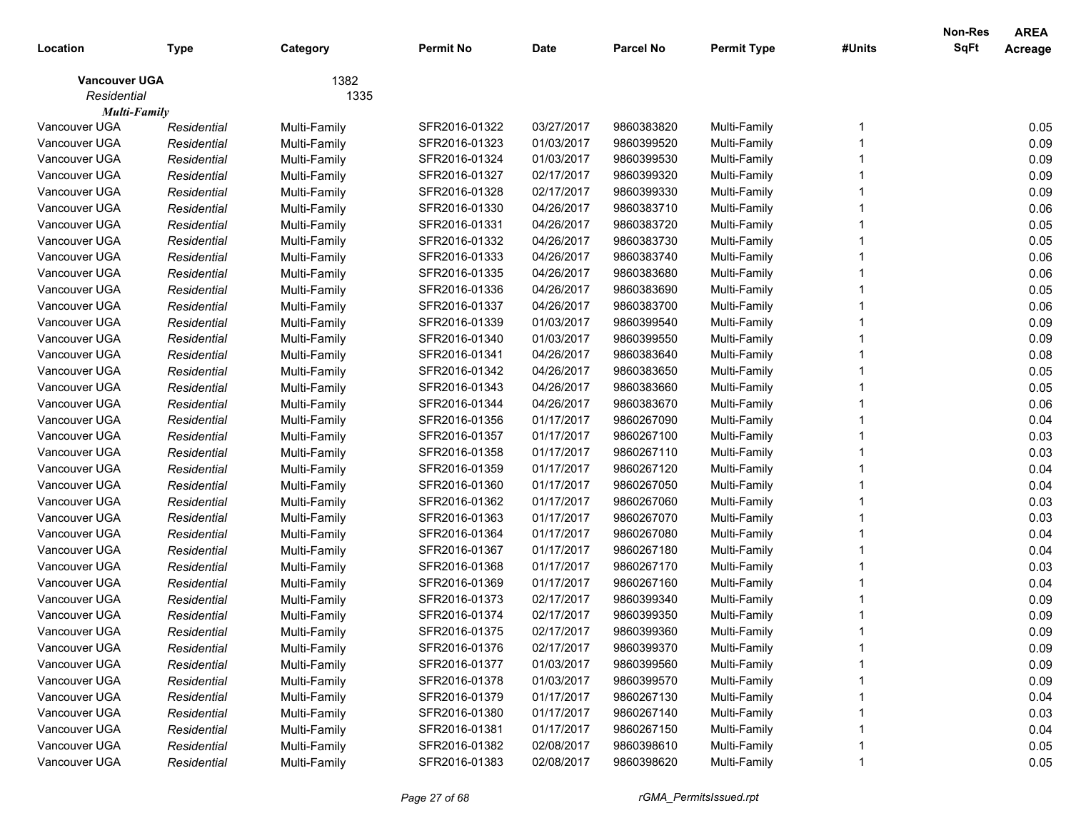| Location | Type | Category | Permit No | Date | Parcel No | Permit Type | #Units | Non-Res SqFt | AREA Acreage |
|---|---|---|---|---|---|---|---|---|---|
| **Vancouver UGA** | | 1382 | | | | | | | |
| *Residential* | | 1335 | | | | | | | |
| ***Multi-Family*** | | | | | | | | | |
| Vancouver UGA | *Residential* | Multi-Family | SFR2016-01322 | 03/27/2017 | 9860383820 | Multi-Family | 1 | | 0.05 |
| Vancouver UGA | *Residential* | Multi-Family | SFR2016-01323 | 01/03/2017 | 9860399520 | Multi-Family | 1 | | 0.09 |
| Vancouver UGA | *Residential* | Multi-Family | SFR2016-01324 | 01/03/2017 | 9860399530 | Multi-Family | 1 | | 0.09 |
| Vancouver UGA | *Residential* | Multi-Family | SFR2016-01327 | 02/17/2017 | 9860399320 | Multi-Family | 1 | | 0.09 |
| Vancouver UGA | *Residential* | Multi-Family | SFR2016-01328 | 02/17/2017 | 9860399330 | Multi-Family | 1 | | 0.09 |
| Vancouver UGA | *Residential* | Multi-Family | SFR2016-01330 | 04/26/2017 | 9860383710 | Multi-Family | 1 | | 0.06 |
| Vancouver UGA | *Residential* | Multi-Family | SFR2016-01331 | 04/26/2017 | 9860383720 | Multi-Family | 1 | | 0.05 |
| Vancouver UGA | *Residential* | Multi-Family | SFR2016-01332 | 04/26/2017 | 9860383730 | Multi-Family | 1 | | 0.05 |
| Vancouver UGA | *Residential* | Multi-Family | SFR2016-01333 | 04/26/2017 | 9860383740 | Multi-Family | 1 | | 0.06 |
| Vancouver UGA | *Residential* | Multi-Family | SFR2016-01335 | 04/26/2017 | 9860383680 | Multi-Family | 1 | | 0.06 |
| Vancouver UGA | *Residential* | Multi-Family | SFR2016-01336 | 04/26/2017 | 9860383690 | Multi-Family | 1 | | 0.05 |
| Vancouver UGA | *Residential* | Multi-Family | SFR2016-01337 | 04/26/2017 | 9860383700 | Multi-Family | 1 | | 0.06 |
| Vancouver UGA | *Residential* | Multi-Family | SFR2016-01339 | 01/03/2017 | 9860399540 | Multi-Family | 1 | | 0.09 |
| Vancouver UGA | *Residential* | Multi-Family | SFR2016-01340 | 01/03/2017 | 9860399550 | Multi-Family | 1 | | 0.09 |
| Vancouver UGA | *Residential* | Multi-Family | SFR2016-01341 | 04/26/2017 | 9860383640 | Multi-Family | 1 | | 0.08 |
| Vancouver UGA | *Residential* | Multi-Family | SFR2016-01342 | 04/26/2017 | 9860383650 | Multi-Family | 1 | | 0.05 |
| Vancouver UGA | *Residential* | Multi-Family | SFR2016-01343 | 04/26/2017 | 9860383660 | Multi-Family | 1 | | 0.05 |
| Vancouver UGA | *Residential* | Multi-Family | SFR2016-01344 | 04/26/2017 | 9860383670 | Multi-Family | 1 | | 0.06 |
| Vancouver UGA | *Residential* | Multi-Family | SFR2016-01356 | 01/17/2017 | 9860267090 | Multi-Family | 1 | | 0.04 |
| Vancouver UGA | *Residential* | Multi-Family | SFR2016-01357 | 01/17/2017 | 9860267100 | Multi-Family | 1 | | 0.03 |
| Vancouver UGA | *Residential* | Multi-Family | SFR2016-01358 | 01/17/2017 | 9860267110 | Multi-Family | 1 | | 0.03 |
| Vancouver UGA | *Residential* | Multi-Family | SFR2016-01359 | 01/17/2017 | 9860267120 | Multi-Family | 1 | | 0.04 |
| Vancouver UGA | *Residential* | Multi-Family | SFR2016-01360 | 01/17/2017 | 9860267050 | Multi-Family | 1 | | 0.04 |
| Vancouver UGA | *Residential* | Multi-Family | SFR2016-01362 | 01/17/2017 | 9860267060 | Multi-Family | 1 | | 0.03 |
| Vancouver UGA | *Residential* | Multi-Family | SFR2016-01363 | 01/17/2017 | 9860267070 | Multi-Family | 1 | | 0.03 |
| Vancouver UGA | *Residential* | Multi-Family | SFR2016-01364 | 01/17/2017 | 9860267080 | Multi-Family | 1 | | 0.04 |
| Vancouver UGA | *Residential* | Multi-Family | SFR2016-01367 | 01/17/2017 | 9860267180 | Multi-Family | 1 | | 0.04 |
| Vancouver UGA | *Residential* | Multi-Family | SFR2016-01368 | 01/17/2017 | 9860267170 | Multi-Family | 1 | | 0.03 |
| Vancouver UGA | *Residential* | Multi-Family | SFR2016-01369 | 01/17/2017 | 9860267160 | Multi-Family | 1 | | 0.04 |
| Vancouver UGA | *Residential* | Multi-Family | SFR2016-01373 | 02/17/2017 | 9860399340 | Multi-Family | 1 | | 0.09 |
| Vancouver UGA | *Residential* | Multi-Family | SFR2016-01374 | 02/17/2017 | 9860399350 | Multi-Family | 1 | | 0.09 |
| Vancouver UGA | *Residential* | Multi-Family | SFR2016-01375 | 02/17/2017 | 9860399360 | Multi-Family | 1 | | 0.09 |
| Vancouver UGA | *Residential* | Multi-Family | SFR2016-01376 | 02/17/2017 | 9860399370 | Multi-Family | 1 | | 0.09 |
| Vancouver UGA | *Residential* | Multi-Family | SFR2016-01377 | 01/03/2017 | 9860399560 | Multi-Family | 1 | | 0.09 |
| Vancouver UGA | *Residential* | Multi-Family | SFR2016-01378 | 01/03/2017 | 9860399570 | Multi-Family | 1 | | 0.09 |
| Vancouver UGA | *Residential* | Multi-Family | SFR2016-01379 | 01/17/2017 | 9860267130 | Multi-Family | 1 | | 0.04 |
| Vancouver UGA | *Residential* | Multi-Family | SFR2016-01380 | 01/17/2017 | 9860267140 | Multi-Family | 1 | | 0.03 |
| Vancouver UGA | *Residential* | Multi-Family | SFR2016-01381 | 01/17/2017 | 9860267150 | Multi-Family | 1 | | 0.04 |
| Vancouver UGA | *Residential* | Multi-Family | SFR2016-01382 | 02/08/2017 | 9860398610 | Multi-Family | 1 | | 0.05 |
| Vancouver UGA | *Residential* | Multi-Family | SFR2016-01383 | 02/08/2017 | 9860398620 | Multi-Family | 1 | | 0.05 |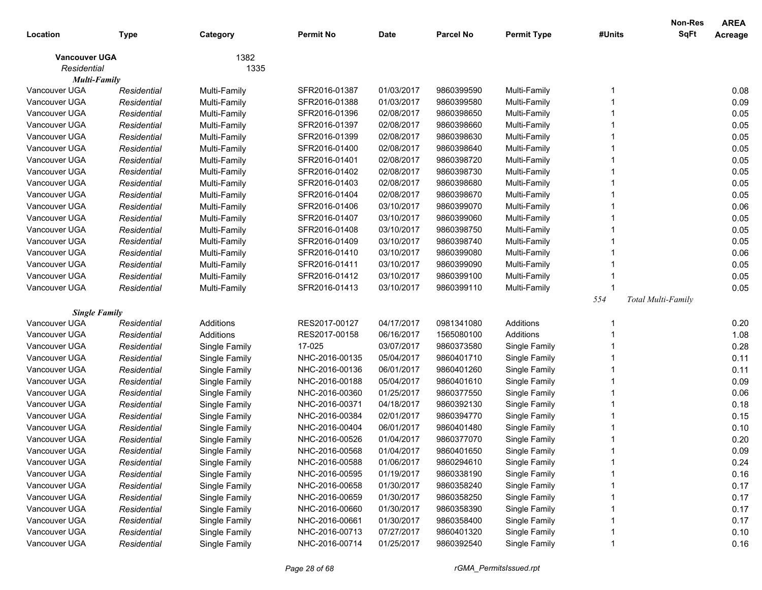| Location | Type | Category | Permit No | Date | Parcel No | Permit Type | #Units | Non-Res SqFt | AREA Acreage |
|---|---|---|---|---|---|---|---|---|---|
| **Vancouver UGA** | | 1382 | | | | | | | |
| *Residential* | | 1335 | | | | | | | |
| ***Multi-Family*** | | | | | | | | | |
| Vancouver UGA | *Residential* | Multi-Family | SFR2016-01387 | 01/03/2017 | 9860399590 | Multi-Family | 1 | | 0.08 |
| Vancouver UGA | *Residential* | Multi-Family | SFR2016-01388 | 01/03/2017 | 9860399580 | Multi-Family | 1 | | 0.09 |
| Vancouver UGA | *Residential* | Multi-Family | SFR2016-01396 | 02/08/2017 | 9860398650 | Multi-Family | 1 | | 0.05 |
| Vancouver UGA | *Residential* | Multi-Family | SFR2016-01397 | 02/08/2017 | 9860398660 | Multi-Family | 1 | | 0.05 |
| Vancouver UGA | *Residential* | Multi-Family | SFR2016-01399 | 02/08/2017 | 9860398630 | Multi-Family | 1 | | 0.05 |
| Vancouver UGA | *Residential* | Multi-Family | SFR2016-01400 | 02/08/2017 | 9860398640 | Multi-Family | 1 | | 0.05 |
| Vancouver UGA | *Residential* | Multi-Family | SFR2016-01401 | 02/08/2017 | 9860398720 | Multi-Family | 1 | | 0.05 |
| Vancouver UGA | *Residential* | Multi-Family | SFR2016-01402 | 02/08/2017 | 9860398730 | Multi-Family | 1 | | 0.05 |
| Vancouver UGA | *Residential* | Multi-Family | SFR2016-01403 | 02/08/2017 | 9860398680 | Multi-Family | 1 | | 0.05 |
| Vancouver UGA | *Residential* | Multi-Family | SFR2016-01404 | 02/08/2017 | 9860398670 | Multi-Family | 1 | | 0.05 |
| Vancouver UGA | *Residential* | Multi-Family | SFR2016-01406 | 03/10/2017 | 9860399070 | Multi-Family | 1 | | 0.06 |
| Vancouver UGA | *Residential* | Multi-Family | SFR2016-01407 | 03/10/2017 | 9860399060 | Multi-Family | 1 | | 0.05 |
| Vancouver UGA | *Residential* | Multi-Family | SFR2016-01408 | 03/10/2017 | 9860398750 | Multi-Family | 1 | | 0.05 |
| Vancouver UGA | *Residential* | Multi-Family | SFR2016-01409 | 03/10/2017 | 9860398740 | Multi-Family | 1 | | 0.05 |
| Vancouver UGA | *Residential* | Multi-Family | SFR2016-01410 | 03/10/2017 | 9860399080 | Multi-Family | 1 | | 0.06 |
| Vancouver UGA | *Residential* | Multi-Family | SFR2016-01411 | 03/10/2017 | 9860399090 | Multi-Family | 1 | | 0.05 |
| Vancouver UGA | *Residential* | Multi-Family | SFR2016-01412 | 03/10/2017 | 9860399100 | Multi-Family | 1 | | 0.05 |
| Vancouver UGA | *Residential* | Multi-Family | SFR2016-01413 | 03/10/2017 | 9860399110 | Multi-Family | 1 | | 0.05 |
| | | | | | | | *554* | *Total Multi-Family* | |
| ***Single Family*** | | | | | | | | | |
| Vancouver UGA | *Residential* | Additions | RES2017-00127 | 04/17/2017 | 0981341080 | Additions | 1 | | 0.20 |
| Vancouver UGA | *Residential* | Additions | RES2017-00158 | 06/16/2017 | 1565080100 | Additions | 1 | | 1.08 |
| Vancouver UGA | *Residential* | Single Family | 17-025 | 03/07/2017 | 9860373580 | Single Family | 1 | | 0.28 |
| Vancouver UGA | *Residential* | Single Family | NHC-2016-00135 | 05/04/2017 | 9860401710 | Single Family | 1 | | 0.11 |
| Vancouver UGA | *Residential* | Single Family | NHC-2016-00136 | 06/01/2017 | 9860401260 | Single Family | 1 | | 0.11 |
| Vancouver UGA | *Residential* | Single Family | NHC-2016-00188 | 05/04/2017 | 9860401610 | Single Family | 1 | | 0.09 |
| Vancouver UGA | *Residential* | Single Family | NHC-2016-00360 | 01/25/2017 | 9860377550 | Single Family | 1 | | 0.06 |
| Vancouver UGA | *Residential* | Single Family | NHC-2016-00371 | 04/18/2017 | 9860392130 | Single Family | 1 | | 0.18 |
| Vancouver UGA | *Residential* | Single Family | NHC-2016-00384 | 02/01/2017 | 9860394770 | Single Family | 1 | | 0.15 |
| Vancouver UGA | *Residential* | Single Family | NHC-2016-00404 | 06/01/2017 | 9860401480 | Single Family | 1 | | 0.10 |
| Vancouver UGA | *Residential* | Single Family | NHC-2016-00526 | 01/04/2017 | 9860377070 | Single Family | 1 | | 0.20 |
| Vancouver UGA | *Residential* | Single Family | NHC-2016-00568 | 01/04/2017 | 9860401650 | Single Family | 1 | | 0.09 |
| Vancouver UGA | *Residential* | Single Family | NHC-2016-00588 | 01/06/2017 | 9860294610 | Single Family | 1 | | 0.24 |
| Vancouver UGA | *Residential* | Single Family | NHC-2016-00595 | 01/19/2017 | 9860338190 | Single Family | 1 | | 0.16 |
| Vancouver UGA | *Residential* | Single Family | NHC-2016-00658 | 01/30/2017 | 9860358240 | Single Family | 1 | | 0.17 |
| Vancouver UGA | *Residential* | Single Family | NHC-2016-00659 | 01/30/2017 | 9860358250 | Single Family | 1 | | 0.17 |
| Vancouver UGA | *Residential* | Single Family | NHC-2016-00660 | 01/30/2017 | 9860358390 | Single Family | 1 | | 0.17 |
| Vancouver UGA | *Residential* | Single Family | NHC-2016-00661 | 01/30/2017 | 9860358400 | Single Family | 1 | | 0.17 |
| Vancouver UGA | *Residential* | Single Family | NHC-2016-00713 | 07/27/2017 | 9860401320 | Single Family | 1 | | 0.10 |
| Vancouver UGA | *Residential* | Single Family | NHC-2016-00714 | 01/25/2017 | 9860392540 | Single Family | 1 | | 0.16 |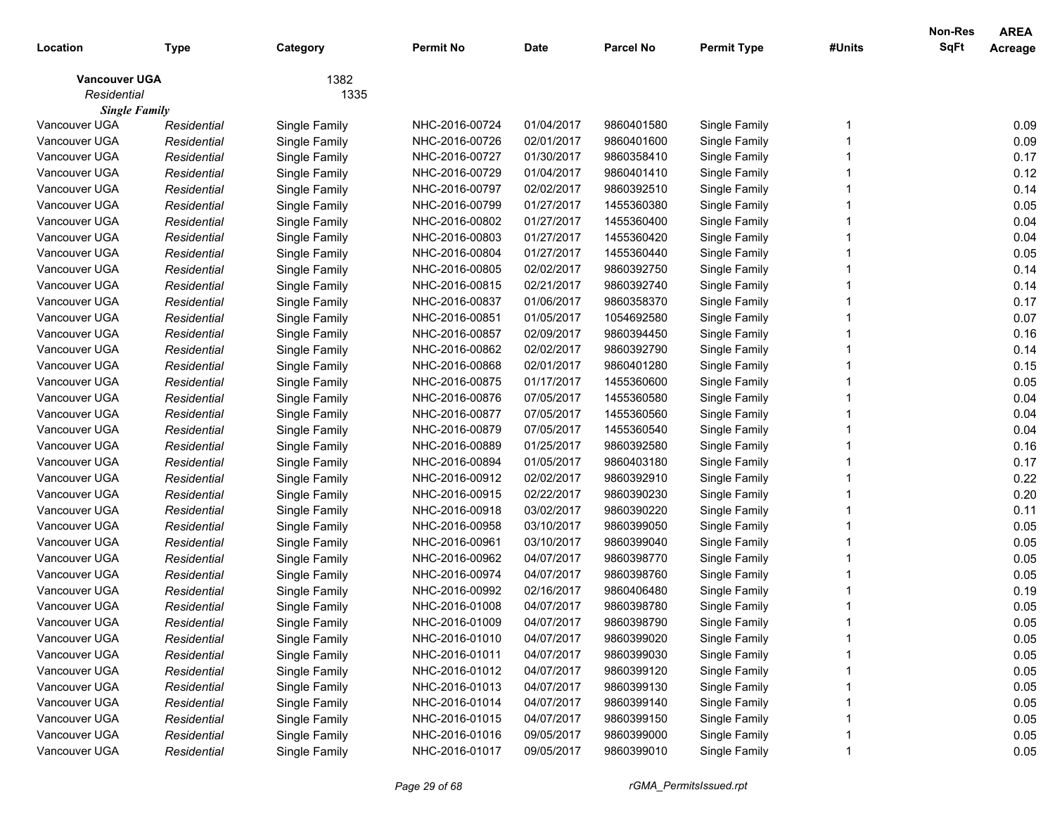| Location | Type | Category | Permit No | Date | Parcel No | Permit Type | #Units | Non-Res SqFt | AREA Acreage |
|---|---|---|---|---|---|---|---|---|---|
| **Vancouver UGA** | | 1382 | | | | | | | |
| *Residential* | | 1335 | | | | | | | |
| ***Single Family*** | | | | | | | | | |
| Vancouver UGA | *Residential* | Single Family | NHC-2016-00724 | 01/04/2017 | 9860401580 | Single Family | 1 | | 0.09 |
| Vancouver UGA | *Residential* | Single Family | NHC-2016-00726 | 02/01/2017 | 9860401600 | Single Family | 1 | | 0.09 |
| Vancouver UGA | *Residential* | Single Family | NHC-2016-00727 | 01/30/2017 | 9860358410 | Single Family | 1 | | 0.17 |
| Vancouver UGA | *Residential* | Single Family | NHC-2016-00729 | 01/04/2017 | 9860401410 | Single Family | 1 | | 0.12 |
| Vancouver UGA | *Residential* | Single Family | NHC-2016-00797 | 02/02/2017 | 9860392510 | Single Family | 1 | | 0.14 |
| Vancouver UGA | *Residential* | Single Family | NHC-2016-00799 | 01/27/2017 | 1455360380 | Single Family | 1 | | 0.05 |
| Vancouver UGA | *Residential* | Single Family | NHC-2016-00802 | 01/27/2017 | 1455360400 | Single Family | 1 | | 0.04 |
| Vancouver UGA | *Residential* | Single Family | NHC-2016-00803 | 01/27/2017 | 1455360420 | Single Family | 1 | | 0.04 |
| Vancouver UGA | *Residential* | Single Family | NHC-2016-00804 | 01/27/2017 | 1455360440 | Single Family | 1 | | 0.05 |
| Vancouver UGA | *Residential* | Single Family | NHC-2016-00805 | 02/02/2017 | 9860392750 | Single Family | 1 | | 0.14 |
| Vancouver UGA | *Residential* | Single Family | NHC-2016-00815 | 02/21/2017 | 9860392740 | Single Family | 1 | | 0.14 |
| Vancouver UGA | *Residential* | Single Family | NHC-2016-00837 | 01/06/2017 | 9860358370 | Single Family | 1 | | 0.17 |
| Vancouver UGA | *Residential* | Single Family | NHC-2016-00851 | 01/05/2017 | 1054692580 | Single Family | 1 | | 0.07 |
| Vancouver UGA | *Residential* | Single Family | NHC-2016-00857 | 02/09/2017 | 9860394450 | Single Family | 1 | | 0.16 |
| Vancouver UGA | *Residential* | Single Family | NHC-2016-00862 | 02/02/2017 | 9860392790 | Single Family | 1 | | 0.14 |
| Vancouver UGA | *Residential* | Single Family | NHC-2016-00868 | 02/01/2017 | 9860401280 | Single Family | 1 | | 0.15 |
| Vancouver UGA | *Residential* | Single Family | NHC-2016-00875 | 01/17/2017 | 1455360600 | Single Family | 1 | | 0.05 |
| Vancouver UGA | *Residential* | Single Family | NHC-2016-00876 | 07/05/2017 | 1455360580 | Single Family | 1 | | 0.04 |
| Vancouver UGA | *Residential* | Single Family | NHC-2016-00877 | 07/05/2017 | 1455360560 | Single Family | 1 | | 0.04 |
| Vancouver UGA | *Residential* | Single Family | NHC-2016-00879 | 07/05/2017 | 1455360540 | Single Family | 1 | | 0.04 |
| Vancouver UGA | *Residential* | Single Family | NHC-2016-00889 | 01/25/2017 | 9860392580 | Single Family | 1 | | 0.16 |
| Vancouver UGA | *Residential* | Single Family | NHC-2016-00894 | 01/05/2017 | 9860403180 | Single Family | 1 | | 0.17 |
| Vancouver UGA | *Residential* | Single Family | NHC-2016-00912 | 02/02/2017 | 9860392910 | Single Family | 1 | | 0.22 |
| Vancouver UGA | *Residential* | Single Family | NHC-2016-00915 | 02/22/2017 | 9860390230 | Single Family | 1 | | 0.20 |
| Vancouver UGA | *Residential* | Single Family | NHC-2016-00918 | 03/02/2017 | 9860390220 | Single Family | 1 | | 0.11 |
| Vancouver UGA | *Residential* | Single Family | NHC-2016-00958 | 03/10/2017 | 9860399050 | Single Family | 1 | | 0.05 |
| Vancouver UGA | *Residential* | Single Family | NHC-2016-00961 | 03/10/2017 | 9860399040 | Single Family | 1 | | 0.05 |
| Vancouver UGA | *Residential* | Single Family | NHC-2016-00962 | 04/07/2017 | 9860398770 | Single Family | 1 | | 0.05 |
| Vancouver UGA | *Residential* | Single Family | NHC-2016-00974 | 04/07/2017 | 9860398760 | Single Family | 1 | | 0.05 |
| Vancouver UGA | *Residential* | Single Family | NHC-2016-00992 | 02/16/2017 | 9860406480 | Single Family | 1 | | 0.19 |
| Vancouver UGA | *Residential* | Single Family | NHC-2016-01008 | 04/07/2017 | 9860398780 | Single Family | 1 | | 0.05 |
| Vancouver UGA | *Residential* | Single Family | NHC-2016-01009 | 04/07/2017 | 9860398790 | Single Family | 1 | | 0.05 |
| Vancouver UGA | *Residential* | Single Family | NHC-2016-01010 | 04/07/2017 | 9860399020 | Single Family | 1 | | 0.05 |
| Vancouver UGA | *Residential* | Single Family | NHC-2016-01011 | 04/07/2017 | 9860399030 | Single Family | 1 | | 0.05 |
| Vancouver UGA | *Residential* | Single Family | NHC-2016-01012 | 04/07/2017 | 9860399120 | Single Family | 1 | | 0.05 |
| Vancouver UGA | *Residential* | Single Family | NHC-2016-01013 | 04/07/2017 | 9860399130 | Single Family | 1 | | 0.05 |
| Vancouver UGA | *Residential* | Single Family | NHC-2016-01014 | 04/07/2017 | 9860399140 | Single Family | 1 | | 0.05 |
| Vancouver UGA | *Residential* | Single Family | NHC-2016-01015 | 04/07/2017 | 9860399150 | Single Family | 1 | | 0.05 |
| Vancouver UGA | *Residential* | Single Family | NHC-2016-01016 | 09/05/2017 | 9860399000 | Single Family | 1 | | 0.05 |
| Vancouver UGA | *Residential* | Single Family | NHC-2016-01017 | 09/05/2017 | 9860399010 | Single Family | 1 | | 0.05 |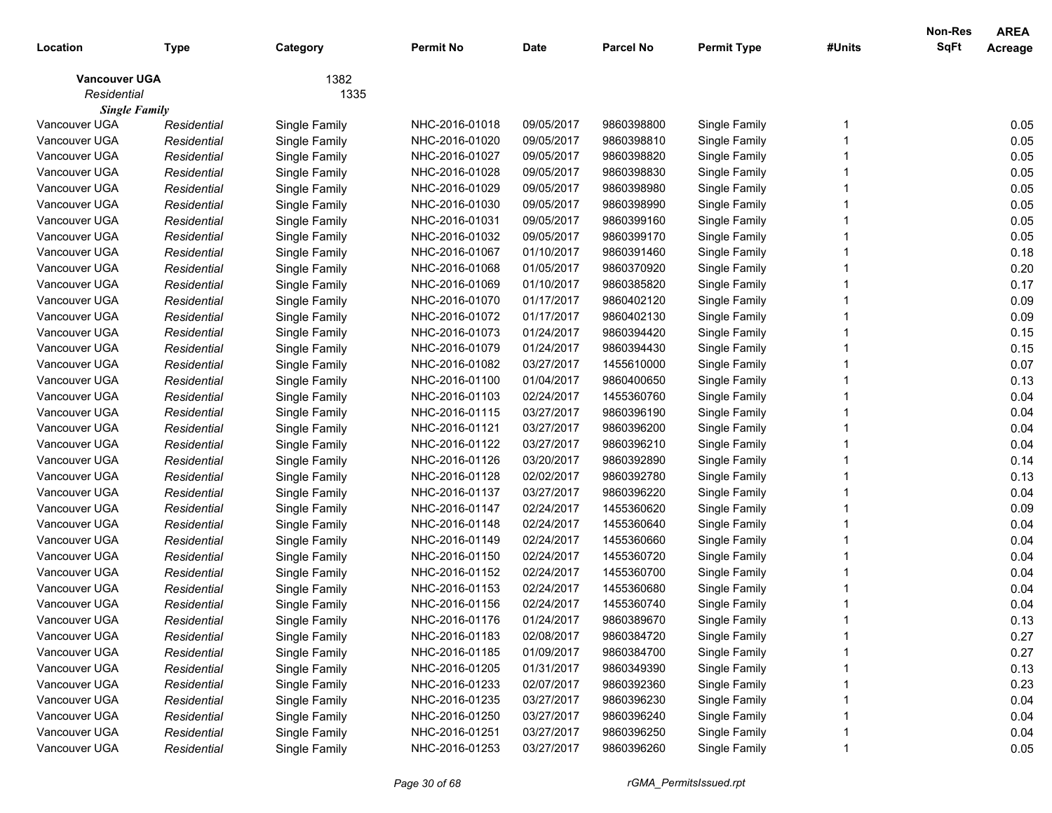| Location | Type | Category | Permit No | Date | Parcel No | Permit Type | #Units | Non-Res SqFt | AREA Acreage |
|---|---|---|---|---|---|---|---|---|---|
| **Vancouver UGA** | | 1382 | | | | | | | |
| *Residential* | | 1335 | | | | | | | |
| ***Single Family*** | | | | | | | | | |
| Vancouver UGA | *Residential* | Single Family | NHC-2016-01018 | 09/05/2017 | 9860398800 | Single Family | 1 | | 0.05 |
| Vancouver UGA | *Residential* | Single Family | NHC-2016-01020 | 09/05/2017 | 9860398810 | Single Family | 1 | | 0.05 |
| Vancouver UGA | *Residential* | Single Family | NHC-2016-01027 | 09/05/2017 | 9860398820 | Single Family | 1 | | 0.05 |
| Vancouver UGA | *Residential* | Single Family | NHC-2016-01028 | 09/05/2017 | 9860398830 | Single Family | 1 | | 0.05 |
| Vancouver UGA | *Residential* | Single Family | NHC-2016-01029 | 09/05/2017 | 9860398980 | Single Family | 1 | | 0.05 |
| Vancouver UGA | *Residential* | Single Family | NHC-2016-01030 | 09/05/2017 | 9860398990 | Single Family | 1 | | 0.05 |
| Vancouver UGA | *Residential* | Single Family | NHC-2016-01031 | 09/05/2017 | 9860399160 | Single Family | 1 | | 0.05 |
| Vancouver UGA | *Residential* | Single Family | NHC-2016-01032 | 09/05/2017 | 9860399170 | Single Family | 1 | | 0.05 |
| Vancouver UGA | *Residential* | Single Family | NHC-2016-01067 | 01/10/2017 | 9860391460 | Single Family | 1 | | 0.18 |
| Vancouver UGA | *Residential* | Single Family | NHC-2016-01068 | 01/05/2017 | 9860370920 | Single Family | 1 | | 0.20 |
| Vancouver UGA | *Residential* | Single Family | NHC-2016-01069 | 01/10/2017 | 9860385820 | Single Family | 1 | | 0.17 |
| Vancouver UGA | *Residential* | Single Family | NHC-2016-01070 | 01/17/2017 | 9860402120 | Single Family | 1 | | 0.09 |
| Vancouver UGA | *Residential* | Single Family | NHC-2016-01072 | 01/17/2017 | 9860402130 | Single Family | 1 | | 0.09 |
| Vancouver UGA | *Residential* | Single Family | NHC-2016-01073 | 01/24/2017 | 9860394420 | Single Family | 1 | | 0.15 |
| Vancouver UGA | *Residential* | Single Family | NHC-2016-01079 | 01/24/2017 | 9860394430 | Single Family | 1 | | 0.15 |
| Vancouver UGA | *Residential* | Single Family | NHC-2016-01082 | 03/27/2017 | 1455610000 | Single Family | 1 | | 0.07 |
| Vancouver UGA | *Residential* | Single Family | NHC-2016-01100 | 01/04/2017 | 9860400650 | Single Family | 1 | | 0.13 |
| Vancouver UGA | *Residential* | Single Family | NHC-2016-01103 | 02/24/2017 | 1455360760 | Single Family | 1 | | 0.04 |
| Vancouver UGA | *Residential* | Single Family | NHC-2016-01115 | 03/27/2017 | 9860396190 | Single Family | 1 | | 0.04 |
| Vancouver UGA | *Residential* | Single Family | NHC-2016-01121 | 03/27/2017 | 9860396200 | Single Family | 1 | | 0.04 |
| Vancouver UGA | *Residential* | Single Family | NHC-2016-01122 | 03/27/2017 | 9860396210 | Single Family | 1 | | 0.04 |
| Vancouver UGA | *Residential* | Single Family | NHC-2016-01126 | 03/20/2017 | 9860392890 | Single Family | 1 | | 0.14 |
| Vancouver UGA | *Residential* | Single Family | NHC-2016-01128 | 02/02/2017 | 9860392780 | Single Family | 1 | | 0.13 |
| Vancouver UGA | *Residential* | Single Family | NHC-2016-01137 | 03/27/2017 | 9860396220 | Single Family | 1 | | 0.04 |
| Vancouver UGA | *Residential* | Single Family | NHC-2016-01147 | 02/24/2017 | 1455360620 | Single Family | 1 | | 0.09 |
| Vancouver UGA | *Residential* | Single Family | NHC-2016-01148 | 02/24/2017 | 1455360640 | Single Family | 1 | | 0.04 |
| Vancouver UGA | *Residential* | Single Family | NHC-2016-01149 | 02/24/2017 | 1455360660 | Single Family | 1 | | 0.04 |
| Vancouver UGA | *Residential* | Single Family | NHC-2016-01150 | 02/24/2017 | 1455360720 | Single Family | 1 | | 0.04 |
| Vancouver UGA | *Residential* | Single Family | NHC-2016-01152 | 02/24/2017 | 1455360700 | Single Family | 1 | | 0.04 |
| Vancouver UGA | *Residential* | Single Family | NHC-2016-01153 | 02/24/2017 | 1455360680 | Single Family | 1 | | 0.04 |
| Vancouver UGA | *Residential* | Single Family | NHC-2016-01156 | 02/24/2017 | 1455360740 | Single Family | 1 | | 0.04 |
| Vancouver UGA | *Residential* | Single Family | NHC-2016-01176 | 01/24/2017 | 9860389670 | Single Family | 1 | | 0.13 |
| Vancouver UGA | *Residential* | Single Family | NHC-2016-01183 | 02/08/2017 | 9860384720 | Single Family | 1 | | 0.27 |
| Vancouver UGA | *Residential* | Single Family | NHC-2016-01185 | 01/09/2017 | 9860384700 | Single Family | 1 | | 0.27 |
| Vancouver UGA | *Residential* | Single Family | NHC-2016-01205 | 01/31/2017 | 9860349390 | Single Family | 1 | | 0.13 |
| Vancouver UGA | *Residential* | Single Family | NHC-2016-01233 | 02/07/2017 | 9860392360 | Single Family | 1 | | 0.23 |
| Vancouver UGA | *Residential* | Single Family | NHC-2016-01235 | 03/27/2017 | 9860396230 | Single Family | 1 | | 0.04 |
| Vancouver UGA | *Residential* | Single Family | NHC-2016-01250 | 03/27/2017 | 9860396240 | Single Family | 1 | | 0.04 |
| Vancouver UGA | *Residential* | Single Family | NHC-2016-01251 | 03/27/2017 | 9860396250 | Single Family | 1 | | 0.04 |
| Vancouver UGA | *Residential* | Single Family | NHC-2016-01253 | 03/27/2017 | 9860396260 | Single Family | 1 | | 0.05 |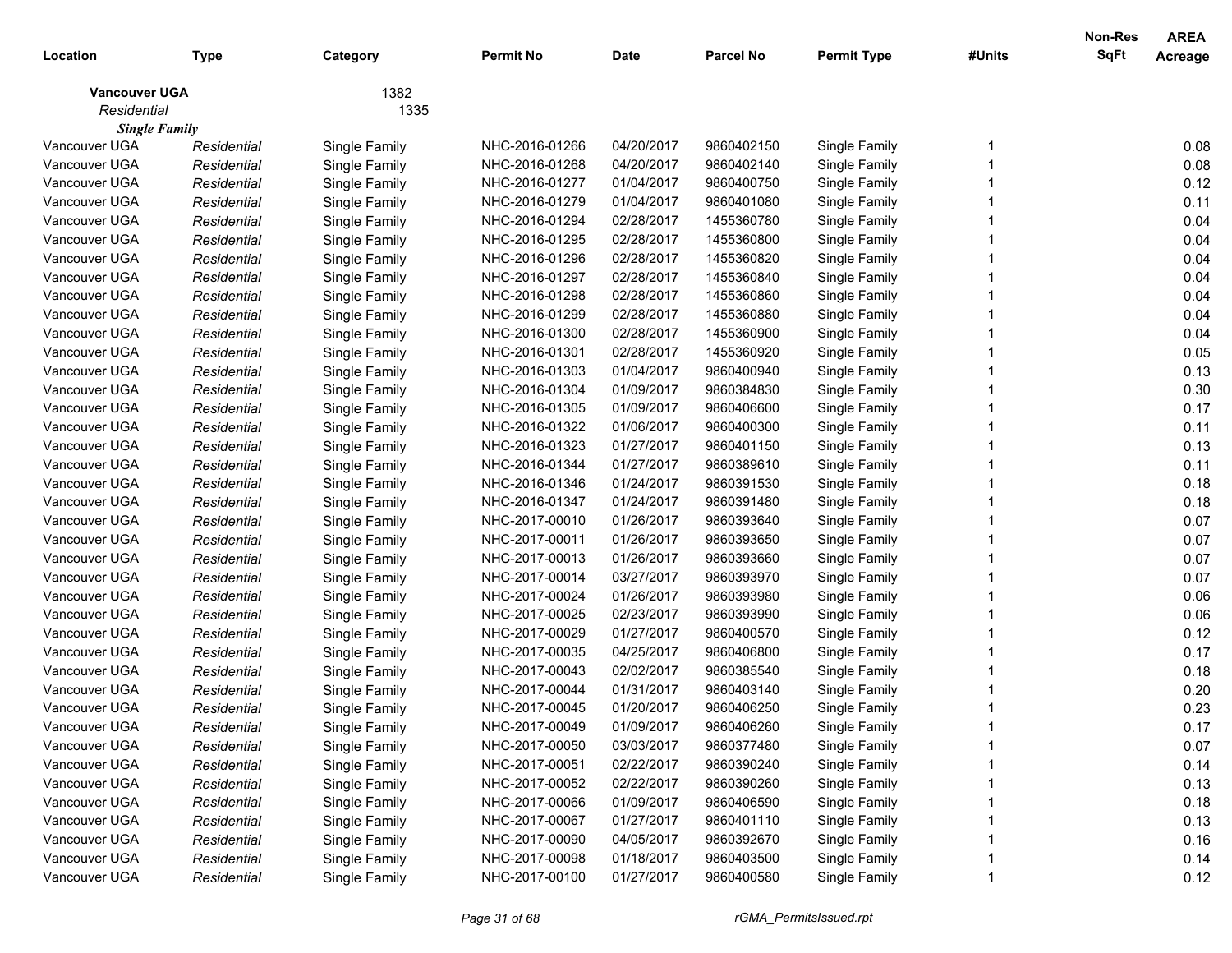| Location | Type | Category | Permit No | Date | Parcel No | Permit Type | #Units | Non-Res SqFt | AREA Acreage |
|---|---|---|---|---|---|---|---|---|---|
| **Vancouver UGA** | | 1382 | | | | | | | |
| *Residential* | | 1335 | | | | | | | |
| ***Single Family*** | | | | | | | | | |
| Vancouver UGA | *Residential* | Single Family | NHC-2016-01266 | 04/20/2017 | 9860402150 | Single Family | 1 | | 0.08 |
| Vancouver UGA | *Residential* | Single Family | NHC-2016-01268 | 04/20/2017 | 9860402140 | Single Family | 1 | | 0.08 |
| Vancouver UGA | *Residential* | Single Family | NHC-2016-01277 | 01/04/2017 | 9860400750 | Single Family | 1 | | 0.12 |
| Vancouver UGA | *Residential* | Single Family | NHC-2016-01279 | 01/04/2017 | 9860401080 | Single Family | 1 | | 0.11 |
| Vancouver UGA | *Residential* | Single Family | NHC-2016-01294 | 02/28/2017 | 1455360780 | Single Family | 1 | | 0.04 |
| Vancouver UGA | *Residential* | Single Family | NHC-2016-01295 | 02/28/2017 | 1455360800 | Single Family | 1 | | 0.04 |
| Vancouver UGA | *Residential* | Single Family | NHC-2016-01296 | 02/28/2017 | 1455360820 | Single Family | 1 | | 0.04 |
| Vancouver UGA | *Residential* | Single Family | NHC-2016-01297 | 02/28/2017 | 1455360840 | Single Family | 1 | | 0.04 |
| Vancouver UGA | *Residential* | Single Family | NHC-2016-01298 | 02/28/2017 | 1455360860 | Single Family | 1 | | 0.04 |
| Vancouver UGA | *Residential* | Single Family | NHC-2016-01299 | 02/28/2017 | 1455360880 | Single Family | 1 | | 0.04 |
| Vancouver UGA | *Residential* | Single Family | NHC-2016-01300 | 02/28/2017 | 1455360900 | Single Family | 1 | | 0.04 |
| Vancouver UGA | *Residential* | Single Family | NHC-2016-01301 | 02/28/2017 | 1455360920 | Single Family | 1 | | 0.05 |
| Vancouver UGA | *Residential* | Single Family | NHC-2016-01303 | 01/04/2017 | 9860400940 | Single Family | 1 | | 0.13 |
| Vancouver UGA | *Residential* | Single Family | NHC-2016-01304 | 01/09/2017 | 9860384830 | Single Family | 1 | | 0.30 |
| Vancouver UGA | *Residential* | Single Family | NHC-2016-01305 | 01/09/2017 | 9860406600 | Single Family | 1 | | 0.17 |
| Vancouver UGA | *Residential* | Single Family | NHC-2016-01322 | 01/06/2017 | 9860400300 | Single Family | 1 | | 0.11 |
| Vancouver UGA | *Residential* | Single Family | NHC-2016-01323 | 01/27/2017 | 9860401150 | Single Family | 1 | | 0.13 |
| Vancouver UGA | *Residential* | Single Family | NHC-2016-01344 | 01/27/2017 | 9860389610 | Single Family | 1 | | 0.11 |
| Vancouver UGA | *Residential* | Single Family | NHC-2016-01346 | 01/24/2017 | 9860391530 | Single Family | 1 | | 0.18 |
| Vancouver UGA | *Residential* | Single Family | NHC-2016-01347 | 01/24/2017 | 9860391480 | Single Family | 1 | | 0.18 |
| Vancouver UGA | *Residential* | Single Family | NHC-2017-00010 | 01/26/2017 | 9860393640 | Single Family | 1 | | 0.07 |
| Vancouver UGA | *Residential* | Single Family | NHC-2017-00011 | 01/26/2017 | 9860393650 | Single Family | 1 | | 0.07 |
| Vancouver UGA | *Residential* | Single Family | NHC-2017-00013 | 01/26/2017 | 9860393660 | Single Family | 1 | | 0.07 |
| Vancouver UGA | *Residential* | Single Family | NHC-2017-00014 | 03/27/2017 | 9860393970 | Single Family | 1 | | 0.07 |
| Vancouver UGA | *Residential* | Single Family | NHC-2017-00024 | 01/26/2017 | 9860393980 | Single Family | 1 | | 0.06 |
| Vancouver UGA | *Residential* | Single Family | NHC-2017-00025 | 02/23/2017 | 9860393990 | Single Family | 1 | | 0.06 |
| Vancouver UGA | *Residential* | Single Family | NHC-2017-00029 | 01/27/2017 | 9860400570 | Single Family | 1 | | 0.12 |
| Vancouver UGA | *Residential* | Single Family | NHC-2017-00035 | 04/25/2017 | 9860406800 | Single Family | 1 | | 0.17 |
| Vancouver UGA | *Residential* | Single Family | NHC-2017-00043 | 02/02/2017 | 9860385540 | Single Family | 1 | | 0.18 |
| Vancouver UGA | *Residential* | Single Family | NHC-2017-00044 | 01/31/2017 | 9860403140 | Single Family | 1 | | 0.20 |
| Vancouver UGA | *Residential* | Single Family | NHC-2017-00045 | 01/20/2017 | 9860406250 | Single Family | 1 | | 0.23 |
| Vancouver UGA | *Residential* | Single Family | NHC-2017-00049 | 01/09/2017 | 9860406260 | Single Family | 1 | | 0.17 |
| Vancouver UGA | *Residential* | Single Family | NHC-2017-00050 | 03/03/2017 | 9860377480 | Single Family | 1 | | 0.07 |
| Vancouver UGA | *Residential* | Single Family | NHC-2017-00051 | 02/22/2017 | 9860390240 | Single Family | 1 | | 0.14 |
| Vancouver UGA | *Residential* | Single Family | NHC-2017-00052 | 02/22/2017 | 9860390260 | Single Family | 1 | | 0.13 |
| Vancouver UGA | *Residential* | Single Family | NHC-2017-00066 | 01/09/2017 | 9860406590 | Single Family | 1 | | 0.18 |
| Vancouver UGA | *Residential* | Single Family | NHC-2017-00067 | 01/27/2017 | 9860401110 | Single Family | 1 | | 0.13 |
| Vancouver UGA | *Residential* | Single Family | NHC-2017-00090 | 04/05/2017 | 9860392670 | Single Family | 1 | | 0.16 |
| Vancouver UGA | *Residential* | Single Family | NHC-2017-00098 | 01/18/2017 | 9860403500 | Single Family | 1 | | 0.14 |
| Vancouver UGA | *Residential* | Single Family | NHC-2017-00100 | 01/27/2017 | 9860400580 | Single Family | 1 | | 0.12 |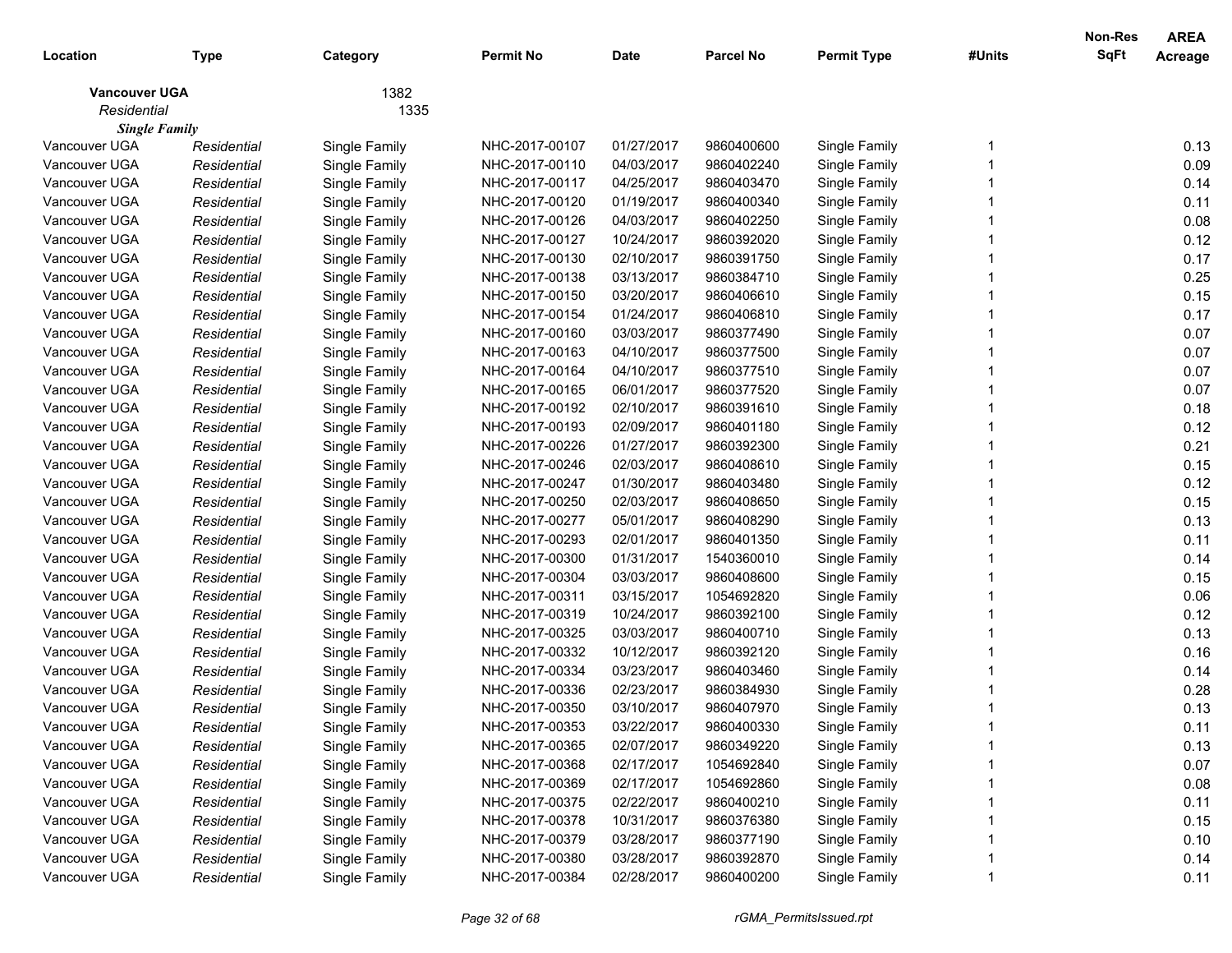| Location | Type | Category | Permit No | Date | Parcel No | Permit Type | #Units | Non-Res SqFt | AREA Acreage |
|---|---|---|---|---|---|---|---|---|---|
| **Vancouver UGA** | | 1382 | | | | | | | |
| *Residential* | | 1335 | | | | | | | |
| ***Single Family*** | | | | | | | | | |
| Vancouver UGA | *Residential* | Single Family | NHC-2017-00107 | 01/27/2017 | 9860400600 | Single Family | 1 | | 0.13 |
| Vancouver UGA | *Residential* | Single Family | NHC-2017-00110 | 04/03/2017 | 9860402240 | Single Family | 1 | | 0.09 |
| Vancouver UGA | *Residential* | Single Family | NHC-2017-00117 | 04/25/2017 | 9860403470 | Single Family | 1 | | 0.14 |
| Vancouver UGA | *Residential* | Single Family | NHC-2017-00120 | 01/19/2017 | 9860400340 | Single Family | 1 | | 0.11 |
| Vancouver UGA | *Residential* | Single Family | NHC-2017-00126 | 04/03/2017 | 9860402250 | Single Family | 1 | | 0.08 |
| Vancouver UGA | *Residential* | Single Family | NHC-2017-00127 | 10/24/2017 | 9860392020 | Single Family | 1 | | 0.12 |
| Vancouver UGA | *Residential* | Single Family | NHC-2017-00130 | 02/10/2017 | 9860391750 | Single Family | 1 | | 0.17 |
| Vancouver UGA | *Residential* | Single Family | NHC-2017-00138 | 03/13/2017 | 9860384710 | Single Family | 1 | | 0.25 |
| Vancouver UGA | *Residential* | Single Family | NHC-2017-00150 | 03/20/2017 | 9860406610 | Single Family | 1 | | 0.15 |
| Vancouver UGA | *Residential* | Single Family | NHC-2017-00154 | 01/24/2017 | 9860406810 | Single Family | 1 | | 0.17 |
| Vancouver UGA | *Residential* | Single Family | NHC-2017-00160 | 03/03/2017 | 9860377490 | Single Family | 1 | | 0.07 |
| Vancouver UGA | *Residential* | Single Family | NHC-2017-00163 | 04/10/2017 | 9860377500 | Single Family | 1 | | 0.07 |
| Vancouver UGA | *Residential* | Single Family | NHC-2017-00164 | 04/10/2017 | 9860377510 | Single Family | 1 | | 0.07 |
| Vancouver UGA | *Residential* | Single Family | NHC-2017-00165 | 06/01/2017 | 9860377520 | Single Family | 1 | | 0.07 |
| Vancouver UGA | *Residential* | Single Family | NHC-2017-00192 | 02/10/2017 | 9860391610 | Single Family | 1 | | 0.18 |
| Vancouver UGA | *Residential* | Single Family | NHC-2017-00193 | 02/09/2017 | 9860401180 | Single Family | 1 | | 0.12 |
| Vancouver UGA | *Residential* | Single Family | NHC-2017-00226 | 01/27/2017 | 9860392300 | Single Family | 1 | | 0.21 |
| Vancouver UGA | *Residential* | Single Family | NHC-2017-00246 | 02/03/2017 | 9860408610 | Single Family | 1 | | 0.15 |
| Vancouver UGA | *Residential* | Single Family | NHC-2017-00247 | 01/30/2017 | 9860403480 | Single Family | 1 | | 0.12 |
| Vancouver UGA | *Residential* | Single Family | NHC-2017-00250 | 02/03/2017 | 9860408650 | Single Family | 1 | | 0.15 |
| Vancouver UGA | *Residential* | Single Family | NHC-2017-00277 | 05/01/2017 | 9860408290 | Single Family | 1 | | 0.13 |
| Vancouver UGA | *Residential* | Single Family | NHC-2017-00293 | 02/01/2017 | 9860401350 | Single Family | 1 | | 0.11 |
| Vancouver UGA | *Residential* | Single Family | NHC-2017-00300 | 01/31/2017 | 1540360010 | Single Family | 1 | | 0.14 |
| Vancouver UGA | *Residential* | Single Family | NHC-2017-00304 | 03/03/2017 | 9860408600 | Single Family | 1 | | 0.15 |
| Vancouver UGA | *Residential* | Single Family | NHC-2017-00311 | 03/15/2017 | 1054692820 | Single Family | 1 | | 0.06 |
| Vancouver UGA | *Residential* | Single Family | NHC-2017-00319 | 10/24/2017 | 9860392100 | Single Family | 1 | | 0.12 |
| Vancouver UGA | *Residential* | Single Family | NHC-2017-00325 | 03/03/2017 | 9860400710 | Single Family | 1 | | 0.13 |
| Vancouver UGA | *Residential* | Single Family | NHC-2017-00332 | 10/12/2017 | 9860392120 | Single Family | 1 | | 0.16 |
| Vancouver UGA | *Residential* | Single Family | NHC-2017-00334 | 03/23/2017 | 9860403460 | Single Family | 1 | | 0.14 |
| Vancouver UGA | *Residential* | Single Family | NHC-2017-00336 | 02/23/2017 | 9860384930 | Single Family | 1 | | 0.28 |
| Vancouver UGA | *Residential* | Single Family | NHC-2017-00350 | 03/10/2017 | 9860407970 | Single Family | 1 | | 0.13 |
| Vancouver UGA | *Residential* | Single Family | NHC-2017-00353 | 03/22/2017 | 9860400330 | Single Family | 1 | | 0.11 |
| Vancouver UGA | *Residential* | Single Family | NHC-2017-00365 | 02/07/2017 | 9860349220 | Single Family | 1 | | 0.13 |
| Vancouver UGA | *Residential* | Single Family | NHC-2017-00368 | 02/17/2017 | 1054692840 | Single Family | 1 | | 0.07 |
| Vancouver UGA | *Residential* | Single Family | NHC-2017-00369 | 02/17/2017 | 1054692860 | Single Family | 1 | | 0.08 |
| Vancouver UGA | *Residential* | Single Family | NHC-2017-00375 | 02/22/2017 | 9860400210 | Single Family | 1 | | 0.11 |
| Vancouver UGA | *Residential* | Single Family | NHC-2017-00378 | 10/31/2017 | 9860376380 | Single Family | 1 | | 0.15 |
| Vancouver UGA | *Residential* | Single Family | NHC-2017-00379 | 03/28/2017 | 9860377190 | Single Family | 1 | | 0.10 |
| Vancouver UGA | *Residential* | Single Family | NHC-2017-00380 | 03/28/2017 | 9860392870 | Single Family | 1 | | 0.14 |
| Vancouver UGA | *Residential* | Single Family | NHC-2017-00384 | 02/28/2017 | 9860400200 | Single Family | 1 | | 0.11 |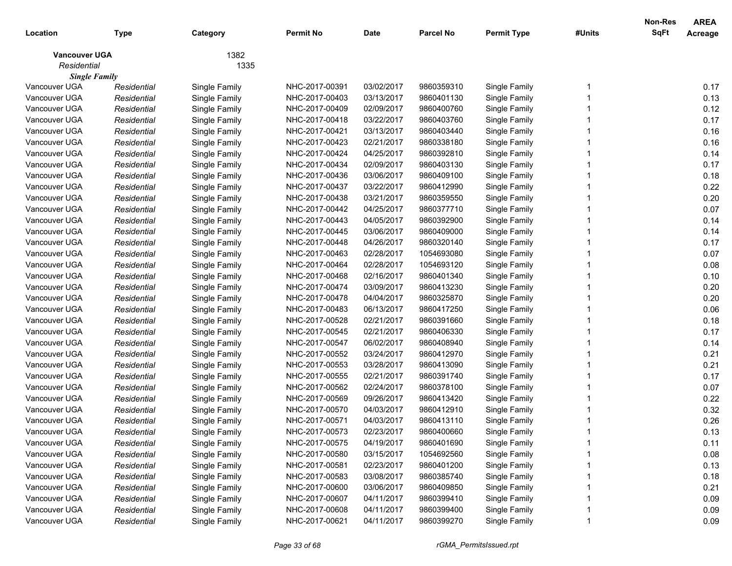| Location | Type | Category | Permit No | Date | Parcel No | Permit Type | #Units | Non-Res SqFt | AREA Acreage |
|---|---|---|---|---|---|---|---|---|---|
| **Vancouver UGA** | | 1382 | | | | | | | |
| *Residential* | | 1335 | | | | | | | |
| ***Single Family*** | | | | | | | | | |
| Vancouver UGA | *Residential* | Single Family | NHC-2017-00391 | 03/02/2017 | 9860359310 | Single Family | 1 | | 0.17 |
| Vancouver UGA | *Residential* | Single Family | NHC-2017-00403 | 03/13/2017 | 9860401130 | Single Family | 1 | | 0.13 |
| Vancouver UGA | *Residential* | Single Family | NHC-2017-00409 | 02/09/2017 | 9860400760 | Single Family | 1 | | 0.12 |
| Vancouver UGA | *Residential* | Single Family | NHC-2017-00418 | 03/22/2017 | 9860403760 | Single Family | 1 | | 0.17 |
| Vancouver UGA | *Residential* | Single Family | NHC-2017-00421 | 03/13/2017 | 9860403440 | Single Family | 1 | | 0.16 |
| Vancouver UGA | *Residential* | Single Family | NHC-2017-00423 | 02/21/2017 | 9860338180 | Single Family | 1 | | 0.16 |
| Vancouver UGA | *Residential* | Single Family | NHC-2017-00424 | 04/25/2017 | 9860392810 | Single Family | 1 | | 0.14 |
| Vancouver UGA | *Residential* | Single Family | NHC-2017-00434 | 02/09/2017 | 9860403130 | Single Family | 1 | | 0.17 |
| Vancouver UGA | *Residential* | Single Family | NHC-2017-00436 | 03/06/2017 | 9860409100 | Single Family | 1 | | 0.18 |
| Vancouver UGA | *Residential* | Single Family | NHC-2017-00437 | 03/22/2017 | 9860412990 | Single Family | 1 | | 0.22 |
| Vancouver UGA | *Residential* | Single Family | NHC-2017-00438 | 03/21/2017 | 9860359550 | Single Family | 1 | | 0.20 |
| Vancouver UGA | *Residential* | Single Family | NHC-2017-00442 | 04/25/2017 | 9860377710 | Single Family | 1 | | 0.07 |
| Vancouver UGA | *Residential* | Single Family | NHC-2017-00443 | 04/05/2017 | 9860392900 | Single Family | 1 | | 0.14 |
| Vancouver UGA | *Residential* | Single Family | NHC-2017-00445 | 03/06/2017 | 9860409000 | Single Family | 1 | | 0.14 |
| Vancouver UGA | *Residential* | Single Family | NHC-2017-00448 | 04/26/2017 | 9860320140 | Single Family | 1 | | 0.17 |
| Vancouver UGA | *Residential* | Single Family | NHC-2017-00463 | 02/28/2017 | 1054693080 | Single Family | 1 | | 0.07 |
| Vancouver UGA | *Residential* | Single Family | NHC-2017-00464 | 02/28/2017 | 1054693120 | Single Family | 1 | | 0.08 |
| Vancouver UGA | *Residential* | Single Family | NHC-2017-00468 | 02/16/2017 | 9860401340 | Single Family | 1 | | 0.10 |
| Vancouver UGA | *Residential* | Single Family | NHC-2017-00474 | 03/09/2017 | 9860413230 | Single Family | 1 | | 0.20 |
| Vancouver UGA | *Residential* | Single Family | NHC-2017-00478 | 04/04/2017 | 9860325870 | Single Family | 1 | | 0.20 |
| Vancouver UGA | *Residential* | Single Family | NHC-2017-00483 | 06/13/2017 | 9860417250 | Single Family | 1 | | 0.06 |
| Vancouver UGA | *Residential* | Single Family | NHC-2017-00528 | 02/21/2017 | 9860391660 | Single Family | 1 | | 0.18 |
| Vancouver UGA | *Residential* | Single Family | NHC-2017-00545 | 02/21/2017 | 9860406330 | Single Family | 1 | | 0.17 |
| Vancouver UGA | *Residential* | Single Family | NHC-2017-00547 | 06/02/2017 | 9860408940 | Single Family | 1 | | 0.14 |
| Vancouver UGA | *Residential* | Single Family | NHC-2017-00552 | 03/24/2017 | 9860412970 | Single Family | 1 | | 0.21 |
| Vancouver UGA | *Residential* | Single Family | NHC-2017-00553 | 03/28/2017 | 9860413090 | Single Family | 1 | | 0.21 |
| Vancouver UGA | *Residential* | Single Family | NHC-2017-00555 | 02/21/2017 | 9860391740 | Single Family | 1 | | 0.17 |
| Vancouver UGA | *Residential* | Single Family | NHC-2017-00562 | 02/24/2017 | 9860378100 | Single Family | 1 | | 0.07 |
| Vancouver UGA | *Residential* | Single Family | NHC-2017-00569 | 09/26/2017 | 9860413420 | Single Family | 1 | | 0.22 |
| Vancouver UGA | *Residential* | Single Family | NHC-2017-00570 | 04/03/2017 | 9860412910 | Single Family | 1 | | 0.32 |
| Vancouver UGA | *Residential* | Single Family | NHC-2017-00571 | 04/03/2017 | 9860413110 | Single Family | 1 | | 0.26 |
| Vancouver UGA | *Residential* | Single Family | NHC-2017-00573 | 02/23/2017 | 9860400660 | Single Family | 1 | | 0.13 |
| Vancouver UGA | *Residential* | Single Family | NHC-2017-00575 | 04/19/2017 | 9860401690 | Single Family | 1 | | 0.11 |
| Vancouver UGA | *Residential* | Single Family | NHC-2017-00580 | 03/15/2017 | 1054692560 | Single Family | 1 | | 0.08 |
| Vancouver UGA | *Residential* | Single Family | NHC-2017-00581 | 02/23/2017 | 9860401200 | Single Family | 1 | | 0.13 |
| Vancouver UGA | *Residential* | Single Family | NHC-2017-00583 | 03/08/2017 | 9860385740 | Single Family | 1 | | 0.18 |
| Vancouver UGA | *Residential* | Single Family | NHC-2017-00600 | 03/06/2017 | 9860409850 | Single Family | 1 | | 0.21 |
| Vancouver UGA | *Residential* | Single Family | NHC-2017-00607 | 04/11/2017 | 9860399410 | Single Family | 1 | | 0.09 |
| Vancouver UGA | *Residential* | Single Family | NHC-2017-00608 | 04/11/2017 | 9860399400 | Single Family | 1 | | 0.09 |
| Vancouver UGA | *Residential* | Single Family | NHC-2017-00621 | 04/11/2017 | 9860399270 | Single Family | 1 | | 0.09 |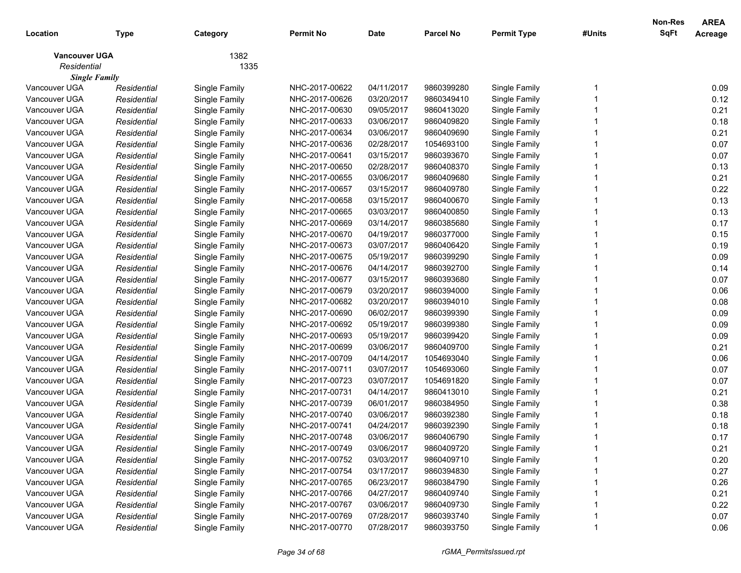| Location | Type | Category | Permit No | Date | Parcel No | Permit Type | #Units | Non-Res SqFt | AREA Acreage |
|---|---|---|---|---|---|---|---|---|---|
| **Vancouver UGA** | | 1382 | | | | | | | |
| *Residential* | | 1335 | | | | | | | |
| ***Single Family*** | | | | | | | | | |
| Vancouver UGA | *Residential* | Single Family | NHC-2017-00622 | 04/11/2017 | 9860399280 | Single Family | 1 | | 0.09 |
| Vancouver UGA | *Residential* | Single Family | NHC-2017-00626 | 03/20/2017 | 9860349410 | Single Family | 1 | | 0.12 |
| Vancouver UGA | *Residential* | Single Family | NHC-2017-00630 | 09/05/2017 | 9860413020 | Single Family | 1 | | 0.21 |
| Vancouver UGA | *Residential* | Single Family | NHC-2017-00633 | 03/06/2017 | 9860409820 | Single Family | 1 | | 0.18 |
| Vancouver UGA | *Residential* | Single Family | NHC-2017-00634 | 03/06/2017 | 9860409690 | Single Family | 1 | | 0.21 |
| Vancouver UGA | *Residential* | Single Family | NHC-2017-00636 | 02/28/2017 | 1054693100 | Single Family | 1 | | 0.07 |
| Vancouver UGA | *Residential* | Single Family | NHC-2017-00641 | 03/15/2017 | 9860393670 | Single Family | 1 | | 0.07 |
| Vancouver UGA | *Residential* | Single Family | NHC-2017-00650 | 02/28/2017 | 9860408370 | Single Family | 1 | | 0.13 |
| Vancouver UGA | *Residential* | Single Family | NHC-2017-00655 | 03/06/2017 | 9860409680 | Single Family | 1 | | 0.21 |
| Vancouver UGA | *Residential* | Single Family | NHC-2017-00657 | 03/15/2017 | 9860409780 | Single Family | 1 | | 0.22 |
| Vancouver UGA | *Residential* | Single Family | NHC-2017-00658 | 03/15/2017 | 9860400670 | Single Family | 1 | | 0.13 |
| Vancouver UGA | *Residential* | Single Family | NHC-2017-00665 | 03/03/2017 | 9860400850 | Single Family | 1 | | 0.13 |
| Vancouver UGA | *Residential* | Single Family | NHC-2017-00669 | 03/14/2017 | 9860385680 | Single Family | 1 | | 0.17 |
| Vancouver UGA | *Residential* | Single Family | NHC-2017-00670 | 04/19/2017 | 9860377000 | Single Family | 1 | | 0.15 |
| Vancouver UGA | *Residential* | Single Family | NHC-2017-00673 | 03/07/2017 | 9860406420 | Single Family | 1 | | 0.19 |
| Vancouver UGA | *Residential* | Single Family | NHC-2017-00675 | 05/19/2017 | 9860399290 | Single Family | 1 | | 0.09 |
| Vancouver UGA | *Residential* | Single Family | NHC-2017-00676 | 04/14/2017 | 9860392700 | Single Family | 1 | | 0.14 |
| Vancouver UGA | *Residential* | Single Family | NHC-2017-00677 | 03/15/2017 | 9860393680 | Single Family | 1 | | 0.07 |
| Vancouver UGA | *Residential* | Single Family | NHC-2017-00679 | 03/20/2017 | 9860394000 | Single Family | 1 | | 0.06 |
| Vancouver UGA | *Residential* | Single Family | NHC-2017-00682 | 03/20/2017 | 9860394010 | Single Family | 1 | | 0.08 |
| Vancouver UGA | *Residential* | Single Family | NHC-2017-00690 | 06/02/2017 | 9860399390 | Single Family | 1 | | 0.09 |
| Vancouver UGA | *Residential* | Single Family | NHC-2017-00692 | 05/19/2017 | 9860399380 | Single Family | 1 | | 0.09 |
| Vancouver UGA | *Residential* | Single Family | NHC-2017-00693 | 05/19/2017 | 9860399420 | Single Family | 1 | | 0.09 |
| Vancouver UGA | *Residential* | Single Family | NHC-2017-00699 | 03/06/2017 | 9860409700 | Single Family | 1 | | 0.21 |
| Vancouver UGA | *Residential* | Single Family | NHC-2017-00709 | 04/14/2017 | 1054693040 | Single Family | 1 | | 0.06 |
| Vancouver UGA | *Residential* | Single Family | NHC-2017-00711 | 03/07/2017 | 1054693060 | Single Family | 1 | | 0.07 |
| Vancouver UGA | *Residential* | Single Family | NHC-2017-00723 | 03/07/2017 | 1054691820 | Single Family | 1 | | 0.07 |
| Vancouver UGA | *Residential* | Single Family | NHC-2017-00731 | 04/14/2017 | 9860413010 | Single Family | 1 | | 0.21 |
| Vancouver UGA | *Residential* | Single Family | NHC-2017-00739 | 06/01/2017 | 9860384950 | Single Family | 1 | | 0.38 |
| Vancouver UGA | *Residential* | Single Family | NHC-2017-00740 | 03/06/2017 | 9860392380 | Single Family | 1 | | 0.18 |
| Vancouver UGA | *Residential* | Single Family | NHC-2017-00741 | 04/24/2017 | 9860392390 | Single Family | 1 | | 0.18 |
| Vancouver UGA | *Residential* | Single Family | NHC-2017-00748 | 03/06/2017 | 9860406790 | Single Family | 1 | | 0.17 |
| Vancouver UGA | *Residential* | Single Family | NHC-2017-00749 | 03/06/2017 | 9860409720 | Single Family | 1 | | 0.21 |
| Vancouver UGA | *Residential* | Single Family | NHC-2017-00752 | 03/03/2017 | 9860409710 | Single Family | 1 | | 0.20 |
| Vancouver UGA | *Residential* | Single Family | NHC-2017-00754 | 03/17/2017 | 9860394830 | Single Family | 1 | | 0.27 |
| Vancouver UGA | *Residential* | Single Family | NHC-2017-00765 | 06/23/2017 | 9860384790 | Single Family | 1 | | 0.26 |
| Vancouver UGA | *Residential* | Single Family | NHC-2017-00766 | 04/27/2017 | 9860409740 | Single Family | 1 | | 0.21 |
| Vancouver UGA | *Residential* | Single Family | NHC-2017-00767 | 03/06/2017 | 9860409730 | Single Family | 1 | | 0.22 |
| Vancouver UGA | *Residential* | Single Family | NHC-2017-00769 | 07/28/2017 | 9860393740 | Single Family | 1 | | 0.07 |
| Vancouver UGA | *Residential* | Single Family | NHC-2017-00770 | 07/28/2017 | 9860393750 | Single Family | 1 | | 0.06 |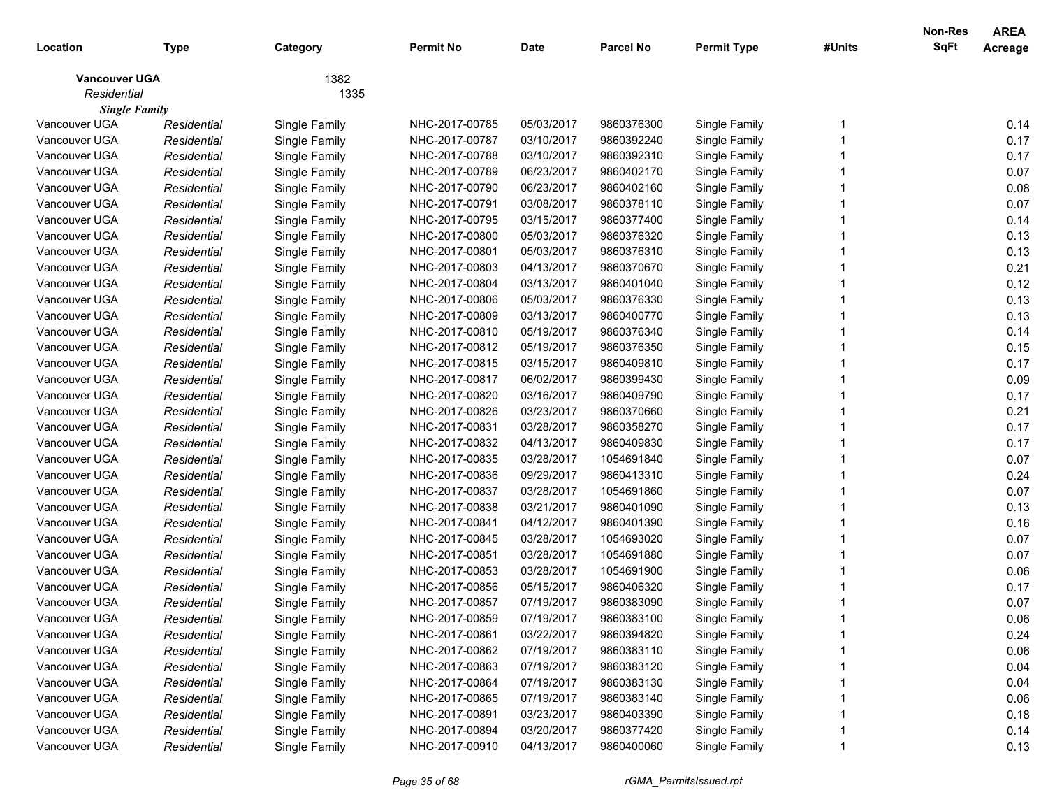| Location | Type | Category | Permit No | Date | Parcel No | Permit Type | #Units | Non-Res SqFt | AREA Acreage |
|---|---|---|---|---|---|---|---|---|---|
| **Vancouver UGA** | | 1382 | | | | | | | |
| *Residential* | | 1335 | | | | | | | |
| ***Single Family*** | | | | | | | | | |
| Vancouver UGA | *Residential* | Single Family | NHC-2017-00785 | 05/03/2017 | 9860376300 | Single Family | 1 | | 0.14 |
| Vancouver UGA | *Residential* | Single Family | NHC-2017-00787 | 03/10/2017 | 9860392240 | Single Family | 1 | | 0.17 |
| Vancouver UGA | *Residential* | Single Family | NHC-2017-00788 | 03/10/2017 | 9860392310 | Single Family | 1 | | 0.17 |
| Vancouver UGA | *Residential* | Single Family | NHC-2017-00789 | 06/23/2017 | 9860402170 | Single Family | 1 | | 0.07 |
| Vancouver UGA | *Residential* | Single Family | NHC-2017-00790 | 06/23/2017 | 9860402160 | Single Family | 1 | | 0.08 |
| Vancouver UGA | *Residential* | Single Family | NHC-2017-00791 | 03/08/2017 | 9860378110 | Single Family | 1 | | 0.07 |
| Vancouver UGA | *Residential* | Single Family | NHC-2017-00795 | 03/15/2017 | 9860377400 | Single Family | 1 | | 0.14 |
| Vancouver UGA | *Residential* | Single Family | NHC-2017-00800 | 05/03/2017 | 9860376320 | Single Family | 1 | | 0.13 |
| Vancouver UGA | *Residential* | Single Family | NHC-2017-00801 | 05/03/2017 | 9860376310 | Single Family | 1 | | 0.13 |
| Vancouver UGA | *Residential* | Single Family | NHC-2017-00803 | 04/13/2017 | 9860370670 | Single Family | 1 | | 0.21 |
| Vancouver UGA | *Residential* | Single Family | NHC-2017-00804 | 03/13/2017 | 9860401040 | Single Family | 1 | | 0.12 |
| Vancouver UGA | *Residential* | Single Family | NHC-2017-00806 | 05/03/2017 | 9860376330 | Single Family | 1 | | 0.13 |
| Vancouver UGA | *Residential* | Single Family | NHC-2017-00809 | 03/13/2017 | 9860400770 | Single Family | 1 | | 0.13 |
| Vancouver UGA | *Residential* | Single Family | NHC-2017-00810 | 05/19/2017 | 9860376340 | Single Family | 1 | | 0.14 |
| Vancouver UGA | *Residential* | Single Family | NHC-2017-00812 | 05/19/2017 | 9860376350 | Single Family | 1 | | 0.15 |
| Vancouver UGA | *Residential* | Single Family | NHC-2017-00815 | 03/15/2017 | 9860409810 | Single Family | 1 | | 0.17 |
| Vancouver UGA | *Residential* | Single Family | NHC-2017-00817 | 06/02/2017 | 9860399430 | Single Family | 1 | | 0.09 |
| Vancouver UGA | *Residential* | Single Family | NHC-2017-00820 | 03/16/2017 | 9860409790 | Single Family | 1 | | 0.17 |
| Vancouver UGA | *Residential* | Single Family | NHC-2017-00826 | 03/23/2017 | 9860370660 | Single Family | 1 | | 0.21 |
| Vancouver UGA | *Residential* | Single Family | NHC-2017-00831 | 03/28/2017 | 9860358270 | Single Family | 1 | | 0.17 |
| Vancouver UGA | *Residential* | Single Family | NHC-2017-00832 | 04/13/2017 | 9860409830 | Single Family | 1 | | 0.17 |
| Vancouver UGA | *Residential* | Single Family | NHC-2017-00835 | 03/28/2017 | 1054691840 | Single Family | 1 | | 0.07 |
| Vancouver UGA | *Residential* | Single Family | NHC-2017-00836 | 09/29/2017 | 9860413310 | Single Family | 1 | | 0.24 |
| Vancouver UGA | *Residential* | Single Family | NHC-2017-00837 | 03/28/2017 | 1054691860 | Single Family | 1 | | 0.07 |
| Vancouver UGA | *Residential* | Single Family | NHC-2017-00838 | 03/21/2017 | 9860401090 | Single Family | 1 | | 0.13 |
| Vancouver UGA | *Residential* | Single Family | NHC-2017-00841 | 04/12/2017 | 9860401390 | Single Family | 1 | | 0.16 |
| Vancouver UGA | *Residential* | Single Family | NHC-2017-00845 | 03/28/2017 | 1054693020 | Single Family | 1 | | 0.07 |
| Vancouver UGA | *Residential* | Single Family | NHC-2017-00851 | 03/28/2017 | 1054691880 | Single Family | 1 | | 0.07 |
| Vancouver UGA | *Residential* | Single Family | NHC-2017-00853 | 03/28/2017 | 1054691900 | Single Family | 1 | | 0.06 |
| Vancouver UGA | *Residential* | Single Family | NHC-2017-00856 | 05/15/2017 | 9860406320 | Single Family | 1 | | 0.17 |
| Vancouver UGA | *Residential* | Single Family | NHC-2017-00857 | 07/19/2017 | 9860383090 | Single Family | 1 | | 0.07 |
| Vancouver UGA | *Residential* | Single Family | NHC-2017-00859 | 07/19/2017 | 9860383100 | Single Family | 1 | | 0.06 |
| Vancouver UGA | *Residential* | Single Family | NHC-2017-00861 | 03/22/2017 | 9860394820 | Single Family | 1 | | 0.24 |
| Vancouver UGA | *Residential* | Single Family | NHC-2017-00862 | 07/19/2017 | 9860383110 | Single Family | 1 | | 0.06 |
| Vancouver UGA | *Residential* | Single Family | NHC-2017-00863 | 07/19/2017 | 9860383120 | Single Family | 1 | | 0.04 |
| Vancouver UGA | *Residential* | Single Family | NHC-2017-00864 | 07/19/2017 | 9860383130 | Single Family | 1 | | 0.04 |
| Vancouver UGA | *Residential* | Single Family | NHC-2017-00865 | 07/19/2017 | 9860383140 | Single Family | 1 | | 0.06 |
| Vancouver UGA | *Residential* | Single Family | NHC-2017-00891 | 03/23/2017 | 9860403390 | Single Family | 1 | | 0.18 |
| Vancouver UGA | *Residential* | Single Family | NHC-2017-00894 | 03/20/2017 | 9860377420 | Single Family | 1 | | 0.14 |
| Vancouver UGA | *Residential* | Single Family | NHC-2017-00910 | 04/13/2017 | 9860400060 | Single Family | 1 | | 0.13 |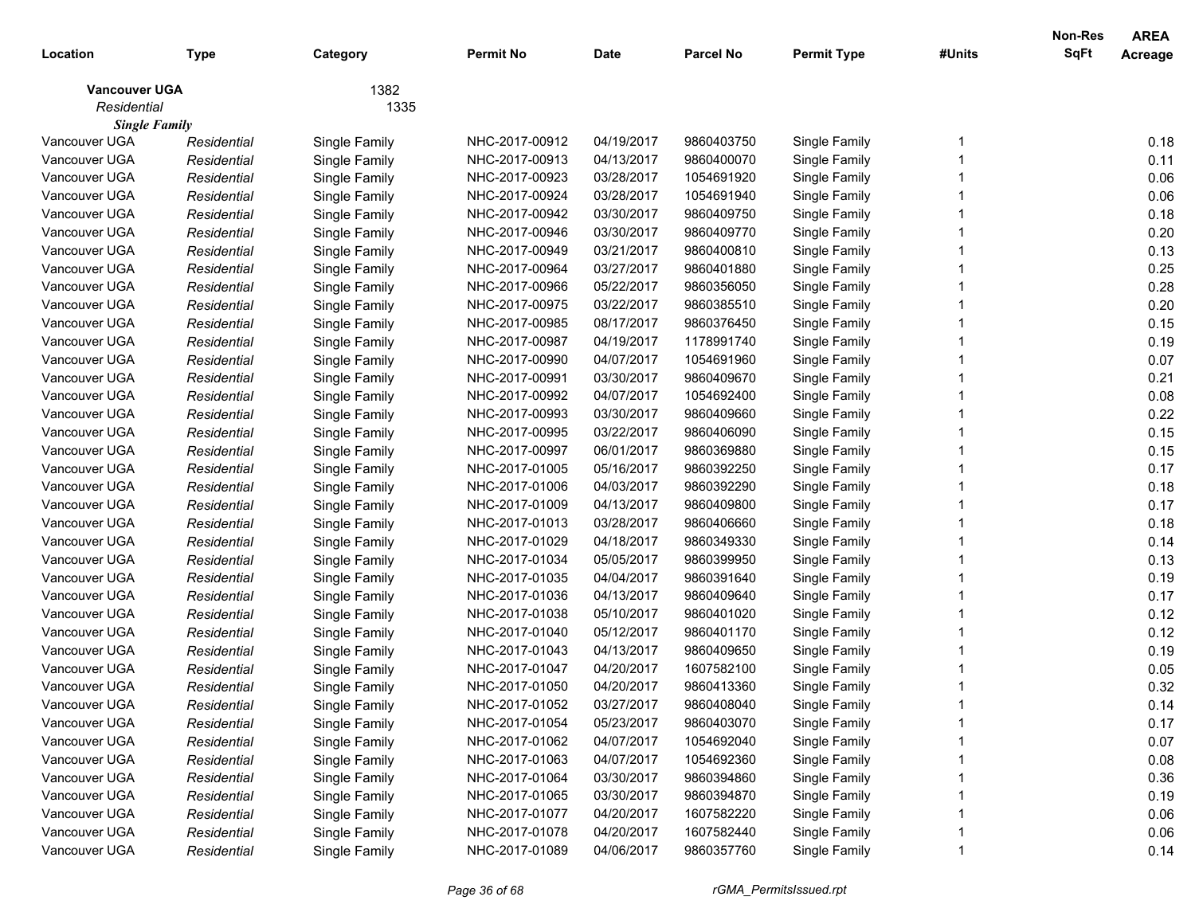| Location | Type | Category | Permit No | Date | Parcel No | Permit Type | #Units | Non-Res SqFt | AREA Acreage |
|---|---|---|---|---|---|---|---|---|---|
| **Vancouver UGA** | | 1382 | | | | | | | |
| *Residential* | | 1335 | | | | | | | |
| ***Single Family*** | | | | | | | | | |
| Vancouver UGA | *Residential* | Single Family | NHC-2017-00912 | 04/19/2017 | 9860403750 | Single Family | 1 | | 0.18 |
| Vancouver UGA | *Residential* | Single Family | NHC-2017-00913 | 04/13/2017 | 9860400070 | Single Family | 1 | | 0.11 |
| Vancouver UGA | *Residential* | Single Family | NHC-2017-00923 | 03/28/2017 | 1054691920 | Single Family | 1 | | 0.06 |
| Vancouver UGA | *Residential* | Single Family | NHC-2017-00924 | 03/28/2017 | 1054691940 | Single Family | 1 | | 0.06 |
| Vancouver UGA | *Residential* | Single Family | NHC-2017-00942 | 03/30/2017 | 9860409750 | Single Family | 1 | | 0.18 |
| Vancouver UGA | *Residential* | Single Family | NHC-2017-00946 | 03/30/2017 | 9860409770 | Single Family | 1 | | 0.20 |
| Vancouver UGA | *Residential* | Single Family | NHC-2017-00949 | 03/21/2017 | 9860400810 | Single Family | 1 | | 0.13 |
| Vancouver UGA | *Residential* | Single Family | NHC-2017-00964 | 03/27/2017 | 9860401880 | Single Family | 1 | | 0.25 |
| Vancouver UGA | *Residential* | Single Family | NHC-2017-00966 | 05/22/2017 | 9860356050 | Single Family | 1 | | 0.28 |
| Vancouver UGA | *Residential* | Single Family | NHC-2017-00975 | 03/22/2017 | 9860385510 | Single Family | 1 | | 0.20 |
| Vancouver UGA | *Residential* | Single Family | NHC-2017-00985 | 08/17/2017 | 9860376450 | Single Family | 1 | | 0.15 |
| Vancouver UGA | *Residential* | Single Family | NHC-2017-00987 | 04/19/2017 | 1178991740 | Single Family | 1 | | 0.19 |
| Vancouver UGA | *Residential* | Single Family | NHC-2017-00990 | 04/07/2017 | 1054691960 | Single Family | 1 | | 0.07 |
| Vancouver UGA | *Residential* | Single Family | NHC-2017-00991 | 03/30/2017 | 9860409670 | Single Family | 1 | | 0.21 |
| Vancouver UGA | *Residential* | Single Family | NHC-2017-00992 | 04/07/2017 | 1054692400 | Single Family | 1 | | 0.08 |
| Vancouver UGA | *Residential* | Single Family | NHC-2017-00993 | 03/30/2017 | 9860409660 | Single Family | 1 | | 0.22 |
| Vancouver UGA | *Residential* | Single Family | NHC-2017-00995 | 03/22/2017 | 9860406090 | Single Family | 1 | | 0.15 |
| Vancouver UGA | *Residential* | Single Family | NHC-2017-00997 | 06/01/2017 | 9860369880 | Single Family | 1 | | 0.15 |
| Vancouver UGA | *Residential* | Single Family | NHC-2017-01005 | 05/16/2017 | 9860392250 | Single Family | 1 | | 0.17 |
| Vancouver UGA | *Residential* | Single Family | NHC-2017-01006 | 04/03/2017 | 9860392290 | Single Family | 1 | | 0.18 |
| Vancouver UGA | *Residential* | Single Family | NHC-2017-01009 | 04/13/2017 | 9860409800 | Single Family | 1 | | 0.17 |
| Vancouver UGA | *Residential* | Single Family | NHC-2017-01013 | 03/28/2017 | 9860406660 | Single Family | 1 | | 0.18 |
| Vancouver UGA | *Residential* | Single Family | NHC-2017-01029 | 04/18/2017 | 9860349330 | Single Family | 1 | | 0.14 |
| Vancouver UGA | *Residential* | Single Family | NHC-2017-01034 | 05/05/2017 | 9860399950 | Single Family | 1 | | 0.13 |
| Vancouver UGA | *Residential* | Single Family | NHC-2017-01035 | 04/04/2017 | 9860391640 | Single Family | 1 | | 0.19 |
| Vancouver UGA | *Residential* | Single Family | NHC-2017-01036 | 04/13/2017 | 9860409640 | Single Family | 1 | | 0.17 |
| Vancouver UGA | *Residential* | Single Family | NHC-2017-01038 | 05/10/2017 | 9860401020 | Single Family | 1 | | 0.12 |
| Vancouver UGA | *Residential* | Single Family | NHC-2017-01040 | 05/12/2017 | 9860401170 | Single Family | 1 | | 0.12 |
| Vancouver UGA | *Residential* | Single Family | NHC-2017-01043 | 04/13/2017 | 9860409650 | Single Family | 1 | | 0.19 |
| Vancouver UGA | *Residential* | Single Family | NHC-2017-01047 | 04/20/2017 | 1607582100 | Single Family | 1 | | 0.05 |
| Vancouver UGA | *Residential* | Single Family | NHC-2017-01050 | 04/20/2017 | 9860413360 | Single Family | 1 | | 0.32 |
| Vancouver UGA | *Residential* | Single Family | NHC-2017-01052 | 03/27/2017 | 9860408040 | Single Family | 1 | | 0.14 |
| Vancouver UGA | *Residential* | Single Family | NHC-2017-01054 | 05/23/2017 | 9860403070 | Single Family | 1 | | 0.17 |
| Vancouver UGA | *Residential* | Single Family | NHC-2017-01062 | 04/07/2017 | 1054692040 | Single Family | 1 | | 0.07 |
| Vancouver UGA | *Residential* | Single Family | NHC-2017-01063 | 04/07/2017 | 1054692360 | Single Family | 1 | | 0.08 |
| Vancouver UGA | *Residential* | Single Family | NHC-2017-01064 | 03/30/2017 | 9860394860 | Single Family | 1 | | 0.36 |
| Vancouver UGA | *Residential* | Single Family | NHC-2017-01065 | 03/30/2017 | 9860394870 | Single Family | 1 | | 0.19 |
| Vancouver UGA | *Residential* | Single Family | NHC-2017-01077 | 04/20/2017 | 1607582220 | Single Family | 1 | | 0.06 |
| Vancouver UGA | *Residential* | Single Family | NHC-2017-01078 | 04/20/2017 | 1607582440 | Single Family | 1 | | 0.06 |
| Vancouver UGA | *Residential* | Single Family | NHC-2017-01089 | 04/06/2017 | 9860357760 | Single Family | 1 | | 0.14 |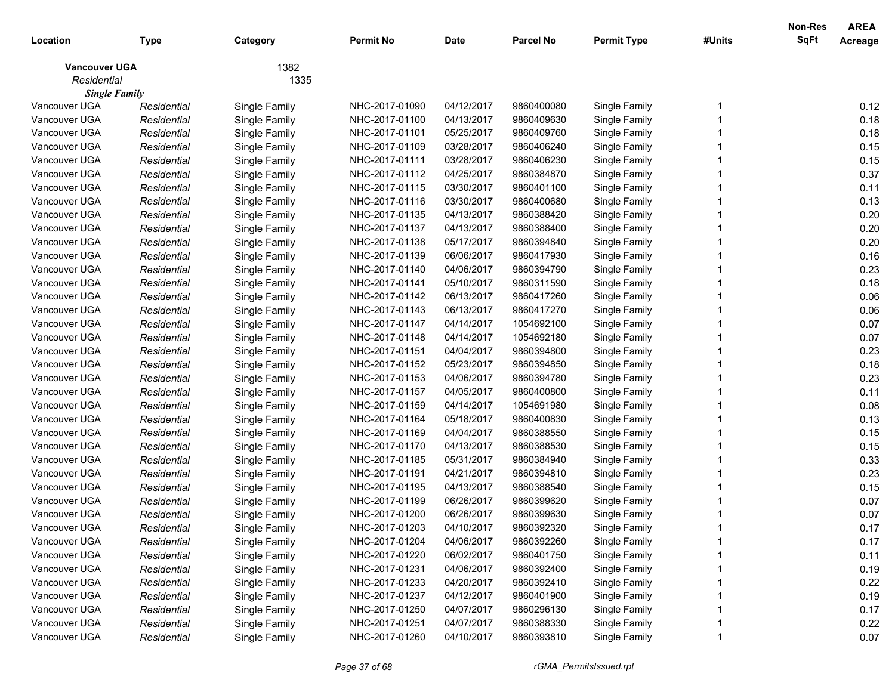| Location | Type | Category | Permit No | Date | Parcel No | Permit Type | #Units | Non-Res SqFt | AREA Acreage |
|---|---|---|---|---|---|---|---|---|---|
| **Vancouver UGA** | | 1382 | | | | | | | |
| *Residential* | | 1335 | | | | | | | |
| ***Single Family*** | | | | | | | | | |
| Vancouver UGA | *Residential* | Single Family | NHC-2017-01090 | 04/12/2017 | 9860400080 | Single Family | 1 | | 0.12 |
| Vancouver UGA | *Residential* | Single Family | NHC-2017-01100 | 04/13/2017 | 9860409630 | Single Family | 1 | | 0.18 |
| Vancouver UGA | *Residential* | Single Family | NHC-2017-01101 | 05/25/2017 | 9860409760 | Single Family | 1 | | 0.18 |
| Vancouver UGA | *Residential* | Single Family | NHC-2017-01109 | 03/28/2017 | 9860406240 | Single Family | 1 | | 0.15 |
| Vancouver UGA | *Residential* | Single Family | NHC-2017-01111 | 03/28/2017 | 9860406230 | Single Family | 1 | | 0.15 |
| Vancouver UGA | *Residential* | Single Family | NHC-2017-01112 | 04/25/2017 | 9860384870 | Single Family | 1 | | 0.37 |
| Vancouver UGA | *Residential* | Single Family | NHC-2017-01115 | 03/30/2017 | 9860401100 | Single Family | 1 | | 0.11 |
| Vancouver UGA | *Residential* | Single Family | NHC-2017-01116 | 03/30/2017 | 9860400680 | Single Family | 1 | | 0.13 |
| Vancouver UGA | *Residential* | Single Family | NHC-2017-01135 | 04/13/2017 | 9860388420 | Single Family | 1 | | 0.20 |
| Vancouver UGA | *Residential* | Single Family | NHC-2017-01137 | 04/13/2017 | 9860388400 | Single Family | 1 | | 0.20 |
| Vancouver UGA | *Residential* | Single Family | NHC-2017-01138 | 05/17/2017 | 9860394840 | Single Family | 1 | | 0.20 |
| Vancouver UGA | *Residential* | Single Family | NHC-2017-01139 | 06/06/2017 | 9860417930 | Single Family | 1 | | 0.16 |
| Vancouver UGA | *Residential* | Single Family | NHC-2017-01140 | 04/06/2017 | 9860394790 | Single Family | 1 | | 0.23 |
| Vancouver UGA | *Residential* | Single Family | NHC-2017-01141 | 05/10/2017 | 9860311590 | Single Family | 1 | | 0.18 |
| Vancouver UGA | *Residential* | Single Family | NHC-2017-01142 | 06/13/2017 | 9860417260 | Single Family | 1 | | 0.06 |
| Vancouver UGA | *Residential* | Single Family | NHC-2017-01143 | 06/13/2017 | 9860417270 | Single Family | 1 | | 0.06 |
| Vancouver UGA | *Residential* | Single Family | NHC-2017-01147 | 04/14/2017 | 1054692100 | Single Family | 1 | | 0.07 |
| Vancouver UGA | *Residential* | Single Family | NHC-2017-01148 | 04/14/2017 | 1054692180 | Single Family | 1 | | 0.07 |
| Vancouver UGA | *Residential* | Single Family | NHC-2017-01151 | 04/04/2017 | 9860394800 | Single Family | 1 | | 0.23 |
| Vancouver UGA | *Residential* | Single Family | NHC-2017-01152 | 05/23/2017 | 9860394850 | Single Family | 1 | | 0.18 |
| Vancouver UGA | *Residential* | Single Family | NHC-2017-01153 | 04/06/2017 | 9860394780 | Single Family | 1 | | 0.23 |
| Vancouver UGA | *Residential* | Single Family | NHC-2017-01157 | 04/05/2017 | 9860400800 | Single Family | 1 | | 0.11 |
| Vancouver UGA | *Residential* | Single Family | NHC-2017-01159 | 04/14/2017 | 1054691980 | Single Family | 1 | | 0.08 |
| Vancouver UGA | *Residential* | Single Family | NHC-2017-01164 | 05/18/2017 | 9860400830 | Single Family | 1 | | 0.13 |
| Vancouver UGA | *Residential* | Single Family | NHC-2017-01169 | 04/04/2017 | 9860388550 | Single Family | 1 | | 0.15 |
| Vancouver UGA | *Residential* | Single Family | NHC-2017-01170 | 04/13/2017 | 9860388530 | Single Family | 1 | | 0.15 |
| Vancouver UGA | *Residential* | Single Family | NHC-2017-01185 | 05/31/2017 | 9860384940 | Single Family | 1 | | 0.33 |
| Vancouver UGA | *Residential* | Single Family | NHC-2017-01191 | 04/21/2017 | 9860394810 | Single Family | 1 | | 0.23 |
| Vancouver UGA | *Residential* | Single Family | NHC-2017-01195 | 04/13/2017 | 9860388540 | Single Family | 1 | | 0.15 |
| Vancouver UGA | *Residential* | Single Family | NHC-2017-01199 | 06/26/2017 | 9860399620 | Single Family | 1 | | 0.07 |
| Vancouver UGA | *Residential* | Single Family | NHC-2017-01200 | 06/26/2017 | 9860399630 | Single Family | 1 | | 0.07 |
| Vancouver UGA | *Residential* | Single Family | NHC-2017-01203 | 04/10/2017 | 9860392320 | Single Family | 1 | | 0.17 |
| Vancouver UGA | *Residential* | Single Family | NHC-2017-01204 | 04/06/2017 | 9860392260 | Single Family | 1 | | 0.17 |
| Vancouver UGA | *Residential* | Single Family | NHC-2017-01220 | 06/02/2017 | 9860401750 | Single Family | 1 | | 0.11 |
| Vancouver UGA | *Residential* | Single Family | NHC-2017-01231 | 04/06/2017 | 9860392400 | Single Family | 1 | | 0.19 |
| Vancouver UGA | *Residential* | Single Family | NHC-2017-01233 | 04/20/2017 | 9860392410 | Single Family | 1 | | 0.22 |
| Vancouver UGA | *Residential* | Single Family | NHC-2017-01237 | 04/12/2017 | 9860401900 | Single Family | 1 | | 0.19 |
| Vancouver UGA | *Residential* | Single Family | NHC-2017-01250 | 04/07/2017 | 9860296130 | Single Family | 1 | | 0.17 |
| Vancouver UGA | *Residential* | Single Family | NHC-2017-01251 | 04/07/2017 | 9860388330 | Single Family | 1 | | 0.22 |
| Vancouver UGA | *Residential* | Single Family | NHC-2017-01260 | 04/10/2017 | 9860393810 | Single Family | 1 | | 0.07 |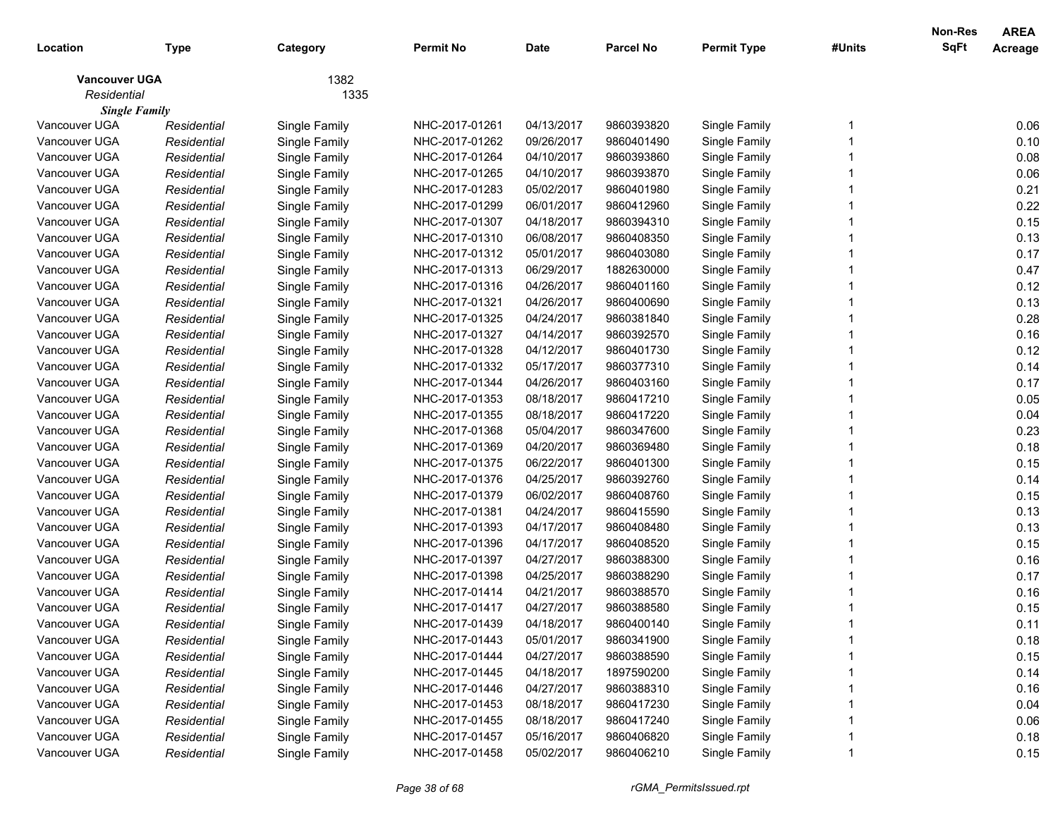| Location | Type | Category | Permit No | Date | Parcel No | Permit Type | #Units | Non-Res SqFt | AREA Acreage |
|---|---|---|---|---|---|---|---|---|---|
| **Vancouver UGA** | | 1382 | | | | | | | |
| *Residential* | | 1335 | | | | | | | |
| ***Single Family*** | | | | | | | | | |
| Vancouver UGA | *Residential* | Single Family | NHC-2017-01261 | 04/13/2017 | 9860393820 | Single Family | 1 | | 0.06 |
| Vancouver UGA | *Residential* | Single Family | NHC-2017-01262 | 09/26/2017 | 9860401490 | Single Family | 1 | | 0.10 |
| Vancouver UGA | *Residential* | Single Family | NHC-2017-01264 | 04/10/2017 | 9860393860 | Single Family | 1 | | 0.08 |
| Vancouver UGA | *Residential* | Single Family | NHC-2017-01265 | 04/10/2017 | 9860393870 | Single Family | 1 | | 0.06 |
| Vancouver UGA | *Residential* | Single Family | NHC-2017-01283 | 05/02/2017 | 9860401980 | Single Family | 1 | | 0.21 |
| Vancouver UGA | *Residential* | Single Family | NHC-2017-01299 | 06/01/2017 | 9860412960 | Single Family | 1 | | 0.22 |
| Vancouver UGA | *Residential* | Single Family | NHC-2017-01307 | 04/18/2017 | 9860394310 | Single Family | 1 | | 0.15 |
| Vancouver UGA | *Residential* | Single Family | NHC-2017-01310 | 06/08/2017 | 9860408350 | Single Family | 1 | | 0.13 |
| Vancouver UGA | *Residential* | Single Family | NHC-2017-01312 | 05/01/2017 | 9860403080 | Single Family | 1 | | 0.17 |
| Vancouver UGA | *Residential* | Single Family | NHC-2017-01313 | 06/29/2017 | 1882630000 | Single Family | 1 | | 0.47 |
| Vancouver UGA | *Residential* | Single Family | NHC-2017-01316 | 04/26/2017 | 9860401160 | Single Family | 1 | | 0.12 |
| Vancouver UGA | *Residential* | Single Family | NHC-2017-01321 | 04/26/2017 | 9860400690 | Single Family | 1 | | 0.13 |
| Vancouver UGA | *Residential* | Single Family | NHC-2017-01325 | 04/24/2017 | 9860381840 | Single Family | 1 | | 0.28 |
| Vancouver UGA | *Residential* | Single Family | NHC-2017-01327 | 04/14/2017 | 9860392570 | Single Family | 1 | | 0.16 |
| Vancouver UGA | *Residential* | Single Family | NHC-2017-01328 | 04/12/2017 | 9860401730 | Single Family | 1 | | 0.12 |
| Vancouver UGA | *Residential* | Single Family | NHC-2017-01332 | 05/17/2017 | 9860377310 | Single Family | 1 | | 0.14 |
| Vancouver UGA | *Residential* | Single Family | NHC-2017-01344 | 04/26/2017 | 9860403160 | Single Family | 1 | | 0.17 |
| Vancouver UGA | *Residential* | Single Family | NHC-2017-01353 | 08/18/2017 | 9860417210 | Single Family | 1 | | 0.05 |
| Vancouver UGA | *Residential* | Single Family | NHC-2017-01355 | 08/18/2017 | 9860417220 | Single Family | 1 | | 0.04 |
| Vancouver UGA | *Residential* | Single Family | NHC-2017-01368 | 05/04/2017 | 9860347600 | Single Family | 1 | | 0.23 |
| Vancouver UGA | *Residential* | Single Family | NHC-2017-01369 | 04/20/2017 | 9860369480 | Single Family | 1 | | 0.18 |
| Vancouver UGA | *Residential* | Single Family | NHC-2017-01375 | 06/22/2017 | 9860401300 | Single Family | 1 | | 0.15 |
| Vancouver UGA | *Residential* | Single Family | NHC-2017-01376 | 04/25/2017 | 9860392760 | Single Family | 1 | | 0.14 |
| Vancouver UGA | *Residential* | Single Family | NHC-2017-01379 | 06/02/2017 | 9860408760 | Single Family | 1 | | 0.15 |
| Vancouver UGA | *Residential* | Single Family | NHC-2017-01381 | 04/24/2017 | 9860415590 | Single Family | 1 | | 0.13 |
| Vancouver UGA | *Residential* | Single Family | NHC-2017-01393 | 04/17/2017 | 9860408480 | Single Family | 1 | | 0.13 |
| Vancouver UGA | *Residential* | Single Family | NHC-2017-01396 | 04/17/2017 | 9860408520 | Single Family | 1 | | 0.15 |
| Vancouver UGA | *Residential* | Single Family | NHC-2017-01397 | 04/27/2017 | 9860388300 | Single Family | 1 | | 0.16 |
| Vancouver UGA | *Residential* | Single Family | NHC-2017-01398 | 04/25/2017 | 9860388290 | Single Family | 1 | | 0.17 |
| Vancouver UGA | *Residential* | Single Family | NHC-2017-01414 | 04/21/2017 | 9860388570 | Single Family | 1 | | 0.16 |
| Vancouver UGA | *Residential* | Single Family | NHC-2017-01417 | 04/27/2017 | 9860388580 | Single Family | 1 | | 0.15 |
| Vancouver UGA | *Residential* | Single Family | NHC-2017-01439 | 04/18/2017 | 9860400140 | Single Family | 1 | | 0.11 |
| Vancouver UGA | *Residential* | Single Family | NHC-2017-01443 | 05/01/2017 | 9860341900 | Single Family | 1 | | 0.18 |
| Vancouver UGA | *Residential* | Single Family | NHC-2017-01444 | 04/27/2017 | 9860388590 | Single Family | 1 | | 0.15 |
| Vancouver UGA | *Residential* | Single Family | NHC-2017-01445 | 04/18/2017 | 1897590200 | Single Family | 1 | | 0.14 |
| Vancouver UGA | *Residential* | Single Family | NHC-2017-01446 | 04/27/2017 | 9860388310 | Single Family | 1 | | 0.16 |
| Vancouver UGA | *Residential* | Single Family | NHC-2017-01453 | 08/18/2017 | 9860417230 | Single Family | 1 | | 0.04 |
| Vancouver UGA | *Residential* | Single Family | NHC-2017-01455 | 08/18/2017 | 9860417240 | Single Family | 1 | | 0.06 |
| Vancouver UGA | *Residential* | Single Family | NHC-2017-01457 | 05/16/2017 | 9860406820 | Single Family | 1 | | 0.18 |
| Vancouver UGA | *Residential* | Single Family | NHC-2017-01458 | 05/02/2017 | 9860406210 | Single Family | 1 | | 0.15 |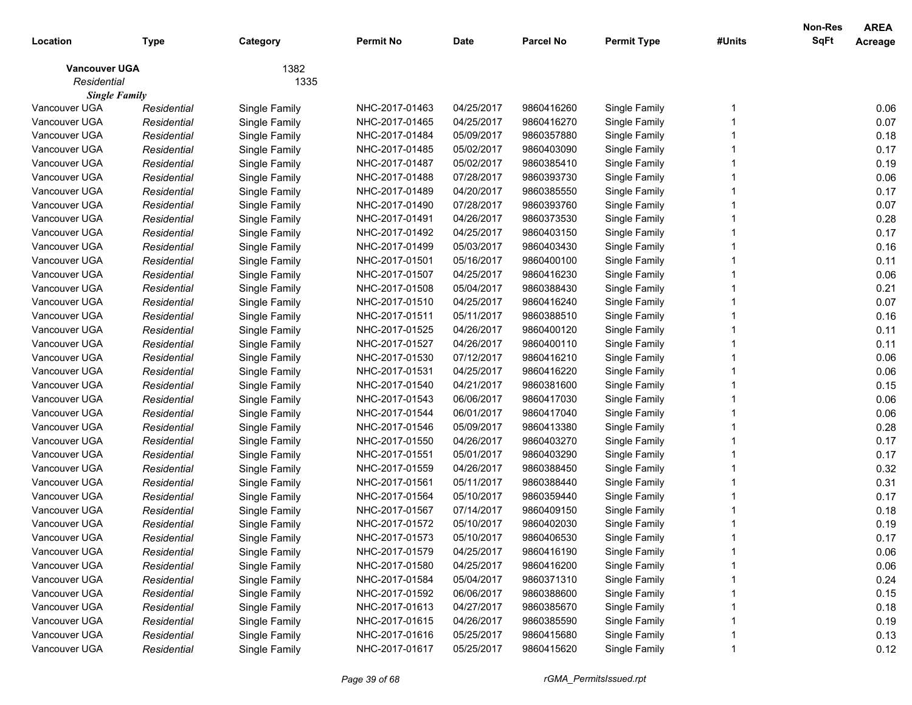| Location | Type | Category | Permit No | Date | Parcel No | Permit Type | #Units | Non-Res SqFt | AREA Acreage |
|---|---|---|---|---|---|---|---|---|---|
| **Vancouver UGA** | | 1382 | | | | | | | |
| *Residential* | | 1335 | | | | | | | |
| ***Single Family*** | | | | | | | | | |
| Vancouver UGA | *Residential* | Single Family | NHC-2017-01463 | 04/25/2017 | 9860416260 | Single Family | 1 | | 0.06 |
| Vancouver UGA | *Residential* | Single Family | NHC-2017-01465 | 04/25/2017 | 9860416270 | Single Family | 1 | | 0.07 |
| Vancouver UGA | *Residential* | Single Family | NHC-2017-01484 | 05/09/2017 | 9860357880 | Single Family | 1 | | 0.18 |
| Vancouver UGA | *Residential* | Single Family | NHC-2017-01485 | 05/02/2017 | 9860403090 | Single Family | 1 | | 0.17 |
| Vancouver UGA | *Residential* | Single Family | NHC-2017-01487 | 05/02/2017 | 9860385410 | Single Family | 1 | | 0.19 |
| Vancouver UGA | *Residential* | Single Family | NHC-2017-01488 | 07/28/2017 | 9860393730 | Single Family | 1 | | 0.06 |
| Vancouver UGA | *Residential* | Single Family | NHC-2017-01489 | 04/20/2017 | 9860385550 | Single Family | 1 | | 0.17 |
| Vancouver UGA | *Residential* | Single Family | NHC-2017-01490 | 07/28/2017 | 9860393760 | Single Family | 1 | | 0.07 |
| Vancouver UGA | *Residential* | Single Family | NHC-2017-01491 | 04/26/2017 | 9860373530 | Single Family | 1 | | 0.28 |
| Vancouver UGA | *Residential* | Single Family | NHC-2017-01492 | 04/25/2017 | 9860403150 | Single Family | 1 | | 0.17 |
| Vancouver UGA | *Residential* | Single Family | NHC-2017-01499 | 05/03/2017 | 9860403430 | Single Family | 1 | | 0.16 |
| Vancouver UGA | *Residential* | Single Family | NHC-2017-01501 | 05/16/2017 | 9860400100 | Single Family | 1 | | 0.11 |
| Vancouver UGA | *Residential* | Single Family | NHC-2017-01507 | 04/25/2017 | 9860416230 | Single Family | 1 | | 0.06 |
| Vancouver UGA | *Residential* | Single Family | NHC-2017-01508 | 05/04/2017 | 9860388430 | Single Family | 1 | | 0.21 |
| Vancouver UGA | *Residential* | Single Family | NHC-2017-01510 | 04/25/2017 | 9860416240 | Single Family | 1 | | 0.07 |
| Vancouver UGA | *Residential* | Single Family | NHC-2017-01511 | 05/11/2017 | 9860388510 | Single Family | 1 | | 0.16 |
| Vancouver UGA | *Residential* | Single Family | NHC-2017-01525 | 04/26/2017 | 9860400120 | Single Family | 1 | | 0.11 |
| Vancouver UGA | *Residential* | Single Family | NHC-2017-01527 | 04/26/2017 | 9860400110 | Single Family | 1 | | 0.11 |
| Vancouver UGA | *Residential* | Single Family | NHC-2017-01530 | 07/12/2017 | 9860416210 | Single Family | 1 | | 0.06 |
| Vancouver UGA | *Residential* | Single Family | NHC-2017-01531 | 04/25/2017 | 9860416220 | Single Family | 1 | | 0.06 |
| Vancouver UGA | *Residential* | Single Family | NHC-2017-01540 | 04/21/2017 | 9860381600 | Single Family | 1 | | 0.15 |
| Vancouver UGA | *Residential* | Single Family | NHC-2017-01543 | 06/06/2017 | 9860417030 | Single Family | 1 | | 0.06 |
| Vancouver UGA | *Residential* | Single Family | NHC-2017-01544 | 06/01/2017 | 9860417040 | Single Family | 1 | | 0.06 |
| Vancouver UGA | *Residential* | Single Family | NHC-2017-01546 | 05/09/2017 | 9860413380 | Single Family | 1 | | 0.28 |
| Vancouver UGA | *Residential* | Single Family | NHC-2017-01550 | 04/26/2017 | 9860403270 | Single Family | 1 | | 0.17 |
| Vancouver UGA | *Residential* | Single Family | NHC-2017-01551 | 05/01/2017 | 9860403290 | Single Family | 1 | | 0.17 |
| Vancouver UGA | *Residential* | Single Family | NHC-2017-01559 | 04/26/2017 | 9860388450 | Single Family | 1 | | 0.32 |
| Vancouver UGA | *Residential* | Single Family | NHC-2017-01561 | 05/11/2017 | 9860388440 | Single Family | 1 | | 0.31 |
| Vancouver UGA | *Residential* | Single Family | NHC-2017-01564 | 05/10/2017 | 9860359440 | Single Family | 1 | | 0.17 |
| Vancouver UGA | *Residential* | Single Family | NHC-2017-01567 | 07/14/2017 | 9860409150 | Single Family | 1 | | 0.18 |
| Vancouver UGA | *Residential* | Single Family | NHC-2017-01572 | 05/10/2017 | 9860402030 | Single Family | 1 | | 0.19 |
| Vancouver UGA | *Residential* | Single Family | NHC-2017-01573 | 05/10/2017 | 9860406530 | Single Family | 1 | | 0.17 |
| Vancouver UGA | *Residential* | Single Family | NHC-2017-01579 | 04/25/2017 | 9860416190 | Single Family | 1 | | 0.06 |
| Vancouver UGA | *Residential* | Single Family | NHC-2017-01580 | 04/25/2017 | 9860416200 | Single Family | 1 | | 0.06 |
| Vancouver UGA | *Residential* | Single Family | NHC-2017-01584 | 05/04/2017 | 9860371310 | Single Family | 1 | | 0.24 |
| Vancouver UGA | *Residential* | Single Family | NHC-2017-01592 | 06/06/2017 | 9860388600 | Single Family | 1 | | 0.15 |
| Vancouver UGA | *Residential* | Single Family | NHC-2017-01613 | 04/27/2017 | 9860385670 | Single Family | 1 | | 0.18 |
| Vancouver UGA | *Residential* | Single Family | NHC-2017-01615 | 04/26/2017 | 9860385590 | Single Family | 1 | | 0.19 |
| Vancouver UGA | *Residential* | Single Family | NHC-2017-01616 | 05/25/2017 | 9860415680 | Single Family | 1 | | 0.13 |
| Vancouver UGA | *Residential* | Single Family | NHC-2017-01617 | 05/25/2017 | 9860415620 | Single Family | 1 | | 0.12 |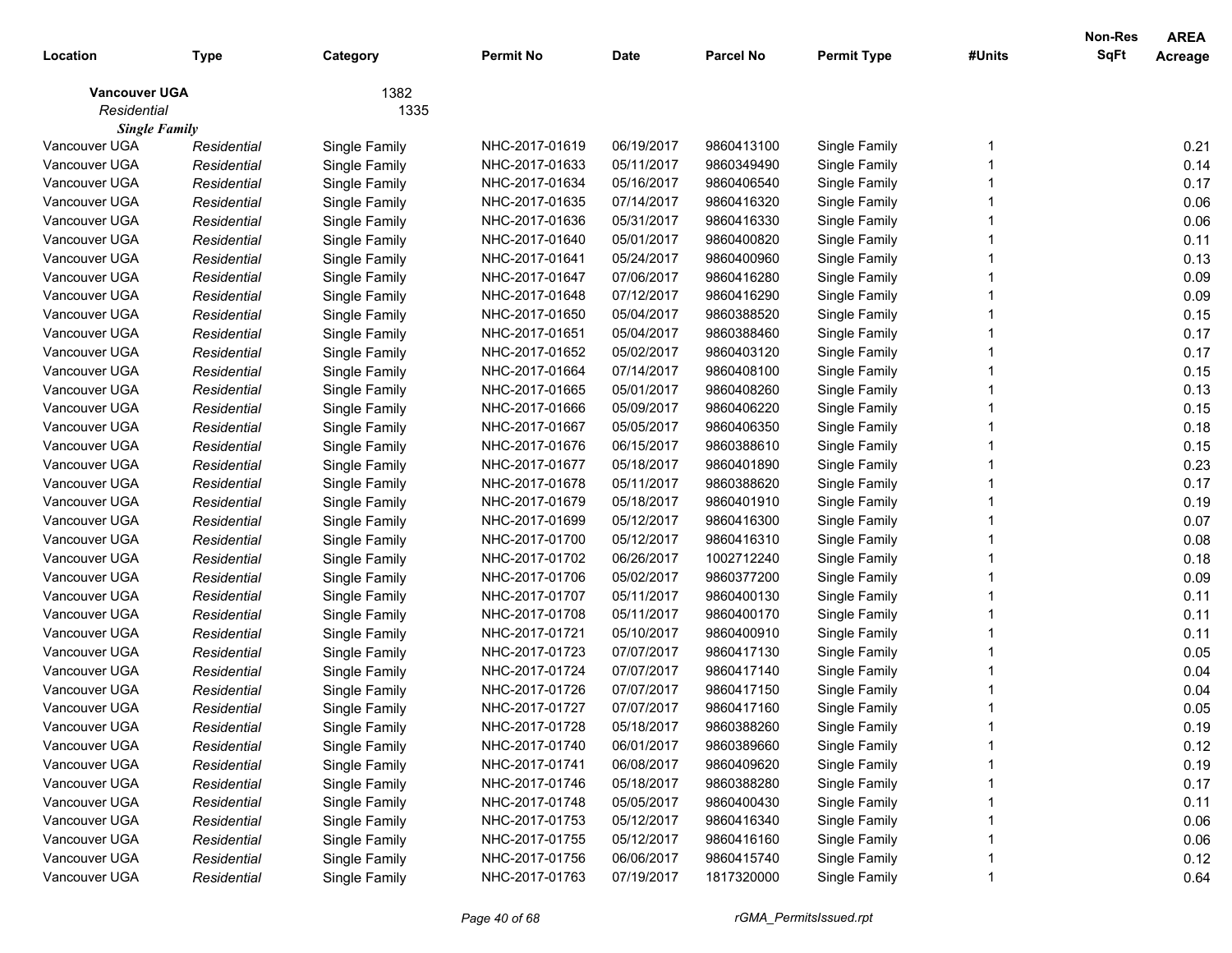| Location | Type | Category | Permit No | Date | Parcel No | Permit Type | #Units | Non-Res SqFt | AREA Acreage |
|---|---|---|---|---|---|---|---|---|---|
| **Vancouver UGA** | | 1382 | | | | | | | |
| *Residential* | | 1335 | | | | | | | |
| ***Single Family*** | | | | | | | | | |
| Vancouver UGA | *Residential* | Single Family | NHC-2017-01619 | 06/19/2017 | 9860413100 | Single Family | 1 | | 0.21 |
| Vancouver UGA | *Residential* | Single Family | NHC-2017-01633 | 05/11/2017 | 9860349490 | Single Family | 1 | | 0.14 |
| Vancouver UGA | *Residential* | Single Family | NHC-2017-01634 | 05/16/2017 | 9860406540 | Single Family | 1 | | 0.17 |
| Vancouver UGA | *Residential* | Single Family | NHC-2017-01635 | 07/14/2017 | 9860416320 | Single Family | 1 | | 0.06 |
| Vancouver UGA | *Residential* | Single Family | NHC-2017-01636 | 05/31/2017 | 9860416330 | Single Family | 1 | | 0.06 |
| Vancouver UGA | *Residential* | Single Family | NHC-2017-01640 | 05/01/2017 | 9860400820 | Single Family | 1 | | 0.11 |
| Vancouver UGA | *Residential* | Single Family | NHC-2017-01641 | 05/24/2017 | 9860400960 | Single Family | 1 | | 0.13 |
| Vancouver UGA | *Residential* | Single Family | NHC-2017-01647 | 07/06/2017 | 9860416280 | Single Family | 1 | | 0.09 |
| Vancouver UGA | *Residential* | Single Family | NHC-2017-01648 | 07/12/2017 | 9860416290 | Single Family | 1 | | 0.09 |
| Vancouver UGA | *Residential* | Single Family | NHC-2017-01650 | 05/04/2017 | 9860388520 | Single Family | 1 | | 0.15 |
| Vancouver UGA | *Residential* | Single Family | NHC-2017-01651 | 05/04/2017 | 9860388460 | Single Family | 1 | | 0.17 |
| Vancouver UGA | *Residential* | Single Family | NHC-2017-01652 | 05/02/2017 | 9860403120 | Single Family | 1 | | 0.17 |
| Vancouver UGA | *Residential* | Single Family | NHC-2017-01664 | 07/14/2017 | 9860408100 | Single Family | 1 | | 0.15 |
| Vancouver UGA | *Residential* | Single Family | NHC-2017-01665 | 05/01/2017 | 9860408260 | Single Family | 1 | | 0.13 |
| Vancouver UGA | *Residential* | Single Family | NHC-2017-01666 | 05/09/2017 | 9860406220 | Single Family | 1 | | 0.15 |
| Vancouver UGA | *Residential* | Single Family | NHC-2017-01667 | 05/05/2017 | 9860406350 | Single Family | 1 | | 0.18 |
| Vancouver UGA | *Residential* | Single Family | NHC-2017-01676 | 06/15/2017 | 9860388610 | Single Family | 1 | | 0.15 |
| Vancouver UGA | *Residential* | Single Family | NHC-2017-01677 | 05/18/2017 | 9860401890 | Single Family | 1 | | 0.23 |
| Vancouver UGA | *Residential* | Single Family | NHC-2017-01678 | 05/11/2017 | 9860388620 | Single Family | 1 | | 0.17 |
| Vancouver UGA | *Residential* | Single Family | NHC-2017-01679 | 05/18/2017 | 9860401910 | Single Family | 1 | | 0.19 |
| Vancouver UGA | *Residential* | Single Family | NHC-2017-01699 | 05/12/2017 | 9860416300 | Single Family | 1 | | 0.07 |
| Vancouver UGA | *Residential* | Single Family | NHC-2017-01700 | 05/12/2017 | 9860416310 | Single Family | 1 | | 0.08 |
| Vancouver UGA | *Residential* | Single Family | NHC-2017-01702 | 06/26/2017 | 1002712240 | Single Family | 1 | | 0.18 |
| Vancouver UGA | *Residential* | Single Family | NHC-2017-01706 | 05/02/2017 | 9860377200 | Single Family | 1 | | 0.09 |
| Vancouver UGA | *Residential* | Single Family | NHC-2017-01707 | 05/11/2017 | 9860400130 | Single Family | 1 | | 0.11 |
| Vancouver UGA | *Residential* | Single Family | NHC-2017-01708 | 05/11/2017 | 9860400170 | Single Family | 1 | | 0.11 |
| Vancouver UGA | *Residential* | Single Family | NHC-2017-01721 | 05/10/2017 | 9860400910 | Single Family | 1 | | 0.11 |
| Vancouver UGA | *Residential* | Single Family | NHC-2017-01723 | 07/07/2017 | 9860417130 | Single Family | 1 | | 0.05 |
| Vancouver UGA | *Residential* | Single Family | NHC-2017-01724 | 07/07/2017 | 9860417140 | Single Family | 1 | | 0.04 |
| Vancouver UGA | *Residential* | Single Family | NHC-2017-01726 | 07/07/2017 | 9860417150 | Single Family | 1 | | 0.04 |
| Vancouver UGA | *Residential* | Single Family | NHC-2017-01727 | 07/07/2017 | 9860417160 | Single Family | 1 | | 0.05 |
| Vancouver UGA | *Residential* | Single Family | NHC-2017-01728 | 05/18/2017 | 9860388260 | Single Family | 1 | | 0.19 |
| Vancouver UGA | *Residential* | Single Family | NHC-2017-01740 | 06/01/2017 | 9860389660 | Single Family | 1 | | 0.12 |
| Vancouver UGA | *Residential* | Single Family | NHC-2017-01741 | 06/08/2017 | 9860409620 | Single Family | 1 | | 0.19 |
| Vancouver UGA | *Residential* | Single Family | NHC-2017-01746 | 05/18/2017 | 9860388280 | Single Family | 1 | | 0.17 |
| Vancouver UGA | *Residential* | Single Family | NHC-2017-01748 | 05/05/2017 | 9860400430 | Single Family | 1 | | 0.11 |
| Vancouver UGA | *Residential* | Single Family | NHC-2017-01753 | 05/12/2017 | 9860416340 | Single Family | 1 | | 0.06 |
| Vancouver UGA | *Residential* | Single Family | NHC-2017-01755 | 05/12/2017 | 9860416160 | Single Family | 1 | | 0.06 |
| Vancouver UGA | *Residential* | Single Family | NHC-2017-01756 | 06/06/2017 | 9860415740 | Single Family | 1 | | 0.12 |
| Vancouver UGA | *Residential* | Single Family | NHC-2017-01763 | 07/19/2017 | 1817320000 | Single Family | 1 | | 0.64 |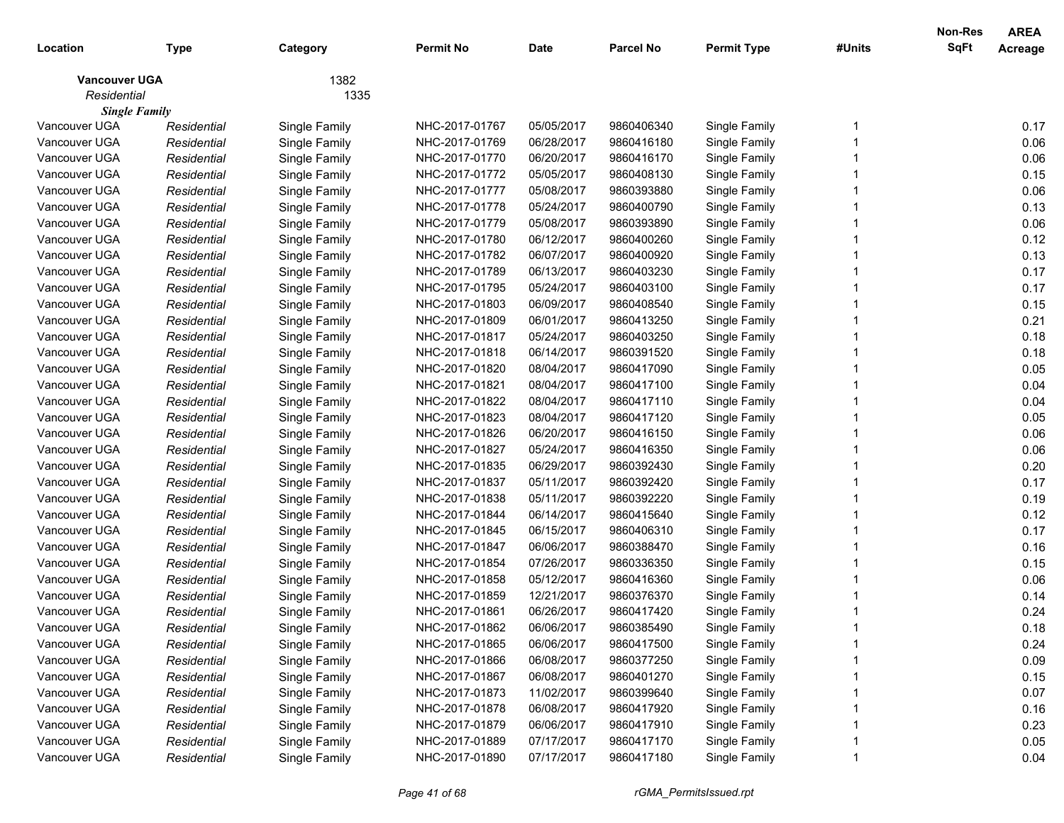| Location | Type | Category | Permit No | Date | Parcel No | Permit Type | #Units | Non-Res SqFt | AREA Acreage |
|---|---|---|---|---|---|---|---|---|---|
| **Vancouver UGA** | | 1382 | | | | | | | |
| *Residential* | | 1335 | | | | | | | |
| ***Single Family*** | | | | | | | | | |
| Vancouver UGA | *Residential* | Single Family | NHC-2017-01767 | 05/05/2017 | 9860406340 | Single Family | 1 | | 0.17 |
| Vancouver UGA | *Residential* | Single Family | NHC-2017-01769 | 06/28/2017 | 9860416180 | Single Family | 1 | | 0.06 |
| Vancouver UGA | *Residential* | Single Family | NHC-2017-01770 | 06/20/2017 | 9860416170 | Single Family | 1 | | 0.06 |
| Vancouver UGA | *Residential* | Single Family | NHC-2017-01772 | 05/05/2017 | 9860408130 | Single Family | 1 | | 0.15 |
| Vancouver UGA | *Residential* | Single Family | NHC-2017-01777 | 05/08/2017 | 9860393880 | Single Family | 1 | | 0.06 |
| Vancouver UGA | *Residential* | Single Family | NHC-2017-01778 | 05/24/2017 | 9860400790 | Single Family | 1 | | 0.13 |
| Vancouver UGA | *Residential* | Single Family | NHC-2017-01779 | 05/08/2017 | 9860393890 | Single Family | 1 | | 0.06 |
| Vancouver UGA | *Residential* | Single Family | NHC-2017-01780 | 06/12/2017 | 9860400260 | Single Family | 1 | | 0.12 |
| Vancouver UGA | *Residential* | Single Family | NHC-2017-01782 | 06/07/2017 | 9860400920 | Single Family | 1 | | 0.13 |
| Vancouver UGA | *Residential* | Single Family | NHC-2017-01789 | 06/13/2017 | 9860403230 | Single Family | 1 | | 0.17 |
| Vancouver UGA | *Residential* | Single Family | NHC-2017-01795 | 05/24/2017 | 9860403100 | Single Family | 1 | | 0.17 |
| Vancouver UGA | *Residential* | Single Family | NHC-2017-01803 | 06/09/2017 | 9860408540 | Single Family | 1 | | 0.15 |
| Vancouver UGA | *Residential* | Single Family | NHC-2017-01809 | 06/01/2017 | 9860413250 | Single Family | 1 | | 0.21 |
| Vancouver UGA | *Residential* | Single Family | NHC-2017-01817 | 05/24/2017 | 9860403250 | Single Family | 1 | | 0.18 |
| Vancouver UGA | *Residential* | Single Family | NHC-2017-01818 | 06/14/2017 | 9860391520 | Single Family | 1 | | 0.18 |
| Vancouver UGA | *Residential* | Single Family | NHC-2017-01820 | 08/04/2017 | 9860417090 | Single Family | 1 | | 0.05 |
| Vancouver UGA | *Residential* | Single Family | NHC-2017-01821 | 08/04/2017 | 9860417100 | Single Family | 1 | | 0.04 |
| Vancouver UGA | *Residential* | Single Family | NHC-2017-01822 | 08/04/2017 | 9860417110 | Single Family | 1 | | 0.04 |
| Vancouver UGA | *Residential* | Single Family | NHC-2017-01823 | 08/04/2017 | 9860417120 | Single Family | 1 | | 0.05 |
| Vancouver UGA | *Residential* | Single Family | NHC-2017-01826 | 06/20/2017 | 9860416150 | Single Family | 1 | | 0.06 |
| Vancouver UGA | *Residential* | Single Family | NHC-2017-01827 | 05/24/2017 | 9860416350 | Single Family | 1 | | 0.06 |
| Vancouver UGA | *Residential* | Single Family | NHC-2017-01835 | 06/29/2017 | 9860392430 | Single Family | 1 | | 0.20 |
| Vancouver UGA | *Residential* | Single Family | NHC-2017-01837 | 05/11/2017 | 9860392420 | Single Family | 1 | | 0.17 |
| Vancouver UGA | *Residential* | Single Family | NHC-2017-01838 | 05/11/2017 | 9860392220 | Single Family | 1 | | 0.19 |
| Vancouver UGA | *Residential* | Single Family | NHC-2017-01844 | 06/14/2017 | 9860415640 | Single Family | 1 | | 0.12 |
| Vancouver UGA | *Residential* | Single Family | NHC-2017-01845 | 06/15/2017 | 9860406310 | Single Family | 1 | | 0.17 |
| Vancouver UGA | *Residential* | Single Family | NHC-2017-01847 | 06/06/2017 | 9860388470 | Single Family | 1 | | 0.16 |
| Vancouver UGA | *Residential* | Single Family | NHC-2017-01854 | 07/26/2017 | 9860336350 | Single Family | 1 | | 0.15 |
| Vancouver UGA | *Residential* | Single Family | NHC-2017-01858 | 05/12/2017 | 9860416360 | Single Family | 1 | | 0.06 |
| Vancouver UGA | *Residential* | Single Family | NHC-2017-01859 | 12/21/2017 | 9860376370 | Single Family | 1 | | 0.14 |
| Vancouver UGA | *Residential* | Single Family | NHC-2017-01861 | 06/26/2017 | 9860417420 | Single Family | 1 | | 0.24 |
| Vancouver UGA | *Residential* | Single Family | NHC-2017-01862 | 06/06/2017 | 9860385490 | Single Family | 1 | | 0.18 |
| Vancouver UGA | *Residential* | Single Family | NHC-2017-01865 | 06/06/2017 | 9860417500 | Single Family | 1 | | 0.24 |
| Vancouver UGA | *Residential* | Single Family | NHC-2017-01866 | 06/08/2017 | 9860377250 | Single Family | 1 | | 0.09 |
| Vancouver UGA | *Residential* | Single Family | NHC-2017-01867 | 06/08/2017 | 9860401270 | Single Family | 1 | | 0.15 |
| Vancouver UGA | *Residential* | Single Family | NHC-2017-01873 | 11/02/2017 | 9860399640 | Single Family | 1 | | 0.07 |
| Vancouver UGA | *Residential* | Single Family | NHC-2017-01878 | 06/08/2017 | 9860417920 | Single Family | 1 | | 0.16 |
| Vancouver UGA | *Residential* | Single Family | NHC-2017-01879 | 06/06/2017 | 9860417910 | Single Family | 1 | | 0.23 |
| Vancouver UGA | *Residential* | Single Family | NHC-2017-01889 | 07/17/2017 | 9860417170 | Single Family | 1 | | 0.05 |
| Vancouver UGA | *Residential* | Single Family | NHC-2017-01890 | 07/17/2017 | 9860417180 | Single Family | 1 | | 0.04 |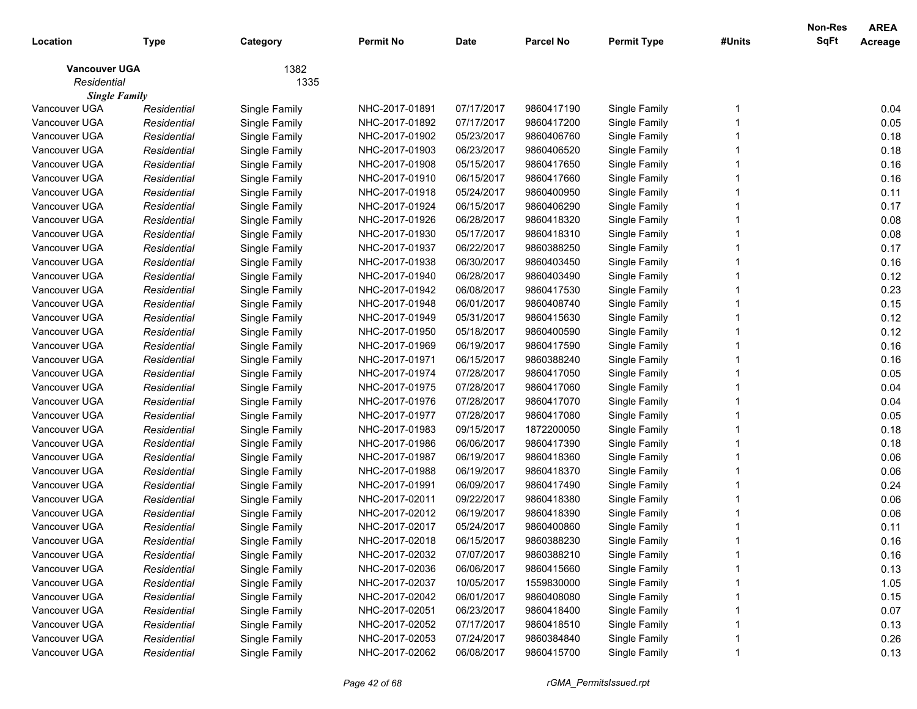| Location | Type | Category | Permit No | Date | Parcel No | Permit Type | #Units | Non-Res SqFt | AREA Acreage |
|---|---|---|---|---|---|---|---|---|---|
| **Vancouver UGA** | | 1382 | | | | | | | |
| *Residential* | | 1335 | | | | | | | |
| ***Single Family*** | | | | | | | | | |
| Vancouver UGA | *Residential* | Single Family | NHC-2017-01891 | 07/17/2017 | 9860417190 | Single Family | 1 | | 0.04 |
| Vancouver UGA | *Residential* | Single Family | NHC-2017-01892 | 07/17/2017 | 9860417200 | Single Family | 1 | | 0.05 |
| Vancouver UGA | *Residential* | Single Family | NHC-2017-01902 | 05/23/2017 | 9860406760 | Single Family | 1 | | 0.18 |
| Vancouver UGA | *Residential* | Single Family | NHC-2017-01903 | 06/23/2017 | 9860406520 | Single Family | 1 | | 0.18 |
| Vancouver UGA | *Residential* | Single Family | NHC-2017-01908 | 05/15/2017 | 9860417650 | Single Family | 1 | | 0.16 |
| Vancouver UGA | *Residential* | Single Family | NHC-2017-01910 | 06/15/2017 | 9860417660 | Single Family | 1 | | 0.16 |
| Vancouver UGA | *Residential* | Single Family | NHC-2017-01918 | 05/24/2017 | 9860400950 | Single Family | 1 | | 0.11 |
| Vancouver UGA | *Residential* | Single Family | NHC-2017-01924 | 06/15/2017 | 9860406290 | Single Family | 1 | | 0.17 |
| Vancouver UGA | *Residential* | Single Family | NHC-2017-01926 | 06/28/2017 | 9860418320 | Single Family | 1 | | 0.08 |
| Vancouver UGA | *Residential* | Single Family | NHC-2017-01930 | 05/17/2017 | 9860418310 | Single Family | 1 | | 0.08 |
| Vancouver UGA | *Residential* | Single Family | NHC-2017-01937 | 06/22/2017 | 9860388250 | Single Family | 1 | | 0.17 |
| Vancouver UGA | *Residential* | Single Family | NHC-2017-01938 | 06/30/2017 | 9860403450 | Single Family | 1 | | 0.16 |
| Vancouver UGA | *Residential* | Single Family | NHC-2017-01940 | 06/28/2017 | 9860403490 | Single Family | 1 | | 0.12 |
| Vancouver UGA | *Residential* | Single Family | NHC-2017-01942 | 06/08/2017 | 9860417530 | Single Family | 1 | | 0.23 |
| Vancouver UGA | *Residential* | Single Family | NHC-2017-01948 | 06/01/2017 | 9860408740 | Single Family | 1 | | 0.15 |
| Vancouver UGA | *Residential* | Single Family | NHC-2017-01949 | 05/31/2017 | 9860415630 | Single Family | 1 | | 0.12 |
| Vancouver UGA | *Residential* | Single Family | NHC-2017-01950 | 05/18/2017 | 9860400590 | Single Family | 1 | | 0.12 |
| Vancouver UGA | *Residential* | Single Family | NHC-2017-01969 | 06/19/2017 | 9860417590 | Single Family | 1 | | 0.16 |
| Vancouver UGA | *Residential* | Single Family | NHC-2017-01971 | 06/15/2017 | 9860388240 | Single Family | 1 | | 0.16 |
| Vancouver UGA | *Residential* | Single Family | NHC-2017-01974 | 07/28/2017 | 9860417050 | Single Family | 1 | | 0.05 |
| Vancouver UGA | *Residential* | Single Family | NHC-2017-01975 | 07/28/2017 | 9860417060 | Single Family | 1 | | 0.04 |
| Vancouver UGA | *Residential* | Single Family | NHC-2017-01976 | 07/28/2017 | 9860417070 | Single Family | 1 | | 0.04 |
| Vancouver UGA | *Residential* | Single Family | NHC-2017-01977 | 07/28/2017 | 9860417080 | Single Family | 1 | | 0.05 |
| Vancouver UGA | *Residential* | Single Family | NHC-2017-01983 | 09/15/2017 | 1872200050 | Single Family | 1 | | 0.18 |
| Vancouver UGA | *Residential* | Single Family | NHC-2017-01986 | 06/06/2017 | 9860417390 | Single Family | 1 | | 0.18 |
| Vancouver UGA | *Residential* | Single Family | NHC-2017-01987 | 06/19/2017 | 9860418360 | Single Family | 1 | | 0.06 |
| Vancouver UGA | *Residential* | Single Family | NHC-2017-01988 | 06/19/2017 | 9860418370 | Single Family | 1 | | 0.06 |
| Vancouver UGA | *Residential* | Single Family | NHC-2017-01991 | 06/09/2017 | 9860417490 | Single Family | 1 | | 0.24 |
| Vancouver UGA | *Residential* | Single Family | NHC-2017-02011 | 09/22/2017 | 9860418380 | Single Family | 1 | | 0.06 |
| Vancouver UGA | *Residential* | Single Family | NHC-2017-02012 | 06/19/2017 | 9860418390 | Single Family | 1 | | 0.06 |
| Vancouver UGA | *Residential* | Single Family | NHC-2017-02017 | 05/24/2017 | 9860400860 | Single Family | 1 | | 0.11 |
| Vancouver UGA | *Residential* | Single Family | NHC-2017-02018 | 06/15/2017 | 9860388230 | Single Family | 1 | | 0.16 |
| Vancouver UGA | *Residential* | Single Family | NHC-2017-02032 | 07/07/2017 | 9860388210 | Single Family | 1 | | 0.16 |
| Vancouver UGA | *Residential* | Single Family | NHC-2017-02036 | 06/06/2017 | 9860415660 | Single Family | 1 | | 0.13 |
| Vancouver UGA | *Residential* | Single Family | NHC-2017-02037 | 10/05/2017 | 1559830000 | Single Family | 1 | | 1.05 |
| Vancouver UGA | *Residential* | Single Family | NHC-2017-02042 | 06/01/2017 | 9860408080 | Single Family | 1 | | 0.15 |
| Vancouver UGA | *Residential* | Single Family | NHC-2017-02051 | 06/23/2017 | 9860418400 | Single Family | 1 | | 0.07 |
| Vancouver UGA | *Residential* | Single Family | NHC-2017-02052 | 07/17/2017 | 9860418510 | Single Family | 1 | | 0.13 |
| Vancouver UGA | *Residential* | Single Family | NHC-2017-02053 | 07/24/2017 | 9860384840 | Single Family | 1 | | 0.26 |
| Vancouver UGA | *Residential* | Single Family | NHC-2017-02062 | 06/08/2017 | 9860415700 | Single Family | 1 | | 0.13 |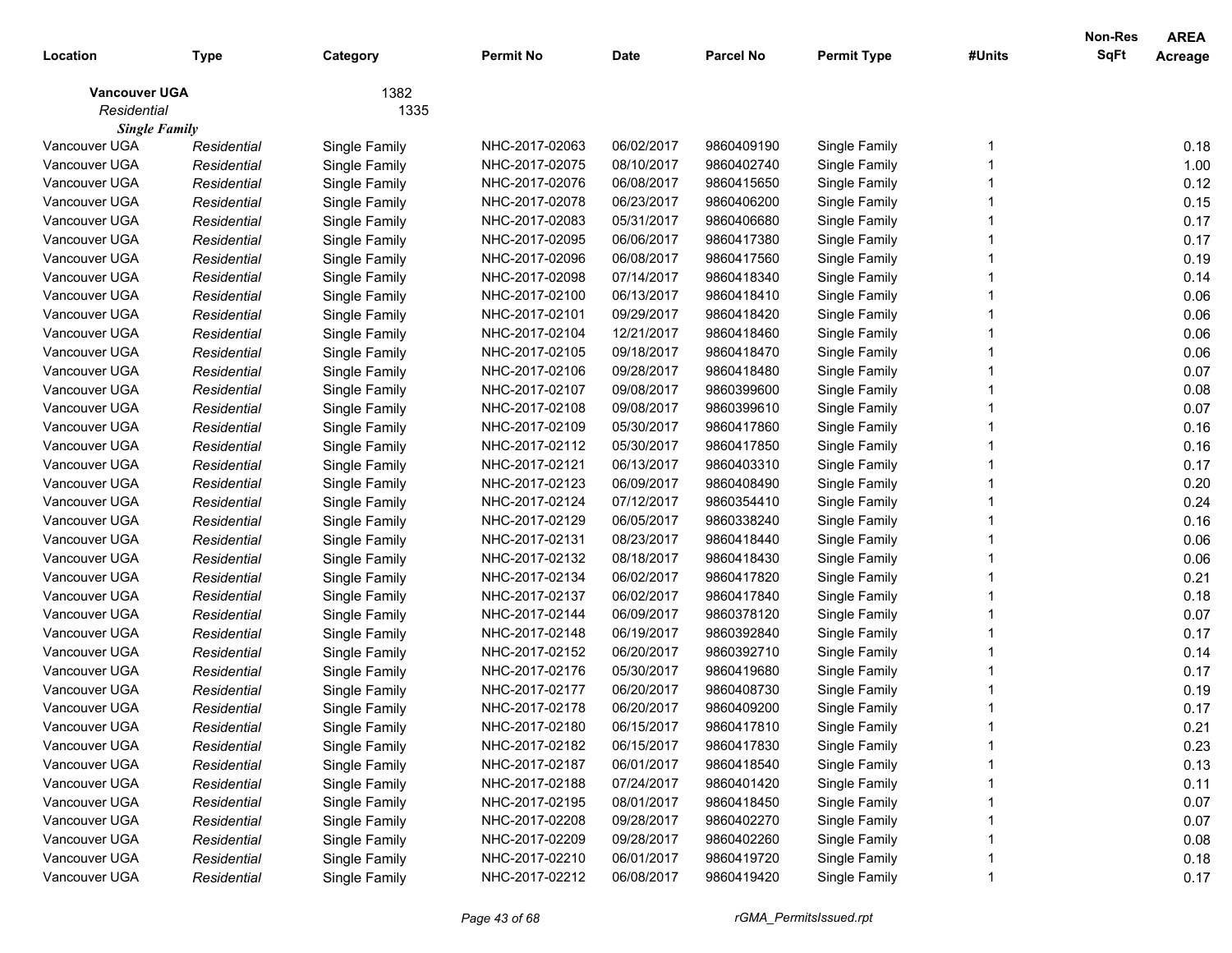| Location | Type | Category | Permit No | Date | Parcel No | Permit Type | #Units | Non-Res SqFt | AREA Acreage |
|---|---|---|---|---|---|---|---|---|---|
| **Vancouver UGA** | | 1382 | | | | | | | |
| *Residential* | | 1335 | | | | | | | |
| ***Single Family*** | | | | | | | | | |
| Vancouver UGA | *Residential* | Single Family | NHC-2017-02063 | 06/02/2017 | 9860409190 | Single Family | 1 | | 0.18 |
| Vancouver UGA | *Residential* | Single Family | NHC-2017-02075 | 08/10/2017 | 9860402740 | Single Family | 1 | | 1.00 |
| Vancouver UGA | *Residential* | Single Family | NHC-2017-02076 | 06/08/2017 | 9860415650 | Single Family | 1 | | 0.12 |
| Vancouver UGA | *Residential* | Single Family | NHC-2017-02078 | 06/23/2017 | 9860406200 | Single Family | 1 | | 0.15 |
| Vancouver UGA | *Residential* | Single Family | NHC-2017-02083 | 05/31/2017 | 9860406680 | Single Family | 1 | | 0.17 |
| Vancouver UGA | *Residential* | Single Family | NHC-2017-02095 | 06/06/2017 | 9860417380 | Single Family | 1 | | 0.17 |
| Vancouver UGA | *Residential* | Single Family | NHC-2017-02096 | 06/08/2017 | 9860417560 | Single Family | 1 | | 0.19 |
| Vancouver UGA | *Residential* | Single Family | NHC-2017-02098 | 07/14/2017 | 9860418340 | Single Family | 1 | | 0.14 |
| Vancouver UGA | *Residential* | Single Family | NHC-2017-02100 | 06/13/2017 | 9860418410 | Single Family | 1 | | 0.06 |
| Vancouver UGA | *Residential* | Single Family | NHC-2017-02101 | 09/29/2017 | 9860418420 | Single Family | 1 | | 0.06 |
| Vancouver UGA | *Residential* | Single Family | NHC-2017-02104 | 12/21/2017 | 9860418460 | Single Family | 1 | | 0.06 |
| Vancouver UGA | *Residential* | Single Family | NHC-2017-02105 | 09/18/2017 | 9860418470 | Single Family | 1 | | 0.06 |
| Vancouver UGA | *Residential* | Single Family | NHC-2017-02106 | 09/28/2017 | 9860418480 | Single Family | 1 | | 0.07 |
| Vancouver UGA | *Residential* | Single Family | NHC-2017-02107 | 09/08/2017 | 9860399600 | Single Family | 1 | | 0.08 |
| Vancouver UGA | *Residential* | Single Family | NHC-2017-02108 | 09/08/2017 | 9860399610 | Single Family | 1 | | 0.07 |
| Vancouver UGA | *Residential* | Single Family | NHC-2017-02109 | 05/30/2017 | 9860417860 | Single Family | 1 | | 0.16 |
| Vancouver UGA | *Residential* | Single Family | NHC-2017-02112 | 05/30/2017 | 9860417850 | Single Family | 1 | | 0.16 |
| Vancouver UGA | *Residential* | Single Family | NHC-2017-02121 | 06/13/2017 | 9860403310 | Single Family | 1 | | 0.17 |
| Vancouver UGA | *Residential* | Single Family | NHC-2017-02123 | 06/09/2017 | 9860408490 | Single Family | 1 | | 0.20 |
| Vancouver UGA | *Residential* | Single Family | NHC-2017-02124 | 07/12/2017 | 9860354410 | Single Family | 1 | | 0.24 |
| Vancouver UGA | *Residential* | Single Family | NHC-2017-02129 | 06/05/2017 | 9860338240 | Single Family | 1 | | 0.16 |
| Vancouver UGA | *Residential* | Single Family | NHC-2017-02131 | 08/23/2017 | 9860418440 | Single Family | 1 | | 0.06 |
| Vancouver UGA | *Residential* | Single Family | NHC-2017-02132 | 08/18/2017 | 9860418430 | Single Family | 1 | | 0.06 |
| Vancouver UGA | *Residential* | Single Family | NHC-2017-02134 | 06/02/2017 | 9860417820 | Single Family | 1 | | 0.21 |
| Vancouver UGA | *Residential* | Single Family | NHC-2017-02137 | 06/02/2017 | 9860417840 | Single Family | 1 | | 0.18 |
| Vancouver UGA | *Residential* | Single Family | NHC-2017-02144 | 06/09/2017 | 9860378120 | Single Family | 1 | | 0.07 |
| Vancouver UGA | *Residential* | Single Family | NHC-2017-02148 | 06/19/2017 | 9860392840 | Single Family | 1 | | 0.17 |
| Vancouver UGA | *Residential* | Single Family | NHC-2017-02152 | 06/20/2017 | 9860392710 | Single Family | 1 | | 0.14 |
| Vancouver UGA | *Residential* | Single Family | NHC-2017-02176 | 05/30/2017 | 9860419680 | Single Family | 1 | | 0.17 |
| Vancouver UGA | *Residential* | Single Family | NHC-2017-02177 | 06/20/2017 | 9860408730 | Single Family | 1 | | 0.19 |
| Vancouver UGA | *Residential* | Single Family | NHC-2017-02178 | 06/20/2017 | 9860409200 | Single Family | 1 | | 0.17 |
| Vancouver UGA | *Residential* | Single Family | NHC-2017-02180 | 06/15/2017 | 9860417810 | Single Family | 1 | | 0.21 |
| Vancouver UGA | *Residential* | Single Family | NHC-2017-02182 | 06/15/2017 | 9860417830 | Single Family | 1 | | 0.23 |
| Vancouver UGA | *Residential* | Single Family | NHC-2017-02187 | 06/01/2017 | 9860418540 | Single Family | 1 | | 0.13 |
| Vancouver UGA | *Residential* | Single Family | NHC-2017-02188 | 07/24/2017 | 9860401420 | Single Family | 1 | | 0.11 |
| Vancouver UGA | *Residential* | Single Family | NHC-2017-02195 | 08/01/2017 | 9860418450 | Single Family | 1 | | 0.07 |
| Vancouver UGA | *Residential* | Single Family | NHC-2017-02208 | 09/28/2017 | 9860402270 | Single Family | 1 | | 0.07 |
| Vancouver UGA | *Residential* | Single Family | NHC-2017-02209 | 09/28/2017 | 9860402260 | Single Family | 1 | | 0.08 |
| Vancouver UGA | *Residential* | Single Family | NHC-2017-02210 | 06/01/2017 | 9860419720 | Single Family | 1 | | 0.18 |
| Vancouver UGA | *Residential* | Single Family | NHC-2017-02212 | 06/08/2017 | 9860419420 | Single Family | 1 | | 0.17 |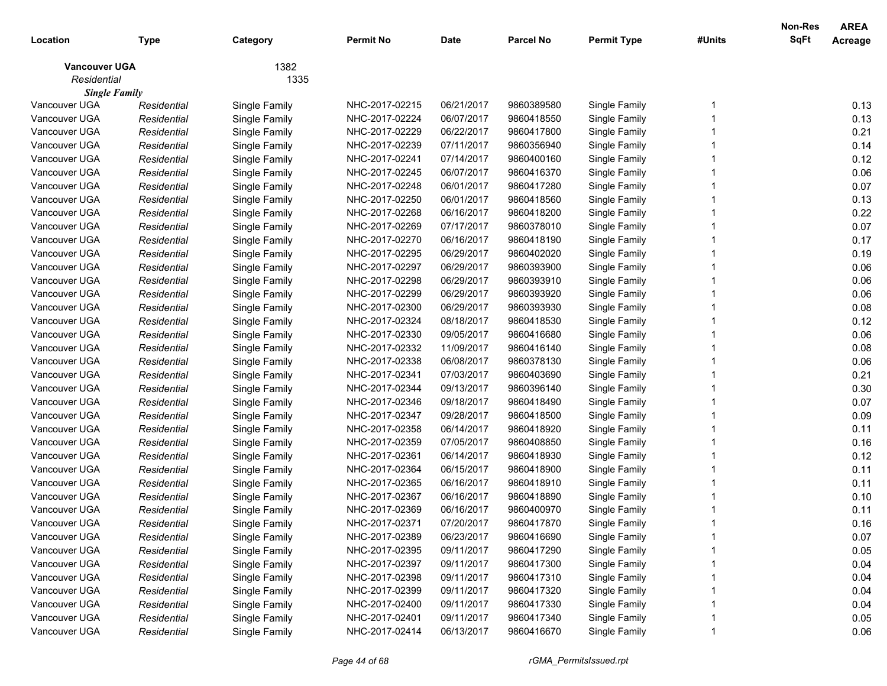| Location | Type | Category | Permit No | Date | Parcel No | Permit Type | #Units | Non-Res SqFt | AREA Acreage |
|---|---|---|---|---|---|---|---|---|---|
| **Vancouver UGA** | | 1382 | | | | | | | |
| *Residential* | | 1335 | | | | | | | |
| ***Single Family*** | | | | | | | | | |
| Vancouver UGA | *Residential* | Single Family | NHC-2017-02215 | 06/21/2017 | 9860389580 | Single Family | 1 | | 0.13 |
| Vancouver UGA | *Residential* | Single Family | NHC-2017-02224 | 06/07/2017 | 9860418550 | Single Family | 1 | | 0.13 |
| Vancouver UGA | *Residential* | Single Family | NHC-2017-02229 | 06/22/2017 | 9860417800 | Single Family | 1 | | 0.21 |
| Vancouver UGA | *Residential* | Single Family | NHC-2017-02239 | 07/11/2017 | 9860356940 | Single Family | 1 | | 0.14 |
| Vancouver UGA | *Residential* | Single Family | NHC-2017-02241 | 07/14/2017 | 9860400160 | Single Family | 1 | | 0.12 |
| Vancouver UGA | *Residential* | Single Family | NHC-2017-02245 | 06/07/2017 | 9860416370 | Single Family | 1 | | 0.06 |
| Vancouver UGA | *Residential* | Single Family | NHC-2017-02248 | 06/01/2017 | 9860417280 | Single Family | 1 | | 0.07 |
| Vancouver UGA | *Residential* | Single Family | NHC-2017-02250 | 06/01/2017 | 9860418560 | Single Family | 1 | | 0.13 |
| Vancouver UGA | *Residential* | Single Family | NHC-2017-02268 | 06/16/2017 | 9860418200 | Single Family | 1 | | 0.22 |
| Vancouver UGA | *Residential* | Single Family | NHC-2017-02269 | 07/17/2017 | 9860378010 | Single Family | 1 | | 0.07 |
| Vancouver UGA | *Residential* | Single Family | NHC-2017-02270 | 06/16/2017 | 9860418190 | Single Family | 1 | | 0.17 |
| Vancouver UGA | *Residential* | Single Family | NHC-2017-02295 | 06/29/2017 | 9860402020 | Single Family | 1 | | 0.19 |
| Vancouver UGA | *Residential* | Single Family | NHC-2017-02297 | 06/29/2017 | 9860393900 | Single Family | 1 | | 0.06 |
| Vancouver UGA | *Residential* | Single Family | NHC-2017-02298 | 06/29/2017 | 9860393910 | Single Family | 1 | | 0.06 |
| Vancouver UGA | *Residential* | Single Family | NHC-2017-02299 | 06/29/2017 | 9860393920 | Single Family | 1 | | 0.06 |
| Vancouver UGA | *Residential* | Single Family | NHC-2017-02300 | 06/29/2017 | 9860393930 | Single Family | 1 | | 0.08 |
| Vancouver UGA | *Residential* | Single Family | NHC-2017-02324 | 08/18/2017 | 9860418530 | Single Family | 1 | | 0.12 |
| Vancouver UGA | *Residential* | Single Family | NHC-2017-02330 | 09/05/2017 | 9860416680 | Single Family | 1 | | 0.06 |
| Vancouver UGA | *Residential* | Single Family | NHC-2017-02332 | 11/09/2017 | 9860416140 | Single Family | 1 | | 0.08 |
| Vancouver UGA | *Residential* | Single Family | NHC-2017-02338 | 06/08/2017 | 9860378130 | Single Family | 1 | | 0.06 |
| Vancouver UGA | *Residential* | Single Family | NHC-2017-02341 | 07/03/2017 | 9860403690 | Single Family | 1 | | 0.21 |
| Vancouver UGA | *Residential* | Single Family | NHC-2017-02344 | 09/13/2017 | 9860396140 | Single Family | 1 | | 0.30 |
| Vancouver UGA | *Residential* | Single Family | NHC-2017-02346 | 09/18/2017 | 9860418490 | Single Family | 1 | | 0.07 |
| Vancouver UGA | *Residential* | Single Family | NHC-2017-02347 | 09/28/2017 | 9860418500 | Single Family | 1 | | 0.09 |
| Vancouver UGA | *Residential* | Single Family | NHC-2017-02358 | 06/14/2017 | 9860418920 | Single Family | 1 | | 0.11 |
| Vancouver UGA | *Residential* | Single Family | NHC-2017-02359 | 07/05/2017 | 9860408850 | Single Family | 1 | | 0.16 |
| Vancouver UGA | *Residential* | Single Family | NHC-2017-02361 | 06/14/2017 | 9860418930 | Single Family | 1 | | 0.12 |
| Vancouver UGA | *Residential* | Single Family | NHC-2017-02364 | 06/15/2017 | 9860418900 | Single Family | 1 | | 0.11 |
| Vancouver UGA | *Residential* | Single Family | NHC-2017-02365 | 06/16/2017 | 9860418910 | Single Family | 1 | | 0.11 |
| Vancouver UGA | *Residential* | Single Family | NHC-2017-02367 | 06/16/2017 | 9860418890 | Single Family | 1 | | 0.10 |
| Vancouver UGA | *Residential* | Single Family | NHC-2017-02369 | 06/16/2017 | 9860400970 | Single Family | 1 | | 0.11 |
| Vancouver UGA | *Residential* | Single Family | NHC-2017-02371 | 07/20/2017 | 9860417870 | Single Family | 1 | | 0.16 |
| Vancouver UGA | *Residential* | Single Family | NHC-2017-02389 | 06/23/2017 | 9860416690 | Single Family | 1 | | 0.07 |
| Vancouver UGA | *Residential* | Single Family | NHC-2017-02395 | 09/11/2017 | 9860417290 | Single Family | 1 | | 0.05 |
| Vancouver UGA | *Residential* | Single Family | NHC-2017-02397 | 09/11/2017 | 9860417300 | Single Family | 1 | | 0.04 |
| Vancouver UGA | *Residential* | Single Family | NHC-2017-02398 | 09/11/2017 | 9860417310 | Single Family | 1 | | 0.04 |
| Vancouver UGA | *Residential* | Single Family | NHC-2017-02399 | 09/11/2017 | 9860417320 | Single Family | 1 | | 0.04 |
| Vancouver UGA | *Residential* | Single Family | NHC-2017-02400 | 09/11/2017 | 9860417330 | Single Family | 1 | | 0.04 |
| Vancouver UGA | *Residential* | Single Family | NHC-2017-02401 | 09/11/2017 | 9860417340 | Single Family | 1 | | 0.05 |
| Vancouver UGA | *Residential* | Single Family | NHC-2017-02414 | 06/13/2017 | 9860416670 | Single Family | 1 | | 0.06 |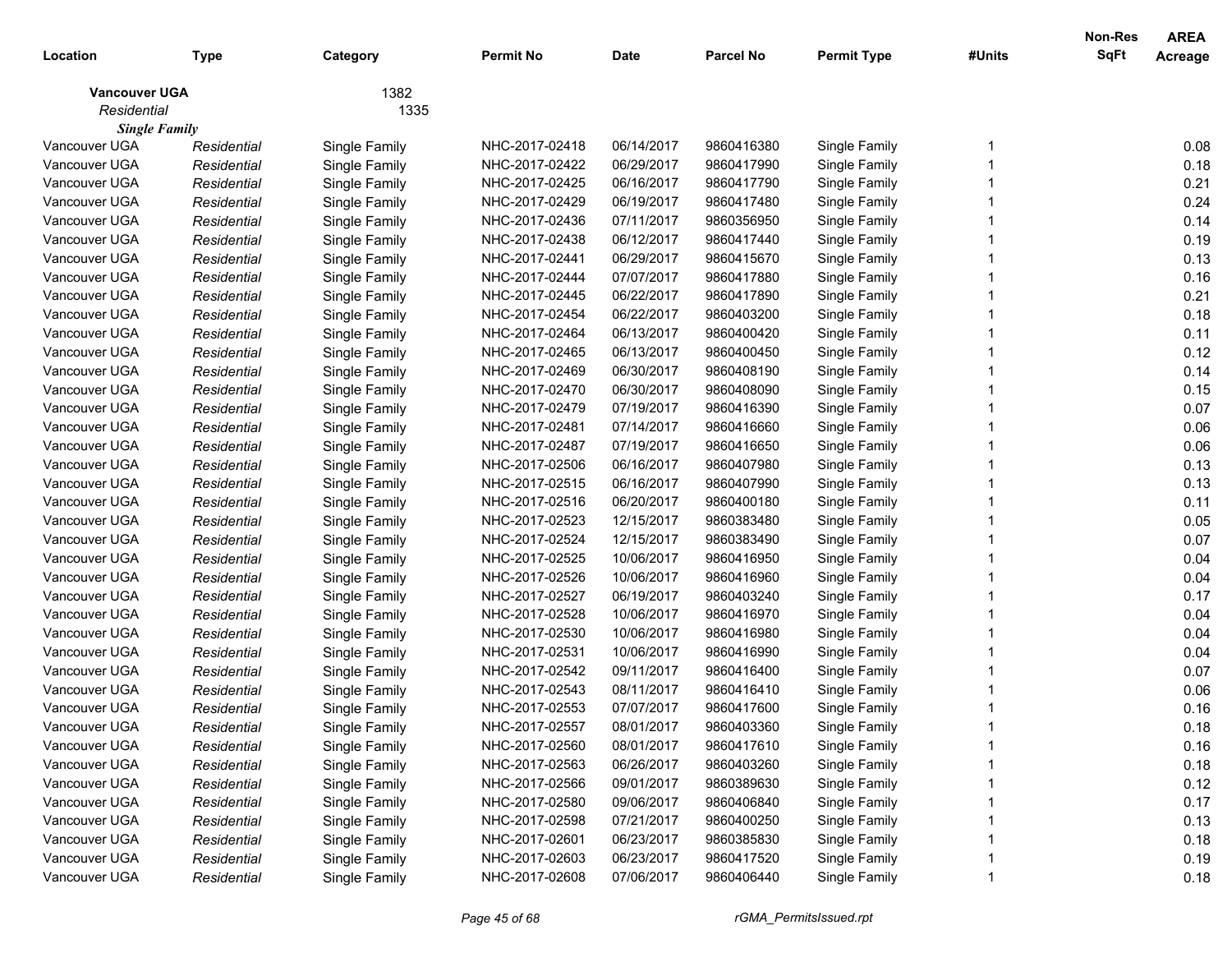| Location | Type | Category | Permit No | Date | Parcel No | Permit Type | #Units | Non-Res SqFt | AREA Acreage |
|---|---|---|---|---|---|---|---|---|---|
| **Vancouver UGA** | | 1382 | | | | | | | |
| *Residential* | | 1335 | | | | | | | |
| ***Single Family*** | | | | | | | | | |
| Vancouver UGA | *Residential* | Single Family | NHC-2017-02418 | 06/14/2017 | 9860416380 | Single Family | 1 | | 0.08 |
| Vancouver UGA | *Residential* | Single Family | NHC-2017-02422 | 06/29/2017 | 9860417990 | Single Family | 1 | | 0.18 |
| Vancouver UGA | *Residential* | Single Family | NHC-2017-02425 | 06/16/2017 | 9860417790 | Single Family | 1 | | 0.21 |
| Vancouver UGA | *Residential* | Single Family | NHC-2017-02429 | 06/19/2017 | 9860417480 | Single Family | 1 | | 0.24 |
| Vancouver UGA | *Residential* | Single Family | NHC-2017-02436 | 07/11/2017 | 9860356950 | Single Family | 1 | | 0.14 |
| Vancouver UGA | *Residential* | Single Family | NHC-2017-02438 | 06/12/2017 | 9860417440 | Single Family | 1 | | 0.19 |
| Vancouver UGA | *Residential* | Single Family | NHC-2017-02441 | 06/29/2017 | 9860415670 | Single Family | 1 | | 0.13 |
| Vancouver UGA | *Residential* | Single Family | NHC-2017-02444 | 07/07/2017 | 9860417880 | Single Family | 1 | | 0.16 |
| Vancouver UGA | *Residential* | Single Family | NHC-2017-02445 | 06/22/2017 | 9860417890 | Single Family | 1 | | 0.21 |
| Vancouver UGA | *Residential* | Single Family | NHC-2017-02454 | 06/22/2017 | 9860403200 | Single Family | 1 | | 0.18 |
| Vancouver UGA | *Residential* | Single Family | NHC-2017-02464 | 06/13/2017 | 9860400420 | Single Family | 1 | | 0.11 |
| Vancouver UGA | *Residential* | Single Family | NHC-2017-02465 | 06/13/2017 | 9860400450 | Single Family | 1 | | 0.12 |
| Vancouver UGA | *Residential* | Single Family | NHC-2017-02469 | 06/30/2017 | 9860408190 | Single Family | 1 | | 0.14 |
| Vancouver UGA | *Residential* | Single Family | NHC-2017-02470 | 06/30/2017 | 9860408090 | Single Family | 1 | | 0.15 |
| Vancouver UGA | *Residential* | Single Family | NHC-2017-02479 | 07/19/2017 | 9860416390 | Single Family | 1 | | 0.07 |
| Vancouver UGA | *Residential* | Single Family | NHC-2017-02481 | 07/14/2017 | 9860416660 | Single Family | 1 | | 0.06 |
| Vancouver UGA | *Residential* | Single Family | NHC-2017-02487 | 07/19/2017 | 9860416650 | Single Family | 1 | | 0.06 |
| Vancouver UGA | *Residential* | Single Family | NHC-2017-02506 | 06/16/2017 | 9860407980 | Single Family | 1 | | 0.13 |
| Vancouver UGA | *Residential* | Single Family | NHC-2017-02515 | 06/16/2017 | 9860407990 | Single Family | 1 | | 0.13 |
| Vancouver UGA | *Residential* | Single Family | NHC-2017-02516 | 06/20/2017 | 9860400180 | Single Family | 1 | | 0.11 |
| Vancouver UGA | *Residential* | Single Family | NHC-2017-02523 | 12/15/2017 | 9860383480 | Single Family | 1 | | 0.05 |
| Vancouver UGA | *Residential* | Single Family | NHC-2017-02524 | 12/15/2017 | 9860383490 | Single Family | 1 | | 0.07 |
| Vancouver UGA | *Residential* | Single Family | NHC-2017-02525 | 10/06/2017 | 9860416950 | Single Family | 1 | | 0.04 |
| Vancouver UGA | *Residential* | Single Family | NHC-2017-02526 | 10/06/2017 | 9860416960 | Single Family | 1 | | 0.04 |
| Vancouver UGA | *Residential* | Single Family | NHC-2017-02527 | 06/19/2017 | 9860403240 | Single Family | 1 | | 0.17 |
| Vancouver UGA | *Residential* | Single Family | NHC-2017-02528 | 10/06/2017 | 9860416970 | Single Family | 1 | | 0.04 |
| Vancouver UGA | *Residential* | Single Family | NHC-2017-02530 | 10/06/2017 | 9860416980 | Single Family | 1 | | 0.04 |
| Vancouver UGA | *Residential* | Single Family | NHC-2017-02531 | 10/06/2017 | 9860416990 | Single Family | 1 | | 0.04 |
| Vancouver UGA | *Residential* | Single Family | NHC-2017-02542 | 09/11/2017 | 9860416400 | Single Family | 1 | | 0.07 |
| Vancouver UGA | *Residential* | Single Family | NHC-2017-02543 | 08/11/2017 | 9860416410 | Single Family | 1 | | 0.06 |
| Vancouver UGA | *Residential* | Single Family | NHC-2017-02553 | 07/07/2017 | 9860417600 | Single Family | 1 | | 0.16 |
| Vancouver UGA | *Residential* | Single Family | NHC-2017-02557 | 08/01/2017 | 9860403360 | Single Family | 1 | | 0.18 |
| Vancouver UGA | *Residential* | Single Family | NHC-2017-02560 | 08/01/2017 | 9860417610 | Single Family | 1 | | 0.16 |
| Vancouver UGA | *Residential* | Single Family | NHC-2017-02563 | 06/26/2017 | 9860403260 | Single Family | 1 | | 0.18 |
| Vancouver UGA | *Residential* | Single Family | NHC-2017-02566 | 09/01/2017 | 9860389630 | Single Family | 1 | | 0.12 |
| Vancouver UGA | *Residential* | Single Family | NHC-2017-02580 | 09/06/2017 | 9860406840 | Single Family | 1 | | 0.17 |
| Vancouver UGA | *Residential* | Single Family | NHC-2017-02598 | 07/21/2017 | 9860400250 | Single Family | 1 | | 0.13 |
| Vancouver UGA | *Residential* | Single Family | NHC-2017-02601 | 06/23/2017 | 9860385830 | Single Family | 1 | | 0.18 |
| Vancouver UGA | *Residential* | Single Family | NHC-2017-02603 | 06/23/2017 | 9860417520 | Single Family | 1 | | 0.19 |
| Vancouver UGA | *Residential* | Single Family | NHC-2017-02608 | 07/06/2017 | 9860406440 | Single Family | 1 | | 0.18 |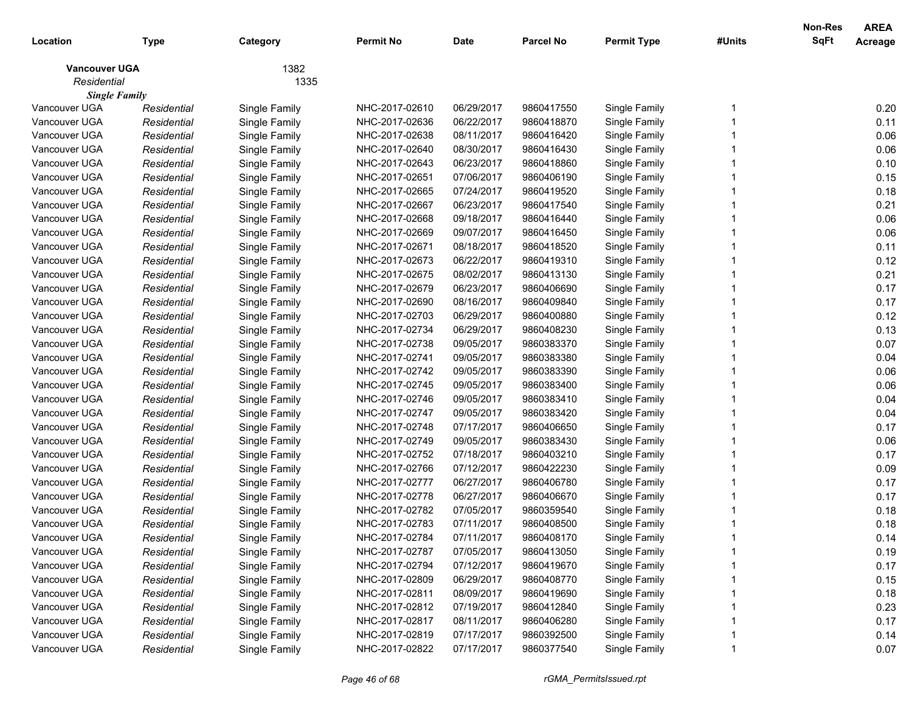| Location | Type | Category | Permit No | Date | Parcel No | Permit Type | #Units | Non-Res SqFt | AREA Acreage |
|---|---|---|---|---|---|---|---|---|---|
| **Vancouver UGA** | | 1382 | | | | | | | |
| *Residential* | | 1335 | | | | | | | |
| ***Single Family*** | | | | | | | | | |
| Vancouver UGA | *Residential* | Single Family | NHC-2017-02610 | 06/29/2017 | 9860417550 | Single Family | 1 | | 0.20 |
| Vancouver UGA | *Residential* | Single Family | NHC-2017-02636 | 06/22/2017 | 9860418870 | Single Family | 1 | | 0.11 |
| Vancouver UGA | *Residential* | Single Family | NHC-2017-02638 | 08/11/2017 | 9860416420 | Single Family | 1 | | 0.06 |
| Vancouver UGA | *Residential* | Single Family | NHC-2017-02640 | 08/30/2017 | 9860416430 | Single Family | 1 | | 0.06 |
| Vancouver UGA | *Residential* | Single Family | NHC-2017-02643 | 06/23/2017 | 9860418860 | Single Family | 1 | | 0.10 |
| Vancouver UGA | *Residential* | Single Family | NHC-2017-02651 | 07/06/2017 | 9860406190 | Single Family | 1 | | 0.15 |
| Vancouver UGA | *Residential* | Single Family | NHC-2017-02665 | 07/24/2017 | 9860419520 | Single Family | 1 | | 0.18 |
| Vancouver UGA | *Residential* | Single Family | NHC-2017-02667 | 06/23/2017 | 9860417540 | Single Family | 1 | | 0.21 |
| Vancouver UGA | *Residential* | Single Family | NHC-2017-02668 | 09/18/2017 | 9860416440 | Single Family | 1 | | 0.06 |
| Vancouver UGA | *Residential* | Single Family | NHC-2017-02669 | 09/07/2017 | 9860416450 | Single Family | 1 | | 0.06 |
| Vancouver UGA | *Residential* | Single Family | NHC-2017-02671 | 08/18/2017 | 9860418520 | Single Family | 1 | | 0.11 |
| Vancouver UGA | *Residential* | Single Family | NHC-2017-02673 | 06/22/2017 | 9860419310 | Single Family | 1 | | 0.12 |
| Vancouver UGA | *Residential* | Single Family | NHC-2017-02675 | 08/02/2017 | 9860413130 | Single Family | 1 | | 0.21 |
| Vancouver UGA | *Residential* | Single Family | NHC-2017-02679 | 06/23/2017 | 9860406690 | Single Family | 1 | | 0.17 |
| Vancouver UGA | *Residential* | Single Family | NHC-2017-02690 | 08/16/2017 | 9860409840 | Single Family | 1 | | 0.17 |
| Vancouver UGA | *Residential* | Single Family | NHC-2017-02703 | 06/29/2017 | 9860400880 | Single Family | 1 | | 0.12 |
| Vancouver UGA | *Residential* | Single Family | NHC-2017-02734 | 06/29/2017 | 9860408230 | Single Family | 1 | | 0.13 |
| Vancouver UGA | *Residential* | Single Family | NHC-2017-02738 | 09/05/2017 | 9860383370 | Single Family | 1 | | 0.07 |
| Vancouver UGA | *Residential* | Single Family | NHC-2017-02741 | 09/05/2017 | 9860383380 | Single Family | 1 | | 0.04 |
| Vancouver UGA | *Residential* | Single Family | NHC-2017-02742 | 09/05/2017 | 9860383390 | Single Family | 1 | | 0.06 |
| Vancouver UGA | *Residential* | Single Family | NHC-2017-02745 | 09/05/2017 | 9860383400 | Single Family | 1 | | 0.06 |
| Vancouver UGA | *Residential* | Single Family | NHC-2017-02746 | 09/05/2017 | 9860383410 | Single Family | 1 | | 0.04 |
| Vancouver UGA | *Residential* | Single Family | NHC-2017-02747 | 09/05/2017 | 9860383420 | Single Family | 1 | | 0.04 |
| Vancouver UGA | *Residential* | Single Family | NHC-2017-02748 | 07/17/2017 | 9860406650 | Single Family | 1 | | 0.17 |
| Vancouver UGA | *Residential* | Single Family | NHC-2017-02749 | 09/05/2017 | 9860383430 | Single Family | 1 | | 0.06 |
| Vancouver UGA | *Residential* | Single Family | NHC-2017-02752 | 07/18/2017 | 9860403210 | Single Family | 1 | | 0.17 |
| Vancouver UGA | *Residential* | Single Family | NHC-2017-02766 | 07/12/2017 | 9860422230 | Single Family | 1 | | 0.09 |
| Vancouver UGA | *Residential* | Single Family | NHC-2017-02777 | 06/27/2017 | 9860406780 | Single Family | 1 | | 0.17 |
| Vancouver UGA | *Residential* | Single Family | NHC-2017-02778 | 06/27/2017 | 9860406670 | Single Family | 1 | | 0.17 |
| Vancouver UGA | *Residential* | Single Family | NHC-2017-02782 | 07/05/2017 | 9860359540 | Single Family | 1 | | 0.18 |
| Vancouver UGA | *Residential* | Single Family | NHC-2017-02783 | 07/11/2017 | 9860408500 | Single Family | 1 | | 0.18 |
| Vancouver UGA | *Residential* | Single Family | NHC-2017-02784 | 07/11/2017 | 9860408170 | Single Family | 1 | | 0.14 |
| Vancouver UGA | *Residential* | Single Family | NHC-2017-02787 | 07/05/2017 | 9860413050 | Single Family | 1 | | 0.19 |
| Vancouver UGA | *Residential* | Single Family | NHC-2017-02794 | 07/12/2017 | 9860419670 | Single Family | 1 | | 0.17 |
| Vancouver UGA | *Residential* | Single Family | NHC-2017-02809 | 06/29/2017 | 9860408770 | Single Family | 1 | | 0.15 |
| Vancouver UGA | *Residential* | Single Family | NHC-2017-02811 | 08/09/2017 | 9860419690 | Single Family | 1 | | 0.18 |
| Vancouver UGA | *Residential* | Single Family | NHC-2017-02812 | 07/19/2017 | 9860412840 | Single Family | 1 | | 0.23 |
| Vancouver UGA | *Residential* | Single Family | NHC-2017-02817 | 08/11/2017 | 9860406280 | Single Family | 1 | | 0.17 |
| Vancouver UGA | *Residential* | Single Family | NHC-2017-02819 | 07/17/2017 | 9860392500 | Single Family | 1 | | 0.14 |
| Vancouver UGA | *Residential* | Single Family | NHC-2017-02822 | 07/17/2017 | 9860377540 | Single Family | 1 | | 0.07 |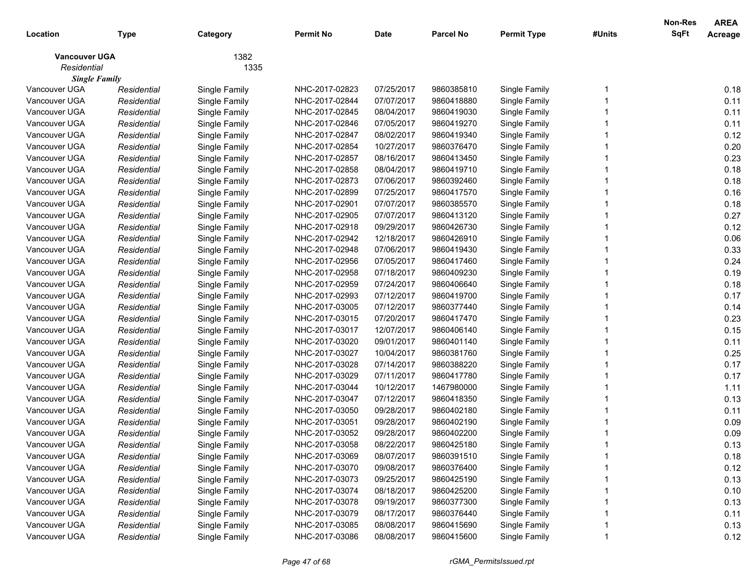| Location | Type | Category | Permit No | Date | Parcel No | Permit Type | #Units | Non-Res SqFt | AREA Acreage |
|---|---|---|---|---|---|---|---|---|---|
| **Vancouver UGA** | | 1382 | | | | | | | |
| *Residential* | | 1335 | | | | | | | |
| ***Single Family*** | | | | | | | | | |
| Vancouver UGA | *Residential* | Single Family | NHC-2017-02823 | 07/25/2017 | 9860385810 | Single Family | 1 | | 0.18 |
| Vancouver UGA | *Residential* | Single Family | NHC-2017-02844 | 07/07/2017 | 9860418880 | Single Family | 1 | | 0.11 |
| Vancouver UGA | *Residential* | Single Family | NHC-2017-02845 | 08/04/2017 | 9860419030 | Single Family | 1 | | 0.11 |
| Vancouver UGA | *Residential* | Single Family | NHC-2017-02846 | 07/05/2017 | 9860419270 | Single Family | 1 | | 0.11 |
| Vancouver UGA | *Residential* | Single Family | NHC-2017-02847 | 08/02/2017 | 9860419340 | Single Family | 1 | | 0.12 |
| Vancouver UGA | *Residential* | Single Family | NHC-2017-02854 | 10/27/2017 | 9860376470 | Single Family | 1 | | 0.20 |
| Vancouver UGA | *Residential* | Single Family | NHC-2017-02857 | 08/16/2017 | 9860413450 | Single Family | 1 | | 0.23 |
| Vancouver UGA | *Residential* | Single Family | NHC-2017-02858 | 08/04/2017 | 9860419710 | Single Family | 1 | | 0.18 |
| Vancouver UGA | *Residential* | Single Family | NHC-2017-02873 | 07/06/2017 | 9860392460 | Single Family | 1 | | 0.18 |
| Vancouver UGA | *Residential* | Single Family | NHC-2017-02899 | 07/25/2017 | 9860417570 | Single Family | 1 | | 0.16 |
| Vancouver UGA | *Residential* | Single Family | NHC-2017-02901 | 07/07/2017 | 9860385570 | Single Family | 1 | | 0.18 |
| Vancouver UGA | *Residential* | Single Family | NHC-2017-02905 | 07/07/2017 | 9860413120 | Single Family | 1 | | 0.27 |
| Vancouver UGA | *Residential* | Single Family | NHC-2017-02918 | 09/29/2017 | 9860426730 | Single Family | 1 | | 0.12 |
| Vancouver UGA | *Residential* | Single Family | NHC-2017-02942 | 12/18/2017 | 9860426910 | Single Family | 1 | | 0.06 |
| Vancouver UGA | *Residential* | Single Family | NHC-2017-02948 | 07/06/2017 | 9860419430 | Single Family | 1 | | 0.33 |
| Vancouver UGA | *Residential* | Single Family | NHC-2017-02956 | 07/05/2017 | 9860417460 | Single Family | 1 | | 0.24 |
| Vancouver UGA | *Residential* | Single Family | NHC-2017-02958 | 07/18/2017 | 9860409230 | Single Family | 1 | | 0.19 |
| Vancouver UGA | *Residential* | Single Family | NHC-2017-02959 | 07/24/2017 | 9860406640 | Single Family | 1 | | 0.18 |
| Vancouver UGA | *Residential* | Single Family | NHC-2017-02993 | 07/12/2017 | 9860419700 | Single Family | 1 | | 0.17 |
| Vancouver UGA | *Residential* | Single Family | NHC-2017-03005 | 07/12/2017 | 9860377440 | Single Family | 1 | | 0.14 |
| Vancouver UGA | *Residential* | Single Family | NHC-2017-03015 | 07/20/2017 | 9860417470 | Single Family | 1 | | 0.23 |
| Vancouver UGA | *Residential* | Single Family | NHC-2017-03017 | 12/07/2017 | 9860406140 | Single Family | 1 | | 0.15 |
| Vancouver UGA | *Residential* | Single Family | NHC-2017-03020 | 09/01/2017 | 9860401140 | Single Family | 1 | | 0.11 |
| Vancouver UGA | *Residential* | Single Family | NHC-2017-03027 | 10/04/2017 | 9860381760 | Single Family | 1 | | 0.25 |
| Vancouver UGA | *Residential* | Single Family | NHC-2017-03028 | 07/14/2017 | 9860388220 | Single Family | 1 | | 0.17 |
| Vancouver UGA | *Residential* | Single Family | NHC-2017-03029 | 07/11/2017 | 9860417780 | Single Family | 1 | | 0.17 |
| Vancouver UGA | *Residential* | Single Family | NHC-2017-03044 | 10/12/2017 | 1467980000 | Single Family | 1 | | 1.11 |
| Vancouver UGA | *Residential* | Single Family | NHC-2017-03047 | 07/12/2017 | 9860418350 | Single Family | 1 | | 0.13 |
| Vancouver UGA | *Residential* | Single Family | NHC-2017-03050 | 09/28/2017 | 9860402180 | Single Family | 1 | | 0.11 |
| Vancouver UGA | *Residential* | Single Family | NHC-2017-03051 | 09/28/2017 | 9860402190 | Single Family | 1 | | 0.09 |
| Vancouver UGA | *Residential* | Single Family | NHC-2017-03052 | 09/28/2017 | 9860402200 | Single Family | 1 | | 0.09 |
| Vancouver UGA | *Residential* | Single Family | NHC-2017-03058 | 08/22/2017 | 9860425180 | Single Family | 1 | | 0.13 |
| Vancouver UGA | *Residential* | Single Family | NHC-2017-03069 | 08/07/2017 | 9860391510 | Single Family | 1 | | 0.18 |
| Vancouver UGA | *Residential* | Single Family | NHC-2017-03070 | 09/08/2017 | 9860376400 | Single Family | 1 | | 0.12 |
| Vancouver UGA | *Residential* | Single Family | NHC-2017-03073 | 09/25/2017 | 9860425190 | Single Family | 1 | | 0.13 |
| Vancouver UGA | *Residential* | Single Family | NHC-2017-03074 | 08/18/2017 | 9860425200 | Single Family | 1 | | 0.10 |
| Vancouver UGA | *Residential* | Single Family | NHC-2017-03078 | 09/19/2017 | 9860377300 | Single Family | 1 | | 0.13 |
| Vancouver UGA | *Residential* | Single Family | NHC-2017-03079 | 08/17/2017 | 9860376440 | Single Family | 1 | | 0.11 |
| Vancouver UGA | *Residential* | Single Family | NHC-2017-03085 | 08/08/2017 | 9860415690 | Single Family | 1 | | 0.13 |
| Vancouver UGA | *Residential* | Single Family | NHC-2017-03086 | 08/08/2017 | 9860415600 | Single Family | 1 | | 0.12 |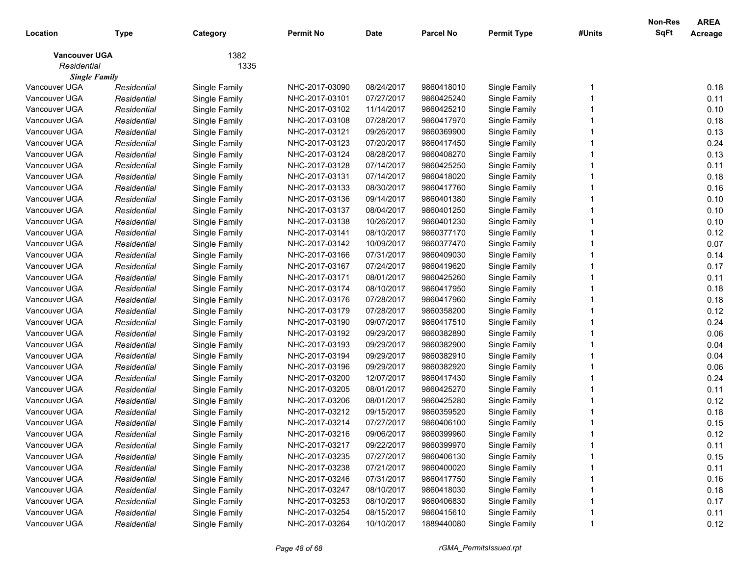| Location | Type | Category | Permit No | Date | Parcel No | Permit Type | #Units | Non-Res SqFt | AREA Acreage |
|---|---|---|---|---|---|---|---|---|---|
| **Vancouver UGA** | | 1382 | | | | | | | |
| *Residential* | | 1335 | | | | | | | |
| ***Single Family*** | | | | | | | | | |
| Vancouver UGA | *Residential* | Single Family | NHC-2017-03090 | 08/24/2017 | 9860418010 | Single Family | 1 | | 0.18 |
| Vancouver UGA | *Residential* | Single Family | NHC-2017-03101 | 07/27/2017 | 9860425240 | Single Family | 1 | | 0.11 |
| Vancouver UGA | *Residential* | Single Family | NHC-2017-03102 | 11/14/2017 | 9860425210 | Single Family | 1 | | 0.10 |
| Vancouver UGA | *Residential* | Single Family | NHC-2017-03108 | 07/28/2017 | 9860417970 | Single Family | 1 | | 0.18 |
| Vancouver UGA | *Residential* | Single Family | NHC-2017-03121 | 09/26/2017 | 9860369900 | Single Family | 1 | | 0.13 |
| Vancouver UGA | *Residential* | Single Family | NHC-2017-03123 | 07/20/2017 | 9860417450 | Single Family | 1 | | 0.24 |
| Vancouver UGA | *Residential* | Single Family | NHC-2017-03124 | 08/28/2017 | 9860408270 | Single Family | 1 | | 0.13 |
| Vancouver UGA | *Residential* | Single Family | NHC-2017-03128 | 07/14/2017 | 9860425250 | Single Family | 1 | | 0.11 |
| Vancouver UGA | *Residential* | Single Family | NHC-2017-03131 | 07/14/2017 | 9860418020 | Single Family | 1 | | 0.18 |
| Vancouver UGA | *Residential* | Single Family | NHC-2017-03133 | 08/30/2017 | 9860417760 | Single Family | 1 | | 0.16 |
| Vancouver UGA | *Residential* | Single Family | NHC-2017-03136 | 09/14/2017 | 9860401380 | Single Family | 1 | | 0.10 |
| Vancouver UGA | *Residential* | Single Family | NHC-2017-03137 | 08/04/2017 | 9860401250 | Single Family | 1 | | 0.10 |
| Vancouver UGA | *Residential* | Single Family | NHC-2017-03138 | 10/26/2017 | 9860401230 | Single Family | 1 | | 0.10 |
| Vancouver UGA | *Residential* | Single Family | NHC-2017-03141 | 08/10/2017 | 9860377170 | Single Family | 1 | | 0.12 |
| Vancouver UGA | *Residential* | Single Family | NHC-2017-03142 | 10/09/2017 | 9860377470 | Single Family | 1 | | 0.07 |
| Vancouver UGA | *Residential* | Single Family | NHC-2017-03166 | 07/31/2017 | 9860409030 | Single Family | 1 | | 0.14 |
| Vancouver UGA | *Residential* | Single Family | NHC-2017-03167 | 07/24/2017 | 9860419620 | Single Family | 1 | | 0.17 |
| Vancouver UGA | *Residential* | Single Family | NHC-2017-03171 | 08/01/2017 | 9860425260 | Single Family | 1 | | 0.11 |
| Vancouver UGA | *Residential* | Single Family | NHC-2017-03174 | 08/10/2017 | 9860417950 | Single Family | 1 | | 0.18 |
| Vancouver UGA | *Residential* | Single Family | NHC-2017-03176 | 07/28/2017 | 9860417960 | Single Family | 1 | | 0.18 |
| Vancouver UGA | *Residential* | Single Family | NHC-2017-03179 | 07/28/2017 | 9860358200 | Single Family | 1 | | 0.12 |
| Vancouver UGA | *Residential* | Single Family | NHC-2017-03190 | 09/07/2017 | 9860417510 | Single Family | 1 | | 0.24 |
| Vancouver UGA | *Residential* | Single Family | NHC-2017-03192 | 09/29/2017 | 9860382890 | Single Family | 1 | | 0.06 |
| Vancouver UGA | *Residential* | Single Family | NHC-2017-03193 | 09/29/2017 | 9860382900 | Single Family | 1 | | 0.04 |
| Vancouver UGA | *Residential* | Single Family | NHC-2017-03194 | 09/29/2017 | 9860382910 | Single Family | 1 | | 0.04 |
| Vancouver UGA | *Residential* | Single Family | NHC-2017-03196 | 09/29/2017 | 9860382920 | Single Family | 1 | | 0.06 |
| Vancouver UGA | *Residential* | Single Family | NHC-2017-03200 | 12/07/2017 | 9860417430 | Single Family | 1 | | 0.24 |
| Vancouver UGA | *Residential* | Single Family | NHC-2017-03205 | 08/01/2017 | 9860425270 | Single Family | 1 | | 0.11 |
| Vancouver UGA | *Residential* | Single Family | NHC-2017-03206 | 08/01/2017 | 9860425280 | Single Family | 1 | | 0.12 |
| Vancouver UGA | *Residential* | Single Family | NHC-2017-03212 | 09/15/2017 | 9860359520 | Single Family | 1 | | 0.18 |
| Vancouver UGA | *Residential* | Single Family | NHC-2017-03214 | 07/27/2017 | 9860406100 | Single Family | 1 | | 0.15 |
| Vancouver UGA | *Residential* | Single Family | NHC-2017-03216 | 09/06/2017 | 9860399960 | Single Family | 1 | | 0.12 |
| Vancouver UGA | *Residential* | Single Family | NHC-2017-03217 | 09/22/2017 | 9860399970 | Single Family | 1 | | 0.11 |
| Vancouver UGA | *Residential* | Single Family | NHC-2017-03235 | 07/27/2017 | 9860406130 | Single Family | 1 | | 0.15 |
| Vancouver UGA | *Residential* | Single Family | NHC-2017-03238 | 07/21/2017 | 9860400020 | Single Family | 1 | | 0.11 |
| Vancouver UGA | *Residential* | Single Family | NHC-2017-03246 | 07/31/2017 | 9860417750 | Single Family | 1 | | 0.16 |
| Vancouver UGA | *Residential* | Single Family | NHC-2017-03247 | 08/10/2017 | 9860418030 | Single Family | 1 | | 0.18 |
| Vancouver UGA | *Residential* | Single Family | NHC-2017-03253 | 08/10/2017 | 9860406830 | Single Family | 1 | | 0.17 |
| Vancouver UGA | *Residential* | Single Family | NHC-2017-03254 | 08/15/2017 | 9860415610 | Single Family | 1 | | 0.11 |
| Vancouver UGA | *Residential* | Single Family | NHC-2017-03264 | 10/10/2017 | 1889440080 | Single Family | 1 | | 0.12 |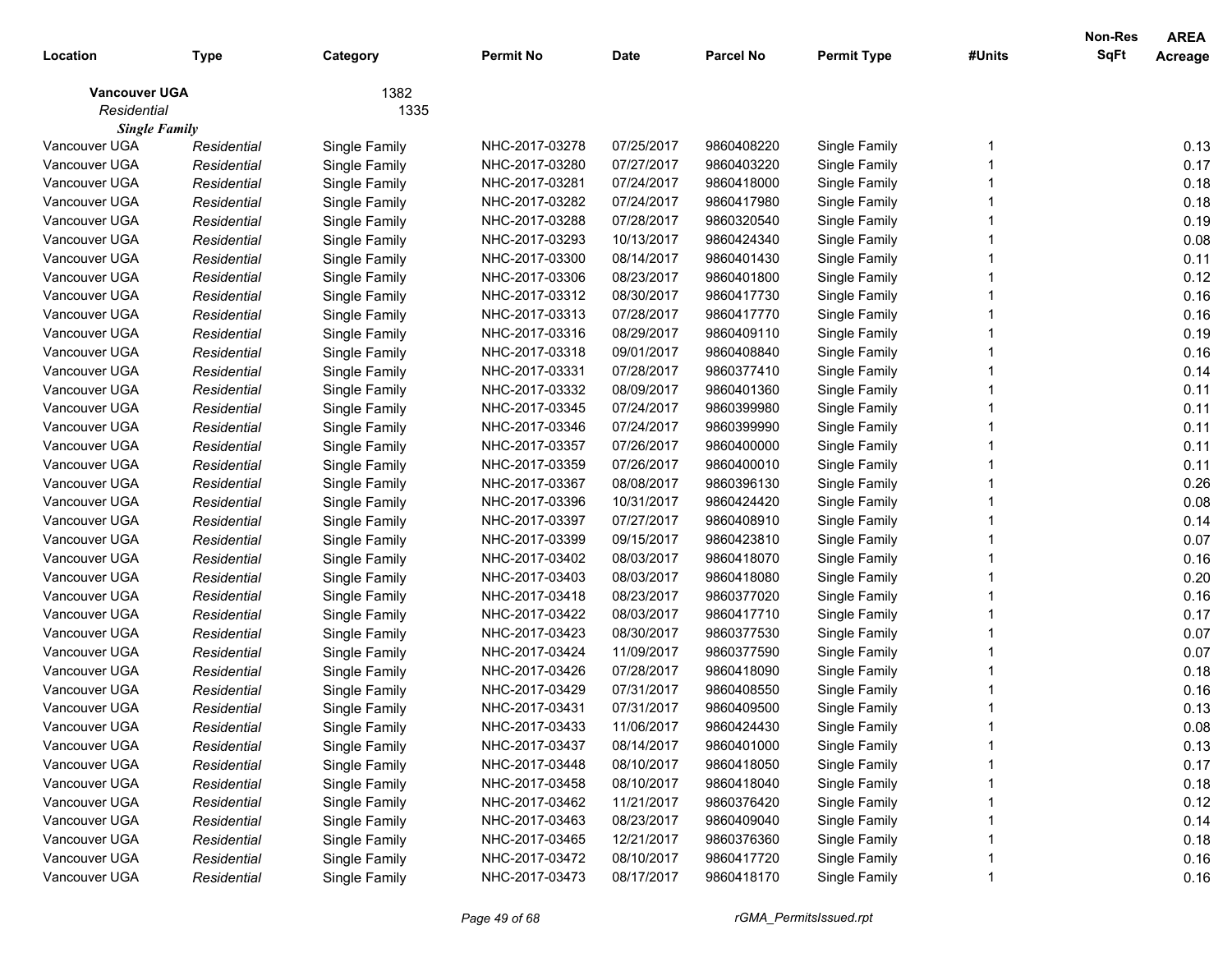| Location | Type | Category | Permit No | Date | Parcel No | Permit Type | #Units | Non-Res SqFt | AREA Acreage |
|---|---|---|---|---|---|---|---|---|---|
| **Vancouver UGA** | | 1382 | | | | | | | |
| *Residential* | | 1335 | | | | | | | |
| ***Single Family*** | | | | | | | | | |
| Vancouver UGA | *Residential* | Single Family | NHC-2017-03278 | 07/25/2017 | 9860408220 | Single Family | 1 | | 0.13 |
| Vancouver UGA | *Residential* | Single Family | NHC-2017-03280 | 07/27/2017 | 9860403220 | Single Family | 1 | | 0.17 |
| Vancouver UGA | *Residential* | Single Family | NHC-2017-03281 | 07/24/2017 | 9860418000 | Single Family | 1 | | 0.18 |
| Vancouver UGA | *Residential* | Single Family | NHC-2017-03282 | 07/24/2017 | 9860417980 | Single Family | 1 | | 0.18 |
| Vancouver UGA | *Residential* | Single Family | NHC-2017-03288 | 07/28/2017 | 9860320540 | Single Family | 1 | | 0.19 |
| Vancouver UGA | *Residential* | Single Family | NHC-2017-03293 | 10/13/2017 | 9860424340 | Single Family | 1 | | 0.08 |
| Vancouver UGA | *Residential* | Single Family | NHC-2017-03300 | 08/14/2017 | 9860401430 | Single Family | 1 | | 0.11 |
| Vancouver UGA | *Residential* | Single Family | NHC-2017-03306 | 08/23/2017 | 9860401800 | Single Family | 1 | | 0.12 |
| Vancouver UGA | *Residential* | Single Family | NHC-2017-03312 | 08/30/2017 | 9860417730 | Single Family | 1 | | 0.16 |
| Vancouver UGA | *Residential* | Single Family | NHC-2017-03313 | 07/28/2017 | 9860417770 | Single Family | 1 | | 0.16 |
| Vancouver UGA | *Residential* | Single Family | NHC-2017-03316 | 08/29/2017 | 9860409110 | Single Family | 1 | | 0.19 |
| Vancouver UGA | *Residential* | Single Family | NHC-2017-03318 | 09/01/2017 | 9860408840 | Single Family | 1 | | 0.16 |
| Vancouver UGA | *Residential* | Single Family | NHC-2017-03331 | 07/28/2017 | 9860377410 | Single Family | 1 | | 0.14 |
| Vancouver UGA | *Residential* | Single Family | NHC-2017-03332 | 08/09/2017 | 9860401360 | Single Family | 1 | | 0.11 |
| Vancouver UGA | *Residential* | Single Family | NHC-2017-03345 | 07/24/2017 | 9860399980 | Single Family | 1 | | 0.11 |
| Vancouver UGA | *Residential* | Single Family | NHC-2017-03346 | 07/24/2017 | 9860399990 | Single Family | 1 | | 0.11 |
| Vancouver UGA | *Residential* | Single Family | NHC-2017-03357 | 07/26/2017 | 9860400000 | Single Family | 1 | | 0.11 |
| Vancouver UGA | *Residential* | Single Family | NHC-2017-03359 | 07/26/2017 | 9860400010 | Single Family | 1 | | 0.11 |
| Vancouver UGA | *Residential* | Single Family | NHC-2017-03367 | 08/08/2017 | 9860396130 | Single Family | 1 | | 0.26 |
| Vancouver UGA | *Residential* | Single Family | NHC-2017-03396 | 10/31/2017 | 9860424420 | Single Family | 1 | | 0.08 |
| Vancouver UGA | *Residential* | Single Family | NHC-2017-03397 | 07/27/2017 | 9860408910 | Single Family | 1 | | 0.14 |
| Vancouver UGA | *Residential* | Single Family | NHC-2017-03399 | 09/15/2017 | 9860423810 | Single Family | 1 | | 0.07 |
| Vancouver UGA | *Residential* | Single Family | NHC-2017-03402 | 08/03/2017 | 9860418070 | Single Family | 1 | | 0.16 |
| Vancouver UGA | *Residential* | Single Family | NHC-2017-03403 | 08/03/2017 | 9860418080 | Single Family | 1 | | 0.20 |
| Vancouver UGA | *Residential* | Single Family | NHC-2017-03418 | 08/23/2017 | 9860377020 | Single Family | 1 | | 0.16 |
| Vancouver UGA | *Residential* | Single Family | NHC-2017-03422 | 08/03/2017 | 9860417710 | Single Family | 1 | | 0.17 |
| Vancouver UGA | *Residential* | Single Family | NHC-2017-03423 | 08/30/2017 | 9860377530 | Single Family | 1 | | 0.07 |
| Vancouver UGA | *Residential* | Single Family | NHC-2017-03424 | 11/09/2017 | 9860377590 | Single Family | 1 | | 0.07 |
| Vancouver UGA | *Residential* | Single Family | NHC-2017-03426 | 07/28/2017 | 9860418090 | Single Family | 1 | | 0.18 |
| Vancouver UGA | *Residential* | Single Family | NHC-2017-03429 | 07/31/2017 | 9860408550 | Single Family | 1 | | 0.16 |
| Vancouver UGA | *Residential* | Single Family | NHC-2017-03431 | 07/31/2017 | 9860409500 | Single Family | 1 | | 0.13 |
| Vancouver UGA | *Residential* | Single Family | NHC-2017-03433 | 11/06/2017 | 9860424430 | Single Family | 1 | | 0.08 |
| Vancouver UGA | *Residential* | Single Family | NHC-2017-03437 | 08/14/2017 | 9860401000 | Single Family | 1 | | 0.13 |
| Vancouver UGA | *Residential* | Single Family | NHC-2017-03448 | 08/10/2017 | 9860418050 | Single Family | 1 | | 0.17 |
| Vancouver UGA | *Residential* | Single Family | NHC-2017-03458 | 08/10/2017 | 9860418040 | Single Family | 1 | | 0.18 |
| Vancouver UGA | *Residential* | Single Family | NHC-2017-03462 | 11/21/2017 | 9860376420 | Single Family | 1 | | 0.12 |
| Vancouver UGA | *Residential* | Single Family | NHC-2017-03463 | 08/23/2017 | 9860409040 | Single Family | 1 | | 0.14 |
| Vancouver UGA | *Residential* | Single Family | NHC-2017-03465 | 12/21/2017 | 9860376360 | Single Family | 1 | | 0.18 |
| Vancouver UGA | *Residential* | Single Family | NHC-2017-03472 | 08/10/2017 | 9860417720 | Single Family | 1 | | 0.16 |
| Vancouver UGA | *Residential* | Single Family | NHC-2017-03473 | 08/17/2017 | 9860418170 | Single Family | 1 | | 0.16 |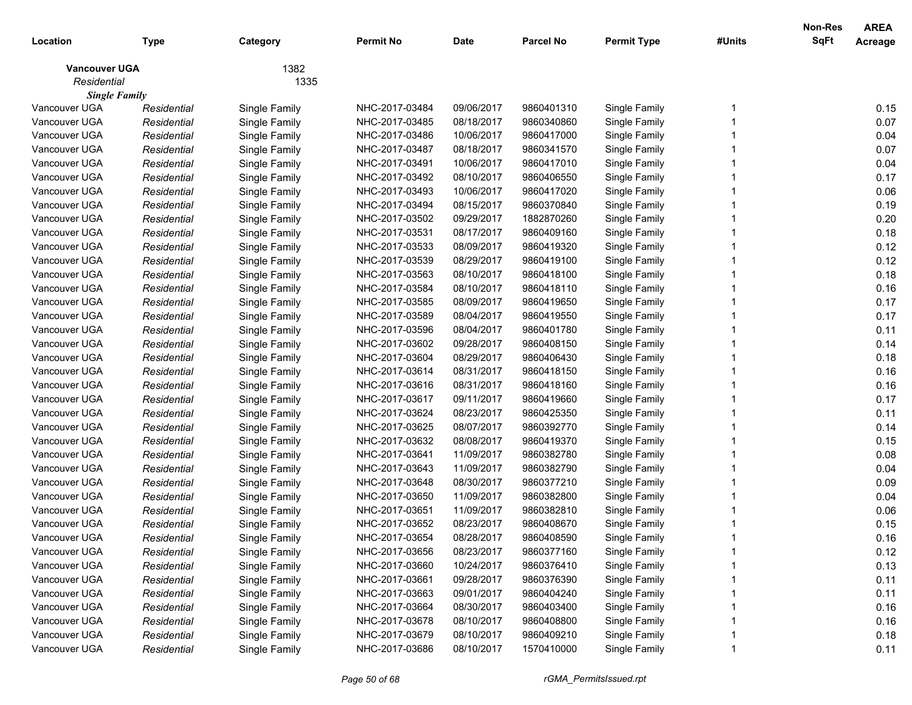| Location | Type | Category | Permit No | Date | Parcel No | Permit Type | #Units | Non-Res SqFt | AREA Acreage |
|---|---|---|---|---|---|---|---|---|---|
| **Vancouver UGA** | | 1382 | | | | | | | |
| *Residential* | | 1335 | | | | | | | |
| ***Single Family*** | | | | | | | | | |
| Vancouver UGA | *Residential* | Single Family | NHC-2017-03484 | 09/06/2017 | 9860401310 | Single Family | 1 | | 0.15 |
| Vancouver UGA | *Residential* | Single Family | NHC-2017-03485 | 08/18/2017 | 9860340860 | Single Family | 1 | | 0.07 |
| Vancouver UGA | *Residential* | Single Family | NHC-2017-03486 | 10/06/2017 | 9860417000 | Single Family | 1 | | 0.04 |
| Vancouver UGA | *Residential* | Single Family | NHC-2017-03487 | 08/18/2017 | 9860341570 | Single Family | 1 | | 0.07 |
| Vancouver UGA | *Residential* | Single Family | NHC-2017-03491 | 10/06/2017 | 9860417010 | Single Family | 1 | | 0.04 |
| Vancouver UGA | *Residential* | Single Family | NHC-2017-03492 | 08/10/2017 | 9860406550 | Single Family | 1 | | 0.17 |
| Vancouver UGA | *Residential* | Single Family | NHC-2017-03493 | 10/06/2017 | 9860417020 | Single Family | 1 | | 0.06 |
| Vancouver UGA | *Residential* | Single Family | NHC-2017-03494 | 08/15/2017 | 9860370840 | Single Family | 1 | | 0.19 |
| Vancouver UGA | *Residential* | Single Family | NHC-2017-03502 | 09/29/2017 | 1882870260 | Single Family | 1 | | 0.20 |
| Vancouver UGA | *Residential* | Single Family | NHC-2017-03531 | 08/17/2017 | 9860409160 | Single Family | 1 | | 0.18 |
| Vancouver UGA | *Residential* | Single Family | NHC-2017-03533 | 08/09/2017 | 9860419320 | Single Family | 1 | | 0.12 |
| Vancouver UGA | *Residential* | Single Family | NHC-2017-03539 | 08/29/2017 | 9860419100 | Single Family | 1 | | 0.12 |
| Vancouver UGA | *Residential* | Single Family | NHC-2017-03563 | 08/10/2017 | 9860418100 | Single Family | 1 | | 0.18 |
| Vancouver UGA | *Residential* | Single Family | NHC-2017-03584 | 08/10/2017 | 9860418110 | Single Family | 1 | | 0.16 |
| Vancouver UGA | *Residential* | Single Family | NHC-2017-03585 | 08/09/2017 | 9860419650 | Single Family | 1 | | 0.17 |
| Vancouver UGA | *Residential* | Single Family | NHC-2017-03589 | 08/04/2017 | 9860419550 | Single Family | 1 | | 0.17 |
| Vancouver UGA | *Residential* | Single Family | NHC-2017-03596 | 08/04/2017 | 9860401780 | Single Family | 1 | | 0.11 |
| Vancouver UGA | *Residential* | Single Family | NHC-2017-03602 | 09/28/2017 | 9860408150 | Single Family | 1 | | 0.14 |
| Vancouver UGA | *Residential* | Single Family | NHC-2017-03604 | 08/29/2017 | 9860406430 | Single Family | 1 | | 0.18 |
| Vancouver UGA | *Residential* | Single Family | NHC-2017-03614 | 08/31/2017 | 9860418150 | Single Family | 1 | | 0.16 |
| Vancouver UGA | *Residential* | Single Family | NHC-2017-03616 | 08/31/2017 | 9860418160 | Single Family | 1 | | 0.16 |
| Vancouver UGA | *Residential* | Single Family | NHC-2017-03617 | 09/11/2017 | 9860419660 | Single Family | 1 | | 0.17 |
| Vancouver UGA | *Residential* | Single Family | NHC-2017-03624 | 08/23/2017 | 9860425350 | Single Family | 1 | | 0.11 |
| Vancouver UGA | *Residential* | Single Family | NHC-2017-03625 | 08/07/2017 | 9860392770 | Single Family | 1 | | 0.14 |
| Vancouver UGA | *Residential* | Single Family | NHC-2017-03632 | 08/08/2017 | 9860419370 | Single Family | 1 | | 0.15 |
| Vancouver UGA | *Residential* | Single Family | NHC-2017-03641 | 11/09/2017 | 9860382780 | Single Family | 1 | | 0.08 |
| Vancouver UGA | *Residential* | Single Family | NHC-2017-03643 | 11/09/2017 | 9860382790 | Single Family | 1 | | 0.04 |
| Vancouver UGA | *Residential* | Single Family | NHC-2017-03648 | 08/30/2017 | 9860377210 | Single Family | 1 | | 0.09 |
| Vancouver UGA | *Residential* | Single Family | NHC-2017-03650 | 11/09/2017 | 9860382800 | Single Family | 1 | | 0.04 |
| Vancouver UGA | *Residential* | Single Family | NHC-2017-03651 | 11/09/2017 | 9860382810 | Single Family | 1 | | 0.06 |
| Vancouver UGA | *Residential* | Single Family | NHC-2017-03652 | 08/23/2017 | 9860408670 | Single Family | 1 | | 0.15 |
| Vancouver UGA | *Residential* | Single Family | NHC-2017-03654 | 08/28/2017 | 9860408590 | Single Family | 1 | | 0.16 |
| Vancouver UGA | *Residential* | Single Family | NHC-2017-03656 | 08/23/2017 | 9860377160 | Single Family | 1 | | 0.12 |
| Vancouver UGA | *Residential* | Single Family | NHC-2017-03660 | 10/24/2017 | 9860376410 | Single Family | 1 | | 0.13 |
| Vancouver UGA | *Residential* | Single Family | NHC-2017-03661 | 09/28/2017 | 9860376390 | Single Family | 1 | | 0.11 |
| Vancouver UGA | *Residential* | Single Family | NHC-2017-03663 | 09/01/2017 | 9860404240 | Single Family | 1 | | 0.11 |
| Vancouver UGA | *Residential* | Single Family | NHC-2017-03664 | 08/30/2017 | 9860403400 | Single Family | 1 | | 0.16 |
| Vancouver UGA | *Residential* | Single Family | NHC-2017-03678 | 08/10/2017 | 9860408800 | Single Family | 1 | | 0.16 |
| Vancouver UGA | *Residential* | Single Family | NHC-2017-03679 | 08/10/2017 | 9860409210 | Single Family | 1 | | 0.18 |
| Vancouver UGA | *Residential* | Single Family | NHC-2017-03686 | 08/10/2017 | 1570410000 | Single Family | 1 | | 0.11 |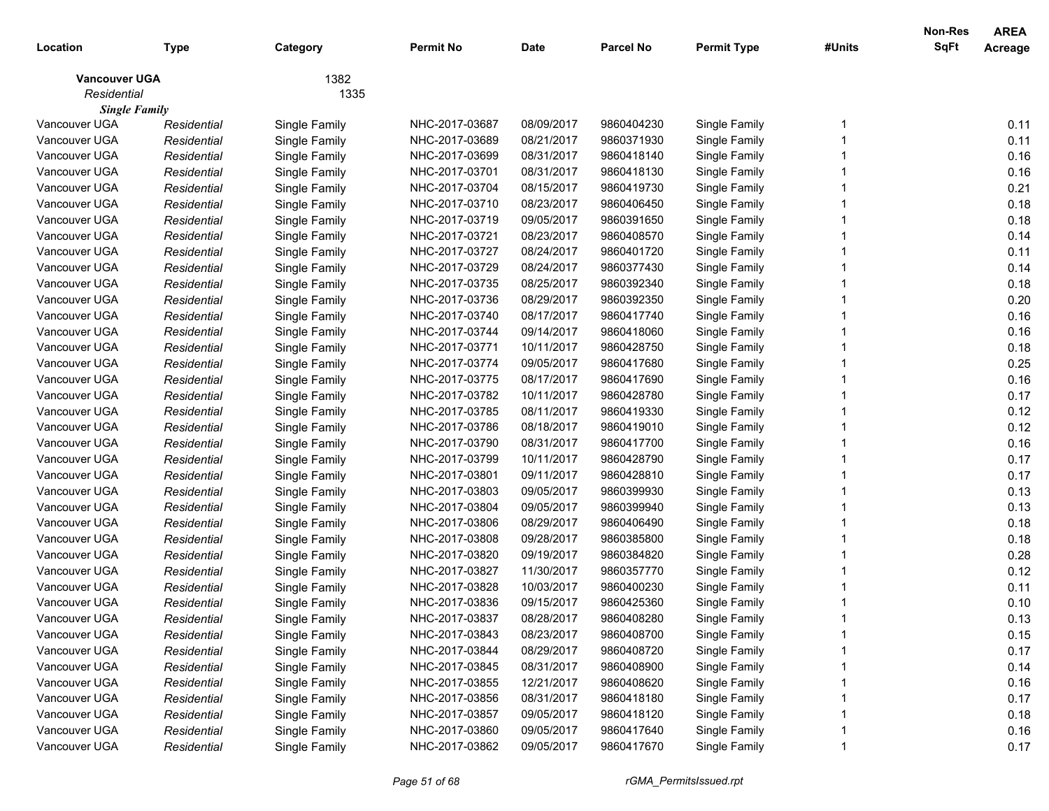| Location | Type | Category | Permit No | Date | Parcel No | Permit Type | #Units | Non-Res SqFt | AREA Acreage |
|---|---|---|---|---|---|---|---|---|---|
| **Vancouver UGA** | | 1382 | | | | | | | |
| *Residential* | | 1335 | | | | | | | |
| ***Single Family*** | | | | | | | | | |
| Vancouver UGA | *Residential* | Single Family | NHC-2017-03687 | 08/09/2017 | 9860404230 | Single Family | 1 | | 0.11 |
| Vancouver UGA | *Residential* | Single Family | NHC-2017-03689 | 08/21/2017 | 9860371930 | Single Family | 1 | | 0.11 |
| Vancouver UGA | *Residential* | Single Family | NHC-2017-03699 | 08/31/2017 | 9860418140 | Single Family | 1 | | 0.16 |
| Vancouver UGA | *Residential* | Single Family | NHC-2017-03701 | 08/31/2017 | 9860418130 | Single Family | 1 | | 0.16 |
| Vancouver UGA | *Residential* | Single Family | NHC-2017-03704 | 08/15/2017 | 9860419730 | Single Family | 1 | | 0.21 |
| Vancouver UGA | *Residential* | Single Family | NHC-2017-03710 | 08/23/2017 | 9860406450 | Single Family | 1 | | 0.18 |
| Vancouver UGA | *Residential* | Single Family | NHC-2017-03719 | 09/05/2017 | 9860391650 | Single Family | 1 | | 0.18 |
| Vancouver UGA | *Residential* | Single Family | NHC-2017-03721 | 08/23/2017 | 9860408570 | Single Family | 1 | | 0.14 |
| Vancouver UGA | *Residential* | Single Family | NHC-2017-03727 | 08/24/2017 | 9860401720 | Single Family | 1 | | 0.11 |
| Vancouver UGA | *Residential* | Single Family | NHC-2017-03729 | 08/24/2017 | 9860377430 | Single Family | 1 | | 0.14 |
| Vancouver UGA | *Residential* | Single Family | NHC-2017-03735 | 08/25/2017 | 9860392340 | Single Family | 1 | | 0.18 |
| Vancouver UGA | *Residential* | Single Family | NHC-2017-03736 | 08/29/2017 | 9860392350 | Single Family | 1 | | 0.20 |
| Vancouver UGA | *Residential* | Single Family | NHC-2017-03740 | 08/17/2017 | 9860417740 | Single Family | 1 | | 0.16 |
| Vancouver UGA | *Residential* | Single Family | NHC-2017-03744 | 09/14/2017 | 9860418060 | Single Family | 1 | | 0.16 |
| Vancouver UGA | *Residential* | Single Family | NHC-2017-03771 | 10/11/2017 | 9860428750 | Single Family | 1 | | 0.18 |
| Vancouver UGA | *Residential* | Single Family | NHC-2017-03774 | 09/05/2017 | 9860417680 | Single Family | 1 | | 0.25 |
| Vancouver UGA | *Residential* | Single Family | NHC-2017-03775 | 08/17/2017 | 9860417690 | Single Family | 1 | | 0.16 |
| Vancouver UGA | *Residential* | Single Family | NHC-2017-03782 | 10/11/2017 | 9860428780 | Single Family | 1 | | 0.17 |
| Vancouver UGA | *Residential* | Single Family | NHC-2017-03785 | 08/11/2017 | 9860419330 | Single Family | 1 | | 0.12 |
| Vancouver UGA | *Residential* | Single Family | NHC-2017-03786 | 08/18/2017 | 9860419010 | Single Family | 1 | | 0.12 |
| Vancouver UGA | *Residential* | Single Family | NHC-2017-03790 | 08/31/2017 | 9860417700 | Single Family | 1 | | 0.16 |
| Vancouver UGA | *Residential* | Single Family | NHC-2017-03799 | 10/11/2017 | 9860428790 | Single Family | 1 | | 0.17 |
| Vancouver UGA | *Residential* | Single Family | NHC-2017-03801 | 09/11/2017 | 9860428810 | Single Family | 1 | | 0.17 |
| Vancouver UGA | *Residential* | Single Family | NHC-2017-03803 | 09/05/2017 | 9860399930 | Single Family | 1 | | 0.13 |
| Vancouver UGA | *Residential* | Single Family | NHC-2017-03804 | 09/05/2017 | 9860399940 | Single Family | 1 | | 0.13 |
| Vancouver UGA | *Residential* | Single Family | NHC-2017-03806 | 08/29/2017 | 9860406490 | Single Family | 1 | | 0.18 |
| Vancouver UGA | *Residential* | Single Family | NHC-2017-03808 | 09/28/2017 | 9860385800 | Single Family | 1 | | 0.18 |
| Vancouver UGA | *Residential* | Single Family | NHC-2017-03820 | 09/19/2017 | 9860384820 | Single Family | 1 | | 0.28 |
| Vancouver UGA | *Residential* | Single Family | NHC-2017-03827 | 11/30/2017 | 9860357770 | Single Family | 1 | | 0.12 |
| Vancouver UGA | *Residential* | Single Family | NHC-2017-03828 | 10/03/2017 | 9860400230 | Single Family | 1 | | 0.11 |
| Vancouver UGA | *Residential* | Single Family | NHC-2017-03836 | 09/15/2017 | 9860425360 | Single Family | 1 | | 0.10 |
| Vancouver UGA | *Residential* | Single Family | NHC-2017-03837 | 08/28/2017 | 9860408280 | Single Family | 1 | | 0.13 |
| Vancouver UGA | *Residential* | Single Family | NHC-2017-03843 | 08/23/2017 | 9860408700 | Single Family | 1 | | 0.15 |
| Vancouver UGA | *Residential* | Single Family | NHC-2017-03844 | 08/29/2017 | 9860408720 | Single Family | 1 | | 0.17 |
| Vancouver UGA | *Residential* | Single Family | NHC-2017-03845 | 08/31/2017 | 9860408900 | Single Family | 1 | | 0.14 |
| Vancouver UGA | *Residential* | Single Family | NHC-2017-03855 | 12/21/2017 | 9860408620 | Single Family | 1 | | 0.16 |
| Vancouver UGA | *Residential* | Single Family | NHC-2017-03856 | 08/31/2017 | 9860418180 | Single Family | 1 | | 0.17 |
| Vancouver UGA | *Residential* | Single Family | NHC-2017-03857 | 09/05/2017 | 9860418120 | Single Family | 1 | | 0.18 |
| Vancouver UGA | *Residential* | Single Family | NHC-2017-03860 | 09/05/2017 | 9860417640 | Single Family | 1 | | 0.16 |
| Vancouver UGA | *Residential* | Single Family | NHC-2017-03862 | 09/05/2017 | 9860417670 | Single Family | 1 | | 0.17 |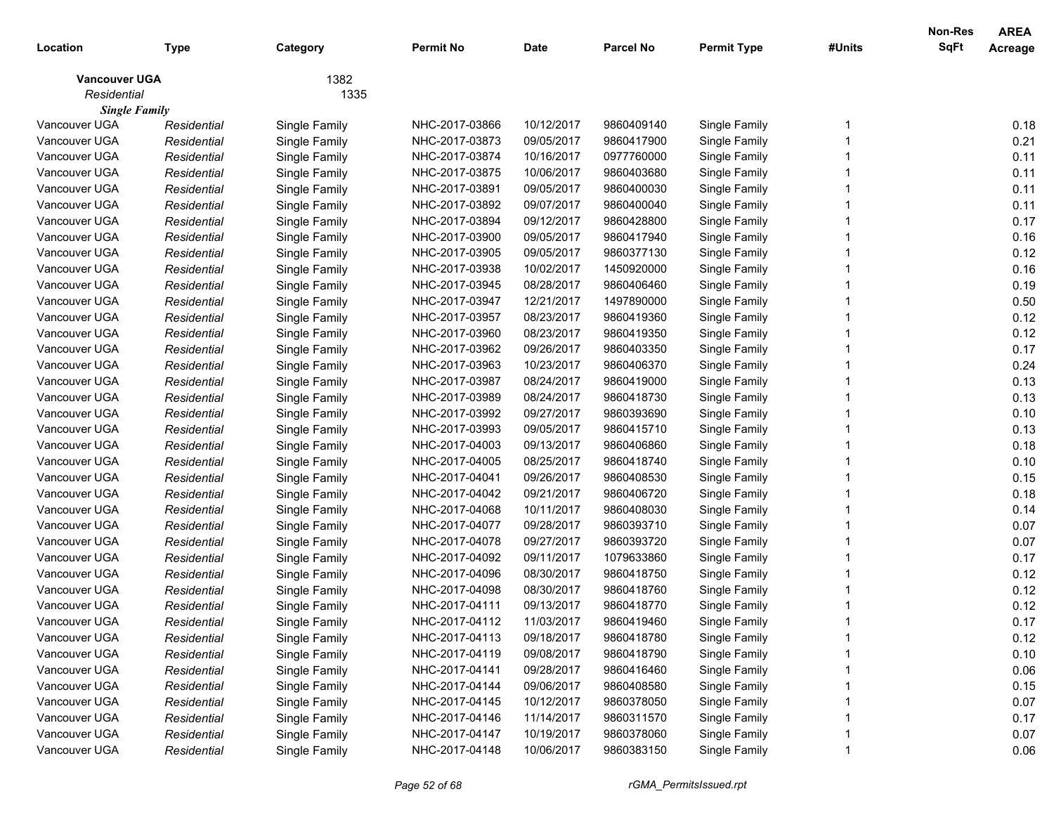| Location | Type | Category | Permit No | Date | Parcel No | Permit Type | #Units | Non-Res SqFt | AREA Acreage |
|---|---|---|---|---|---|---|---|---|---|
| **Vancouver UGA** | | 1382 | | | | | | | |
| *Residential* | | 1335 | | | | | | | |
| ***Single Family*** | | | | | | | | | |
| Vancouver UGA | *Residential* | Single Family | NHC-2017-03866 | 10/12/2017 | 9860409140 | Single Family | 1 | | 0.18 |
| Vancouver UGA | *Residential* | Single Family | NHC-2017-03873 | 09/05/2017 | 9860417900 | Single Family | 1 | | 0.21 |
| Vancouver UGA | *Residential* | Single Family | NHC-2017-03874 | 10/16/2017 | 0977760000 | Single Family | 1 | | 0.11 |
| Vancouver UGA | *Residential* | Single Family | NHC-2017-03875 | 10/06/2017 | 9860403680 | Single Family | 1 | | 0.11 |
| Vancouver UGA | *Residential* | Single Family | NHC-2017-03891 | 09/05/2017 | 9860400030 | Single Family | 1 | | 0.11 |
| Vancouver UGA | *Residential* | Single Family | NHC-2017-03892 | 09/07/2017 | 9860400040 | Single Family | 1 | | 0.11 |
| Vancouver UGA | *Residential* | Single Family | NHC-2017-03894 | 09/12/2017 | 9860428800 | Single Family | 1 | | 0.17 |
| Vancouver UGA | *Residential* | Single Family | NHC-2017-03900 | 09/05/2017 | 9860417940 | Single Family | 1 | | 0.16 |
| Vancouver UGA | *Residential* | Single Family | NHC-2017-03905 | 09/05/2017 | 9860377130 | Single Family | 1 | | 0.12 |
| Vancouver UGA | *Residential* | Single Family | NHC-2017-03938 | 10/02/2017 | 1450920000 | Single Family | 1 | | 0.16 |
| Vancouver UGA | *Residential* | Single Family | NHC-2017-03945 | 08/28/2017 | 9860406460 | Single Family | 1 | | 0.19 |
| Vancouver UGA | *Residential* | Single Family | NHC-2017-03947 | 12/21/2017 | 1497890000 | Single Family | 1 | | 0.50 |
| Vancouver UGA | *Residential* | Single Family | NHC-2017-03957 | 08/23/2017 | 9860419360 | Single Family | 1 | | 0.12 |
| Vancouver UGA | *Residential* | Single Family | NHC-2017-03960 | 08/23/2017 | 9860419350 | Single Family | 1 | | 0.12 |
| Vancouver UGA | *Residential* | Single Family | NHC-2017-03962 | 09/26/2017 | 9860403350 | Single Family | 1 | | 0.17 |
| Vancouver UGA | *Residential* | Single Family | NHC-2017-03963 | 10/23/2017 | 9860406370 | Single Family | 1 | | 0.24 |
| Vancouver UGA | *Residential* | Single Family | NHC-2017-03987 | 08/24/2017 | 9860419000 | Single Family | 1 | | 0.13 |
| Vancouver UGA | *Residential* | Single Family | NHC-2017-03989 | 08/24/2017 | 9860418730 | Single Family | 1 | | 0.13 |
| Vancouver UGA | *Residential* | Single Family | NHC-2017-03992 | 09/27/2017 | 9860393690 | Single Family | 1 | | 0.10 |
| Vancouver UGA | *Residential* | Single Family | NHC-2017-03993 | 09/05/2017 | 9860415710 | Single Family | 1 | | 0.13 |
| Vancouver UGA | *Residential* | Single Family | NHC-2017-04003 | 09/13/2017 | 9860406860 | Single Family | 1 | | 0.18 |
| Vancouver UGA | *Residential* | Single Family | NHC-2017-04005 | 08/25/2017 | 9860418740 | Single Family | 1 | | 0.10 |
| Vancouver UGA | *Residential* | Single Family | NHC-2017-04041 | 09/26/2017 | 9860408530 | Single Family | 1 | | 0.15 |
| Vancouver UGA | *Residential* | Single Family | NHC-2017-04042 | 09/21/2017 | 9860406720 | Single Family | 1 | | 0.18 |
| Vancouver UGA | *Residential* | Single Family | NHC-2017-04068 | 10/11/2017 | 9860408030 | Single Family | 1 | | 0.14 |
| Vancouver UGA | *Residential* | Single Family | NHC-2017-04077 | 09/28/2017 | 9860393710 | Single Family | 1 | | 0.07 |
| Vancouver UGA | *Residential* | Single Family | NHC-2017-04078 | 09/27/2017 | 9860393720 | Single Family | 1 | | 0.07 |
| Vancouver UGA | *Residential* | Single Family | NHC-2017-04092 | 09/11/2017 | 1079633860 | Single Family | 1 | | 0.17 |
| Vancouver UGA | *Residential* | Single Family | NHC-2017-04096 | 08/30/2017 | 9860418750 | Single Family | 1 | | 0.12 |
| Vancouver UGA | *Residential* | Single Family | NHC-2017-04098 | 08/30/2017 | 9860418760 | Single Family | 1 | | 0.12 |
| Vancouver UGA | *Residential* | Single Family | NHC-2017-04111 | 09/13/2017 | 9860418770 | Single Family | 1 | | 0.12 |
| Vancouver UGA | *Residential* | Single Family | NHC-2017-04112 | 11/03/2017 | 9860419460 | Single Family | 1 | | 0.17 |
| Vancouver UGA | *Residential* | Single Family | NHC-2017-04113 | 09/18/2017 | 9860418780 | Single Family | 1 | | 0.12 |
| Vancouver UGA | *Residential* | Single Family | NHC-2017-04119 | 09/08/2017 | 9860418790 | Single Family | 1 | | 0.10 |
| Vancouver UGA | *Residential* | Single Family | NHC-2017-04141 | 09/28/2017 | 9860416460 | Single Family | 1 | | 0.06 |
| Vancouver UGA | *Residential* | Single Family | NHC-2017-04144 | 09/06/2017 | 9860408580 | Single Family | 1 | | 0.15 |
| Vancouver UGA | *Residential* | Single Family | NHC-2017-04145 | 10/12/2017 | 9860378050 | Single Family | 1 | | 0.07 |
| Vancouver UGA | *Residential* | Single Family | NHC-2017-04146 | 11/14/2017 | 9860311570 | Single Family | 1 | | 0.17 |
| Vancouver UGA | *Residential* | Single Family | NHC-2017-04147 | 10/19/2017 | 9860378060 | Single Family | 1 | | 0.07 |
| Vancouver UGA | *Residential* | Single Family | NHC-2017-04148 | 10/06/2017 | 9860383150 | Single Family | 1 | | 0.06 |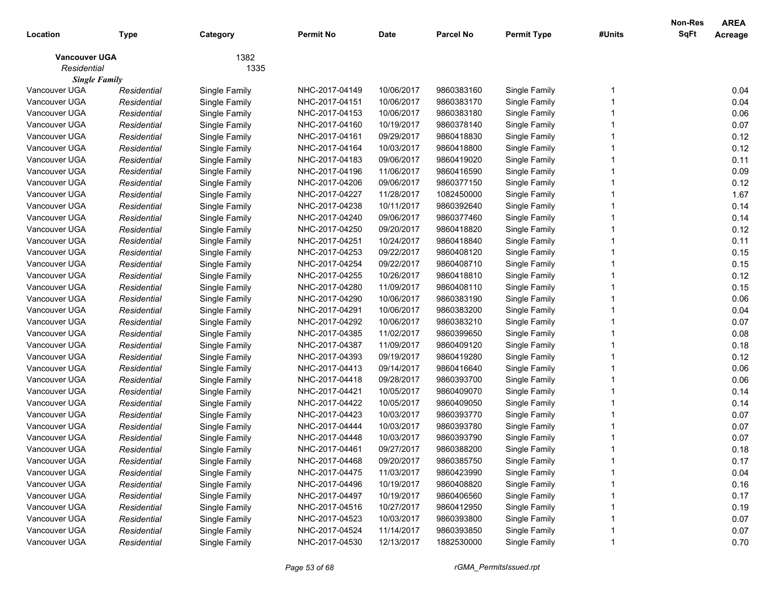| Location | Type | Category | Permit No | Date | Parcel No | Permit Type | #Units | Non-Res SqFt | AREA Acreage |
|---|---|---|---|---|---|---|---|---|---|
| **Vancouver UGA** | | 1382 | | | | | | | |
| *Residential* | | 1335 | | | | | | | |
| ***Single Family*** | | | | | | | | | |
| Vancouver UGA | *Residential* | Single Family | NHC-2017-04149 | 10/06/2017 | 9860383160 | Single Family | 1 | | 0.04 |
| Vancouver UGA | *Residential* | Single Family | NHC-2017-04151 | 10/06/2017 | 9860383170 | Single Family | 1 | | 0.04 |
| Vancouver UGA | *Residential* | Single Family | NHC-2017-04153 | 10/06/2017 | 9860383180 | Single Family | 1 | | 0.06 |
| Vancouver UGA | *Residential* | Single Family | NHC-2017-04160 | 10/19/2017 | 9860378140 | Single Family | 1 | | 0.07 |
| Vancouver UGA | *Residential* | Single Family | NHC-2017-04161 | 09/29/2017 | 9860418830 | Single Family | 1 | | 0.12 |
| Vancouver UGA | *Residential* | Single Family | NHC-2017-04164 | 10/03/2017 | 9860418800 | Single Family | 1 | | 0.12 |
| Vancouver UGA | *Residential* | Single Family | NHC-2017-04183 | 09/06/2017 | 9860419020 | Single Family | 1 | | 0.11 |
| Vancouver UGA | *Residential* | Single Family | NHC-2017-04196 | 11/06/2017 | 9860416590 | Single Family | 1 | | 0.09 |
| Vancouver UGA | *Residential* | Single Family | NHC-2017-04206 | 09/06/2017 | 9860377150 | Single Family | 1 | | 0.12 |
| Vancouver UGA | *Residential* | Single Family | NHC-2017-04227 | 11/28/2017 | 1082450000 | Single Family | 1 | | 1.67 |
| Vancouver UGA | *Residential* | Single Family | NHC-2017-04238 | 10/11/2017 | 9860392640 | Single Family | 1 | | 0.14 |
| Vancouver UGA | *Residential* | Single Family | NHC-2017-04240 | 09/06/2017 | 9860377460 | Single Family | 1 | | 0.14 |
| Vancouver UGA | *Residential* | Single Family | NHC-2017-04250 | 09/20/2017 | 9860418820 | Single Family | 1 | | 0.12 |
| Vancouver UGA | *Residential* | Single Family | NHC-2017-04251 | 10/24/2017 | 9860418840 | Single Family | 1 | | 0.11 |
| Vancouver UGA | *Residential* | Single Family | NHC-2017-04253 | 09/22/2017 | 9860408120 | Single Family | 1 | | 0.15 |
| Vancouver UGA | *Residential* | Single Family | NHC-2017-04254 | 09/22/2017 | 9860408710 | Single Family | 1 | | 0.15 |
| Vancouver UGA | *Residential* | Single Family | NHC-2017-04255 | 10/26/2017 | 9860418810 | Single Family | 1 | | 0.12 |
| Vancouver UGA | *Residential* | Single Family | NHC-2017-04280 | 11/09/2017 | 9860408110 | Single Family | 1 | | 0.15 |
| Vancouver UGA | *Residential* | Single Family | NHC-2017-04290 | 10/06/2017 | 9860383190 | Single Family | 1 | | 0.06 |
| Vancouver UGA | *Residential* | Single Family | NHC-2017-04291 | 10/06/2017 | 9860383200 | Single Family | 1 | | 0.04 |
| Vancouver UGA | *Residential* | Single Family | NHC-2017-04292 | 10/06/2017 | 9860383210 | Single Family | 1 | | 0.07 |
| Vancouver UGA | *Residential* | Single Family | NHC-2017-04385 | 11/02/2017 | 9860399650 | Single Family | 1 | | 0.08 |
| Vancouver UGA | *Residential* | Single Family | NHC-2017-04387 | 11/09/2017 | 9860409120 | Single Family | 1 | | 0.18 |
| Vancouver UGA | *Residential* | Single Family | NHC-2017-04393 | 09/19/2017 | 9860419280 | Single Family | 1 | | 0.12 |
| Vancouver UGA | *Residential* | Single Family | NHC-2017-04413 | 09/14/2017 | 9860416640 | Single Family | 1 | | 0.06 |
| Vancouver UGA | *Residential* | Single Family | NHC-2017-04418 | 09/28/2017 | 9860393700 | Single Family | 1 | | 0.06 |
| Vancouver UGA | *Residential* | Single Family | NHC-2017-04421 | 10/05/2017 | 9860409070 | Single Family | 1 | | 0.14 |
| Vancouver UGA | *Residential* | Single Family | NHC-2017-04422 | 10/05/2017 | 9860409050 | Single Family | 1 | | 0.14 |
| Vancouver UGA | *Residential* | Single Family | NHC-2017-04423 | 10/03/2017 | 9860393770 | Single Family | 1 | | 0.07 |
| Vancouver UGA | *Residential* | Single Family | NHC-2017-04444 | 10/03/2017 | 9860393780 | Single Family | 1 | | 0.07 |
| Vancouver UGA | *Residential* | Single Family | NHC-2017-04448 | 10/03/2017 | 9860393790 | Single Family | 1 | | 0.07 |
| Vancouver UGA | *Residential* | Single Family | NHC-2017-04461 | 09/27/2017 | 9860388200 | Single Family | 1 | | 0.18 |
| Vancouver UGA | *Residential* | Single Family | NHC-2017-04468 | 09/20/2017 | 9860385750 | Single Family | 1 | | 0.17 |
| Vancouver UGA | *Residential* | Single Family | NHC-2017-04475 | 11/03/2017 | 9860423990 | Single Family | 1 | | 0.04 |
| Vancouver UGA | *Residential* | Single Family | NHC-2017-04496 | 10/19/2017 | 9860408820 | Single Family | 1 | | 0.16 |
| Vancouver UGA | *Residential* | Single Family | NHC-2017-04497 | 10/19/2017 | 9860406560 | Single Family | 1 | | 0.17 |
| Vancouver UGA | *Residential* | Single Family | NHC-2017-04516 | 10/27/2017 | 9860412950 | Single Family | 1 | | 0.19 |
| Vancouver UGA | *Residential* | Single Family | NHC-2017-04523 | 10/03/2017 | 9860393800 | Single Family | 1 | | 0.07 |
| Vancouver UGA | *Residential* | Single Family | NHC-2017-04524 | 11/14/2017 | 9860393850 | Single Family | 1 | | 0.07 |
| Vancouver UGA | *Residential* | Single Family | NHC-2017-04530 | 12/13/2017 | 1882530000 | Single Family | 1 | | 0.70 |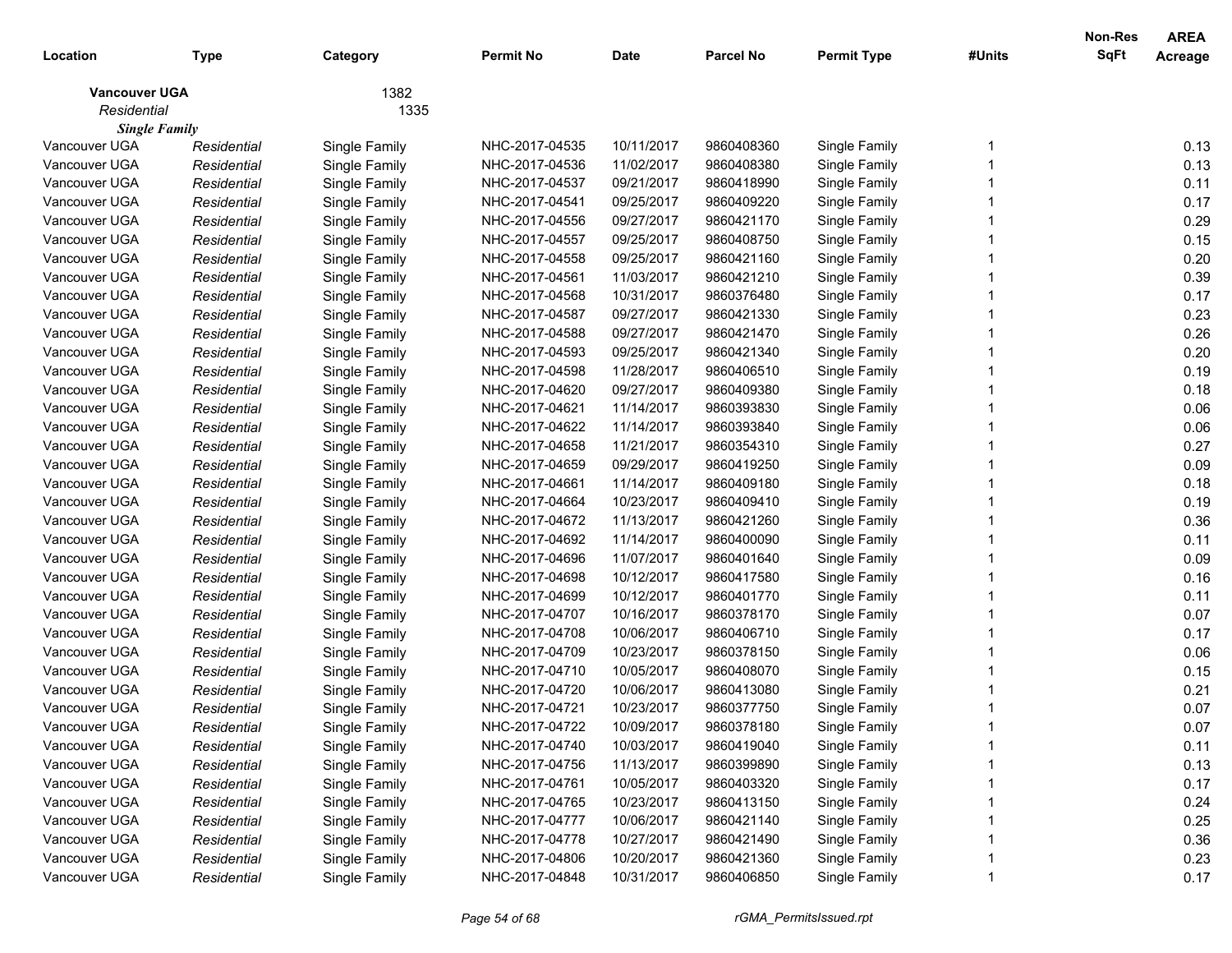| Location | Type | Category | Permit No | Date | Parcel No | Permit Type | #Units | Non-Res SqFt | AREA Acreage |
|---|---|---|---|---|---|---|---|---|---|
| **Vancouver UGA** | | 1382 | | | | | | | |
| *Residential* | | 1335 | | | | | | | |
| ***Single Family*** | | | | | | | | | |
| Vancouver UGA | *Residential* | Single Family | NHC-2017-04535 | 10/11/2017 | 9860408360 | Single Family | 1 | | 0.13 |
| Vancouver UGA | *Residential* | Single Family | NHC-2017-04536 | 11/02/2017 | 9860408380 | Single Family | 1 | | 0.13 |
| Vancouver UGA | *Residential* | Single Family | NHC-2017-04537 | 09/21/2017 | 9860418990 | Single Family | 1 | | 0.11 |
| Vancouver UGA | *Residential* | Single Family | NHC-2017-04541 | 09/25/2017 | 9860409220 | Single Family | 1 | | 0.17 |
| Vancouver UGA | *Residential* | Single Family | NHC-2017-04556 | 09/27/2017 | 9860421170 | Single Family | 1 | | 0.29 |
| Vancouver UGA | *Residential* | Single Family | NHC-2017-04557 | 09/25/2017 | 9860408750 | Single Family | 1 | | 0.15 |
| Vancouver UGA | *Residential* | Single Family | NHC-2017-04558 | 09/25/2017 | 9860421160 | Single Family | 1 | | 0.20 |
| Vancouver UGA | *Residential* | Single Family | NHC-2017-04561 | 11/03/2017 | 9860421210 | Single Family | 1 | | 0.39 |
| Vancouver UGA | *Residential* | Single Family | NHC-2017-04568 | 10/31/2017 | 9860376480 | Single Family | 1 | | 0.17 |
| Vancouver UGA | *Residential* | Single Family | NHC-2017-04587 | 09/27/2017 | 9860421330 | Single Family | 1 | | 0.23 |
| Vancouver UGA | *Residential* | Single Family | NHC-2017-04588 | 09/27/2017 | 9860421470 | Single Family | 1 | | 0.26 |
| Vancouver UGA | *Residential* | Single Family | NHC-2017-04593 | 09/25/2017 | 9860421340 | Single Family | 1 | | 0.20 |
| Vancouver UGA | *Residential* | Single Family | NHC-2017-04598 | 11/28/2017 | 9860406510 | Single Family | 1 | | 0.19 |
| Vancouver UGA | *Residential* | Single Family | NHC-2017-04620 | 09/27/2017 | 9860409380 | Single Family | 1 | | 0.18 |
| Vancouver UGA | *Residential* | Single Family | NHC-2017-04621 | 11/14/2017 | 9860393830 | Single Family | 1 | | 0.06 |
| Vancouver UGA | *Residential* | Single Family | NHC-2017-04622 | 11/14/2017 | 9860393840 | Single Family | 1 | | 0.06 |
| Vancouver UGA | *Residential* | Single Family | NHC-2017-04658 | 11/21/2017 | 9860354310 | Single Family | 1 | | 0.27 |
| Vancouver UGA | *Residential* | Single Family | NHC-2017-04659 | 09/29/2017 | 9860419250 | Single Family | 1 | | 0.09 |
| Vancouver UGA | *Residential* | Single Family | NHC-2017-04661 | 11/14/2017 | 9860409180 | Single Family | 1 | | 0.18 |
| Vancouver UGA | *Residential* | Single Family | NHC-2017-04664 | 10/23/2017 | 9860409410 | Single Family | 1 | | 0.19 |
| Vancouver UGA | *Residential* | Single Family | NHC-2017-04672 | 11/13/2017 | 9860421260 | Single Family | 1 | | 0.36 |
| Vancouver UGA | *Residential* | Single Family | NHC-2017-04692 | 11/14/2017 | 9860400090 | Single Family | 1 | | 0.11 |
| Vancouver UGA | *Residential* | Single Family | NHC-2017-04696 | 11/07/2017 | 9860401640 | Single Family | 1 | | 0.09 |
| Vancouver UGA | *Residential* | Single Family | NHC-2017-04698 | 10/12/2017 | 9860417580 | Single Family | 1 | | 0.16 |
| Vancouver UGA | *Residential* | Single Family | NHC-2017-04699 | 10/12/2017 | 9860401770 | Single Family | 1 | | 0.11 |
| Vancouver UGA | *Residential* | Single Family | NHC-2017-04707 | 10/16/2017 | 9860378170 | Single Family | 1 | | 0.07 |
| Vancouver UGA | *Residential* | Single Family | NHC-2017-04708 | 10/06/2017 | 9860406710 | Single Family | 1 | | 0.17 |
| Vancouver UGA | *Residential* | Single Family | NHC-2017-04709 | 10/23/2017 | 9860378150 | Single Family | 1 | | 0.06 |
| Vancouver UGA | *Residential* | Single Family | NHC-2017-04710 | 10/05/2017 | 9860408070 | Single Family | 1 | | 0.15 |
| Vancouver UGA | *Residential* | Single Family | NHC-2017-04720 | 10/06/2017 | 9860413080 | Single Family | 1 | | 0.21 |
| Vancouver UGA | *Residential* | Single Family | NHC-2017-04721 | 10/23/2017 | 9860377750 | Single Family | 1 | | 0.07 |
| Vancouver UGA | *Residential* | Single Family | NHC-2017-04722 | 10/09/2017 | 9860378180 | Single Family | 1 | | 0.07 |
| Vancouver UGA | *Residential* | Single Family | NHC-2017-04740 | 10/03/2017 | 9860419040 | Single Family | 1 | | 0.11 |
| Vancouver UGA | *Residential* | Single Family | NHC-2017-04756 | 11/13/2017 | 9860399890 | Single Family | 1 | | 0.13 |
| Vancouver UGA | *Residential* | Single Family | NHC-2017-04761 | 10/05/2017 | 9860403320 | Single Family | 1 | | 0.17 |
| Vancouver UGA | *Residential* | Single Family | NHC-2017-04765 | 10/23/2017 | 9860413150 | Single Family | 1 | | 0.24 |
| Vancouver UGA | *Residential* | Single Family | NHC-2017-04777 | 10/06/2017 | 9860421140 | Single Family | 1 | | 0.25 |
| Vancouver UGA | *Residential* | Single Family | NHC-2017-04778 | 10/27/2017 | 9860421490 | Single Family | 1 | | 0.36 |
| Vancouver UGA | *Residential* | Single Family | NHC-2017-04806 | 10/20/2017 | 9860421360 | Single Family | 1 | | 0.23 |
| Vancouver UGA | *Residential* | Single Family | NHC-2017-04848 | 10/31/2017 | 9860406850 | Single Family | 1 | | 0.17 |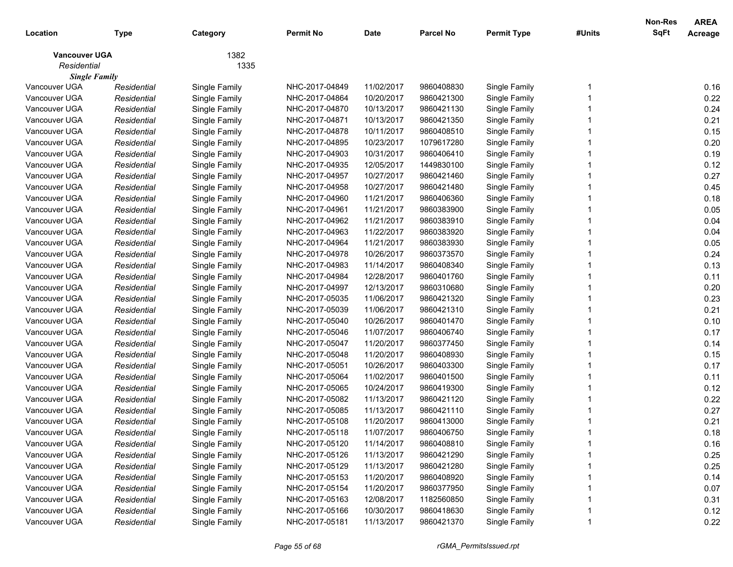| Location | Type | Category | Permit No | Date | Parcel No | Permit Type | #Units | Non-Res SqFt | AREA Acreage |
|---|---|---|---|---|---|---|---|---|---|
| **Vancouver UGA** | | 1382 | | | | | | | |
| *Residential* | | 1335 | | | | | | | |
| ***Single Family*** | | | | | | | | | |
| Vancouver UGA | *Residential* | Single Family | NHC-2017-04849 | 11/02/2017 | 9860408830 | Single Family | 1 | | 0.16 |
| Vancouver UGA | *Residential* | Single Family | NHC-2017-04864 | 10/20/2017 | 9860421300 | Single Family | 1 | | 0.22 |
| Vancouver UGA | *Residential* | Single Family | NHC-2017-04870 | 10/13/2017 | 9860421130 | Single Family | 1 | | 0.24 |
| Vancouver UGA | *Residential* | Single Family | NHC-2017-04871 | 10/13/2017 | 9860421350 | Single Family | 1 | | 0.21 |
| Vancouver UGA | *Residential* | Single Family | NHC-2017-04878 | 10/11/2017 | 9860408510 | Single Family | 1 | | 0.15 |
| Vancouver UGA | *Residential* | Single Family | NHC-2017-04895 | 10/23/2017 | 1079617280 | Single Family | 1 | | 0.20 |
| Vancouver UGA | *Residential* | Single Family | NHC-2017-04903 | 10/31/2017 | 9860406410 | Single Family | 1 | | 0.19 |
| Vancouver UGA | *Residential* | Single Family | NHC-2017-04935 | 12/05/2017 | 1449830100 | Single Family | 1 | | 0.12 |
| Vancouver UGA | *Residential* | Single Family | NHC-2017-04957 | 10/27/2017 | 9860421460 | Single Family | 1 | | 0.27 |
| Vancouver UGA | *Residential* | Single Family | NHC-2017-04958 | 10/27/2017 | 9860421480 | Single Family | 1 | | 0.45 |
| Vancouver UGA | *Residential* | Single Family | NHC-2017-04960 | 11/21/2017 | 9860406360 | Single Family | 1 | | 0.18 |
| Vancouver UGA | *Residential* | Single Family | NHC-2017-04961 | 11/21/2017 | 9860383900 | Single Family | 1 | | 0.05 |
| Vancouver UGA | *Residential* | Single Family | NHC-2017-04962 | 11/21/2017 | 9860383910 | Single Family | 1 | | 0.04 |
| Vancouver UGA | *Residential* | Single Family | NHC-2017-04963 | 11/22/2017 | 9860383920 | Single Family | 1 | | 0.04 |
| Vancouver UGA | *Residential* | Single Family | NHC-2017-04964 | 11/21/2017 | 9860383930 | Single Family | 1 | | 0.05 |
| Vancouver UGA | *Residential* | Single Family | NHC-2017-04978 | 10/26/2017 | 9860373570 | Single Family | 1 | | 0.24 |
| Vancouver UGA | *Residential* | Single Family | NHC-2017-04983 | 11/14/2017 | 9860408340 | Single Family | 1 | | 0.13 |
| Vancouver UGA | *Residential* | Single Family | NHC-2017-04984 | 12/28/2017 | 9860401760 | Single Family | 1 | | 0.11 |
| Vancouver UGA | *Residential* | Single Family | NHC-2017-04997 | 12/13/2017 | 9860310680 | Single Family | 1 | | 0.20 |
| Vancouver UGA | *Residential* | Single Family | NHC-2017-05035 | 11/06/2017 | 9860421320 | Single Family | 1 | | 0.23 |
| Vancouver UGA | *Residential* | Single Family | NHC-2017-05039 | 11/06/2017 | 9860421310 | Single Family | 1 | | 0.21 |
| Vancouver UGA | *Residential* | Single Family | NHC-2017-05040 | 10/26/2017 | 9860401470 | Single Family | 1 | | 0.10 |
| Vancouver UGA | *Residential* | Single Family | NHC-2017-05046 | 11/07/2017 | 9860406740 | Single Family | 1 | | 0.17 |
| Vancouver UGA | *Residential* | Single Family | NHC-2017-05047 | 11/20/2017 | 9860377450 | Single Family | 1 | | 0.14 |
| Vancouver UGA | *Residential* | Single Family | NHC-2017-05048 | 11/20/2017 | 9860408930 | Single Family | 1 | | 0.15 |
| Vancouver UGA | *Residential* | Single Family | NHC-2017-05051 | 10/26/2017 | 9860403300 | Single Family | 1 | | 0.17 |
| Vancouver UGA | *Residential* | Single Family | NHC-2017-05064 | 11/02/2017 | 9860401500 | Single Family | 1 | | 0.11 |
| Vancouver UGA | *Residential* | Single Family | NHC-2017-05065 | 10/24/2017 | 9860419300 | Single Family | 1 | | 0.12 |
| Vancouver UGA | *Residential* | Single Family | NHC-2017-05082 | 11/13/2017 | 9860421120 | Single Family | 1 | | 0.22 |
| Vancouver UGA | *Residential* | Single Family | NHC-2017-05085 | 11/13/2017 | 9860421110 | Single Family | 1 | | 0.27 |
| Vancouver UGA | *Residential* | Single Family | NHC-2017-05108 | 11/20/2017 | 9860413000 | Single Family | 1 | | 0.21 |
| Vancouver UGA | *Residential* | Single Family | NHC-2017-05118 | 11/07/2017 | 9860406750 | Single Family | 1 | | 0.18 |
| Vancouver UGA | *Residential* | Single Family | NHC-2017-05120 | 11/14/2017 | 9860408810 | Single Family | 1 | | 0.16 |
| Vancouver UGA | *Residential* | Single Family | NHC-2017-05126 | 11/13/2017 | 9860421290 | Single Family | 1 | | 0.25 |
| Vancouver UGA | *Residential* | Single Family | NHC-2017-05129 | 11/13/2017 | 9860421280 | Single Family | 1 | | 0.25 |
| Vancouver UGA | *Residential* | Single Family | NHC-2017-05153 | 11/20/2017 | 9860408920 | Single Family | 1 | | 0.14 |
| Vancouver UGA | *Residential* | Single Family | NHC-2017-05154 | 11/20/2017 | 9860377950 | Single Family | 1 | | 0.07 |
| Vancouver UGA | *Residential* | Single Family | NHC-2017-05163 | 12/08/2017 | 1182560850 | Single Family | 1 | | 0.31 |
| Vancouver UGA | *Residential* | Single Family | NHC-2017-05166 | 10/30/2017 | 9860418630 | Single Family | 1 | | 0.12 |
| Vancouver UGA | *Residential* | Single Family | NHC-2017-05181 | 11/13/2017 | 9860421370 | Single Family | 1 | | 0.22 |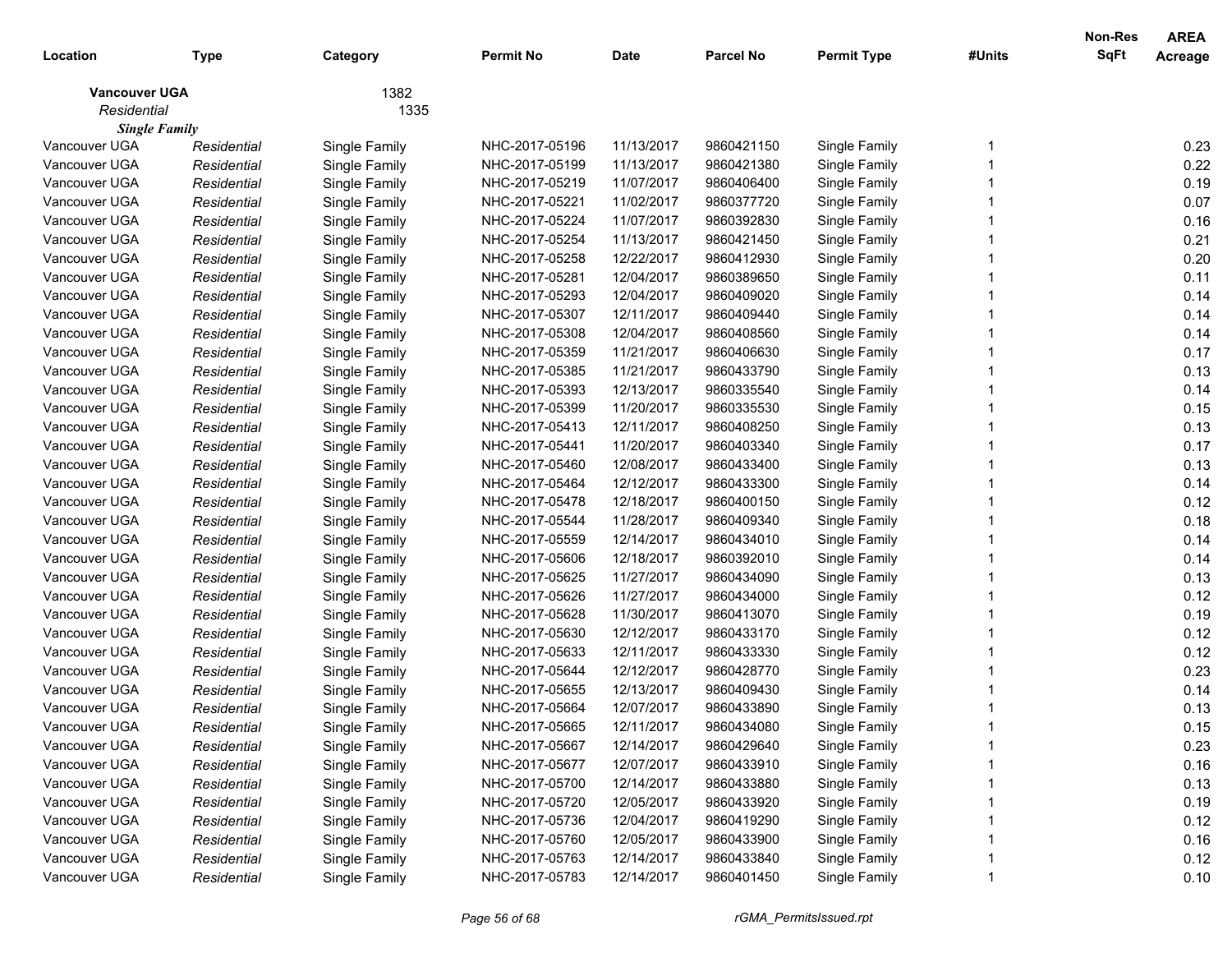| Location | Type | Category | Permit No | Date | Parcel No | Permit Type | #Units | Non-Res SqFt | AREA Acreage |
|---|---|---|---|---|---|---|---|---|---|
| **Vancouver UGA** | | 1382 | | | | | | | |
| *Residential* | | 1335 | | | | | | | |
| ***Single Family*** | | | | | | | | | |
| Vancouver UGA | *Residential* | Single Family | NHC-2017-05196 | 11/13/2017 | 9860421150 | Single Family | 1 | | 0.23 |
| Vancouver UGA | *Residential* | Single Family | NHC-2017-05199 | 11/13/2017 | 9860421380 | Single Family | 1 | | 0.22 |
| Vancouver UGA | *Residential* | Single Family | NHC-2017-05219 | 11/07/2017 | 9860406400 | Single Family | 1 | | 0.19 |
| Vancouver UGA | *Residential* | Single Family | NHC-2017-05221 | 11/02/2017 | 9860377720 | Single Family | 1 | | 0.07 |
| Vancouver UGA | *Residential* | Single Family | NHC-2017-05224 | 11/07/2017 | 9860392830 | Single Family | 1 | | 0.16 |
| Vancouver UGA | *Residential* | Single Family | NHC-2017-05254 | 11/13/2017 | 9860421450 | Single Family | 1 | | 0.21 |
| Vancouver UGA | *Residential* | Single Family | NHC-2017-05258 | 12/22/2017 | 9860412930 | Single Family | 1 | | 0.20 |
| Vancouver UGA | *Residential* | Single Family | NHC-2017-05281 | 12/04/2017 | 9860389650 | Single Family | 1 | | 0.11 |
| Vancouver UGA | *Residential* | Single Family | NHC-2017-05293 | 12/04/2017 | 9860409020 | Single Family | 1 | | 0.14 |
| Vancouver UGA | *Residential* | Single Family | NHC-2017-05307 | 12/11/2017 | 9860409440 | Single Family | 1 | | 0.14 |
| Vancouver UGA | *Residential* | Single Family | NHC-2017-05308 | 12/04/2017 | 9860408560 | Single Family | 1 | | 0.14 |
| Vancouver UGA | *Residential* | Single Family | NHC-2017-05359 | 11/21/2017 | 9860406630 | Single Family | 1 | | 0.17 |
| Vancouver UGA | *Residential* | Single Family | NHC-2017-05385 | 11/21/2017 | 9860433790 | Single Family | 1 | | 0.13 |
| Vancouver UGA | *Residential* | Single Family | NHC-2017-05393 | 12/13/2017 | 9860335540 | Single Family | 1 | | 0.14 |
| Vancouver UGA | *Residential* | Single Family | NHC-2017-05399 | 11/20/2017 | 9860335530 | Single Family | 1 | | 0.15 |
| Vancouver UGA | *Residential* | Single Family | NHC-2017-05413 | 12/11/2017 | 9860408250 | Single Family | 1 | | 0.13 |
| Vancouver UGA | *Residential* | Single Family | NHC-2017-05441 | 11/20/2017 | 9860403340 | Single Family | 1 | | 0.17 |
| Vancouver UGA | *Residential* | Single Family | NHC-2017-05460 | 12/08/2017 | 9860433400 | Single Family | 1 | | 0.13 |
| Vancouver UGA | *Residential* | Single Family | NHC-2017-05464 | 12/12/2017 | 9860433300 | Single Family | 1 | | 0.14 |
| Vancouver UGA | *Residential* | Single Family | NHC-2017-05478 | 12/18/2017 | 9860400150 | Single Family | 1 | | 0.12 |
| Vancouver UGA | *Residential* | Single Family | NHC-2017-05544 | 11/28/2017 | 9860409340 | Single Family | 1 | | 0.18 |
| Vancouver UGA | *Residential* | Single Family | NHC-2017-05559 | 12/14/2017 | 9860434010 | Single Family | 1 | | 0.14 |
| Vancouver UGA | *Residential* | Single Family | NHC-2017-05606 | 12/18/2017 | 9860392010 | Single Family | 1 | | 0.14 |
| Vancouver UGA | *Residential* | Single Family | NHC-2017-05625 | 11/27/2017 | 9860434090 | Single Family | 1 | | 0.13 |
| Vancouver UGA | *Residential* | Single Family | NHC-2017-05626 | 11/27/2017 | 9860434000 | Single Family | 1 | | 0.12 |
| Vancouver UGA | *Residential* | Single Family | NHC-2017-05628 | 11/30/2017 | 9860413070 | Single Family | 1 | | 0.19 |
| Vancouver UGA | *Residential* | Single Family | NHC-2017-05630 | 12/12/2017 | 9860433170 | Single Family | 1 | | 0.12 |
| Vancouver UGA | *Residential* | Single Family | NHC-2017-05633 | 12/11/2017 | 9860433330 | Single Family | 1 | | 0.12 |
| Vancouver UGA | *Residential* | Single Family | NHC-2017-05644 | 12/12/2017 | 9860428770 | Single Family | 1 | | 0.23 |
| Vancouver UGA | *Residential* | Single Family | NHC-2017-05655 | 12/13/2017 | 9860409430 | Single Family | 1 | | 0.14 |
| Vancouver UGA | *Residential* | Single Family | NHC-2017-05664 | 12/07/2017 | 9860433890 | Single Family | 1 | | 0.13 |
| Vancouver UGA | *Residential* | Single Family | NHC-2017-05665 | 12/11/2017 | 9860434080 | Single Family | 1 | | 0.15 |
| Vancouver UGA | *Residential* | Single Family | NHC-2017-05667 | 12/14/2017 | 9860429640 | Single Family | 1 | | 0.23 |
| Vancouver UGA | *Residential* | Single Family | NHC-2017-05677 | 12/07/2017 | 9860433910 | Single Family | 1 | | 0.16 |
| Vancouver UGA | *Residential* | Single Family | NHC-2017-05700 | 12/14/2017 | 9860433880 | Single Family | 1 | | 0.13 |
| Vancouver UGA | *Residential* | Single Family | NHC-2017-05720 | 12/05/2017 | 9860433920 | Single Family | 1 | | 0.19 |
| Vancouver UGA | *Residential* | Single Family | NHC-2017-05736 | 12/04/2017 | 9860419290 | Single Family | 1 | | 0.12 |
| Vancouver UGA | *Residential* | Single Family | NHC-2017-05760 | 12/05/2017 | 9860433900 | Single Family | 1 | | 0.16 |
| Vancouver UGA | *Residential* | Single Family | NHC-2017-05763 | 12/14/2017 | 9860433840 | Single Family | 1 | | 0.12 |
| Vancouver UGA | *Residential* | Single Family | NHC-2017-05783 | 12/14/2017 | 9860401450 | Single Family | 1 | | 0.10 |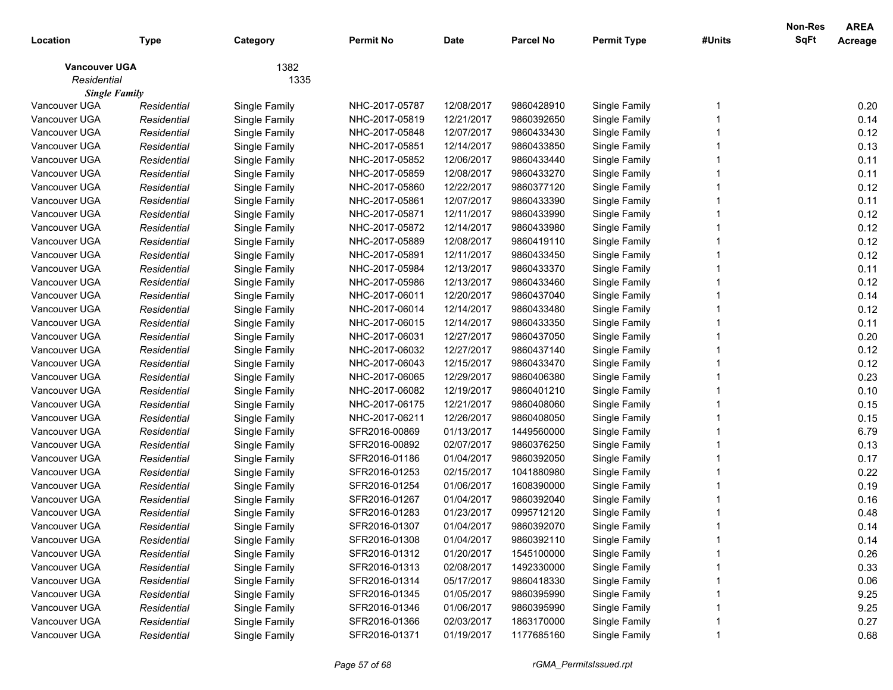| Location | Type | Category | Permit No | Date | Parcel No | Permit Type | #Units | Non-Res SqFt | AREA Acreage |
|---|---|---|---|---|---|---|---|---|---|
| **Vancouver UGA** | | 1382 | | | | | | | |
| *Residential* | | 1335 | | | | | | | |
| ***Single Family*** | | | | | | | | | |
| Vancouver UGA | *Residential* | Single Family | NHC-2017-05787 | 12/08/2017 | 9860428910 | Single Family | 1 | | 0.20 |
| Vancouver UGA | *Residential* | Single Family | NHC-2017-05819 | 12/21/2017 | 9860392650 | Single Family | 1 | | 0.14 |
| Vancouver UGA | *Residential* | Single Family | NHC-2017-05848 | 12/07/2017 | 9860433430 | Single Family | 1 | | 0.12 |
| Vancouver UGA | *Residential* | Single Family | NHC-2017-05851 | 12/14/2017 | 9860433850 | Single Family | 1 | | 0.13 |
| Vancouver UGA | *Residential* | Single Family | NHC-2017-05852 | 12/06/2017 | 9860433440 | Single Family | 1 | | 0.11 |
| Vancouver UGA | *Residential* | Single Family | NHC-2017-05859 | 12/08/2017 | 9860433270 | Single Family | 1 | | 0.11 |
| Vancouver UGA | *Residential* | Single Family | NHC-2017-05860 | 12/22/2017 | 9860377120 | Single Family | 1 | | 0.12 |
| Vancouver UGA | *Residential* | Single Family | NHC-2017-05861 | 12/07/2017 | 9860433390 | Single Family | 1 | | 0.11 |
| Vancouver UGA | *Residential* | Single Family | NHC-2017-05871 | 12/11/2017 | 9860433990 | Single Family | 1 | | 0.12 |
| Vancouver UGA | *Residential* | Single Family | NHC-2017-05872 | 12/14/2017 | 9860433980 | Single Family | 1 | | 0.12 |
| Vancouver UGA | *Residential* | Single Family | NHC-2017-05889 | 12/08/2017 | 9860419110 | Single Family | 1 | | 0.12 |
| Vancouver UGA | *Residential* | Single Family | NHC-2017-05891 | 12/11/2017 | 9860433450 | Single Family | 1 | | 0.12 |
| Vancouver UGA | *Residential* | Single Family | NHC-2017-05984 | 12/13/2017 | 9860433370 | Single Family | 1 | | 0.11 |
| Vancouver UGA | *Residential* | Single Family | NHC-2017-05986 | 12/13/2017 | 9860433460 | Single Family | 1 | | 0.12 |
| Vancouver UGA | *Residential* | Single Family | NHC-2017-06011 | 12/20/2017 | 9860437040 | Single Family | 1 | | 0.14 |
| Vancouver UGA | *Residential* | Single Family | NHC-2017-06014 | 12/14/2017 | 9860433480 | Single Family | 1 | | 0.12 |
| Vancouver UGA | *Residential* | Single Family | NHC-2017-06015 | 12/14/2017 | 9860433350 | Single Family | 1 | | 0.11 |
| Vancouver UGA | *Residential* | Single Family | NHC-2017-06031 | 12/27/2017 | 9860437050 | Single Family | 1 | | 0.20 |
| Vancouver UGA | *Residential* | Single Family | NHC-2017-06032 | 12/27/2017 | 9860437140 | Single Family | 1 | | 0.12 |
| Vancouver UGA | *Residential* | Single Family | NHC-2017-06043 | 12/15/2017 | 9860433470 | Single Family | 1 | | 0.12 |
| Vancouver UGA | *Residential* | Single Family | NHC-2017-06065 | 12/29/2017 | 9860406380 | Single Family | 1 | | 0.23 |
| Vancouver UGA | *Residential* | Single Family | NHC-2017-06082 | 12/19/2017 | 9860401210 | Single Family | 1 | | 0.10 |
| Vancouver UGA | *Residential* | Single Family | NHC-2017-06175 | 12/21/2017 | 9860408060 | Single Family | 1 | | 0.15 |
| Vancouver UGA | *Residential* | Single Family | NHC-2017-06211 | 12/26/2017 | 9860408050 | Single Family | 1 | | 0.15 |
| Vancouver UGA | *Residential* | Single Family | SFR2016-00869 | 01/13/2017 | 1449560000 | Single Family | 1 | | 6.79 |
| Vancouver UGA | *Residential* | Single Family | SFR2016-00892 | 02/07/2017 | 9860376250 | Single Family | 1 | | 0.13 |
| Vancouver UGA | *Residential* | Single Family | SFR2016-01186 | 01/04/2017 | 9860392050 | Single Family | 1 | | 0.17 |
| Vancouver UGA | *Residential* | Single Family | SFR2016-01253 | 02/15/2017 | 1041880980 | Single Family | 1 | | 0.22 |
| Vancouver UGA | *Residential* | Single Family | SFR2016-01254 | 01/06/2017 | 1608390000 | Single Family | 1 | | 0.19 |
| Vancouver UGA | *Residential* | Single Family | SFR2016-01267 | 01/04/2017 | 9860392040 | Single Family | 1 | | 0.16 |
| Vancouver UGA | *Residential* | Single Family | SFR2016-01283 | 01/23/2017 | 0995712120 | Single Family | 1 | | 0.48 |
| Vancouver UGA | *Residential* | Single Family | SFR2016-01307 | 01/04/2017 | 9860392070 | Single Family | 1 | | 0.14 |
| Vancouver UGA | *Residential* | Single Family | SFR2016-01308 | 01/04/2017 | 9860392110 | Single Family | 1 | | 0.14 |
| Vancouver UGA | *Residential* | Single Family | SFR2016-01312 | 01/20/2017 | 1545100000 | Single Family | 1 | | 0.26 |
| Vancouver UGA | *Residential* | Single Family | SFR2016-01313 | 02/08/2017 | 1492330000 | Single Family | 1 | | 0.33 |
| Vancouver UGA | *Residential* | Single Family | SFR2016-01314 | 05/17/2017 | 9860418330 | Single Family | 1 | | 0.06 |
| Vancouver UGA | *Residential* | Single Family | SFR2016-01345 | 01/05/2017 | 9860395990 | Single Family | 1 | | 9.25 |
| Vancouver UGA | *Residential* | Single Family | SFR2016-01346 | 01/06/2017 | 9860395990 | Single Family | 1 | | 9.25 |
| Vancouver UGA | *Residential* | Single Family | SFR2016-01366 | 02/03/2017 | 1863170000 | Single Family | 1 | | 0.27 |
| Vancouver UGA | *Residential* | Single Family | SFR2016-01371 | 01/19/2017 | 1177685160 | Single Family | 1 | | 0.68 |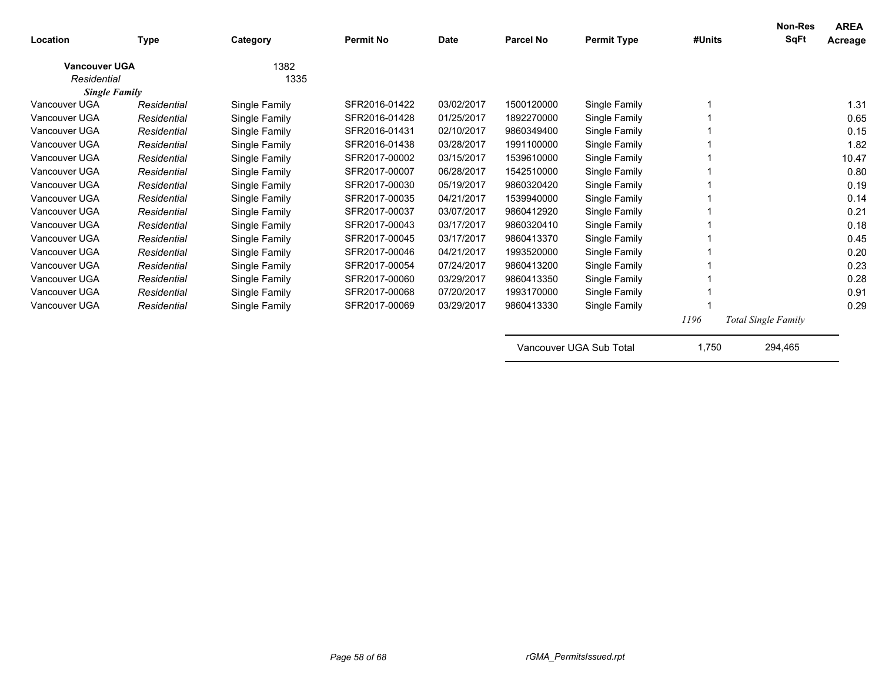| Location | Type | Category | Permit No | Date | Parcel No | Permit Type | #Units | Non-Res SqFt | AREA Acreage |
|---|---|---|---|---|---|---|---|---|---|
| **Vancouver UGA** | | 1382 | | | | | | | |
| *Residential* | | 1335 | | | | | | | |
| ***Single Family*** | | | | | | | | | |
| Vancouver UGA | *Residential* | Single Family | SFR2016-01422 | 03/02/2017 | 1500120000 | Single Family | 1 | | 1.31 |
| Vancouver UGA | *Residential* | Single Family | SFR2016-01428 | 01/25/2017 | 1892270000 | Single Family | 1 | | 0.65 |
| Vancouver UGA | *Residential* | Single Family | SFR2016-01431 | 02/10/2017 | 9860349400 | Single Family | 1 | | 0.15 |
| Vancouver UGA | *Residential* | Single Family | SFR2016-01438 | 03/28/2017 | 1991100000 | Single Family | 1 | | 1.82 |
| Vancouver UGA | *Residential* | Single Family | SFR2017-00002 | 03/15/2017 | 1539610000 | Single Family | 1 | | 10.47 |
| Vancouver UGA | *Residential* | Single Family | SFR2017-00007 | 06/28/2017 | 1542510000 | Single Family | 1 | | 0.80 |
| Vancouver UGA | *Residential* | Single Family | SFR2017-00030 | 05/19/2017 | 9860320420 | Single Family | 1 | | 0.19 |
| Vancouver UGA | *Residential* | Single Family | SFR2017-00035 | 04/21/2017 | 1539940000 | Single Family | 1 | | 0.14 |
| Vancouver UGA | *Residential* | Single Family | SFR2017-00037 | 03/07/2017 | 9860412920 | Single Family | 1 | | 0.21 |
| Vancouver UGA | *Residential* | Single Family | SFR2017-00043 | 03/17/2017 | 9860320410 | Single Family | 1 | | 0.18 |
| Vancouver UGA | *Residential* | Single Family | SFR2017-00045 | 03/17/2017 | 9860413370 | Single Family | 1 | | 0.45 |
| Vancouver UGA | *Residential* | Single Family | SFR2017-00046 | 04/21/2017 | 1993520000 | Single Family | 1 | | 0.20 |
| Vancouver UGA | *Residential* | Single Family | SFR2017-00054 | 07/24/2017 | 9860413200 | Single Family | 1 | | 0.23 |
| Vancouver UGA | *Residential* | Single Family | SFR2017-00060 | 03/29/2017 | 9860413350 | Single Family | 1 | | 0.28 |
| Vancouver UGA | *Residential* | Single Family | SFR2017-00068 | 07/20/2017 | 1993170000 | Single Family | 1 | | 0.91 |
| Vancouver UGA | *Residential* | Single Family | SFR2017-00069 | 03/29/2017 | 9860413330 | Single Family | 1 | | 0.29 |
| | | | | | | | *1196* | *Total Single Family* | |
| | | | | | Vancouver UGA Sub Total | | 1,750 | 294,465 | |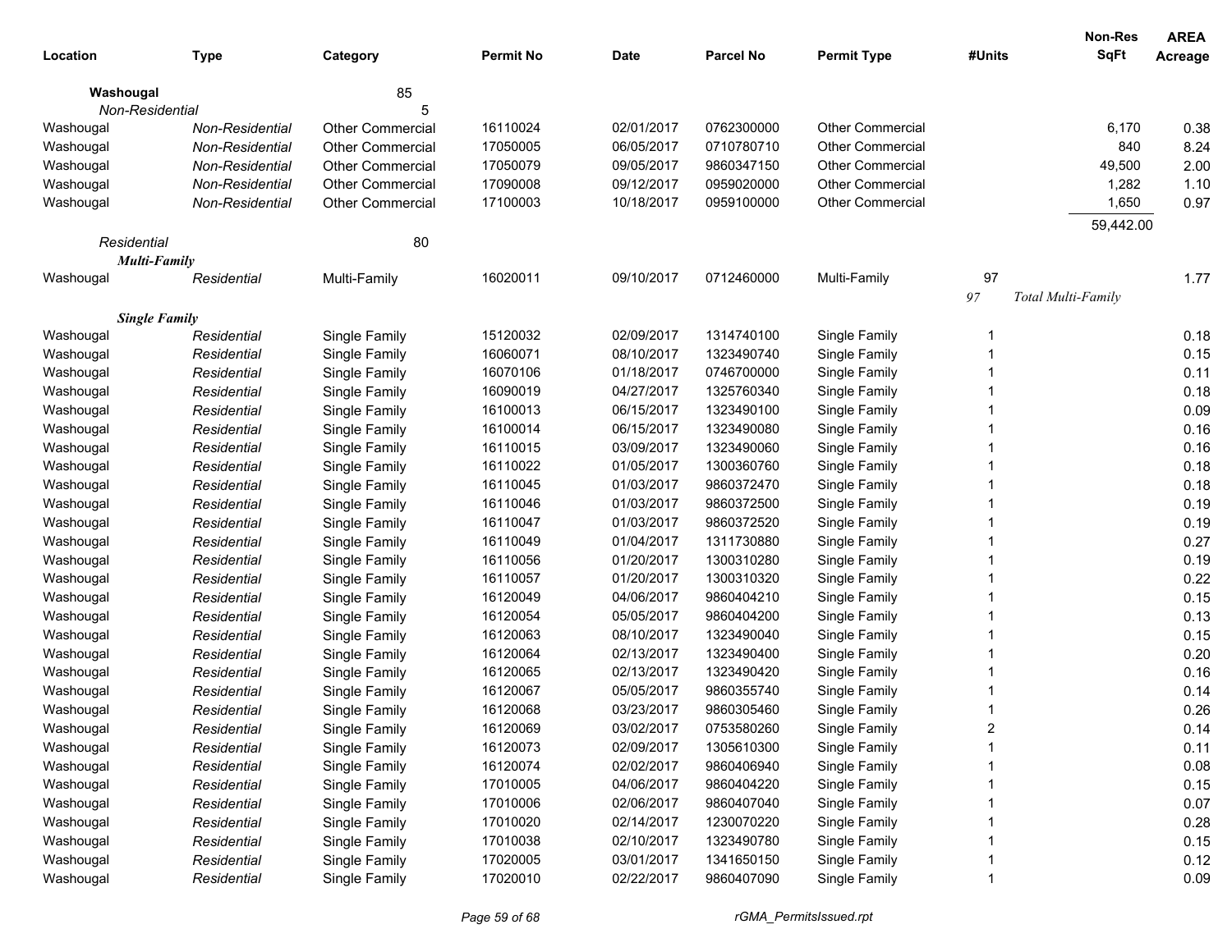| Location | Type | Category | Permit No | Date | Parcel No | Permit Type | #Units | Non-Res SqFt | AREA Acreage |
|---|---|---|---|---|---|---|---|---|---|
| **Washougal** | | 85 | | | | | | | |
| *Non-Residential* | | 5 | | | | | | | |
| Washougal | *Non-Residential* | Other Commercial | 16110024 | 02/01/2017 | 0762300000 | Other Commercial | | 6,170 | 0.38 |
| Washougal | *Non-Residential* | Other Commercial | 17050005 | 06/05/2017 | 0710780710 | Other Commercial | | 840 | 8.24 |
| Washougal | *Non-Residential* | Other Commercial | 17050079 | 09/05/2017 | 9860347150 | Other Commercial | | 49,500 | 2.00 |
| Washougal | *Non-Residential* | Other Commercial | 17090008 | 09/12/2017 | 0959020000 | Other Commercial | | 1,282 | 1.10 |
| Washougal | *Non-Residential* | Other Commercial | 17100003 | 10/18/2017 | 0959100000 | Other Commercial | | 1,650 | 0.97 |
| | | | | | | | | 59,442.00 | |
| *Residential* | | 80 | | | | | | | |
| ***Multi-Family*** | | | | | | | | | |
| Washougal | *Residential* | Multi-Family | 16020011 | 09/10/2017 | 0712460000 | Multi-Family | 97 | | 1.77 |
| | | | | | | | *97* | *Total Multi-Family* | |
| ***Single Family*** | | | | | | | | | |
| Washougal | *Residential* | Single Family | 15120032 | 02/09/2017 | 1314740100 | Single Family | 1 | | 0.18 |
| Washougal | *Residential* | Single Family | 16060071 | 08/10/2017 | 1323490740 | Single Family | 1 | | 0.15 |
| Washougal | *Residential* | Single Family | 16070106 | 01/18/2017 | 0746700000 | Single Family | 1 | | 0.11 |
| Washougal | *Residential* | Single Family | 16090019 | 04/27/2017 | 1325760340 | Single Family | 1 | | 0.18 |
| Washougal | *Residential* | Single Family | 16100013 | 06/15/2017 | 1323490100 | Single Family | 1 | | 0.09 |
| Washougal | *Residential* | Single Family | 16100014 | 06/15/2017 | 1323490080 | Single Family | 1 | | 0.16 |
| Washougal | *Residential* | Single Family | 16110015 | 03/09/2017 | 1323490060 | Single Family | 1 | | 0.16 |
| Washougal | *Residential* | Single Family | 16110022 | 01/05/2017 | 1300360760 | Single Family | 1 | | 0.18 |
| Washougal | *Residential* | Single Family | 16110045 | 01/03/2017 | 9860372470 | Single Family | 1 | | 0.18 |
| Washougal | *Residential* | Single Family | 16110046 | 01/03/2017 | 9860372500 | Single Family | 1 | | 0.19 |
| Washougal | *Residential* | Single Family | 16110047 | 01/03/2017 | 9860372520 | Single Family | 1 | | 0.19 |
| Washougal | *Residential* | Single Family | 16110049 | 01/04/2017 | 1311730880 | Single Family | 1 | | 0.27 |
| Washougal | *Residential* | Single Family | 16110056 | 01/20/2017 | 1300310280 | Single Family | 1 | | 0.19 |
| Washougal | *Residential* | Single Family | 16110057 | 01/20/2017 | 1300310320 | Single Family | 1 | | 0.22 |
| Washougal | *Residential* | Single Family | 16120049 | 04/06/2017 | 9860404210 | Single Family | 1 | | 0.15 |
| Washougal | *Residential* | Single Family | 16120054 | 05/05/2017 | 9860404200 | Single Family | 1 | | 0.13 |
| Washougal | *Residential* | Single Family | 16120063 | 08/10/2017 | 1323490040 | Single Family | 1 | | 0.15 |
| Washougal | *Residential* | Single Family | 16120064 | 02/13/2017 | 1323490400 | Single Family | 1 | | 0.20 |
| Washougal | *Residential* | Single Family | 16120065 | 02/13/2017 | 1323490420 | Single Family | 1 | | 0.16 |
| Washougal | *Residential* | Single Family | 16120067 | 05/05/2017 | 9860355740 | Single Family | 1 | | 0.14 |
| Washougal | *Residential* | Single Family | 16120068 | 03/23/2017 | 9860305460 | Single Family | 1 | | 0.26 |
| Washougal | *Residential* | Single Family | 16120069 | 03/02/2017 | 0753580260 | Single Family | 2 | | 0.14 |
| Washougal | *Residential* | Single Family | 16120073 | 02/09/2017 | 1305610300 | Single Family | 1 | | 0.11 |
| Washougal | *Residential* | Single Family | 16120074 | 02/02/2017 | 9860406940 | Single Family | 1 | | 0.08 |
| Washougal | *Residential* | Single Family | 17010005 | 04/06/2017 | 9860404220 | Single Family | 1 | | 0.15 |
| Washougal | *Residential* | Single Family | 17010006 | 02/06/2017 | 9860407040 | Single Family | 1 | | 0.07 |
| Washougal | *Residential* | Single Family | 17010020 | 02/14/2017 | 1230070220 | Single Family | 1 | | 0.28 |
| Washougal | *Residential* | Single Family | 17010038 | 02/10/2017 | 1323490780 | Single Family | 1 | | 0.15 |
| Washougal | *Residential* | Single Family | 17020005 | 03/01/2017 | 1341650150 | Single Family | 1 | | 0.12 |
| Washougal | *Residential* | Single Family | 17020010 | 02/22/2017 | 9860407090 | Single Family | 1 | | 0.09 |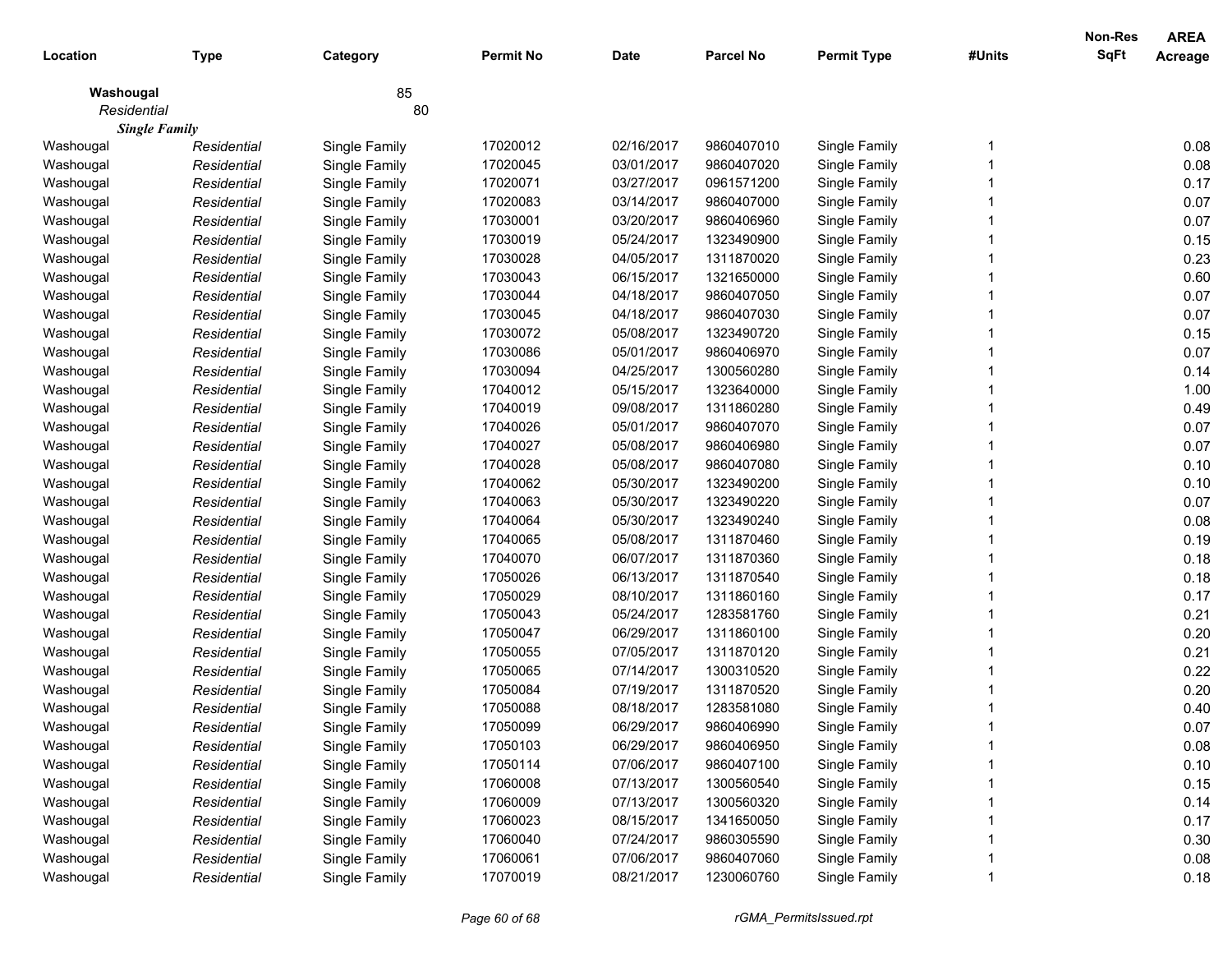| Location | Type | Category | Permit No | Date | Parcel No | Permit Type | #Units | Non-Res SqFt | AREA Acreage |
|---|---|---|---|---|---|---|---|---|---|
| **Washougal** | | 85 | | | | | | | |
| *Residential* | | 80 | | | | | | | |
| ***Single Family*** | | | | | | | | | |
| Washougal | *Residential* | Single Family | 17020012 | 02/16/2017 | 9860407010 | Single Family | 1 | | 0.08 |
| Washougal | *Residential* | Single Family | 17020045 | 03/01/2017 | 9860407020 | Single Family | 1 | | 0.08 |
| Washougal | *Residential* | Single Family | 17020071 | 03/27/2017 | 0961571200 | Single Family | 1 | | 0.17 |
| Washougal | *Residential* | Single Family | 17020083 | 03/14/2017 | 9860407000 | Single Family | 1 | | 0.07 |
| Washougal | *Residential* | Single Family | 17030001 | 03/20/2017 | 9860406960 | Single Family | 1 | | 0.07 |
| Washougal | *Residential* | Single Family | 17030019 | 05/24/2017 | 1323490900 | Single Family | 1 | | 0.15 |
| Washougal | *Residential* | Single Family | 17030028 | 04/05/2017 | 1311870020 | Single Family | 1 | | 0.23 |
| Washougal | *Residential* | Single Family | 17030043 | 06/15/2017 | 1321650000 | Single Family | 1 | | 0.60 |
| Washougal | *Residential* | Single Family | 17030044 | 04/18/2017 | 9860407050 | Single Family | 1 | | 0.07 |
| Washougal | *Residential* | Single Family | 17030045 | 04/18/2017 | 9860407030 | Single Family | 1 | | 0.07 |
| Washougal | *Residential* | Single Family | 17030072 | 05/08/2017 | 1323490720 | Single Family | 1 | | 0.15 |
| Washougal | *Residential* | Single Family | 17030086 | 05/01/2017 | 9860406970 | Single Family | 1 | | 0.07 |
| Washougal | *Residential* | Single Family | 17030094 | 04/25/2017 | 1300560280 | Single Family | 1 | | 0.14 |
| Washougal | *Residential* | Single Family | 17040012 | 05/15/2017 | 1323640000 | Single Family | 1 | | 1.00 |
| Washougal | *Residential* | Single Family | 17040019 | 09/08/2017 | 1311860280 | Single Family | 1 | | 0.49 |
| Washougal | *Residential* | Single Family | 17040026 | 05/01/2017 | 9860407070 | Single Family | 1 | | 0.07 |
| Washougal | *Residential* | Single Family | 17040027 | 05/08/2017 | 9860406980 | Single Family | 1 | | 0.07 |
| Washougal | *Residential* | Single Family | 17040028 | 05/08/2017 | 9860407080 | Single Family | 1 | | 0.10 |
| Washougal | *Residential* | Single Family | 17040062 | 05/30/2017 | 1323490200 | Single Family | 1 | | 0.10 |
| Washougal | *Residential* | Single Family | 17040063 | 05/30/2017 | 1323490220 | Single Family | 1 | | 0.07 |
| Washougal | *Residential* | Single Family | 17040064 | 05/30/2017 | 1323490240 | Single Family | 1 | | 0.08 |
| Washougal | *Residential* | Single Family | 17040065 | 05/08/2017 | 1311870460 | Single Family | 1 | | 0.19 |
| Washougal | *Residential* | Single Family | 17040070 | 06/07/2017 | 1311870360 | Single Family | 1 | | 0.18 |
| Washougal | *Residential* | Single Family | 17050026 | 06/13/2017 | 1311870540 | Single Family | 1 | | 0.18 |
| Washougal | *Residential* | Single Family | 17050029 | 08/10/2017 | 1311860160 | Single Family | 1 | | 0.17 |
| Washougal | *Residential* | Single Family | 17050043 | 05/24/2017 | 1283581760 | Single Family | 1 | | 0.21 |
| Washougal | *Residential* | Single Family | 17050047 | 06/29/2017 | 1311860100 | Single Family | 1 | | 0.20 |
| Washougal | *Residential* | Single Family | 17050055 | 07/05/2017 | 1311870120 | Single Family | 1 | | 0.21 |
| Washougal | *Residential* | Single Family | 17050065 | 07/14/2017 | 1300310520 | Single Family | 1 | | 0.22 |
| Washougal | *Residential* | Single Family | 17050084 | 07/19/2017 | 1311870520 | Single Family | 1 | | 0.20 |
| Washougal | *Residential* | Single Family | 17050088 | 08/18/2017 | 1283581080 | Single Family | 1 | | 0.40 |
| Washougal | *Residential* | Single Family | 17050099 | 06/29/2017 | 9860406990 | Single Family | 1 | | 0.07 |
| Washougal | *Residential* | Single Family | 17050103 | 06/29/2017 | 9860406950 | Single Family | 1 | | 0.08 |
| Washougal | *Residential* | Single Family | 17050114 | 07/06/2017 | 9860407100 | Single Family | 1 | | 0.10 |
| Washougal | *Residential* | Single Family | 17060008 | 07/13/2017 | 1300560540 | Single Family | 1 | | 0.15 |
| Washougal | *Residential* | Single Family | 17060009 | 07/13/2017 | 1300560320 | Single Family | 1 | | 0.14 |
| Washougal | *Residential* | Single Family | 17060023 | 08/15/2017 | 1341650050 | Single Family | 1 | | 0.17 |
| Washougal | *Residential* | Single Family | 17060040 | 07/24/2017 | 9860305590 | Single Family | 1 | | 0.30 |
| Washougal | *Residential* | Single Family | 17060061 | 07/06/2017 | 9860407060 | Single Family | 1 | | 0.08 |
| Washougal | *Residential* | Single Family | 17070019 | 08/21/2017 | 1230060760 | Single Family | 1 | | 0.18 |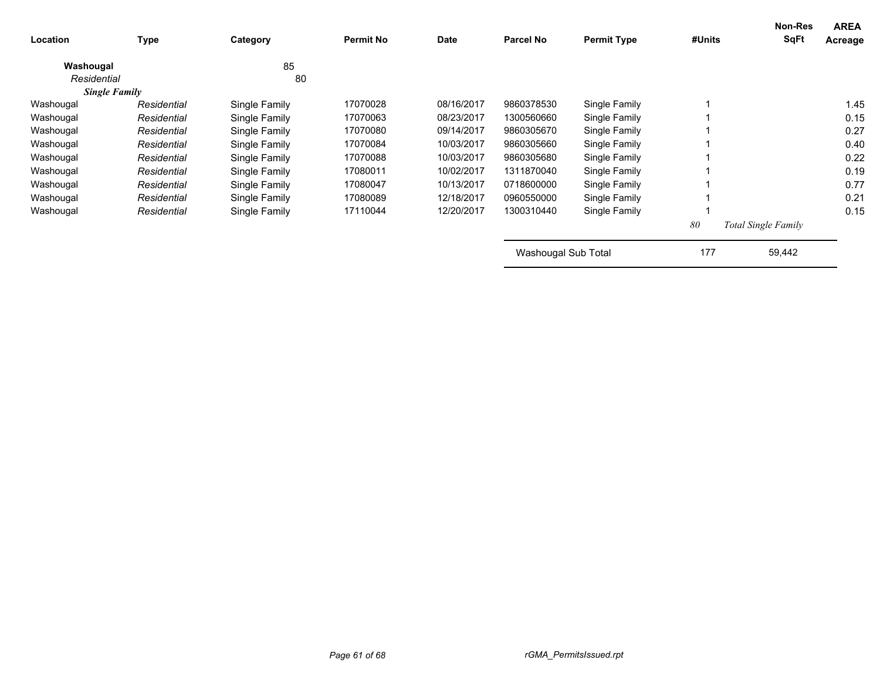| Location | Type | Category | Permit No | Date | Parcel No | Permit Type | #Units | Non-Res SqFt | AREA Acreage |
|---|---|---|---|---|---|---|---|---|---|
| **Washougal** | | 85 | | | | | | | |
| *Residential* | | 80 | | | | | | | |
| ***Single Family*** | | | | | | | | | |
| Washougal | *Residential* | Single Family | 17070028 | 08/16/2017 | 9860378530 | Single Family | 1 | | 1.45 |
| Washougal | *Residential* | Single Family | 17070063 | 08/23/2017 | 1300560660 | Single Family | 1 | | 0.15 |
| Washougal | *Residential* | Single Family | 17070080 | 09/14/2017 | 9860305670 | Single Family | 1 | | 0.27 |
| Washougal | *Residential* | Single Family | 17070084 | 10/03/2017 | 9860305660 | Single Family | 1 | | 0.40 |
| Washougal | *Residential* | Single Family | 17070088 | 10/03/2017 | 9860305680 | Single Family | 1 | | 0.22 |
| Washougal | *Residential* | Single Family | 17080011 | 10/02/2017 | 1311870040 | Single Family | 1 | | 0.19 |
| Washougal | *Residential* | Single Family | 17080047 | 10/13/2017 | 0718600000 | Single Family | 1 | | 0.77 |
| Washougal | *Residential* | Single Family | 17080089 | 12/18/2017 | 0960550000 | Single Family | 1 | | 0.21 |
| Washougal | *Residential* | Single Family | 17110044 | 12/20/2017 | 1300310440 | Single Family | 1 | | 0.15 |
| | | | | | | | *80* | *Total Single Family* | |
| | | | | | Washougal Sub Total | | 177 | 59,442 | |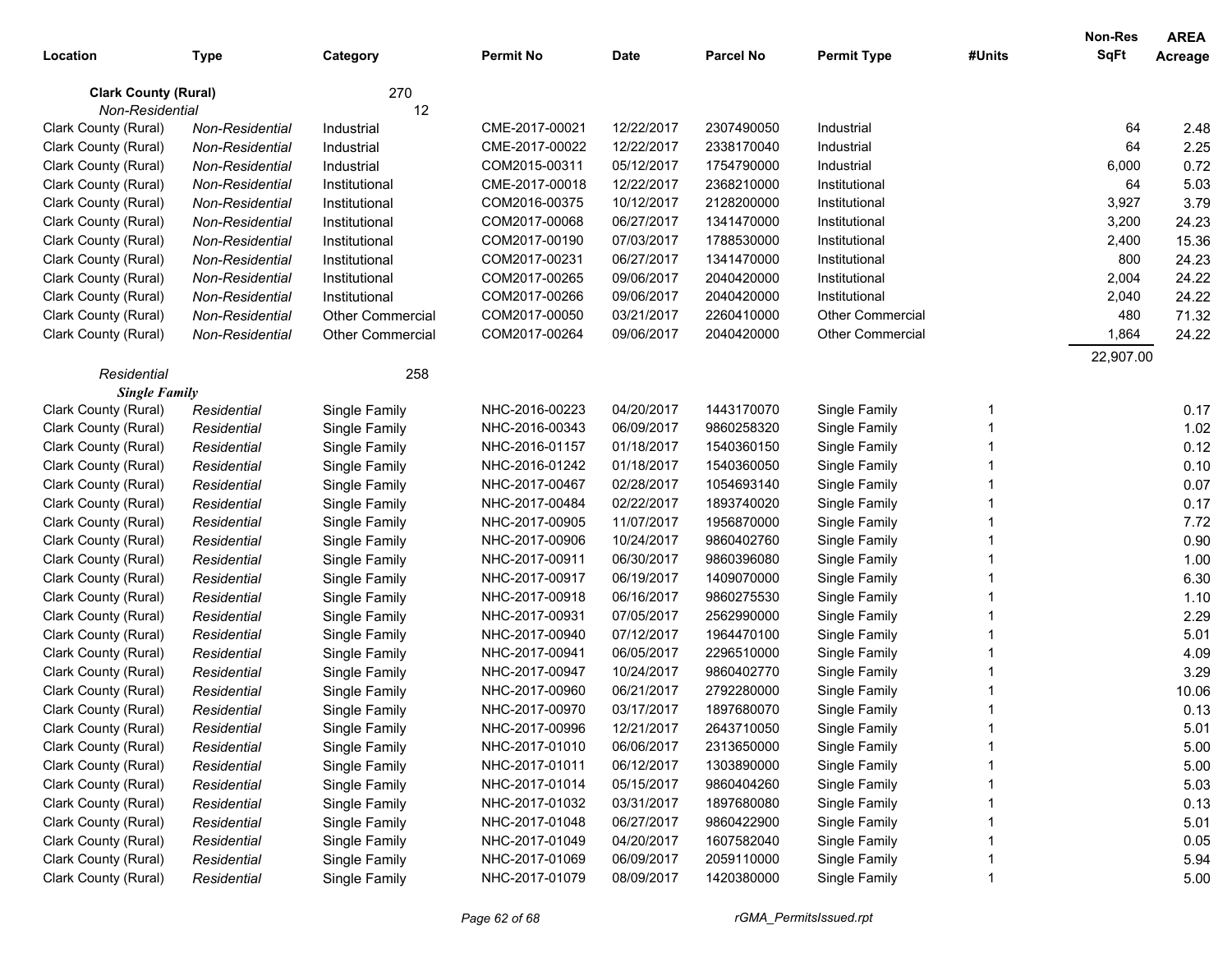| Location | Type | Category | Permit No | Date | Parcel No | Permit Type | #Units | Non-Res SqFt | AREA Acreage |
|---|---|---|---|---|---|---|---|---|---|
| **Clark County (Rural)** | | 270 | | | | | | | |
| *Non-Residential* | | 12 | | | | | | | |
| Clark County (Rural) | *Non-Residential* | Industrial | CME-2017-00021 | 12/22/2017 | 2307490050 | Industrial | | 64 | 2.48 |
| Clark County (Rural) | *Non-Residential* | Industrial | CME-2017-00022 | 12/22/2017 | 2338170040 | Industrial | | 64 | 2.25 |
| Clark County (Rural) | *Non-Residential* | Industrial | COM2015-00311 | 05/12/2017 | 1754790000 | Industrial | | 6,000 | 0.72 |
| Clark County (Rural) | *Non-Residential* | Institutional | CME-2017-00018 | 12/22/2017 | 2368210000 | Institutional | | 64 | 5.03 |
| Clark County (Rural) | *Non-Residential* | Institutional | COM2016-00375 | 10/12/2017 | 2128200000 | Institutional | | 3,927 | 3.79 |
| Clark County (Rural) | *Non-Residential* | Institutional | COM2017-00068 | 06/27/2017 | 1341470000 | Institutional | | 3,200 | 24.23 |
| Clark County (Rural) | *Non-Residential* | Institutional | COM2017-00190 | 07/03/2017 | 1788530000 | Institutional | | 2,400 | 15.36 |
| Clark County (Rural) | *Non-Residential* | Institutional | COM2017-00231 | 06/27/2017 | 1341470000 | Institutional | | 800 | 24.23 |
| Clark County (Rural) | *Non-Residential* | Institutional | COM2017-00265 | 09/06/2017 | 2040420000 | Institutional | | 2,004 | 24.22 |
| Clark County (Rural) | *Non-Residential* | Institutional | COM2017-00266 | 09/06/2017 | 2040420000 | Institutional | | 2,040 | 24.22 |
| Clark County (Rural) | *Non-Residential* | Other Commercial | COM2017-00050 | 03/21/2017 | 2260410000 | Other Commercial | | 480 | 71.32 |
| Clark County (Rural) | *Non-Residential* | Other Commercial | COM2017-00264 | 09/06/2017 | 2040420000 | Other Commercial | | 1,864 | 24.22 |
| | | | | | | | | 22,907.00 | |
| *Residential* | | 258 | | | | | | | |
| ***Single Family*** | | | | | | | | | |
| Clark County (Rural) | *Residential* | Single Family | NHC-2016-00223 | 04/20/2017 | 1443170070 | Single Family | 1 | | 0.17 |
| Clark County (Rural) | *Residential* | Single Family | NHC-2016-00343 | 06/09/2017 | 9860258320 | Single Family | 1 | | 1.02 |
| Clark County (Rural) | *Residential* | Single Family | NHC-2016-01157 | 01/18/2017 | 1540360150 | Single Family | 1 | | 0.12 |
| Clark County (Rural) | *Residential* | Single Family | NHC-2016-01242 | 01/18/2017 | 1540360050 | Single Family | 1 | | 0.10 |
| Clark County (Rural) | *Residential* | Single Family | NHC-2017-00467 | 02/28/2017 | 1054693140 | Single Family | 1 | | 0.07 |
| Clark County (Rural) | *Residential* | Single Family | NHC-2017-00484 | 02/22/2017 | 1893740020 | Single Family | 1 | | 0.17 |
| Clark County (Rural) | *Residential* | Single Family | NHC-2017-00905 | 11/07/2017 | 1956870000 | Single Family | 1 | | 7.72 |
| Clark County (Rural) | *Residential* | Single Family | NHC-2017-00906 | 10/24/2017 | 9860402760 | Single Family | 1 | | 0.90 |
| Clark County (Rural) | *Residential* | Single Family | NHC-2017-00911 | 06/30/2017 | 9860396080 | Single Family | 1 | | 1.00 |
| Clark County (Rural) | *Residential* | Single Family | NHC-2017-00917 | 06/19/2017 | 1409070000 | Single Family | 1 | | 6.30 |
| Clark County (Rural) | *Residential* | Single Family | NHC-2017-00918 | 06/16/2017 | 9860275530 | Single Family | 1 | | 1.10 |
| Clark County (Rural) | *Residential* | Single Family | NHC-2017-00931 | 07/05/2017 | 2562990000 | Single Family | 1 | | 2.29 |
| Clark County (Rural) | *Residential* | Single Family | NHC-2017-00940 | 07/12/2017 | 1964470100 | Single Family | 1 | | 5.01 |
| Clark County (Rural) | *Residential* | Single Family | NHC-2017-00941 | 06/05/2017 | 2296510000 | Single Family | 1 | | 4.09 |
| Clark County (Rural) | *Residential* | Single Family | NHC-2017-00947 | 10/24/2017 | 9860402770 | Single Family | 1 | | 3.29 |
| Clark County (Rural) | *Residential* | Single Family | NHC-2017-00960 | 06/21/2017 | 2792280000 | Single Family | 1 | | 10.06 |
| Clark County (Rural) | *Residential* | Single Family | NHC-2017-00970 | 03/17/2017 | 1897680070 | Single Family | 1 | | 0.13 |
| Clark County (Rural) | *Residential* | Single Family | NHC-2017-00996 | 12/21/2017 | 2643710050 | Single Family | 1 | | 5.01 |
| Clark County (Rural) | *Residential* | Single Family | NHC-2017-01010 | 06/06/2017 | 2313650000 | Single Family | 1 | | 5.00 |
| Clark County (Rural) | *Residential* | Single Family | NHC-2017-01011 | 06/12/2017 | 1303890000 | Single Family | 1 | | 5.00 |
| Clark County (Rural) | *Residential* | Single Family | NHC-2017-01014 | 05/15/2017 | 9860404260 | Single Family | 1 | | 5.03 |
| Clark County (Rural) | *Residential* | Single Family | NHC-2017-01032 | 03/31/2017 | 1897680080 | Single Family | 1 | | 0.13 |
| Clark County (Rural) | *Residential* | Single Family | NHC-2017-01048 | 06/27/2017 | 9860422900 | Single Family | 1 | | 5.01 |
| Clark County (Rural) | *Residential* | Single Family | NHC-2017-01049 | 04/20/2017 | 1607582040 | Single Family | 1 | | 0.05 |
| Clark County (Rural) | *Residential* | Single Family | NHC-2017-01069 | 06/09/2017 | 2059110000 | Single Family | 1 | | 5.94 |
| Clark County (Rural) | *Residential* | Single Family | NHC-2017-01079 | 08/09/2017 | 1420380000 | Single Family | 1 | | 5.00 |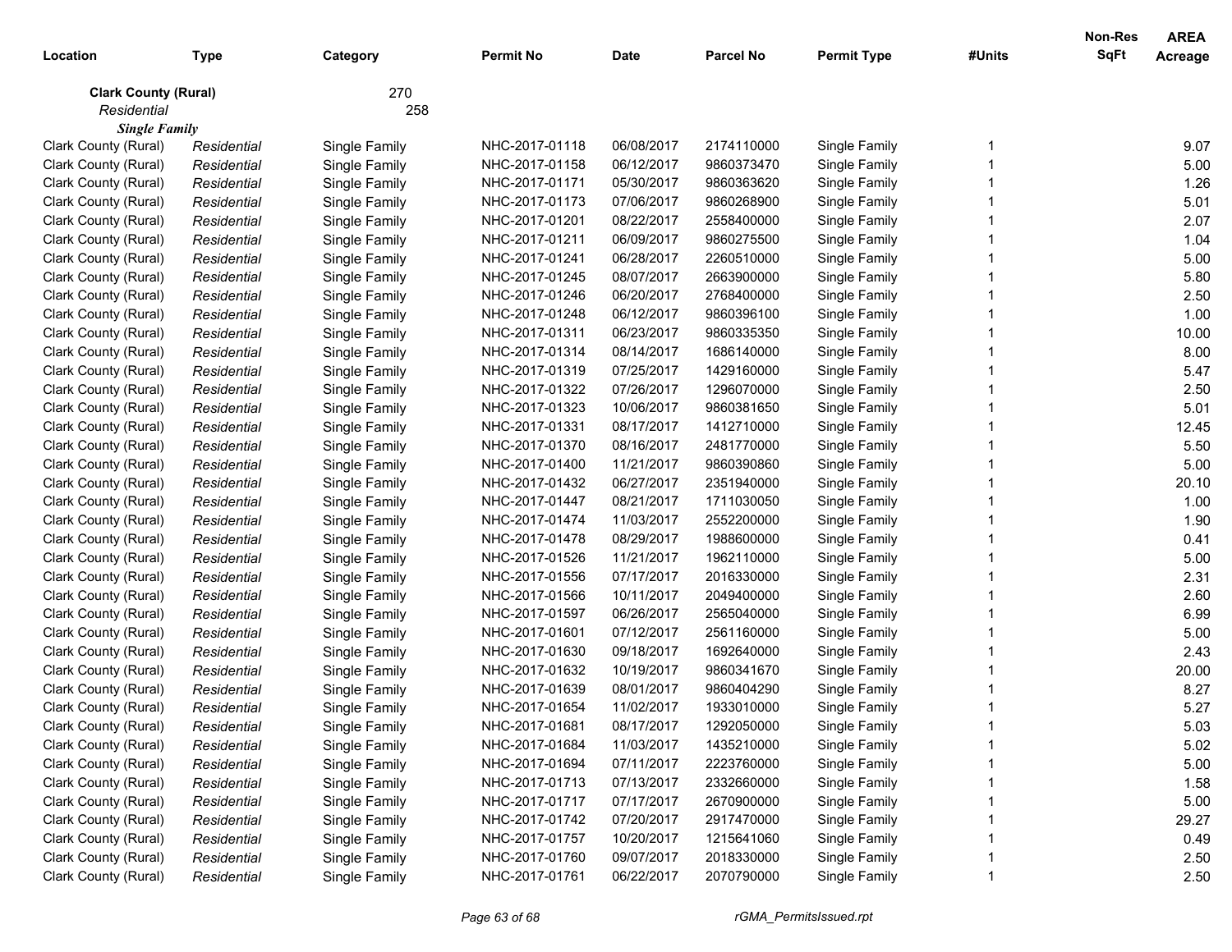| Location | Type | Category | Permit No | Date | Parcel No | Permit Type | #Units | Non-Res SqFt | AREA Acreage |
|---|---|---|---|---|---|---|---|---|---|
| **Clark County (Rural)** | | 270 | | | | | | | |
| *Residential* | | 258 | | | | | | | |
| ***Single Family*** | | | | | | | | | |
| Clark County (Rural) | *Residential* | Single Family | NHC-2017-01118 | 06/08/2017 | 2174110000 | Single Family | 1 | | 9.07 |
| Clark County (Rural) | *Residential* | Single Family | NHC-2017-01158 | 06/12/2017 | 9860373470 | Single Family | 1 | | 5.00 |
| Clark County (Rural) | *Residential* | Single Family | NHC-2017-01171 | 05/30/2017 | 9860363620 | Single Family | 1 | | 1.26 |
| Clark County (Rural) | *Residential* | Single Family | NHC-2017-01173 | 07/06/2017 | 9860268900 | Single Family | 1 | | 5.01 |
| Clark County (Rural) | *Residential* | Single Family | NHC-2017-01201 | 08/22/2017 | 2558400000 | Single Family | 1 | | 2.07 |
| Clark County (Rural) | *Residential* | Single Family | NHC-2017-01211 | 06/09/2017 | 9860275500 | Single Family | 1 | | 1.04 |
| Clark County (Rural) | *Residential* | Single Family | NHC-2017-01241 | 06/28/2017 | 2260510000 | Single Family | 1 | | 5.00 |
| Clark County (Rural) | *Residential* | Single Family | NHC-2017-01245 | 08/07/2017 | 2663900000 | Single Family | 1 | | 5.80 |
| Clark County (Rural) | *Residential* | Single Family | NHC-2017-01246 | 06/20/2017 | 2768400000 | Single Family | 1 | | 2.50 |
| Clark County (Rural) | *Residential* | Single Family | NHC-2017-01248 | 06/12/2017 | 9860396100 | Single Family | 1 | | 1.00 |
| Clark County (Rural) | *Residential* | Single Family | NHC-2017-01311 | 06/23/2017 | 9860335350 | Single Family | 1 | | 10.00 |
| Clark County (Rural) | *Residential* | Single Family | NHC-2017-01314 | 08/14/2017 | 1686140000 | Single Family | 1 | | 8.00 |
| Clark County (Rural) | *Residential* | Single Family | NHC-2017-01319 | 07/25/2017 | 1429160000 | Single Family | 1 | | 5.47 |
| Clark County (Rural) | *Residential* | Single Family | NHC-2017-01322 | 07/26/2017 | 1296070000 | Single Family | 1 | | 2.50 |
| Clark County (Rural) | *Residential* | Single Family | NHC-2017-01323 | 10/06/2017 | 9860381650 | Single Family | 1 | | 5.01 |
| Clark County (Rural) | *Residential* | Single Family | NHC-2017-01331 | 08/17/2017 | 1412710000 | Single Family | 1 | | 12.45 |
| Clark County (Rural) | *Residential* | Single Family | NHC-2017-01370 | 08/16/2017 | 2481770000 | Single Family | 1 | | 5.50 |
| Clark County (Rural) | *Residential* | Single Family | NHC-2017-01400 | 11/21/2017 | 9860390860 | Single Family | 1 | | 5.00 |
| Clark County (Rural) | *Residential* | Single Family | NHC-2017-01432 | 06/27/2017 | 2351940000 | Single Family | 1 | | 20.10 |
| Clark County (Rural) | *Residential* | Single Family | NHC-2017-01447 | 08/21/2017 | 1711030050 | Single Family | 1 | | 1.00 |
| Clark County (Rural) | *Residential* | Single Family | NHC-2017-01474 | 11/03/2017 | 2552200000 | Single Family | 1 | | 1.90 |
| Clark County (Rural) | *Residential* | Single Family | NHC-2017-01478 | 08/29/2017 | 1988600000 | Single Family | 1 | | 0.41 |
| Clark County (Rural) | *Residential* | Single Family | NHC-2017-01526 | 11/21/2017 | 1962110000 | Single Family | 1 | | 5.00 |
| Clark County (Rural) | *Residential* | Single Family | NHC-2017-01556 | 07/17/2017 | 2016330000 | Single Family | 1 | | 2.31 |
| Clark County (Rural) | *Residential* | Single Family | NHC-2017-01566 | 10/11/2017 | 2049400000 | Single Family | 1 | | 2.60 |
| Clark County (Rural) | *Residential* | Single Family | NHC-2017-01597 | 06/26/2017 | 2565040000 | Single Family | 1 | | 6.99 |
| Clark County (Rural) | *Residential* | Single Family | NHC-2017-01601 | 07/12/2017 | 2561160000 | Single Family | 1 | | 5.00 |
| Clark County (Rural) | *Residential* | Single Family | NHC-2017-01630 | 09/18/2017 | 1692640000 | Single Family | 1 | | 2.43 |
| Clark County (Rural) | *Residential* | Single Family | NHC-2017-01632 | 10/19/2017 | 9860341670 | Single Family | 1 | | 20.00 |
| Clark County (Rural) | *Residential* | Single Family | NHC-2017-01639 | 08/01/2017 | 9860404290 | Single Family | 1 | | 8.27 |
| Clark County (Rural) | *Residential* | Single Family | NHC-2017-01654 | 11/02/2017 | 1933010000 | Single Family | 1 | | 5.27 |
| Clark County (Rural) | *Residential* | Single Family | NHC-2017-01681 | 08/17/2017 | 1292050000 | Single Family | 1 | | 5.03 |
| Clark County (Rural) | *Residential* | Single Family | NHC-2017-01684 | 11/03/2017 | 1435210000 | Single Family | 1 | | 5.02 |
| Clark County (Rural) | *Residential* | Single Family | NHC-2017-01694 | 07/11/2017 | 2223760000 | Single Family | 1 | | 5.00 |
| Clark County (Rural) | *Residential* | Single Family | NHC-2017-01713 | 07/13/2017 | 2332660000 | Single Family | 1 | | 1.58 |
| Clark County (Rural) | *Residential* | Single Family | NHC-2017-01717 | 07/17/2017 | 2670900000 | Single Family | 1 | | 5.00 |
| Clark County (Rural) | *Residential* | Single Family | NHC-2017-01742 | 07/20/2017 | 2917470000 | Single Family | 1 | | 29.27 |
| Clark County (Rural) | *Residential* | Single Family | NHC-2017-01757 | 10/20/2017 | 1215641060 | Single Family | 1 | | 0.49 |
| Clark County (Rural) | *Residential* | Single Family | NHC-2017-01760 | 09/07/2017 | 2018330000 | Single Family | 1 | | 2.50 |
| Clark County (Rural) | *Residential* | Single Family | NHC-2017-01761 | 06/22/2017 | 2070790000 | Single Family | 1 | | 2.50 |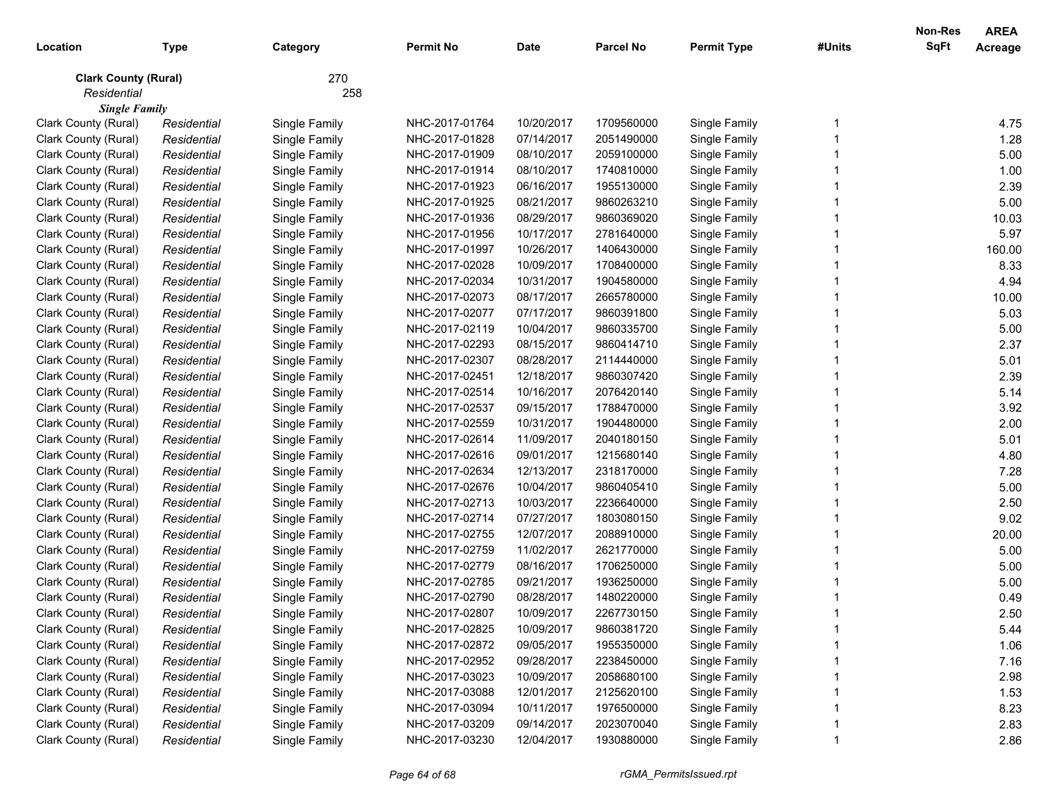| Location | Type | Category | Permit No | Date | Parcel No | Permit Type | #Units | Non-Res SqFt | AREA Acreage |
|---|---|---|---|---|---|---|---|---|---|
| **Clark County (Rural)** | | 270 | | | | | | | |
| *Residential* | | 258 | | | | | | | |
| ***Single Family*** | | | | | | | | | |
| Clark County (Rural) | *Residential* | Single Family | NHC-2017-01764 | 10/20/2017 | 1709560000 | Single Family | 1 | | 4.75 |
| Clark County (Rural) | *Residential* | Single Family | NHC-2017-01828 | 07/14/2017 | 2051490000 | Single Family | 1 | | 1.28 |
| Clark County (Rural) | *Residential* | Single Family | NHC-2017-01909 | 08/10/2017 | 2059100000 | Single Family | 1 | | 5.00 |
| Clark County (Rural) | *Residential* | Single Family | NHC-2017-01914 | 08/10/2017 | 1740810000 | Single Family | 1 | | 1.00 |
| Clark County (Rural) | *Residential* | Single Family | NHC-2017-01923 | 06/16/2017 | 1955130000 | Single Family | 1 | | 2.39 |
| Clark County (Rural) | *Residential* | Single Family | NHC-2017-01925 | 08/21/2017 | 9860263210 | Single Family | 1 | | 5.00 |
| Clark County (Rural) | *Residential* | Single Family | NHC-2017-01936 | 08/29/2017 | 9860369020 | Single Family | 1 | | 10.03 |
| Clark County (Rural) | *Residential* | Single Family | NHC-2017-01956 | 10/17/2017 | 2781640000 | Single Family | 1 | | 5.97 |
| Clark County (Rural) | *Residential* | Single Family | NHC-2017-01997 | 10/26/2017 | 1406430000 | Single Family | 1 | | 160.00 |
| Clark County (Rural) | *Residential* | Single Family | NHC-2017-02028 | 10/09/2017 | 1708400000 | Single Family | 1 | | 8.33 |
| Clark County (Rural) | *Residential* | Single Family | NHC-2017-02034 | 10/31/2017 | 1904580000 | Single Family | 1 | | 4.94 |
| Clark County (Rural) | *Residential* | Single Family | NHC-2017-02073 | 08/17/2017 | 2665780000 | Single Family | 1 | | 10.00 |
| Clark County (Rural) | *Residential* | Single Family | NHC-2017-02077 | 07/17/2017 | 9860391800 | Single Family | 1 | | 5.03 |
| Clark County (Rural) | *Residential* | Single Family | NHC-2017-02119 | 10/04/2017 | 9860335700 | Single Family | 1 | | 5.00 |
| Clark County (Rural) | *Residential* | Single Family | NHC-2017-02293 | 08/15/2017 | 9860414710 | Single Family | 1 | | 2.37 |
| Clark County (Rural) | *Residential* | Single Family | NHC-2017-02307 | 08/28/2017 | 2114440000 | Single Family | 1 | | 5.01 |
| Clark County (Rural) | *Residential* | Single Family | NHC-2017-02451 | 12/18/2017 | 9860307420 | Single Family | 1 | | 2.39 |
| Clark County (Rural) | *Residential* | Single Family | NHC-2017-02514 | 10/16/2017 | 2076420140 | Single Family | 1 | | 5.14 |
| Clark County (Rural) | *Residential* | Single Family | NHC-2017-02537 | 09/15/2017 | 1788470000 | Single Family | 1 | | 3.92 |
| Clark County (Rural) | *Residential* | Single Family | NHC-2017-02559 | 10/31/2017 | 1904480000 | Single Family | 1 | | 2.00 |
| Clark County (Rural) | *Residential* | Single Family | NHC-2017-02614 | 11/09/2017 | 2040180150 | Single Family | 1 | | 5.01 |
| Clark County (Rural) | *Residential* | Single Family | NHC-2017-02616 | 09/01/2017 | 1215680140 | Single Family | 1 | | 4.80 |
| Clark County (Rural) | *Residential* | Single Family | NHC-2017-02634 | 12/13/2017 | 2318170000 | Single Family | 1 | | 7.28 |
| Clark County (Rural) | *Residential* | Single Family | NHC-2017-02676 | 10/04/2017 | 9860405410 | Single Family | 1 | | 5.00 |
| Clark County (Rural) | *Residential* | Single Family | NHC-2017-02713 | 10/03/2017 | 2236640000 | Single Family | 1 | | 2.50 |
| Clark County (Rural) | *Residential* | Single Family | NHC-2017-02714 | 07/27/2017 | 1803080150 | Single Family | 1 | | 9.02 |
| Clark County (Rural) | *Residential* | Single Family | NHC-2017-02755 | 12/07/2017 | 2088910000 | Single Family | 1 | | 20.00 |
| Clark County (Rural) | *Residential* | Single Family | NHC-2017-02759 | 11/02/2017 | 2621770000 | Single Family | 1 | | 5.00 |
| Clark County (Rural) | *Residential* | Single Family | NHC-2017-02779 | 08/16/2017 | 1706250000 | Single Family | 1 | | 5.00 |
| Clark County (Rural) | *Residential* | Single Family | NHC-2017-02785 | 09/21/2017 | 1936250000 | Single Family | 1 | | 5.00 |
| Clark County (Rural) | *Residential* | Single Family | NHC-2017-02790 | 08/28/2017 | 1480220000 | Single Family | 1 | | 0.49 |
| Clark County (Rural) | *Residential* | Single Family | NHC-2017-02807 | 10/09/2017 | 2267730150 | Single Family | 1 | | 2.50 |
| Clark County (Rural) | *Residential* | Single Family | NHC-2017-02825 | 10/09/2017 | 9860381720 | Single Family | 1 | | 5.44 |
| Clark County (Rural) | *Residential* | Single Family | NHC-2017-02872 | 09/05/2017 | 1955350000 | Single Family | 1 | | 1.06 |
| Clark County (Rural) | *Residential* | Single Family | NHC-2017-02952 | 09/28/2017 | 2238450000 | Single Family | 1 | | 7.16 |
| Clark County (Rural) | *Residential* | Single Family | NHC-2017-03023 | 10/09/2017 | 2058680100 | Single Family | 1 | | 2.98 |
| Clark County (Rural) | *Residential* | Single Family | NHC-2017-03088 | 12/01/2017 | 2125620100 | Single Family | 1 | | 1.53 |
| Clark County (Rural) | *Residential* | Single Family | NHC-2017-03094 | 10/11/2017 | 1976500000 | Single Family | 1 | | 8.23 |
| Clark County (Rural) | *Residential* | Single Family | NHC-2017-03209 | 09/14/2017 | 2023070040 | Single Family | 1 | | 2.83 |
| Clark County (Rural) | *Residential* | Single Family | NHC-2017-03230 | 12/04/2017 | 1930880000 | Single Family | 1 | | 2.86 |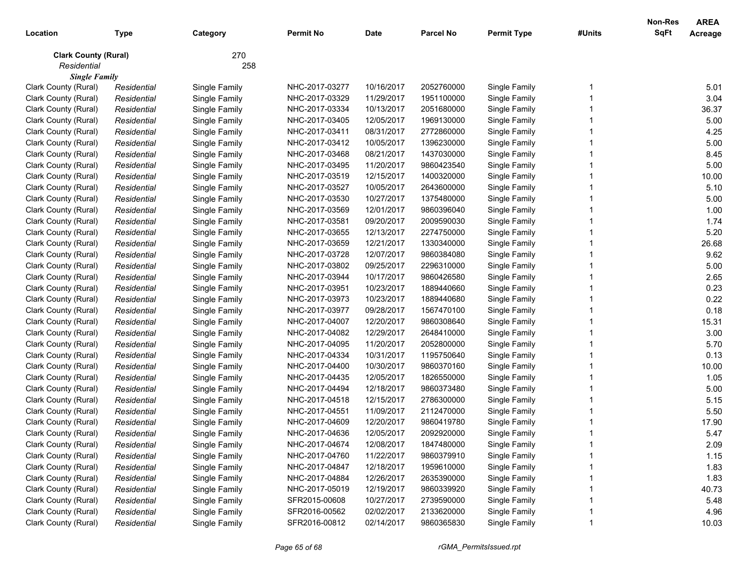| Location | Type | Category | Permit No | Date | Parcel No | Permit Type | #Units | Non-Res SqFt | AREA Acreage |
|---|---|---|---|---|---|---|---|---|---|
| **Clark County (Rural)** | | 270 | | | | | | | |
| *Residential* | | 258 | | | | | | | |
| ***Single Family*** | | | | | | | | | |
| Clark County (Rural) | *Residential* | Single Family | NHC-2017-03277 | 10/16/2017 | 2052760000 | Single Family | 1 | | 5.01 |
| Clark County (Rural) | *Residential* | Single Family | NHC-2017-03329 | 11/29/2017 | 1951100000 | Single Family | 1 | | 3.04 |
| Clark County (Rural) | *Residential* | Single Family | NHC-2017-03334 | 10/13/2017 | 2051680000 | Single Family | 1 | | 36.37 |
| Clark County (Rural) | *Residential* | Single Family | NHC-2017-03405 | 12/05/2017 | 1969130000 | Single Family | 1 | | 5.00 |
| Clark County (Rural) | *Residential* | Single Family | NHC-2017-03411 | 08/31/2017 | 2772860000 | Single Family | 1 | | 4.25 |
| Clark County (Rural) | *Residential* | Single Family | NHC-2017-03412 | 10/05/2017 | 1396230000 | Single Family | 1 | | 5.00 |
| Clark County (Rural) | *Residential* | Single Family | NHC-2017-03468 | 08/21/2017 | 1437030000 | Single Family | 1 | | 8.45 |
| Clark County (Rural) | *Residential* | Single Family | NHC-2017-03495 | 11/20/2017 | 9860423540 | Single Family | 1 | | 5.00 |
| Clark County (Rural) | *Residential* | Single Family | NHC-2017-03519 | 12/15/2017 | 1400320000 | Single Family | 1 | | 10.00 |
| Clark County (Rural) | *Residential* | Single Family | NHC-2017-03527 | 10/05/2017 | 2643600000 | Single Family | 1 | | 5.10 |
| Clark County (Rural) | *Residential* | Single Family | NHC-2017-03530 | 10/27/2017 | 1375480000 | Single Family | 1 | | 5.00 |
| Clark County (Rural) | *Residential* | Single Family | NHC-2017-03569 | 12/01/2017 | 9860396040 | Single Family | 1 | | 1.00 |
| Clark County (Rural) | *Residential* | Single Family | NHC-2017-03581 | 09/20/2017 | 2009590030 | Single Family | 1 | | 1.74 |
| Clark County (Rural) | *Residential* | Single Family | NHC-2017-03655 | 12/13/2017 | 2274750000 | Single Family | 1 | | 5.20 |
| Clark County (Rural) | *Residential* | Single Family | NHC-2017-03659 | 12/21/2017 | 1330340000 | Single Family | 1 | | 26.68 |
| Clark County (Rural) | *Residential* | Single Family | NHC-2017-03728 | 12/07/2017 | 9860384080 | Single Family | 1 | | 9.62 |
| Clark County (Rural) | *Residential* | Single Family | NHC-2017-03802 | 09/25/2017 | 2296310000 | Single Family | 1 | | 5.00 |
| Clark County (Rural) | *Residential* | Single Family | NHC-2017-03944 | 10/17/2017 | 9860426580 | Single Family | 1 | | 2.65 |
| Clark County (Rural) | *Residential* | Single Family | NHC-2017-03951 | 10/23/2017 | 1889440660 | Single Family | 1 | | 0.23 |
| Clark County (Rural) | *Residential* | Single Family | NHC-2017-03973 | 10/23/2017 | 1889440680 | Single Family | 1 | | 0.22 |
| Clark County (Rural) | *Residential* | Single Family | NHC-2017-03977 | 09/28/2017 | 1567470100 | Single Family | 1 | | 0.18 |
| Clark County (Rural) | *Residential* | Single Family | NHC-2017-04007 | 12/20/2017 | 9860308640 | Single Family | 1 | | 15.31 |
| Clark County (Rural) | *Residential* | Single Family | NHC-2017-04082 | 12/29/2017 | 2648410000 | Single Family | 1 | | 3.00 |
| Clark County (Rural) | *Residential* | Single Family | NHC-2017-04095 | 11/20/2017 | 2052800000 | Single Family | 1 | | 5.70 |
| Clark County (Rural) | *Residential* | Single Family | NHC-2017-04334 | 10/31/2017 | 1195750640 | Single Family | 1 | | 0.13 |
| Clark County (Rural) | *Residential* | Single Family | NHC-2017-04400 | 10/30/2017 | 9860370160 | Single Family | 1 | | 10.00 |
| Clark County (Rural) | *Residential* | Single Family | NHC-2017-04435 | 12/05/2017 | 1826550000 | Single Family | 1 | | 1.05 |
| Clark County (Rural) | *Residential* | Single Family | NHC-2017-04494 | 12/18/2017 | 9860373480 | Single Family | 1 | | 5.00 |
| Clark County (Rural) | *Residential* | Single Family | NHC-2017-04518 | 12/15/2017 | 2786300000 | Single Family | 1 | | 5.15 |
| Clark County (Rural) | *Residential* | Single Family | NHC-2017-04551 | 11/09/2017 | 2112470000 | Single Family | 1 | | 5.50 |
| Clark County (Rural) | *Residential* | Single Family | NHC-2017-04609 | 12/20/2017 | 9860419780 | Single Family | 1 | | 17.90 |
| Clark County (Rural) | *Residential* | Single Family | NHC-2017-04636 | 12/05/2017 | 2092920000 | Single Family | 1 | | 5.47 |
| Clark County (Rural) | *Residential* | Single Family | NHC-2017-04674 | 12/08/2017 | 1847480000 | Single Family | 1 | | 2.09 |
| Clark County (Rural) | *Residential* | Single Family | NHC-2017-04760 | 11/22/2017 | 9860379910 | Single Family | 1 | | 1.15 |
| Clark County (Rural) | *Residential* | Single Family | NHC-2017-04847 | 12/18/2017 | 1959610000 | Single Family | 1 | | 1.83 |
| Clark County (Rural) | *Residential* | Single Family | NHC-2017-04884 | 12/26/2017 | 2635390000 | Single Family | 1 | | 1.83 |
| Clark County (Rural) | *Residential* | Single Family | NHC-2017-05019 | 12/19/2017 | 9860339920 | Single Family | 1 | | 40.73 |
| Clark County (Rural) | *Residential* | Single Family | SFR2015-00608 | 10/27/2017 | 2739590000 | Single Family | 1 | | 5.48 |
| Clark County (Rural) | *Residential* | Single Family | SFR2016-00562 | 02/02/2017 | 2133620000 | Single Family | 1 | | 4.96 |
| Clark County (Rural) | *Residential* | Single Family | SFR2016-00812 | 02/14/2017 | 9860365830 | Single Family | 1 | | 10.03 |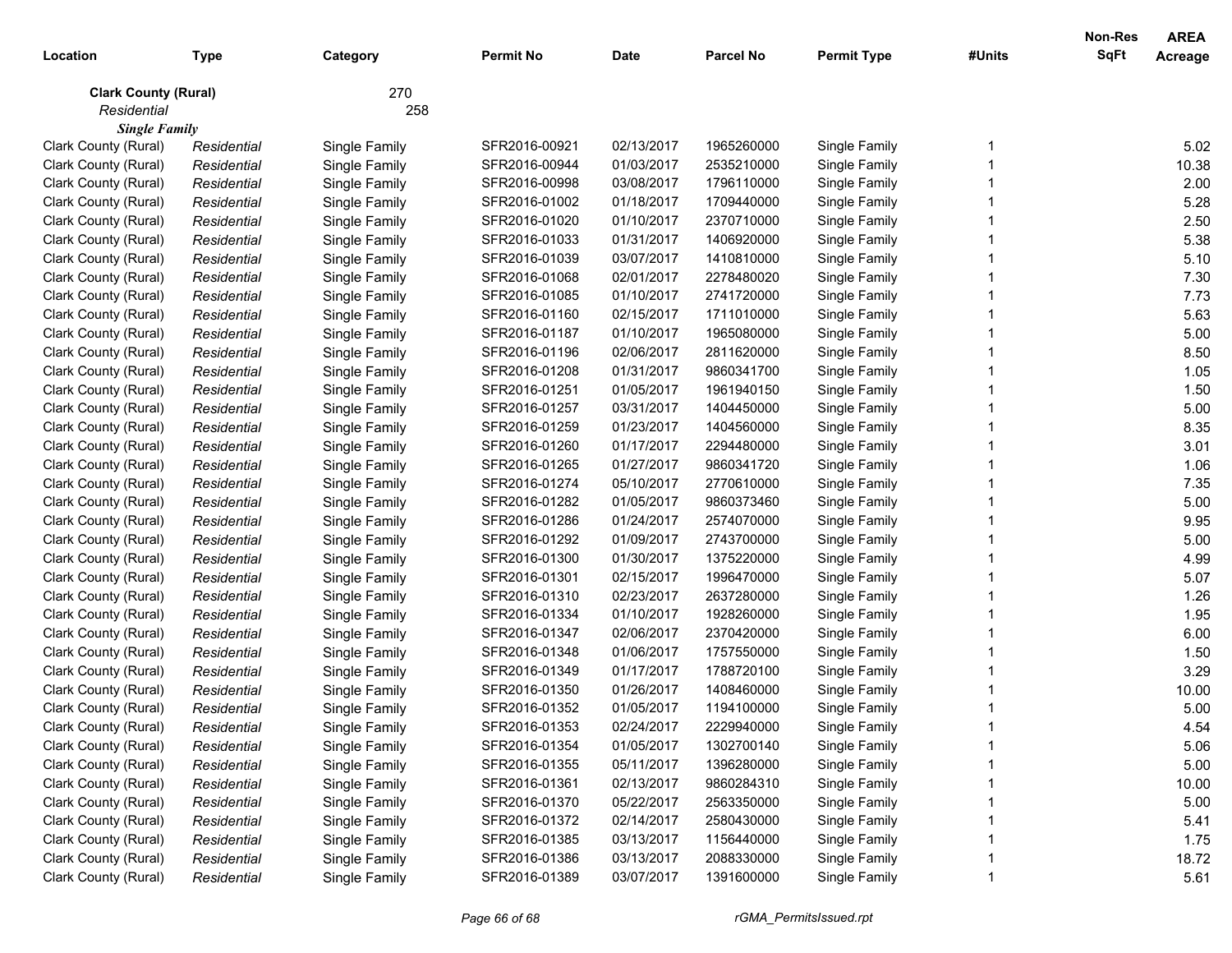| Location | Type | Category | Permit No | Date | Parcel No | Permit Type | #Units | Non-Res SqFt | AREA Acreage |
|---|---|---|---|---|---|---|---|---|---|
| **Clark County (Rural)** | | 270 | | | | | | | |
| *Residential* | | 258 | | | | | | | |
| ***Single Family*** | | | | | | | | | |
| Clark County (Rural) | *Residential* | Single Family | SFR2016-00921 | 02/13/2017 | 1965260000 | Single Family | 1 | | 5.02 |
| Clark County (Rural) | *Residential* | Single Family | SFR2016-00944 | 01/03/2017 | 2535210000 | Single Family | 1 | | 10.38 |
| Clark County (Rural) | *Residential* | Single Family | SFR2016-00998 | 03/08/2017 | 1796110000 | Single Family | 1 | | 2.00 |
| Clark County (Rural) | *Residential* | Single Family | SFR2016-01002 | 01/18/2017 | 1709440000 | Single Family | 1 | | 5.28 |
| Clark County (Rural) | *Residential* | Single Family | SFR2016-01020 | 01/10/2017 | 2370710000 | Single Family | 1 | | 2.50 |
| Clark County (Rural) | *Residential* | Single Family | SFR2016-01033 | 01/31/2017 | 1406920000 | Single Family | 1 | | 5.38 |
| Clark County (Rural) | *Residential* | Single Family | SFR2016-01039 | 03/07/2017 | 1410810000 | Single Family | 1 | | 5.10 |
| Clark County (Rural) | *Residential* | Single Family | SFR2016-01068 | 02/01/2017 | 2278480020 | Single Family | 1 | | 7.30 |
| Clark County (Rural) | *Residential* | Single Family | SFR2016-01085 | 01/10/2017 | 2741720000 | Single Family | 1 | | 7.73 |
| Clark County (Rural) | *Residential* | Single Family | SFR2016-01160 | 02/15/2017 | 1711010000 | Single Family | 1 | | 5.63 |
| Clark County (Rural) | *Residential* | Single Family | SFR2016-01187 | 01/10/2017 | 1965080000 | Single Family | 1 | | 5.00 |
| Clark County (Rural) | *Residential* | Single Family | SFR2016-01196 | 02/06/2017 | 2811620000 | Single Family | 1 | | 8.50 |
| Clark County (Rural) | *Residential* | Single Family | SFR2016-01208 | 01/31/2017 | 9860341700 | Single Family | 1 | | 1.05 |
| Clark County (Rural) | *Residential* | Single Family | SFR2016-01251 | 01/05/2017 | 1961940150 | Single Family | 1 | | 1.50 |
| Clark County (Rural) | *Residential* | Single Family | SFR2016-01257 | 03/31/2017 | 1404450000 | Single Family | 1 | | 5.00 |
| Clark County (Rural) | *Residential* | Single Family | SFR2016-01259 | 01/23/2017 | 1404560000 | Single Family | 1 | | 8.35 |
| Clark County (Rural) | *Residential* | Single Family | SFR2016-01260 | 01/17/2017 | 2294480000 | Single Family | 1 | | 3.01 |
| Clark County (Rural) | *Residential* | Single Family | SFR2016-01265 | 01/27/2017 | 9860341720 | Single Family | 1 | | 1.06 |
| Clark County (Rural) | *Residential* | Single Family | SFR2016-01274 | 05/10/2017 | 2770610000 | Single Family | 1 | | 7.35 |
| Clark County (Rural) | *Residential* | Single Family | SFR2016-01282 | 01/05/2017 | 9860373460 | Single Family | 1 | | 5.00 |
| Clark County (Rural) | *Residential* | Single Family | SFR2016-01286 | 01/24/2017 | 2574070000 | Single Family | 1 | | 9.95 |
| Clark County (Rural) | *Residential* | Single Family | SFR2016-01292 | 01/09/2017 | 2743700000 | Single Family | 1 | | 5.00 |
| Clark County (Rural) | *Residential* | Single Family | SFR2016-01300 | 01/30/2017 | 1375220000 | Single Family | 1 | | 4.99 |
| Clark County (Rural) | *Residential* | Single Family | SFR2016-01301 | 02/15/2017 | 1996470000 | Single Family | 1 | | 5.07 |
| Clark County (Rural) | *Residential* | Single Family | SFR2016-01310 | 02/23/2017 | 2637280000 | Single Family | 1 | | 1.26 |
| Clark County (Rural) | *Residential* | Single Family | SFR2016-01334 | 01/10/2017 | 1928260000 | Single Family | 1 | | 1.95 |
| Clark County (Rural) | *Residential* | Single Family | SFR2016-01347 | 02/06/2017 | 2370420000 | Single Family | 1 | | 6.00 |
| Clark County (Rural) | *Residential* | Single Family | SFR2016-01348 | 01/06/2017 | 1757550000 | Single Family | 1 | | 1.50 |
| Clark County (Rural) | *Residential* | Single Family | SFR2016-01349 | 01/17/2017 | 1788720100 | Single Family | 1 | | 3.29 |
| Clark County (Rural) | *Residential* | Single Family | SFR2016-01350 | 01/26/2017 | 1408460000 | Single Family | 1 | | 10.00 |
| Clark County (Rural) | *Residential* | Single Family | SFR2016-01352 | 01/05/2017 | 1194100000 | Single Family | 1 | | 5.00 |
| Clark County (Rural) | *Residential* | Single Family | SFR2016-01353 | 02/24/2017 | 2229940000 | Single Family | 1 | | 4.54 |
| Clark County (Rural) | *Residential* | Single Family | SFR2016-01354 | 01/05/2017 | 1302700140 | Single Family | 1 | | 5.06 |
| Clark County (Rural) | *Residential* | Single Family | SFR2016-01355 | 05/11/2017 | 1396280000 | Single Family | 1 | | 5.00 |
| Clark County (Rural) | *Residential* | Single Family | SFR2016-01361 | 02/13/2017 | 9860284310 | Single Family | 1 | | 10.00 |
| Clark County (Rural) | *Residential* | Single Family | SFR2016-01370 | 05/22/2017 | 2563350000 | Single Family | 1 | | 5.00 |
| Clark County (Rural) | *Residential* | Single Family | SFR2016-01372 | 02/14/2017 | 2580430000 | Single Family | 1 | | 5.41 |
| Clark County (Rural) | *Residential* | Single Family | SFR2016-01385 | 03/13/2017 | 1156440000 | Single Family | 1 | | 1.75 |
| Clark County (Rural) | *Residential* | Single Family | SFR2016-01386 | 03/13/2017 | 2088330000 | Single Family | 1 | | 18.72 |
| Clark County (Rural) | *Residential* | Single Family | SFR2016-01389 | 03/07/2017 | 1391600000 | Single Family | 1 | | 5.61 |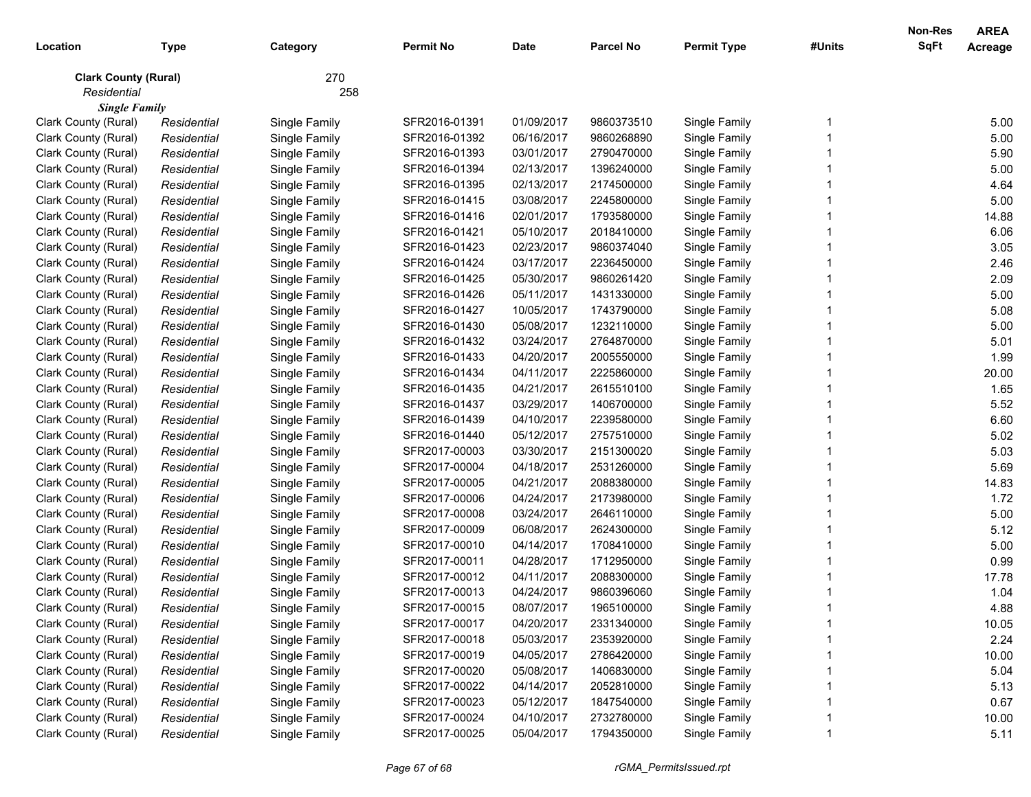| Location | Type | Category | Permit No | Date | Parcel No | Permit Type | #Units | Non-Res SqFt | AREA Acreage |
|---|---|---|---|---|---|---|---|---|---|
| **Clark County (Rural)** | | 270 | | | | | | | |
| *Residential* | | 258 | | | | | | | |
| ***Single Family*** | | | | | | | | | |
| Clark County (Rural) | *Residential* | Single Family | SFR2016-01391 | 01/09/2017 | 9860373510 | Single Family | 1 | | 5.00 |
| Clark County (Rural) | *Residential* | Single Family | SFR2016-01392 | 06/16/2017 | 9860268890 | Single Family | 1 | | 5.00 |
| Clark County (Rural) | *Residential* | Single Family | SFR2016-01393 | 03/01/2017 | 2790470000 | Single Family | 1 | | 5.90 |
| Clark County (Rural) | *Residential* | Single Family | SFR2016-01394 | 02/13/2017 | 1396240000 | Single Family | 1 | | 5.00 |
| Clark County (Rural) | *Residential* | Single Family | SFR2016-01395 | 02/13/2017 | 2174500000 | Single Family | 1 | | 4.64 |
| Clark County (Rural) | *Residential* | Single Family | SFR2016-01415 | 03/08/2017 | 2245800000 | Single Family | 1 | | 5.00 |
| Clark County (Rural) | *Residential* | Single Family | SFR2016-01416 | 02/01/2017 | 1793580000 | Single Family | 1 | | 14.88 |
| Clark County (Rural) | *Residential* | Single Family | SFR2016-01421 | 05/10/2017 | 2018410000 | Single Family | 1 | | 6.06 |
| Clark County (Rural) | *Residential* | Single Family | SFR2016-01423 | 02/23/2017 | 9860374040 | Single Family | 1 | | 3.05 |
| Clark County (Rural) | *Residential* | Single Family | SFR2016-01424 | 03/17/2017 | 2236450000 | Single Family | 1 | | 2.46 |
| Clark County (Rural) | *Residential* | Single Family | SFR2016-01425 | 05/30/2017 | 9860261420 | Single Family | 1 | | 2.09 |
| Clark County (Rural) | *Residential* | Single Family | SFR2016-01426 | 05/11/2017 | 1431330000 | Single Family | 1 | | 5.00 |
| Clark County (Rural) | *Residential* | Single Family | SFR2016-01427 | 10/05/2017 | 1743790000 | Single Family | 1 | | 5.08 |
| Clark County (Rural) | *Residential* | Single Family | SFR2016-01430 | 05/08/2017 | 1232110000 | Single Family | 1 | | 5.00 |
| Clark County (Rural) | *Residential* | Single Family | SFR2016-01432 | 03/24/2017 | 2764870000 | Single Family | 1 | | 5.01 |
| Clark County (Rural) | *Residential* | Single Family | SFR2016-01433 | 04/20/2017 | 2005550000 | Single Family | 1 | | 1.99 |
| Clark County (Rural) | *Residential* | Single Family | SFR2016-01434 | 04/11/2017 | 2225860000 | Single Family | 1 | | 20.00 |
| Clark County (Rural) | *Residential* | Single Family | SFR2016-01435 | 04/21/2017 | 2615510100 | Single Family | 1 | | 1.65 |
| Clark County (Rural) | *Residential* | Single Family | SFR2016-01437 | 03/29/2017 | 1406700000 | Single Family | 1 | | 5.52 |
| Clark County (Rural) | *Residential* | Single Family | SFR2016-01439 | 04/10/2017 | 2239580000 | Single Family | 1 | | 6.60 |
| Clark County (Rural) | *Residential* | Single Family | SFR2016-01440 | 05/12/2017 | 2757510000 | Single Family | 1 | | 5.02 |
| Clark County (Rural) | *Residential* | Single Family | SFR2017-00003 | 03/30/2017 | 2151300020 | Single Family | 1 | | 5.03 |
| Clark County (Rural) | *Residential* | Single Family | SFR2017-00004 | 04/18/2017 | 2531260000 | Single Family | 1 | | 5.69 |
| Clark County (Rural) | *Residential* | Single Family | SFR2017-00005 | 04/21/2017 | 2088380000 | Single Family | 1 | | 14.83 |
| Clark County (Rural) | *Residential* | Single Family | SFR2017-00006 | 04/24/2017 | 2173980000 | Single Family | 1 | | 1.72 |
| Clark County (Rural) | *Residential* | Single Family | SFR2017-00008 | 03/24/2017 | 2646110000 | Single Family | 1 | | 5.00 |
| Clark County (Rural) | *Residential* | Single Family | SFR2017-00009 | 06/08/2017 | 2624300000 | Single Family | 1 | | 5.12 |
| Clark County (Rural) | *Residential* | Single Family | SFR2017-00010 | 04/14/2017 | 1708410000 | Single Family | 1 | | 5.00 |
| Clark County (Rural) | *Residential* | Single Family | SFR2017-00011 | 04/28/2017 | 1712950000 | Single Family | 1 | | 0.99 |
| Clark County (Rural) | *Residential* | Single Family | SFR2017-00012 | 04/11/2017 | 2088300000 | Single Family | 1 | | 17.78 |
| Clark County (Rural) | *Residential* | Single Family | SFR2017-00013 | 04/24/2017 | 9860396060 | Single Family | 1 | | 1.04 |
| Clark County (Rural) | *Residential* | Single Family | SFR2017-00015 | 08/07/2017 | 1965100000 | Single Family | 1 | | 4.88 |
| Clark County (Rural) | *Residential* | Single Family | SFR2017-00017 | 04/20/2017 | 2331340000 | Single Family | 1 | | 10.05 |
| Clark County (Rural) | *Residential* | Single Family | SFR2017-00018 | 05/03/2017 | 2353920000 | Single Family | 1 | | 2.24 |
| Clark County (Rural) | *Residential* | Single Family | SFR2017-00019 | 04/05/2017 | 2786420000 | Single Family | 1 | | 10.00 |
| Clark County (Rural) | *Residential* | Single Family | SFR2017-00020 | 05/08/2017 | 1406830000 | Single Family | 1 | | 5.04 |
| Clark County (Rural) | *Residential* | Single Family | SFR2017-00022 | 04/14/2017 | 2052810000 | Single Family | 1 | | 5.13 |
| Clark County (Rural) | *Residential* | Single Family | SFR2017-00023 | 05/12/2017 | 1847540000 | Single Family | 1 | | 0.67 |
| Clark County (Rural) | *Residential* | Single Family | SFR2017-00024 | 04/10/2017 | 2732780000 | Single Family | 1 | | 10.00 |
| Clark County (Rural) | *Residential* | Single Family | SFR2017-00025 | 05/04/2017 | 1794350000 | Single Family | 1 | | 5.11 |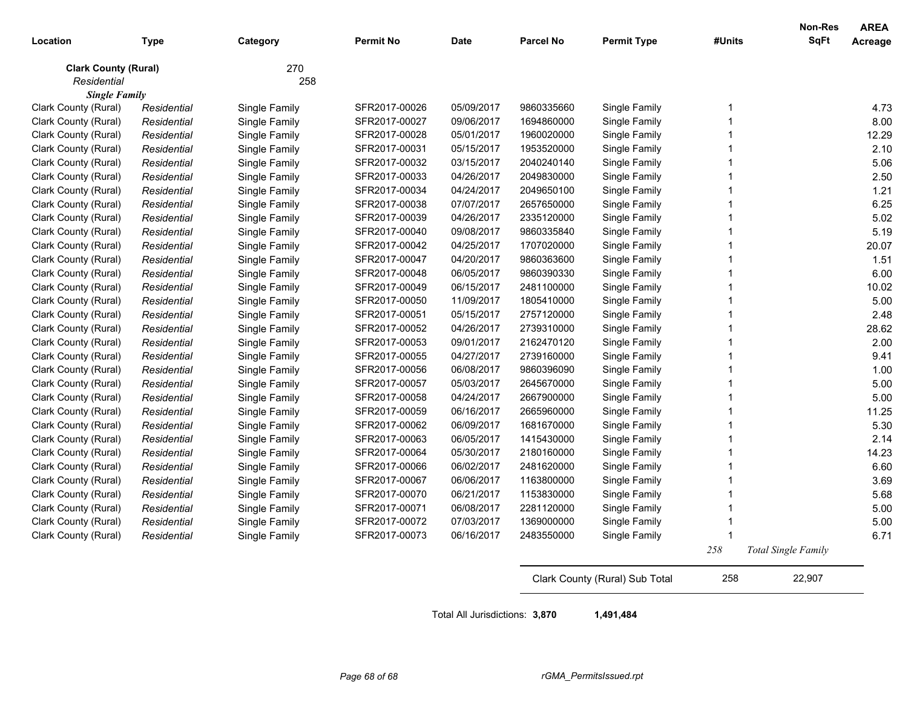| Location | Type | Category | Permit No | Date | Parcel No | Permit Type | #Units | Non-Res SqFt | AREA Acreage |
|---|---|---|---|---|---|---|---|---|---|
| **Clark County (Rural)** | | 270 | | | | | | | |
| *Residential* | | 258 | | | | | | | |
| ***Single Family*** | | | | | | | | | |
| Clark County (Rural) | *Residential* | Single Family | SFR2017-00026 | 05/09/2017 | 9860335660 | Single Family | 1 | | 4.73 |
| Clark County (Rural) | *Residential* | Single Family | SFR2017-00027 | 09/06/2017 | 1694860000 | Single Family | 1 | | 8.00 |
| Clark County (Rural) | *Residential* | Single Family | SFR2017-00028 | 05/01/2017 | 1960020000 | Single Family | 1 | | 12.29 |
| Clark County (Rural) | *Residential* | Single Family | SFR2017-00031 | 05/15/2017 | 1953520000 | Single Family | 1 | | 2.10 |
| Clark County (Rural) | *Residential* | Single Family | SFR2017-00032 | 03/15/2017 | 2040240140 | Single Family | 1 | | 5.06 |
| Clark County (Rural) | *Residential* | Single Family | SFR2017-00033 | 04/26/2017 | 2049830000 | Single Family | 1 | | 2.50 |
| Clark County (Rural) | *Residential* | Single Family | SFR2017-00034 | 04/24/2017 | 2049650100 | Single Family | 1 | | 1.21 |
| Clark County (Rural) | *Residential* | Single Family | SFR2017-00038 | 07/07/2017 | 2657650000 | Single Family | 1 | | 6.25 |
| Clark County (Rural) | *Residential* | Single Family | SFR2017-00039 | 04/26/2017 | 2335120000 | Single Family | 1 | | 5.02 |
| Clark County (Rural) | *Residential* | Single Family | SFR2017-00040 | 09/08/2017 | 9860335840 | Single Family | 1 | | 5.19 |
| Clark County (Rural) | *Residential* | Single Family | SFR2017-00042 | 04/25/2017 | 1707020000 | Single Family | 1 | | 20.07 |
| Clark County (Rural) | *Residential* | Single Family | SFR2017-00047 | 04/20/2017 | 9860363600 | Single Family | 1 | | 1.51 |
| Clark County (Rural) | *Residential* | Single Family | SFR2017-00048 | 06/05/2017 | 9860390330 | Single Family | 1 | | 6.00 |
| Clark County (Rural) | *Residential* | Single Family | SFR2017-00049 | 06/15/2017 | 2481100000 | Single Family | 1 | | 10.02 |
| Clark County (Rural) | *Residential* | Single Family | SFR2017-00050 | 11/09/2017 | 1805410000 | Single Family | 1 | | 5.00 |
| Clark County (Rural) | *Residential* | Single Family | SFR2017-00051 | 05/15/2017 | 2757120000 | Single Family | 1 | | 2.48 |
| Clark County (Rural) | *Residential* | Single Family | SFR2017-00052 | 04/26/2017 | 2739310000 | Single Family | 1 | | 28.62 |
| Clark County (Rural) | *Residential* | Single Family | SFR2017-00053 | 09/01/2017 | 2162470120 | Single Family | 1 | | 2.00 |
| Clark County (Rural) | *Residential* | Single Family | SFR2017-00055 | 04/27/2017 | 2739160000 | Single Family | 1 | | 9.41 |
| Clark County (Rural) | *Residential* | Single Family | SFR2017-00056 | 06/08/2017 | 9860396090 | Single Family | 1 | | 1.00 |
| Clark County (Rural) | *Residential* | Single Family | SFR2017-00057 | 05/03/2017 | 2645670000 | Single Family | 1 | | 5.00 |
| Clark County (Rural) | *Residential* | Single Family | SFR2017-00058 | 04/24/2017 | 2667900000 | Single Family | 1 | | 5.00 |
| Clark County (Rural) | *Residential* | Single Family | SFR2017-00059 | 06/16/2017 | 2665960000 | Single Family | 1 | | 11.25 |
| Clark County (Rural) | *Residential* | Single Family | SFR2017-00062 | 06/09/2017 | 1681670000 | Single Family | 1 | | 5.30 |
| Clark County (Rural) | *Residential* | Single Family | SFR2017-00063 | 06/05/2017 | 1415430000 | Single Family | 1 | | 2.14 |
| Clark County (Rural) | *Residential* | Single Family | SFR2017-00064 | 05/30/2017 | 2180160000 | Single Family | 1 | | 14.23 |
| Clark County (Rural) | *Residential* | Single Family | SFR2017-00066 | 06/02/2017 | 2481620000 | Single Family | 1 | | 6.60 |
| Clark County (Rural) | *Residential* | Single Family | SFR2017-00067 | 06/06/2017 | 1163800000 | Single Family | 1 | | 3.69 |
| Clark County (Rural) | *Residential* | Single Family | SFR2017-00070 | 06/21/2017 | 1153830000 | Single Family | 1 | | 5.68 |
| Clark County (Rural) | *Residential* | Single Family | SFR2017-00071 | 06/08/2017 | 2281120000 | Single Family | 1 | | 5.00 |
| Clark County (Rural) | *Residential* | Single Family | SFR2017-00072 | 07/03/2017 | 1369000000 | Single Family | 1 | | 5.00 |
| Clark County (Rural) | *Residential* | Single Family | SFR2017-00073 | 06/16/2017 | 2483550000 | Single Family | 1 | | 6.71 |
| | | | | | | | *258* | *Total Single Family* | |
| | | | | | Clark County (Rural) Sub Total | | 258 | 22,907 | |

Total All Jurisdictions: **3,870** **1,491,484**